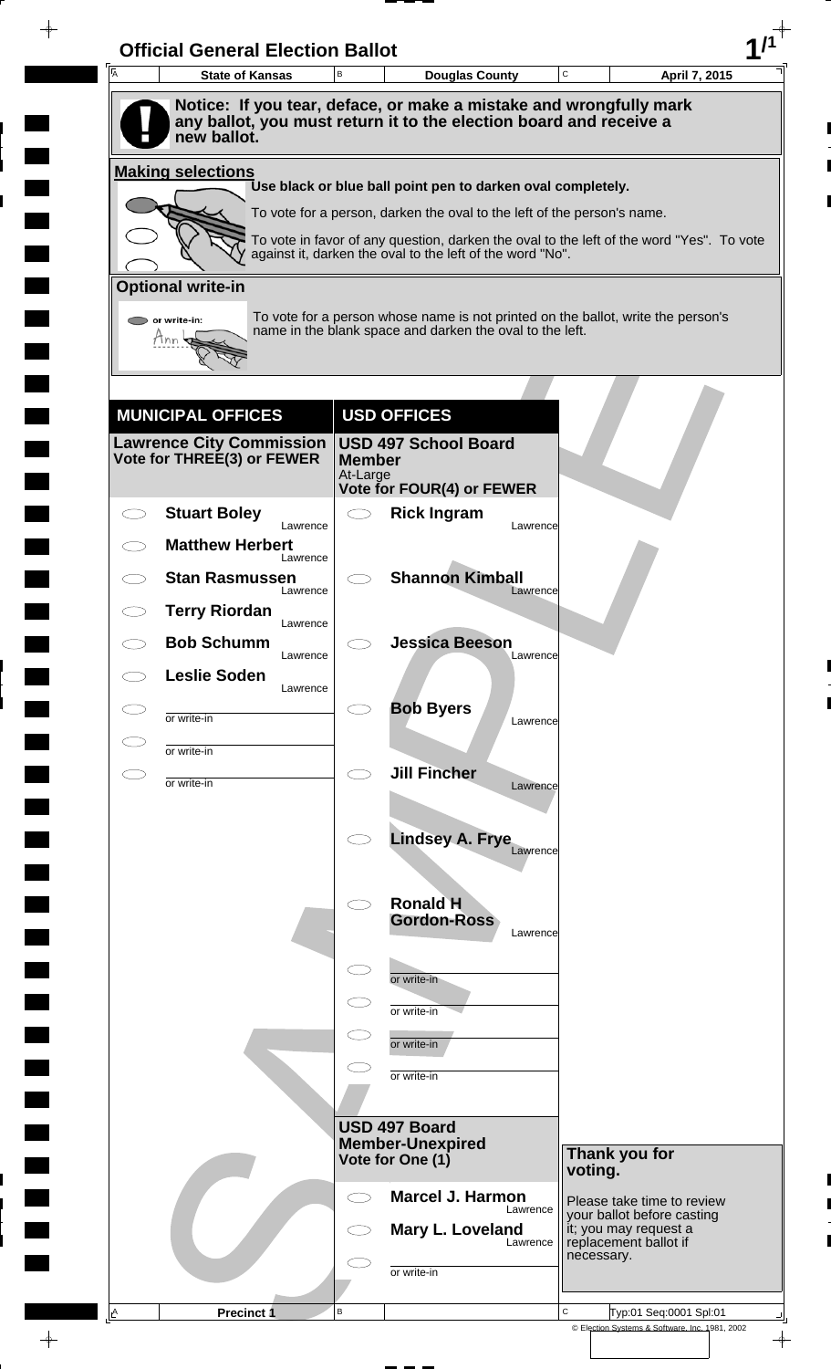# Official General Election Ballot

| State of Kansas | Douglas County | April 7, 2015 |
|---|---|---|

**Notice: If you tear, deface, or make a mistake and wrongfully mark any ballot, you must return it to the election board and receive a new ballot.**

## Making selections

**Use black or blue ball point pen to darken oval completely.**

To vote for a person, darken the oval to the left of the person's name.

To vote in favor of any question, darken the oval to the left of the word "Yes". To vote against it, darken the oval to the left of the word "No".

## Optional write-in

To vote for a person whose name is not printed on the ballot, write the person's name in the blank space and darken the oval to the left.

## MUNICIPAL OFFICES

### Lawrence City Commission
**Vote for THREE(3) or FEWER**

- Stuart Boley — Lawrence
- Matthew Herbert — Lawrence
- Stan Rasmussen — Lawrence
- Terry Riordan — Lawrence
- Bob Schumm — Lawrence
- Leslie Soden — Lawrence
- or write-in
- or write-in
- or write-in

## USD OFFICES

### USD 497 School Board Member
At-Large
**Vote for FOUR(4) or FEWER**

- Rick Ingram — Lawrence
- Shannon Kimball — Lawrence
- Jessica Beeson — Lawrence
- Bob Byers — Lawrence
- Jill Fincher — Lawrence
- Lindsey A. Frye — Lawrence
- Ronald H Gordon-Ross — Lawrence
- or write-in
- or write-in
- or write-in
- or write-in

### USD 497 Board Member-Unexpired
**Vote for One (1)**

- Marcel J. Harmon — Lawrence
- Mary L. Loveland — Lawrence
- or write-in

**Thank you for voting.**

Please take time to review your ballot before casting it; you may request a replacement ballot if necessary.

Precinct 1

Typ:01 Seq:0001 Spl:01

© Election Systems & Software, Inc. 1981, 2002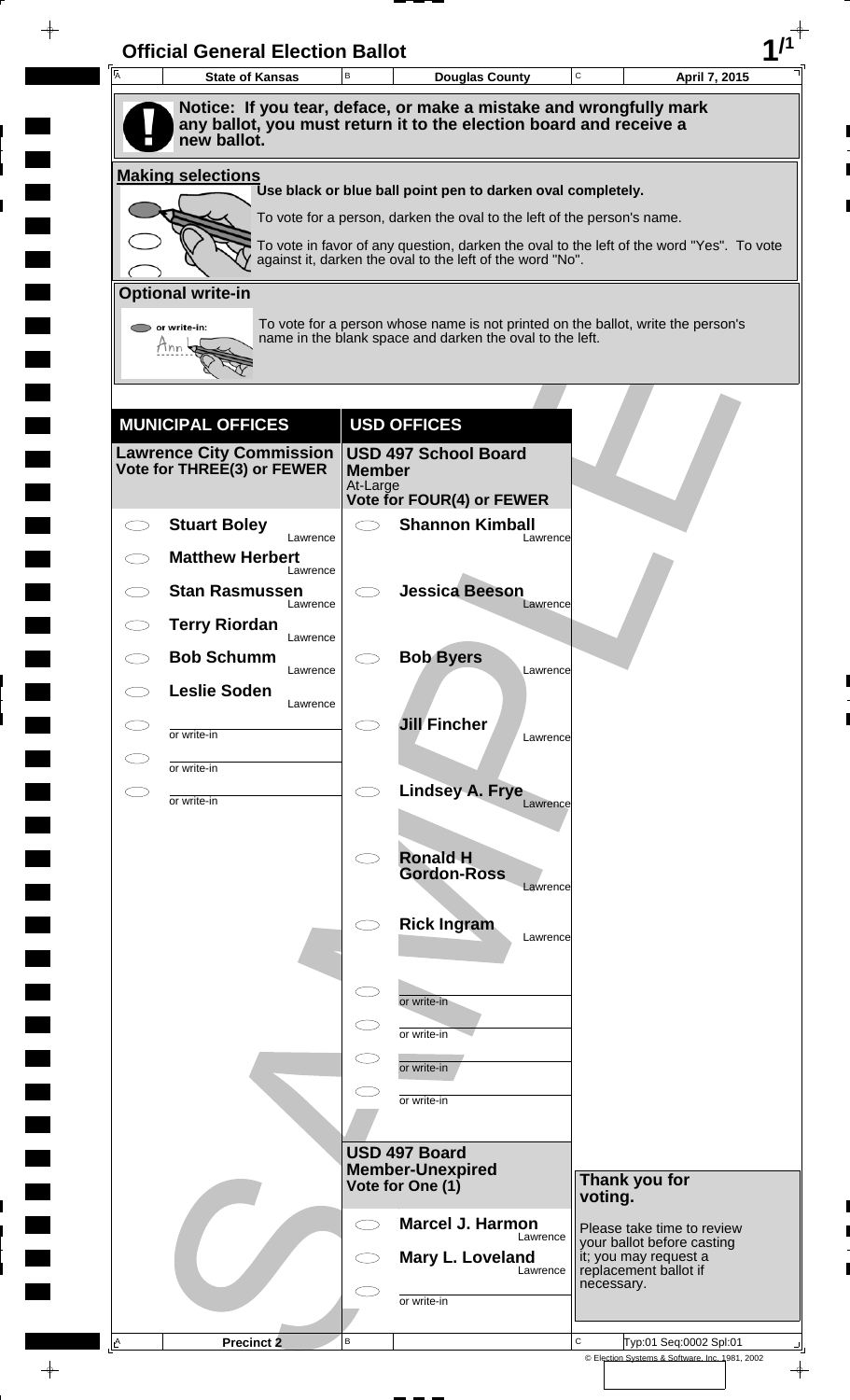# Official General Election Ballot

| State of Kansas | Douglas County | April 7, 2015 |
|---|---|---|

**Notice: If you tear, deface, or make a mistake and wrongfully mark any ballot, you must return it to the election board and receive a new ballot.**

## Making selections

**Use black or blue ball point pen to darken oval completely.**

To vote for a person, darken the oval to the left of the person's name.

To vote in favor of any question, darken the oval to the left of the word "Yes". To vote against it, darken the oval to the left of the word "No".

## Optional write-in

To vote for a person whose name is not printed on the ballot, write the person's name in the blank space and darken the oval to the left.

## MUNICIPAL OFFICES

### Lawrence City Commission
**Vote for THREE(3) or FEWER**

- **Stuart Boley** — Lawrence
- **Matthew Herbert** — Lawrence
- **Stan Rasmussen** — Lawrence
- **Terry Riordan** — Lawrence
- **Bob Schumm** — Lawrence
- **Leslie Soden** — Lawrence
- or write-in
- or write-in
- or write-in

## USD OFFICES

### USD 497 School Board Member
At-Large
**Vote for FOUR(4) or FEWER**

- **Shannon Kimball** — Lawrence
- **Jessica Beeson** — Lawrence
- **Bob Byers** — Lawrence
- **Jill Fincher** — Lawrence
- **Lindsey A. Frye** — Lawrence
- **Ronald H Gordon-Ross** — Lawrence
- **Rick Ingram** — Lawrence
- or write-in
- or write-in
- or write-in
- or write-in

### USD 497 Board Member-Unexpired
**Vote for One (1)**

- **Marcel J. Harmon** — Lawrence
- **Mary L. Loveland** — Lawrence
- or write-in

**Thank you for voting.**

Please take time to review your ballot before casting it; you may request a replacement ballot if necessary.

Precinct 2

Typ:01 Seq:0002 Spl:01

© Election Systems & Software, Inc. 1981, 2002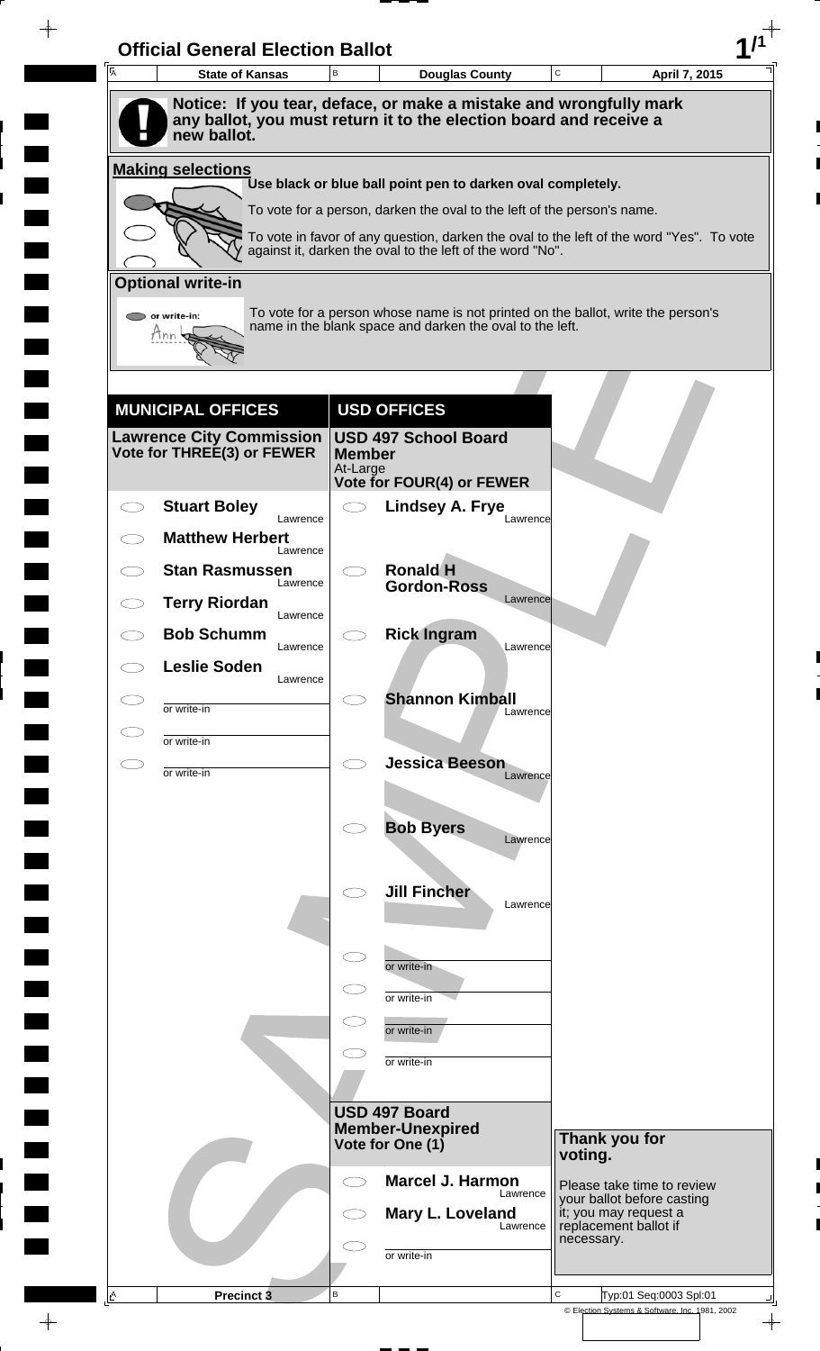# Official General Election Ballot

| State of Kansas | Douglas County | April 7, 2015 |
|---|---|---|

**Notice: If you tear, deface, or make a mistake and wrongfully mark any ballot, you must return it to the election board and receive a new ballot.**

**Making selections**

Use black or blue ball point pen to darken oval completely.

To vote for a person, darken the oval to the left of the person's name.

To vote in favor of any question, darken the oval to the left of the word "Yes". To vote against it, darken the oval to the left of the word "No".

**Optional write-in**

To vote for a person whose name is not printed on the ballot, write the person's name in the blank space and darken the oval to the left.

## MUNICIPAL OFFICES

### Lawrence City Commission
**Vote for THREE(3) or FEWER**

- ○ **Stuart Boley** — Lawrence
- ○ **Matthew Herbert** — Lawrence
- ○ **Stan Rasmussen** — Lawrence
- ○ **Terry Riordan** — Lawrence
- ○ **Bob Schumm** — Lawrence
- ○ **Leslie Soden** — Lawrence
- ○ ________ or write-in
- ○ ________ or write-in
- ○ ________ or write-in

## USD OFFICES

### USD 497 School Board Member
At-Large
**Vote for FOUR(4) or FEWER**

- ○ **Lindsey A. Frye** — Lawrence
- ○ **Ronald H Gordon-Ross** — Lawrence
- ○ **Rick Ingram** — Lawrence
- ○ **Shannon Kimball** — Lawrence
- ○ **Jessica Beeson** — Lawrence
- ○ **Bob Byers** — Lawrence
- ○ **Jill Fincher** — Lawrence
- ○ ________ or write-in
- ○ ________ or write-in
- ○ ________ or write-in
- ○ ________ or write-in

### USD 497 Board Member-Unexpired
**Vote for One (1)**

- ○ **Marcel J. Harmon** — Lawrence
- ○ **Mary L. Loveland** — Lawrence
- ○ ________ or write-in

**Thank you for voting.**

Please take time to review your ballot before casting it; you may request a replacement ballot if necessary.

Precinct 3

Typ:01 Seq:0003 Spl:01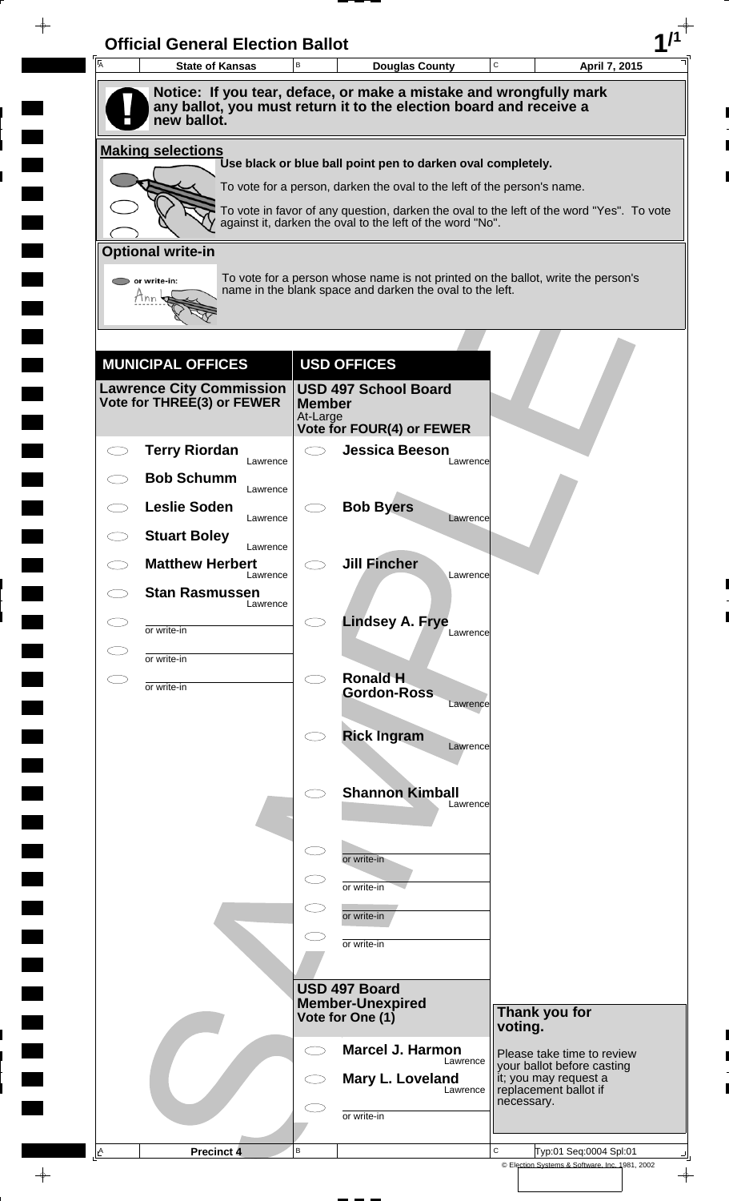# Official General Election Ballot

| A State of Kansas | B Douglas County | C April 7, 2015 |
| --- | --- | --- |

**Notice: If you tear, deface, or make a mistake and wrongfully mark any ballot, you must return it to the election board and receive a new ballot.**

**Making selections**

**Use black or blue ball point pen to darken oval completely.**

To vote for a person, darken the oval to the left of the person's name.

To vote in favor of any question, darken the oval to the left of the word "Yes". To vote against it, darken the oval to the left of the word "No".

**Optional write-in**

To vote for a person whose name is not printed on the ballot, write the person's name in the blank space and darken the oval to the left.

## MUNICIPAL OFFICES

### Lawrence City Commission
**Vote for THREE(3) or FEWER**

- **Terry Riordan** — Lawrence
- **Bob Schumm** — Lawrence
- **Leslie Soden** — Lawrence
- **Stuart Boley** — Lawrence
- **Matthew Herbert** — Lawrence
- **Stan Rasmussen** — Lawrence
- or write-in
- or write-in
- or write-in

## USD OFFICES

### USD 497 School Board Member
At-Large
**Vote for FOUR(4) or FEWER**

- **Jessica Beeson** — Lawrence
- **Bob Byers** — Lawrence
- **Jill Fincher** — Lawrence
- **Lindsey A. Frye** — Lawrence
- **Ronald H Gordon-Ross** — Lawrence
- **Rick Ingram** — Lawrence
- **Shannon Kimball** — Lawrence
- or write-in
- or write-in
- or write-in
- or write-in

### USD 497 Board Member-Unexpired
**Vote for One (1)**

- **Marcel J. Harmon** — Lawrence
- **Mary L. Loveland** — Lawrence
- or write-in

**Thank you for voting.**

Please take time to review your ballot before casting it; you may request a replacement ballot if necessary.

| A Precinct 4 | B | C Typ:01 Seq:0004 Spl:01 |
| --- | --- | --- |

© Election Systems & Software, Inc. 1981, 2002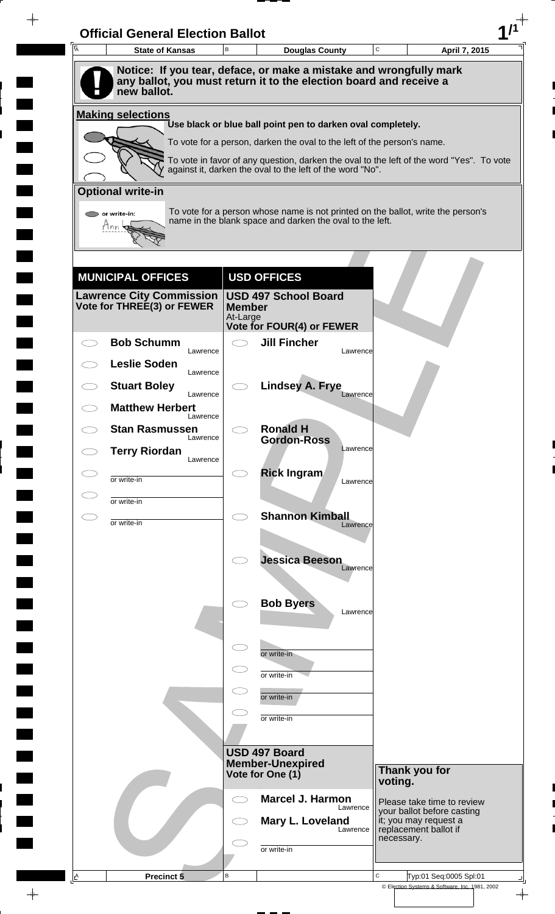# Official General Election Ballot

| State of Kansas | Douglas County | April 7, 2015 |
|---|---|---|

**Notice: If you tear, deface, or make a mistake and wrongfully mark any ballot, you must return it to the election board and receive a new ballot.**

## Making selections

Use black or blue ball point pen to darken oval completely.

To vote for a person, darken the oval to the left of the person's name.

To vote in favor of any question, darken the oval to the left of the word "Yes". To vote against it, darken the oval to the left of the word "No".

## Optional write-in

To vote for a person whose name is not printed on the ballot, write the person's name in the blank space and darken the oval to the left.

## MUNICIPAL OFFICES

### Lawrence City Commission
**Vote for THREE(3) or FEWER**

- ⬭ **Bob Schumm** — Lawrence
- ⬭ **Leslie Soden** — Lawrence
- ⬭ **Stuart Boley** — Lawrence
- ⬭ **Matthew Herbert** — Lawrence
- ⬭ **Stan Rasmussen** — Lawrence
- ⬭ **Terry Riordan** — Lawrence
- ⬭ ________ or write-in
- ⬭ ________ or write-in
- ⬭ ________ or write-in

## USD OFFICES

### USD 497 School Board Member
At-Large
**Vote for FOUR(4) or FEWER**

- ⬭ **Jill Fincher** — Lawrence
- ⬭ **Lindsey A. Frye** — Lawrence
- ⬭ **Ronald H Gordon-Ross** — Lawrence
- ⬭ **Rick Ingram** — Lawrence
- ⬭ **Shannon Kimball** — Lawrence
- ⬭ **Jessica Beeson** — Lawrence
- ⬭ **Bob Byers** — Lawrence
- ⬭ ________ or write-in
- ⬭ ________ or write-in
- ⬭ ________ or write-in
- ⬭ ________ or write-in

### USD 497 Board Member-Unexpired
**Vote for One (1)**

- ⬭ **Marcel J. Harmon** — Lawrence
- ⬭ **Mary L. Loveland** — Lawrence
- ⬭ ________ or write-in

**Thank you for voting.**

Please take time to review your ballot before casting it; you may request a replacement ballot if necessary.

Precinct 5

Typ:01 Seq:0005 Spl:01

© Election Systems & Software, Inc. 1981, 2002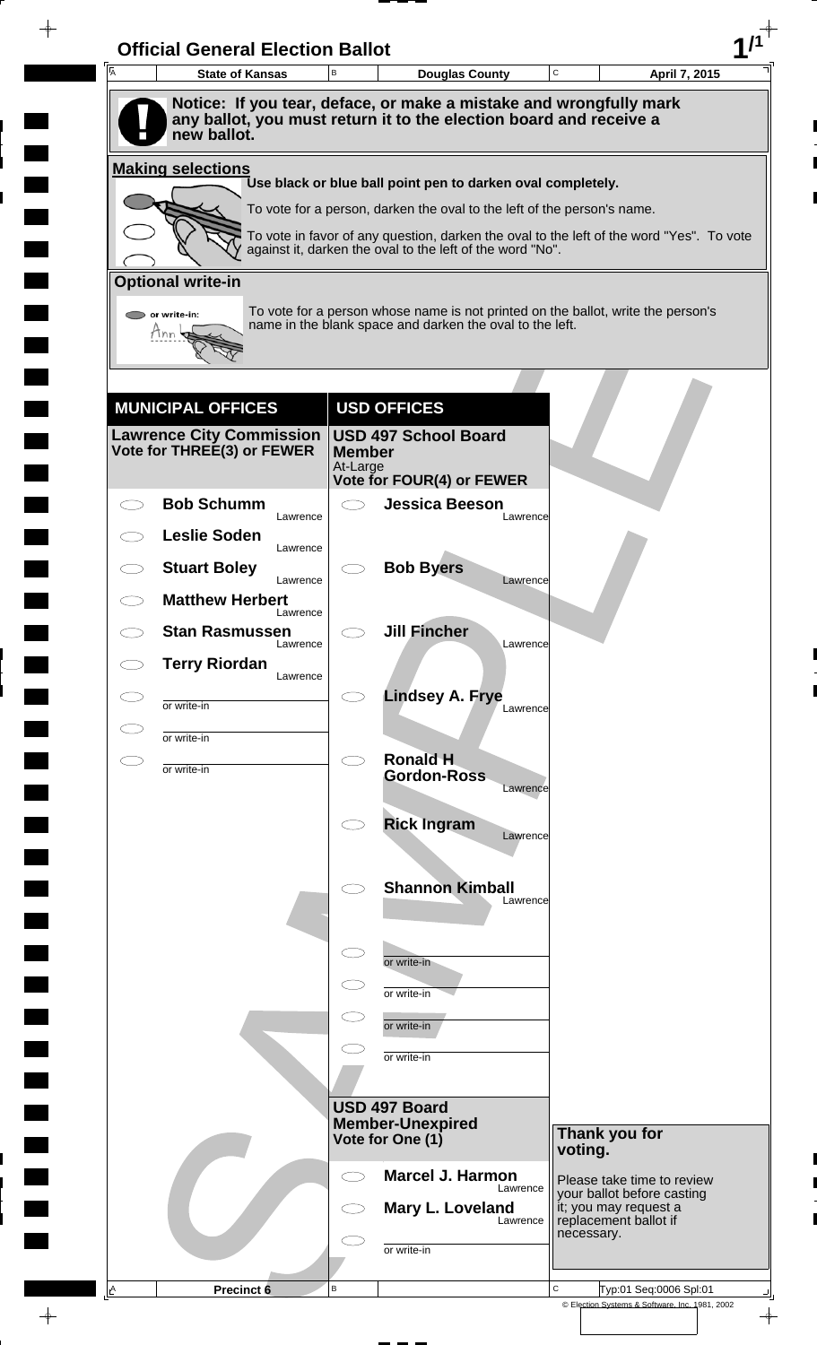# Official General Election Ballot

| State of Kansas | Douglas County | April 7, 2015 |
| --- | --- | --- |

**Notice: If you tear, deface, or make a mistake and wrongfully mark any ballot, you must return it to the election board and receive a new ballot.**

**Making selections**

**Use black or blue ball point pen to darken oval completely.**

To vote for a person, darken the oval to the left of the person's name.

To vote in favor of any question, darken the oval to the left of the word "Yes". To vote against it, darken the oval to the left of the word "No".

**Optional write-in**

or write-in:

To vote for a person whose name is not printed on the ballot, write the person's name in the blank space and darken the oval to the left.

## MUNICIPAL OFFICES

### Lawrence City Commission
**Vote for THREE(3) or FEWER**

- **Bob Schumm** — Lawrence
- **Leslie Soden** — Lawrence
- **Stuart Boley** — Lawrence
- **Matthew Herbert** — Lawrence
- **Stan Rasmussen** — Lawrence
- **Terry Riordan** — Lawrence
- or write-in
- or write-in
- or write-in

## USD OFFICES

### USD 497 School Board Member
At-Large
**Vote for FOUR(4) or FEWER**

- **Jessica Beeson** — Lawrence
- **Bob Byers** — Lawrence
- **Jill Fincher** — Lawrence
- **Lindsey A. Frye** — Lawrence
- **Ronald H Gordon-Ross** — Lawrence
- **Rick Ingram** — Lawrence
- **Shannon Kimball** — Lawrence
- or write-in
- or write-in
- or write-in
- or write-in

### USD 497 Board Member-Unexpired
**Vote for One (1)**

- **Marcel J. Harmon** — Lawrence
- **Mary L. Loveland** — Lawrence
- or write-in

**Thank you for voting.**

Please take time to review your ballot before casting it; you may request a replacement ballot if necessary.

Precinct 6

Typ:01 Seq:0006 Spl:01

© Election Systems & Software, Inc. 1981, 2002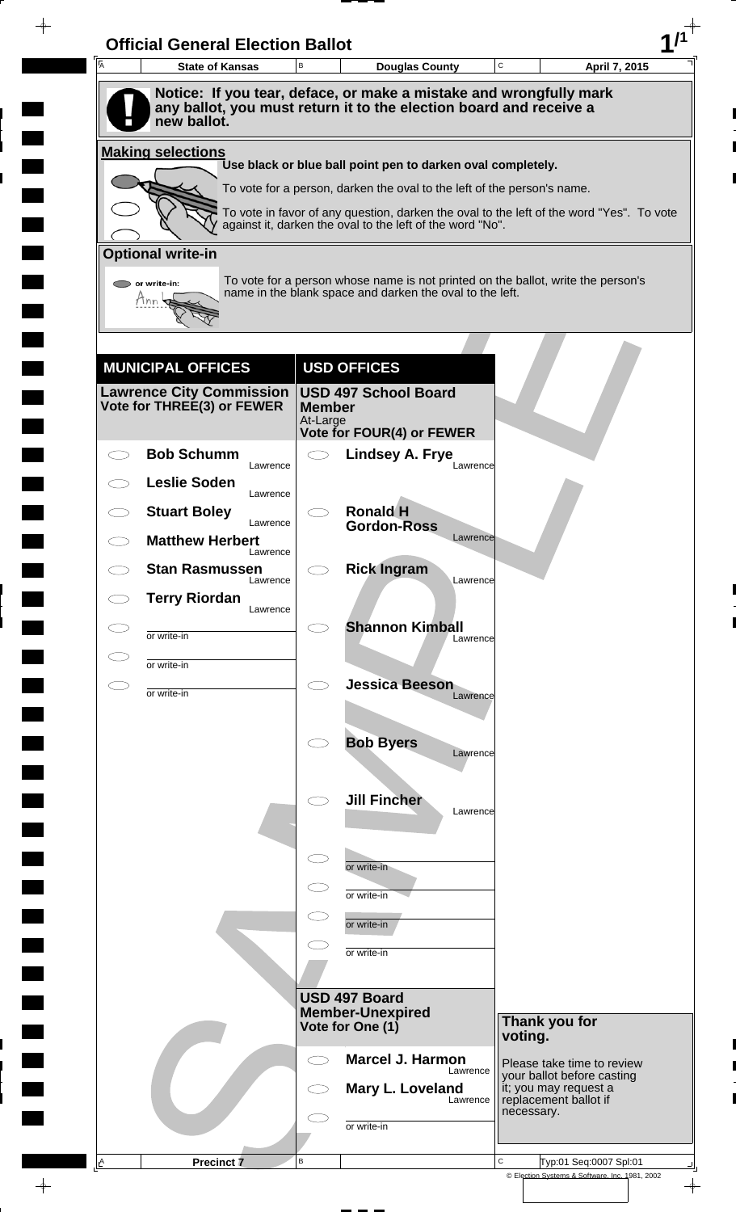# Official General Election Ballot

| A State of Kansas | B Douglas County | C April 7, 2015 |
|---|---|---|

**Notice: If you tear, deface, or make a mistake and wrongfully mark any ballot, you must return it to the election board and receive a new ballot.**

## Making selections

Use black or blue ball point pen to darken oval completely.

To vote for a person, darken the oval to the left of the person's name.

To vote in favor of any question, darken the oval to the left of the word "Yes". To vote against it, darken the oval to the left of the word "No".

## Optional write-in

To vote for a person whose name is not printed on the ballot, write the person's name in the blank space and darken the oval to the left.

## MUNICIPAL OFFICES

### Lawrence City Commission
**Vote for THREE(3) or FEWER**

- ◯ **Bob Schumm** — Lawrence
- ◯ **Leslie Soden** — Lawrence
- ◯ **Stuart Boley** — Lawrence
- ◯ **Matthew Herbert** — Lawrence
- ◯ **Stan Rasmussen** — Lawrence
- ◯ **Terry Riordan** — Lawrence
- ◯ ________ or write-in
- ◯ ________ or write-in
- ◯ ________ or write-in

## USD OFFICES

### USD 497 School Board Member
At-Large
**Vote for FOUR(4) or FEWER**

- ◯ **Lindsey A. Frye** — Lawrence
- ◯ **Ronald H Gordon-Ross** — Lawrence
- ◯ **Rick Ingram** — Lawrence
- ◯ **Shannon Kimball** — Lawrence
- ◯ **Jessica Beeson** — Lawrence
- ◯ **Bob Byers** — Lawrence
- ◯ **Jill Fincher** — Lawrence
- ◯ ________ or write-in
- ◯ ________ or write-in
- ◯ ________ or write-in
- ◯ ________ or write-in

### USD 497 Board Member-Unexpired
**Vote for One (1)**

- ◯ **Marcel J. Harmon** — Lawrence
- ◯ **Mary L. Loveland** — Lawrence
- ◯ ________ or write-in

**Thank you for voting.**

Please take time to review your ballot before casting it; you may request a replacement ballot if necessary.

| A Precinct 7 | B | C Typ:01 Seq:0007 Spl:01 |
|---|---|---|

© Election Systems & Software, Inc. 1981, 2002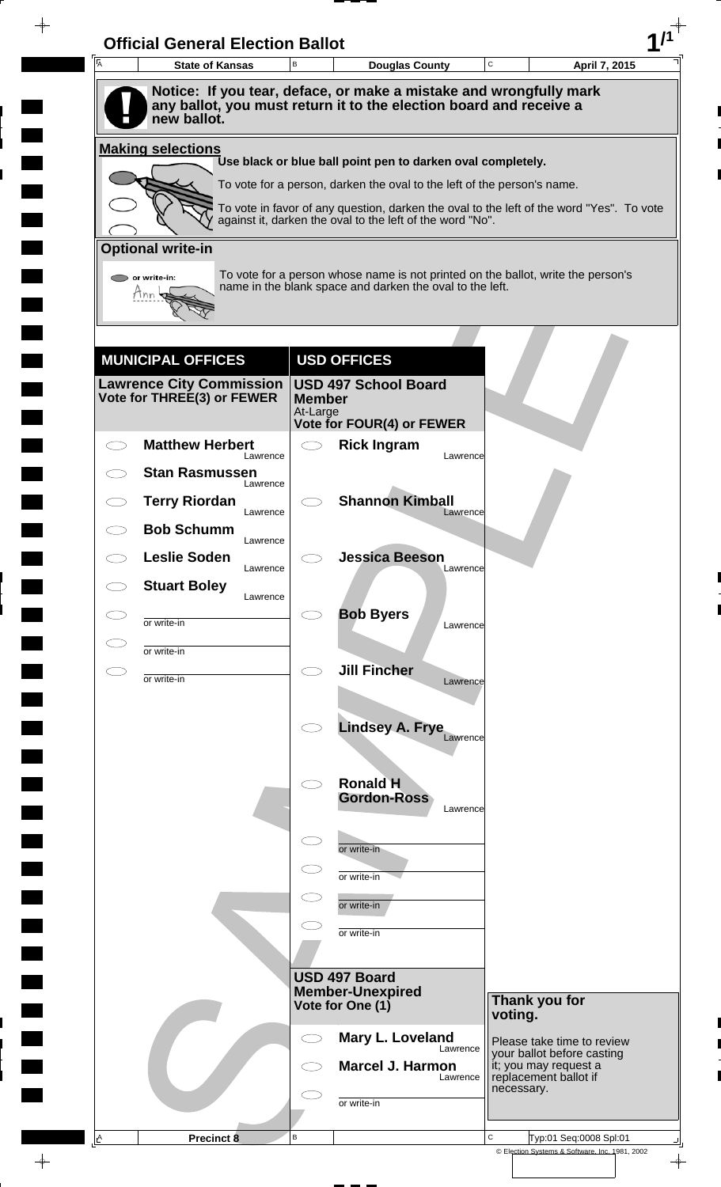# Official General Election Ballot

| State of Kansas | Douglas County | April 7, 2015 |
|---|---|---|

**Notice: If you tear, deface, or make a mistake and wrongfully mark any ballot, you must return it to the election board and receive a new ballot.**

## Making selections

Use black or blue ball point pen to darken oval completely.

To vote for a person, darken the oval to the left of the person's name.

To vote in favor of any question, darken the oval to the left of the word "Yes". To vote against it, darken the oval to the left of the word "No".

## Optional write-in

or write-in:

To vote for a person whose name is not printed on the ballot, write the person's name in the blank space and darken the oval to the left.

## MUNICIPAL OFFICES

### Lawrence City Commission
**Vote for THREE(3) or FEWER**

- **Matthew Herbert** — Lawrence
- **Stan Rasmussen** — Lawrence
- **Terry Riordan** — Lawrence
- **Bob Schumm** — Lawrence
- **Leslie Soden** — Lawrence
- **Stuart Boley** — Lawrence
- or write-in
- or write-in
- or write-in

## USD OFFICES

### USD 497 School Board Member
At-Large
**Vote for FOUR(4) or FEWER**

- **Rick Ingram** — Lawrence
- **Shannon Kimball** — Lawrence
- **Jessica Beeson** — Lawrence
- **Bob Byers** — Lawrence
- **Jill Fincher** — Lawrence
- **Lindsey A. Frye** — Lawrence
- **Ronald H Gordon-Ross** — Lawrence
- or write-in
- or write-in
- or write-in
- or write-in

### USD 497 Board Member-Unexpired
**Vote for One (1)**

- **Mary L. Loveland** — Lawrence
- **Marcel J. Harmon** — Lawrence
- or write-in

**Thank you for voting.**

Please take time to review your ballot before casting it; you may request a replacement ballot if necessary.

| Precinct 8 | | Typ:01 Seq:0008 Spl:01 |
|---|---|---|

© Election Systems & Software, Inc. 1981, 2002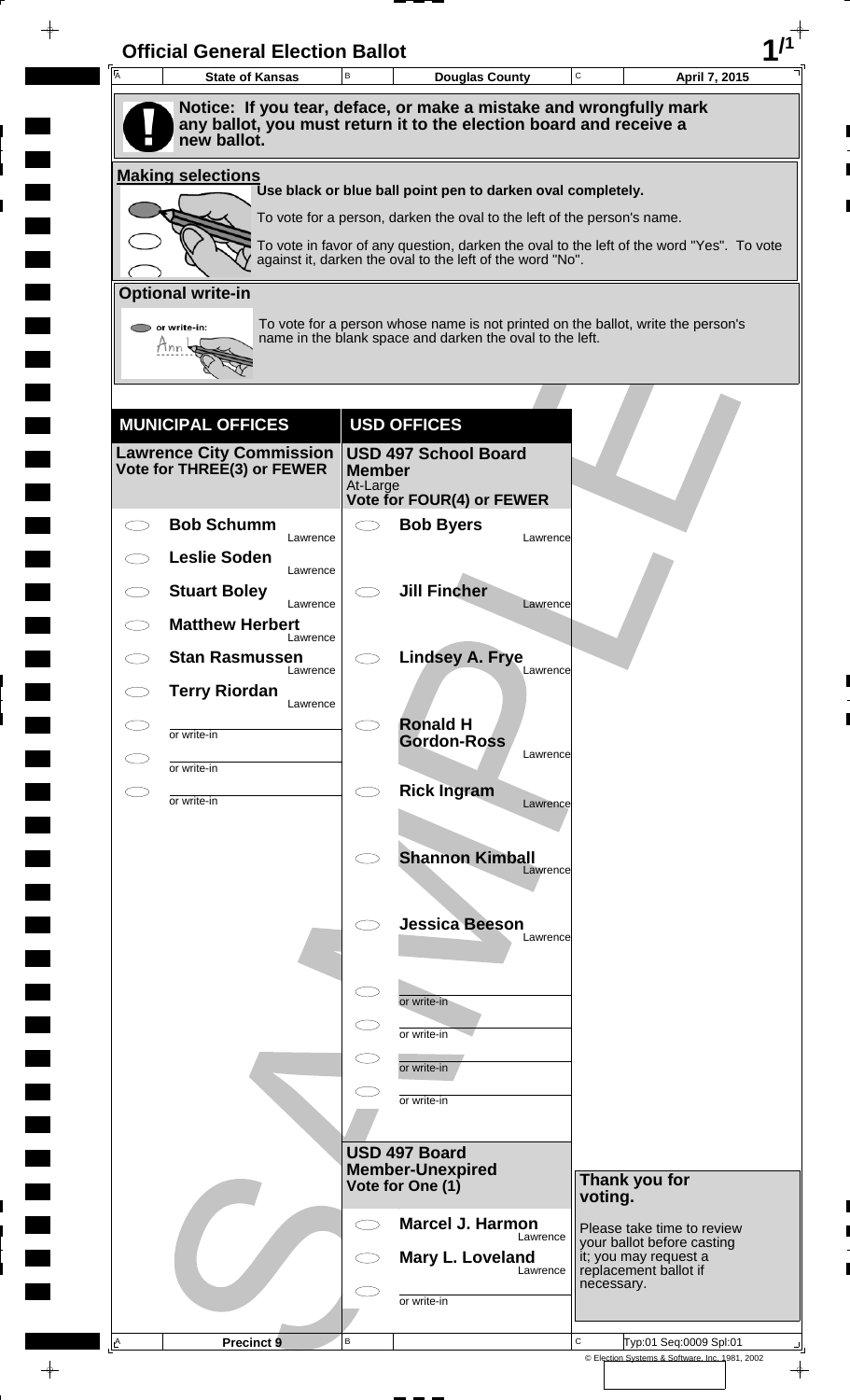# Official General Election Ballot

| A State of Kansas | B Douglas County | C April 7, 2015 |
|---|---|---|

**Notice: If you tear, deface, or make a mistake and wrongfully mark any ballot, you must return it to the election board and receive a new ballot.**

## Making selections

Use black or blue ball point pen to darken oval completely.

To vote for a person, darken the oval to the left of the person's name.

To vote in favor of any question, darken the oval to the left of the word "Yes". To vote against it, darken the oval to the left of the word "No".

## Optional write-in

To vote for a person whose name is not printed on the ballot, write the person's name in the blank space and darken the oval to the left.

## MUNICIPAL OFFICES

### Lawrence City Commission
**Vote for THREE(3) or FEWER**

- ◯ **Bob Schumm** — Lawrence
- ◯ **Leslie Soden** — Lawrence
- ◯ **Stuart Boley** — Lawrence
- ◯ **Matthew Herbert** — Lawrence
- ◯ **Stan Rasmussen** — Lawrence
- ◯ **Terry Riordan** — Lawrence
- ◯ ________ or write-in
- ◯ ________ or write-in
- ◯ ________ or write-in

## USD OFFICES

### USD 497 School Board Member
At-Large
**Vote for FOUR(4) or FEWER**

- ◯ **Bob Byers** — Lawrence
- ◯ **Jill Fincher** — Lawrence
- ◯ **Lindsey A. Frye** — Lawrence
- ◯ **Ronald H Gordon-Ross** — Lawrence
- ◯ **Rick Ingram** — Lawrence
- ◯ **Shannon Kimball** — Lawrence
- ◯ **Jessica Beeson** — Lawrence
- ◯ ________ or write-in
- ◯ ________ or write-in
- ◯ ________ or write-in
- ◯ ________ or write-in

### USD 497 Board Member-Unexpired
**Vote for One (1)**

- ◯ **Marcel J. Harmon** — Lawrence
- ◯ **Mary L. Loveland** — Lawrence
- ◯ ________ or write-in

**Thank you for voting.**

Please take time to review your ballot before casting it; you may request a replacement ballot if necessary.

| A Precinct 9 | B | C Typ:01 Seq:0009 Spl:01 |
|---|---|---|

© Election Systems & Software, Inc. 1981, 2002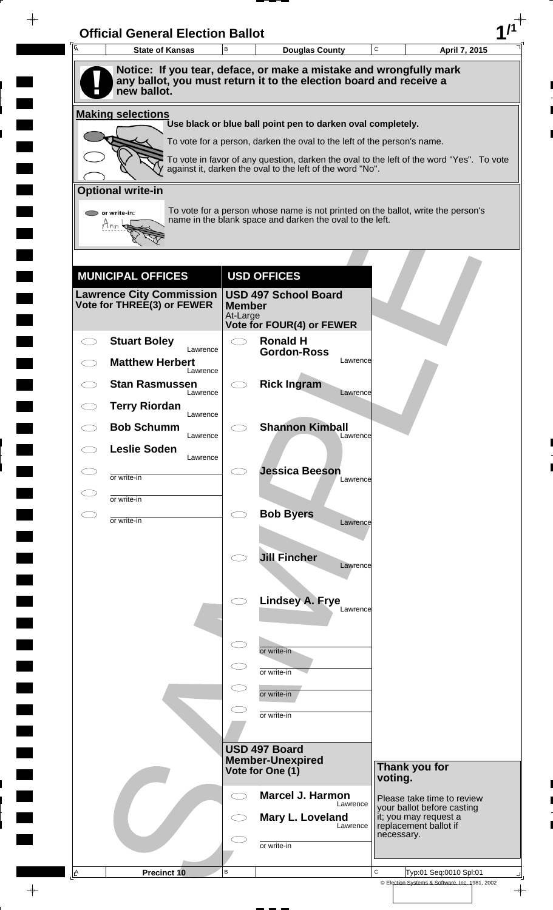# Official General Election Ballot

| State of Kansas | Douglas County | April 7, 2015 |
|---|---|---|

**Notice: If you tear, deface, or make a mistake and wrongfully mark any ballot, you must return it to the election board and receive a new ballot.**

## Making selections

Use black or blue ball point pen to darken oval completely.

To vote for a person, darken the oval to the left of the person's name.

To vote in favor of any question, darken the oval to the left of the word "Yes". To vote against it, darken the oval to the left of the word "No".

## Optional write-in

To vote for a person whose name is not printed on the ballot, write the person's name in the blank space and darken the oval to the left.

## MUNICIPAL OFFICES

### Lawrence City Commission
Vote for THREE(3) or FEWER

- **Stuart Boley** — Lawrence
- **Matthew Herbert** — Lawrence
- **Stan Rasmussen** — Lawrence
- **Terry Riordan** — Lawrence
- **Bob Schumm** — Lawrence
- **Leslie Soden** — Lawrence
- or write-in
- or write-in
- or write-in

## USD OFFICES

### USD 497 School Board Member
At-Large
Vote for FOUR(4) or FEWER

- **Ronald H Gordon-Ross** — Lawrence
- **Rick Ingram** — Lawrence
- **Shannon Kimball** — Lawrence
- **Jessica Beeson** — Lawrence
- **Bob Byers** — Lawrence
- **Jill Fincher** — Lawrence
- **Lindsey A. Frye** — Lawrence
- or write-in
- or write-in
- or write-in
- or write-in

### USD 497 Board Member-Unexpired
Vote for One (1)

- **Marcel J. Harmon** — Lawrence
- **Mary L. Loveland** — Lawrence
- or write-in

**Thank you for voting.**

Please take time to review your ballot before casting it; you may request a replacement ballot if necessary.

Precinct 10

Typ:01 Seq:0010 Spl:01

© Election Systems & Software, Inc. 1981, 2002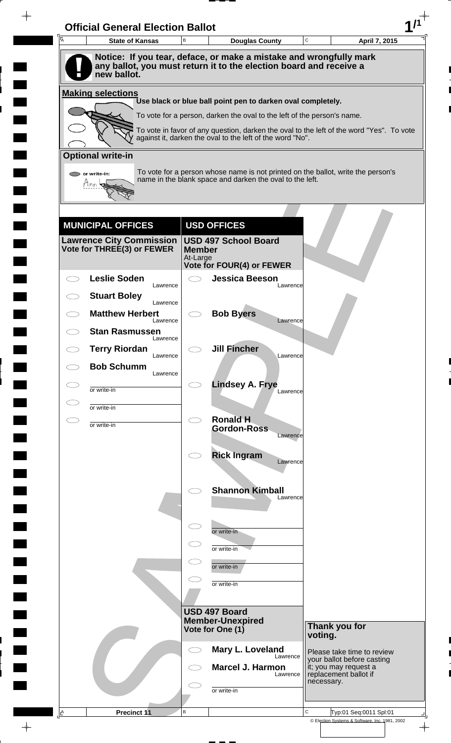# Official General Election Ballot

| A State of Kansas | B Douglas County | C April 7, 2015 |
| --- | --- | --- |

**Notice: If you tear, deface, or make a mistake and wrongfully mark any ballot, you must return it to the election board and receive a new ballot.**

## Making selections

Use black or blue ball point pen to darken oval completely.

To vote for a person, darken the oval to the left of the person's name.

To vote in favor of any question, darken the oval to the left of the word "Yes". To vote against it, darken the oval to the left of the word "No".

## Optional write-in

or write-in:

To vote for a person whose name is not printed on the ballot, write the person's name in the blank space and darken the oval to the left.

## MUNICIPAL OFFICES

### Lawrence City Commission
Vote for THREE(3) or FEWER

- Leslie Soden — Lawrence
- Stuart Boley — Lawrence
- Matthew Herbert — Lawrence
- Stan Rasmussen — Lawrence
- Terry Riordan — Lawrence
- Bob Schumm — Lawrence
- or write-in
- or write-in
- or write-in

## USD OFFICES

### USD 497 School Board Member
At-Large
Vote for FOUR(4) or FEWER

- Jessica Beeson — Lawrence
- Bob Byers — Lawrence
- Jill Fincher — Lawrence
- Lindsey A. Frye — Lawrence
- Ronald H Gordon-Ross — Lawrence
- Rick Ingram — Lawrence
- Shannon Kimball — Lawrence
- or write-in
- or write-in
- or write-in
- or write-in

### USD 497 Board Member-Unexpired
Vote for One (1)

- Mary L. Loveland — Lawrence
- Marcel J. Harmon — Lawrence
- or write-in

**Thank you for voting.**

Please take time to review your ballot before casting it; you may request a replacement ballot if necessary.

| A Precinct 11 | B | C Typ:01 Seq:0011 Spl:01 |
| --- | --- | --- |

© Election Systems & Software, Inc. 1981, 2002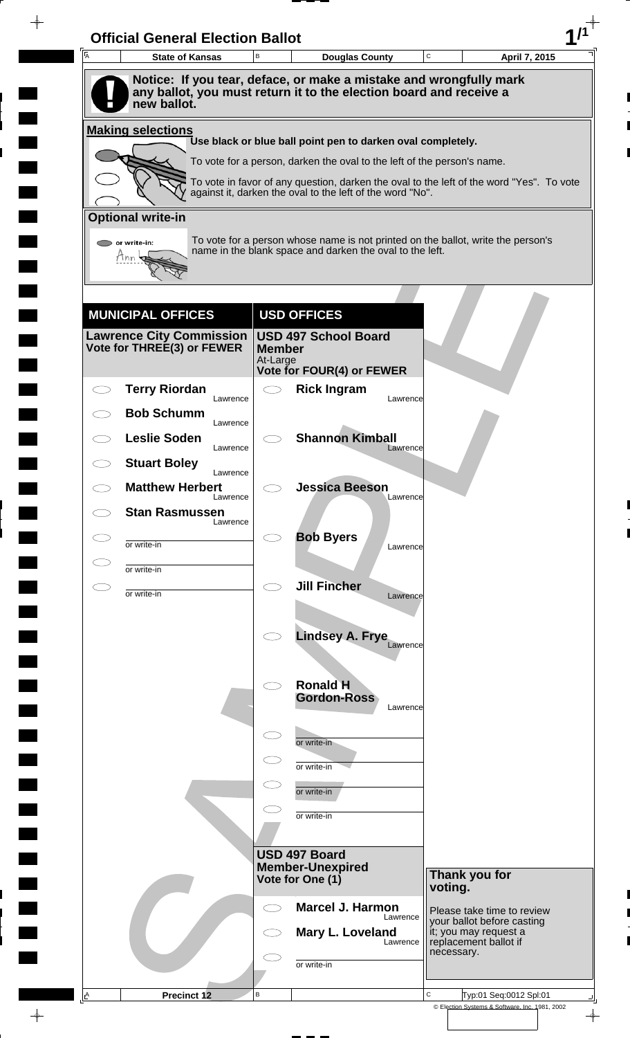# Official General Election Ballot

| A | State of Kansas | B | Douglas County | C | April 7, 2015 |
|---|---|---|---|---|---|

**Notice: If you tear, deface, or make a mistake and wrongfully mark any ballot, you must return it to the election board and receive a new ballot.**

**Making selections**

**Use black or blue ball point pen to darken oval completely.**

To vote for a person, darken the oval to the left of the person's name.

To vote in favor of any question, darken the oval to the left of the word "Yes". To vote against it, darken the oval to the left of the word "No".

**Optional write-in**

or write-in:

To vote for a person whose name is not printed on the ballot, write the person's name in the blank space and darken the oval to the left.

## MUNICIPAL OFFICES

### Lawrence City Commission
**Vote for THREE(3) or FEWER**

- **Terry Riordan** — Lawrence
- **Bob Schumm** — Lawrence
- **Leslie Soden** — Lawrence
- **Stuart Boley** — Lawrence
- **Matthew Herbert** — Lawrence
- **Stan Rasmussen** — Lawrence
- or write-in
- or write-in
- or write-in

## USD OFFICES

### USD 497 School Board Member
At-Large
**Vote for FOUR(4) or FEWER**

- **Rick Ingram** — Lawrence
- **Shannon Kimball** — Lawrence
- **Jessica Beeson** — Lawrence
- **Bob Byers** — Lawrence
- **Jill Fincher** — Lawrence
- **Lindsey A. Frye** — Lawrence
- **Ronald H Gordon-Ross** — Lawrence
- or write-in
- or write-in
- or write-in
- or write-in

### USD 497 Board Member-Unexpired
**Vote for One (1)**

- **Marcel J. Harmon** — Lawrence
- **Mary L. Loveland** — Lawrence
- or write-in

**Thank you for voting.**

Please take time to review your ballot before casting it; you may request a replacement ballot if necessary.

| A | Precinct 12 | B | | C | Typ:01 Seq:0012 Spl:01 |
|---|---|---|---|---|---|

© Election Systems & Software, Inc. 1981, 2002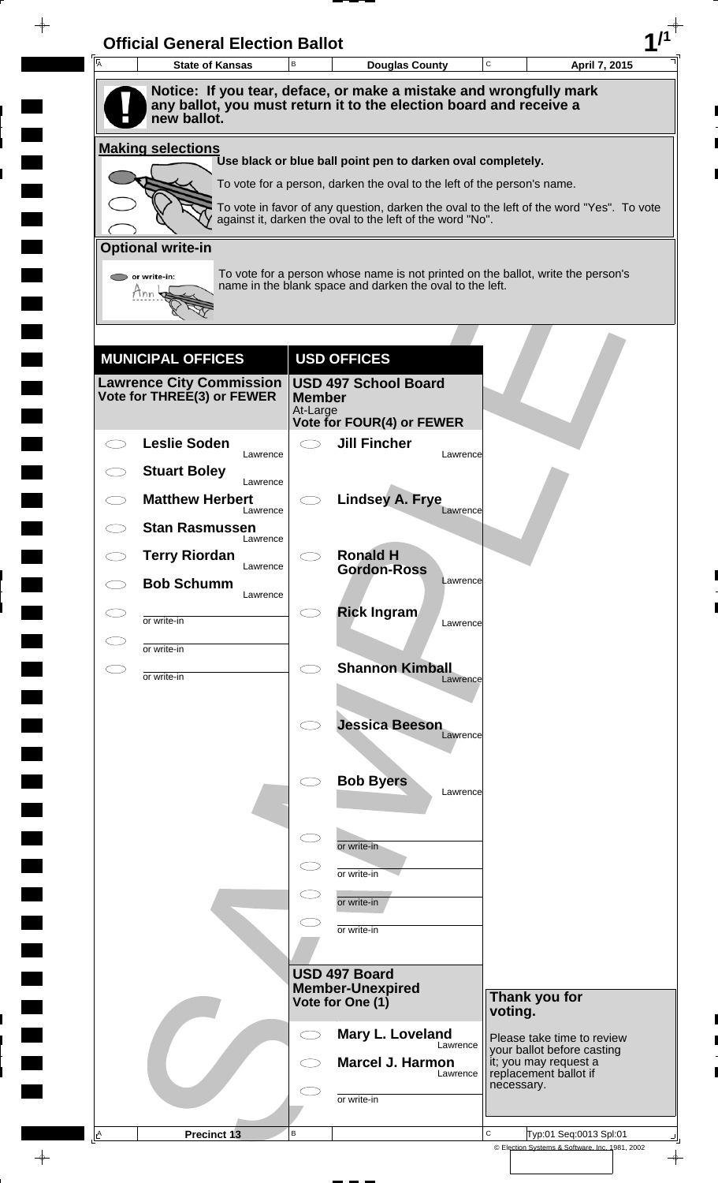# Official General Election Ballot

| A State of Kansas | B Douglas County | C April 7, 2015 |
| --- | --- | --- |

**Notice: If you tear, deface, or make a mistake and wrongfully mark any ballot, you must return it to the election board and receive a new ballot.**

## Making selections

Use black or blue ball point pen to darken oval completely.

To vote for a person, darken the oval to the left of the person's name.

To vote in favor of any question, darken the oval to the left of the word "Yes". To vote against it, darken the oval to the left of the word "No".

## Optional write-in

To vote for a person whose name is not printed on the ballot, write the person's name in the blank space and darken the oval to the left.

## MUNICIPAL OFFICES

### Lawrence City Commission
**Vote for THREE(3) or FEWER**

- **Leslie Soden** — Lawrence
- **Stuart Boley** — Lawrence
- **Matthew Herbert** — Lawrence
- **Stan Rasmussen** — Lawrence
- **Terry Riordan** — Lawrence
- **Bob Schumm** — Lawrence
- or write-in
- or write-in
- or write-in

## USD OFFICES

### USD 497 School Board Member
At-Large
**Vote for FOUR(4) or FEWER**

- **Jill Fincher** — Lawrence
- **Lindsey A. Frye** — Lawrence
- **Ronald H Gordon-Ross** — Lawrence
- **Rick Ingram** — Lawrence
- **Shannon Kimball** — Lawrence
- **Jessica Beeson** — Lawrence
- **Bob Byers** — Lawrence
- or write-in
- or write-in
- or write-in
- or write-in

### USD 497 Board Member-Unexpired
**Vote for One (1)**

- **Mary L. Loveland** — Lawrence
- **Marcel J. Harmon** — Lawrence
- or write-in

**Thank you for voting.**

Please take time to review your ballot before casting it; you may request a replacement ballot if necessary.

| A Precinct 13 | B | C Typ:01 Seq:0013 Spl:01 |
| --- | --- | --- |

© Election Systems & Software, Inc. 1981, 2002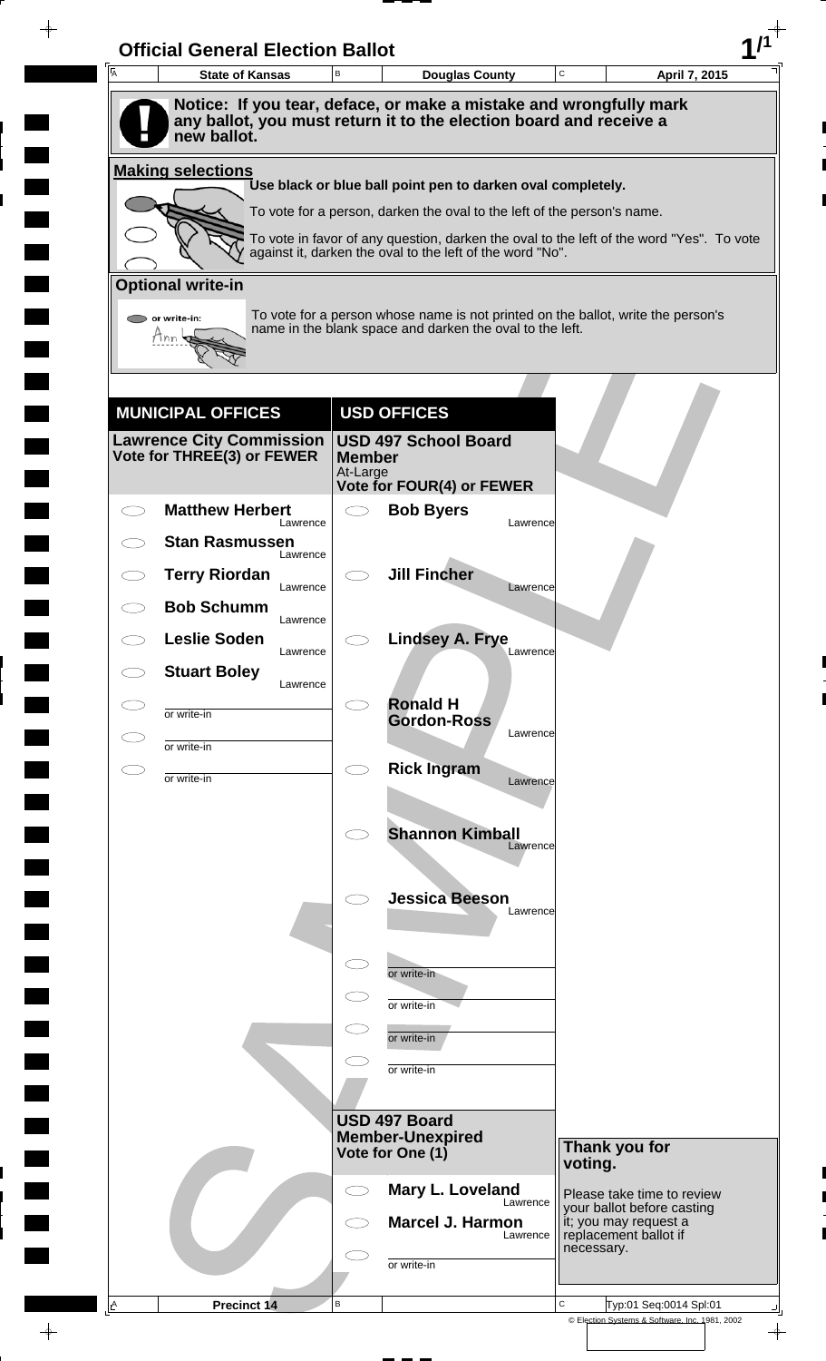# Official General Election Ballot

| State of Kansas | Douglas County | April 7, 2015 |
|---|---|---|

**Notice: If you tear, deface, or make a mistake and wrongfully mark any ballot, you must return it to the election board and receive a new ballot.**

## Making selections

Use black or blue ball point pen to darken oval completely.

To vote for a person, darken the oval to the left of the person's name.

To vote in favor of any question, darken the oval to the left of the word "Yes". To vote against it, darken the oval to the left of the word "No".

## Optional write-in

To vote for a person whose name is not printed on the ballot, write the person's name in the blank space and darken the oval to the left.

## MUNICIPAL OFFICES

### Lawrence City Commission
**Vote for THREE(3) or FEWER**

- ◯ **Matthew Herbert** — Lawrence
- ◯ **Stan Rasmussen** — Lawrence
- ◯ **Terry Riordan** — Lawrence
- ◯ **Bob Schumm** — Lawrence
- ◯ **Leslie Soden** — Lawrence
- ◯ **Stuart Boley** — Lawrence
- ◯ or write-in ______
- ◯ or write-in ______
- ◯ or write-in ______

## USD OFFICES

### USD 497 School Board Member
At-Large
**Vote for FOUR(4) or FEWER**

- ◯ **Bob Byers** — Lawrence
- ◯ **Jill Fincher** — Lawrence
- ◯ **Lindsey A. Frye** — Lawrence
- ◯ **Ronald H Gordon-Ross** — Lawrence
- ◯ **Rick Ingram** — Lawrence
- ◯ **Shannon Kimball** — Lawrence
- ◯ **Jessica Beeson** — Lawrence
- ◯ or write-in ______
- ◯ or write-in ______
- ◯ or write-in ______
- ◯ or write-in ______

### USD 497 Board Member-Unexpired
**Vote for One (1)**

- ◯ **Mary L. Loveland** — Lawrence
- ◯ **Marcel J. Harmon** — Lawrence
- ◯ or write-in ______

**Thank you for voting.**

Please take time to review your ballot before casting it; you may request a replacement ballot if necessary.

| Precinct 14 | | Typ:01 Seq:0014 Spl:01 |
|---|---|---|

© Election Systems & Software, Inc. 1981, 2002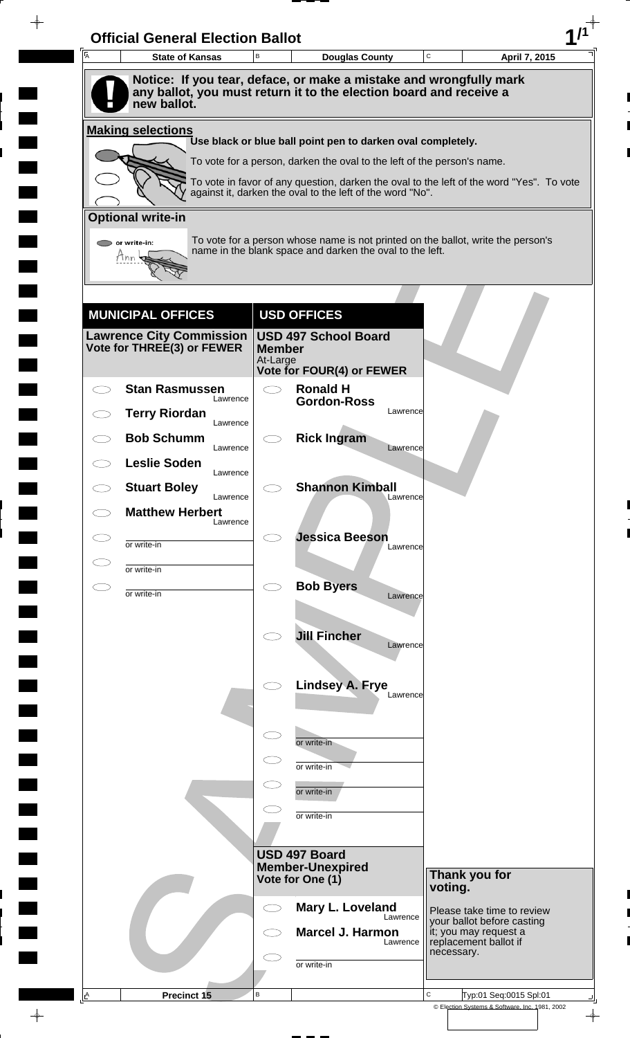# Official General Election Ballot

| State of Kansas | Douglas County | April 7, 2015 |
|---|---|---|

**Notice: If you tear, deface, or make a mistake and wrongfully mark any ballot, you must return it to the election board and receive a new ballot.**

**Making selections**

Use black or blue ball point pen to darken oval completely.

To vote for a person, darken the oval to the left of the person's name.

To vote in favor of any question, darken the oval to the left of the word "Yes". To vote against it, darken the oval to the left of the word "No".

**Optional write-in**

To vote for a person whose name is not printed on the ballot, write the person's name in the blank space and darken the oval to the left.

## MUNICIPAL OFFICES

### Lawrence City Commission
Vote for THREE(3) or FEWER

- Stan Rasmussen — Lawrence
- Terry Riordan — Lawrence
- Bob Schumm — Lawrence
- Leslie Soden — Lawrence
- Stuart Boley — Lawrence
- Matthew Herbert — Lawrence
- or write-in
- or write-in
- or write-in

## USD OFFICES

### USD 497 School Board Member
At-Large
Vote for FOUR(4) or FEWER

- Ronald H Gordon-Ross — Lawrence
- Rick Ingram — Lawrence
- Shannon Kimball — Lawrence
- Jessica Beeson — Lawrence
- Bob Byers — Lawrence
- Jill Fincher — Lawrence
- Lindsey A. Frye — Lawrence
- or write-in
- or write-in
- or write-in
- or write-in

### USD 497 Board Member-Unexpired
Vote for One (1)

- Mary L. Loveland — Lawrence
- Marcel J. Harmon — Lawrence
- or write-in

**Thank you for voting.**

Please take time to review your ballot before casting it; you may request a replacement ballot if necessary.

Precinct 15

Typ:01 Seq:0015 Spl:01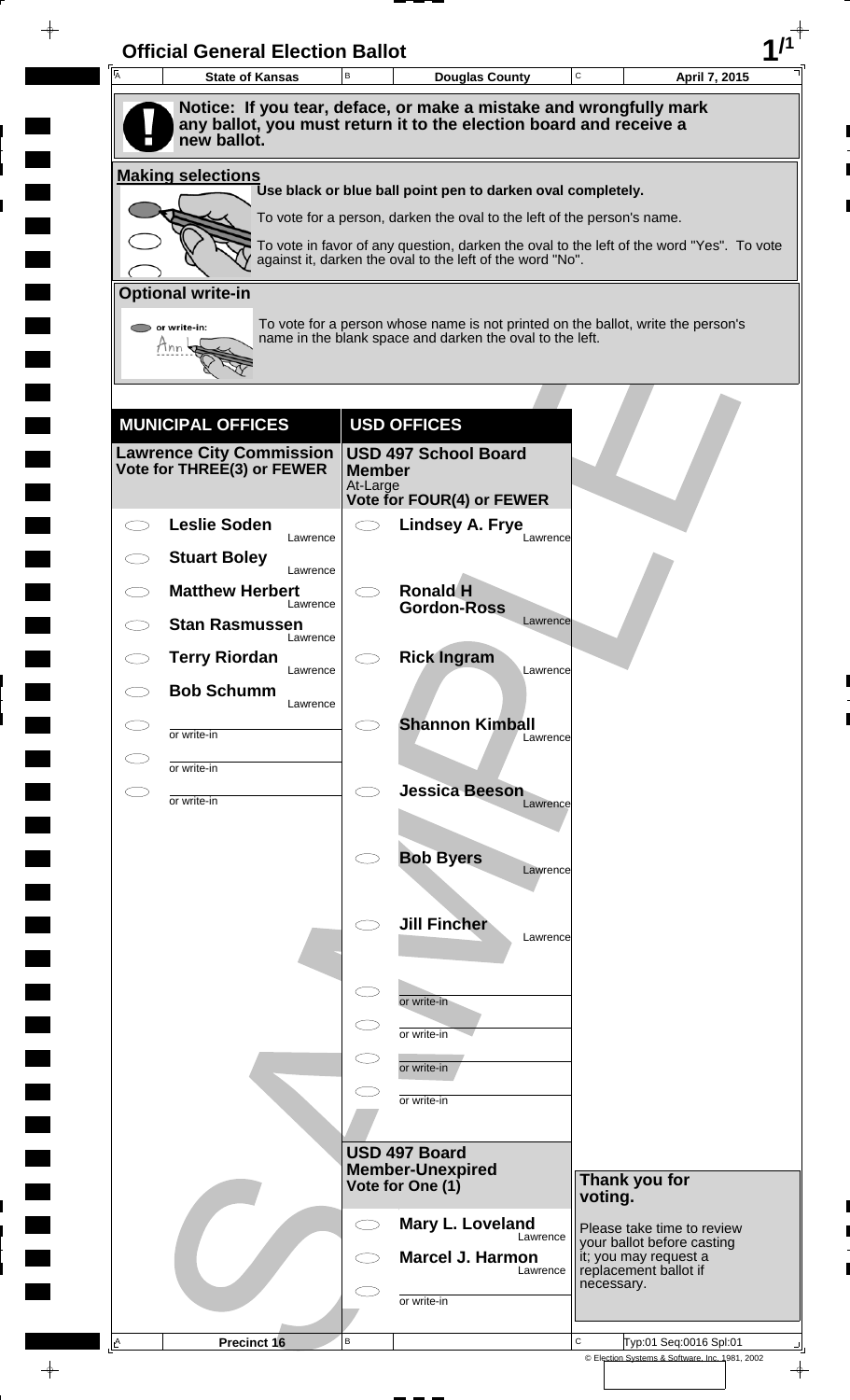# Official General Election Ballot

| State of Kansas | Douglas County | April 7, 2015 |
|---|---|---|

**Notice: If you tear, deface, or make a mistake and wrongfully mark any ballot, you must return it to the election board and receive a new ballot.**

## Making selections

Use black or blue ball point pen to darken oval completely.

To vote for a person, darken the oval to the left of the person's name.

To vote in favor of any question, darken the oval to the left of the word "Yes". To vote against it, darken the oval to the left of the word "No".

## Optional write-in

To vote for a person whose name is not printed on the ballot, write the person's name in the blank space and darken the oval to the left.

## MUNICIPAL OFFICES

### Lawrence City Commission
**Vote for THREE(3) or FEWER**

- ◯ **Leslie Soden** — Lawrence
- ◯ **Stuart Boley** — Lawrence
- ◯ **Matthew Herbert** — Lawrence
- ◯ **Stan Rasmussen** — Lawrence
- ◯ **Terry Riordan** — Lawrence
- ◯ **Bob Schumm** — Lawrence
- ◯ or write-in ________
- ◯ or write-in ________
- ◯ or write-in ________

## USD OFFICES

### USD 497 School Board Member
At-Large
**Vote for FOUR(4) or FEWER**

- ◯ **Lindsey A. Frye** — Lawrence
- ◯ **Ronald H Gordon-Ross** — Lawrence
- ◯ **Rick Ingram** — Lawrence
- ◯ **Shannon Kimball** — Lawrence
- ◯ **Jessica Beeson** — Lawrence
- ◯ **Bob Byers** — Lawrence
- ◯ **Jill Fincher** — Lawrence
- ◯ or write-in ________
- ◯ or write-in ________
- ◯ or write-in ________
- ◯ or write-in ________

### USD 497 Board Member-Unexpired
**Vote for One (1)**

- ◯ **Mary L. Loveland** — Lawrence
- ◯ **Marcel J. Harmon** — Lawrence
- ◯ or write-in ________

**Thank you for voting.**

Please take time to review your ballot before casting it; you may request a replacement ballot if necessary.

Precinct 16

Typ:01 Seq:0016 Spl:01

© Election Systems & Software, Inc. 1981, 2002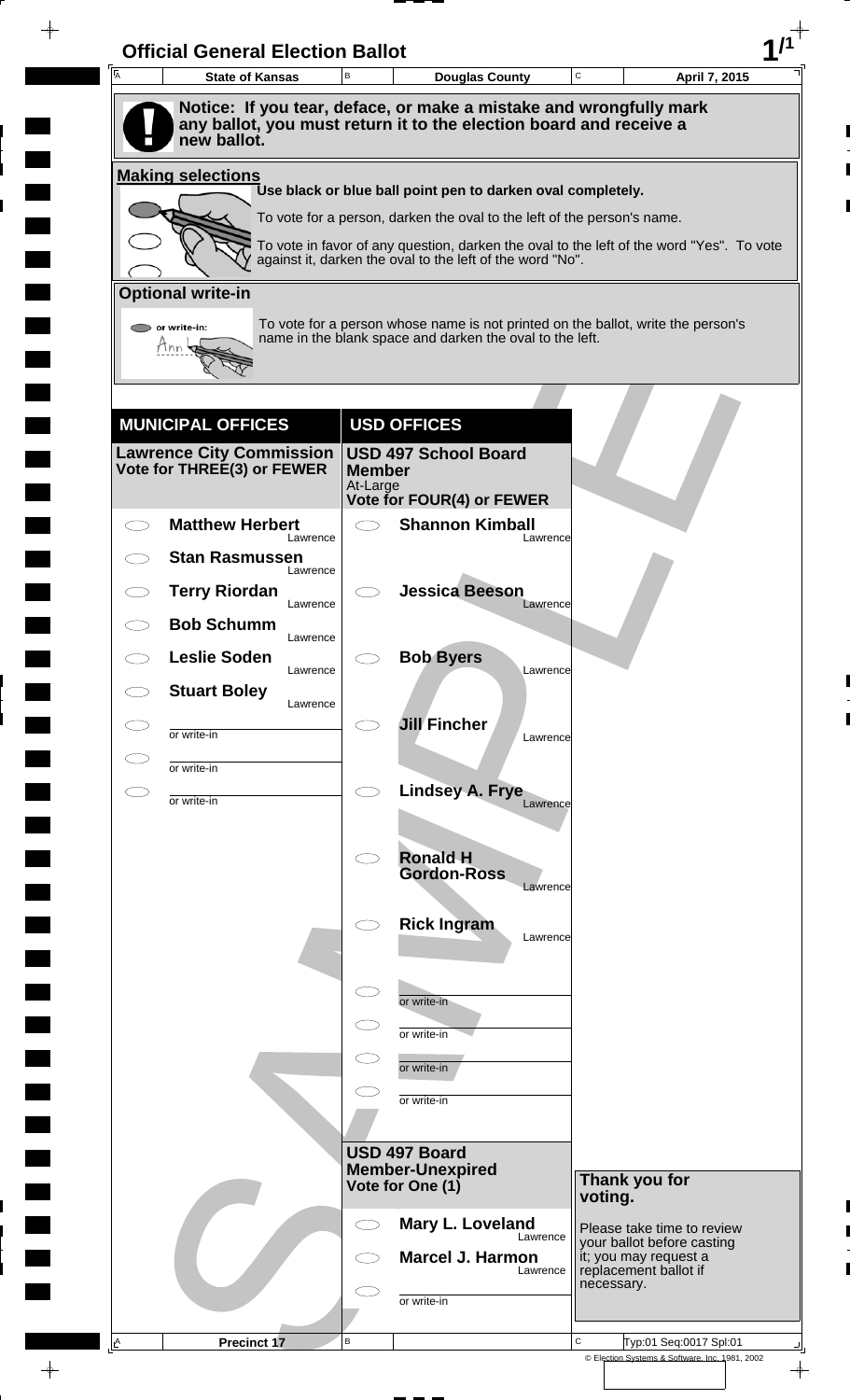# Official General Election Ballot

| State of Kansas | Douglas County | April 7, 2015 |
|---|---|---|

**Notice: If you tear, deface, or make a mistake and wrongfully mark any ballot, you must return it to the election board and receive a new ballot.**

## Making selections

**Use black or blue ball point pen to darken oval completely.**

To vote for a person, darken the oval to the left of the person's name.

To vote in favor of any question, darken the oval to the left of the word "Yes". To vote against it, darken the oval to the left of the word "No".

## Optional write-in

To vote for a person whose name is not printed on the ballot, write the person's name in the blank space and darken the oval to the left.

## MUNICIPAL OFFICES

### Lawrence City Commission
**Vote for THREE(3) or FEWER**

- Matthew Herbert — Lawrence
- Stan Rasmussen — Lawrence
- Terry Riordan — Lawrence
- Bob Schumm — Lawrence
- Leslie Soden — Lawrence
- Stuart Boley — Lawrence
- or write-in
- or write-in
- or write-in

## USD OFFICES

### USD 497 School Board Member
At-Large
**Vote for FOUR(4) or FEWER**

- Shannon Kimball — Lawrence
- Jessica Beeson — Lawrence
- Bob Byers — Lawrence
- Jill Fincher — Lawrence
- Lindsey A. Frye — Lawrence
- Ronald H Gordon-Ross — Lawrence
- Rick Ingram — Lawrence
- or write-in
- or write-in
- or write-in
- or write-in

### USD 497 Board Member-Unexpired
**Vote for One (1)**

- Mary L. Loveland — Lawrence
- Marcel J. Harmon — Lawrence
- or write-in

**Thank you for voting.**

Please take time to review your ballot before casting it; you may request a replacement ballot if necessary.

Precinct 17

Typ:01 Seq:0017 Spl:01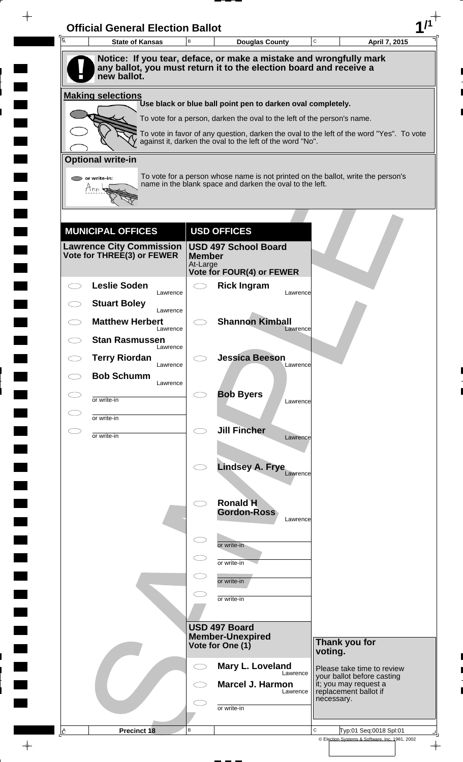# Official General Election Ballot

| State of Kansas | Douglas County | April 7, 2015 |
|---|---|---|

**Notice: If you tear, deface, or make a mistake and wrongfully mark any ballot, you must return it to the election board and receive a new ballot.**

## Making selections

**Use black or blue ball point pen to darken oval completely.**

To vote for a person, darken the oval to the left of the person's name.

To vote in favor of any question, darken the oval to the left of the word "Yes". To vote against it, darken the oval to the left of the word "No".

## Optional write-in

To vote for a person whose name is not printed on the ballot, write the person's name in the blank space and darken the oval to the left.

## MUNICIPAL OFFICES

### Lawrence City Commission
**Vote for THREE(3) or FEWER**

- **Leslie Soden** — Lawrence
- **Stuart Boley** — Lawrence
- **Matthew Herbert** — Lawrence
- **Stan Rasmussen** — Lawrence
- **Terry Riordan** — Lawrence
- **Bob Schumm** — Lawrence
- or write-in
- or write-in
- or write-in

## USD OFFICES

### USD 497 School Board Member
At-Large
**Vote for FOUR(4) or FEWER**

- **Rick Ingram** — Lawrence
- **Shannon Kimball** — Lawrence
- **Jessica Beeson** — Lawrence
- **Bob Byers** — Lawrence
- **Jill Fincher** — Lawrence
- **Lindsey A. Frye** — Lawrence
- **Ronald H Gordon-Ross** — Lawrence
- or write-in
- or write-in
- or write-in
- or write-in

### USD 497 Board Member-Unexpired
**Vote for One (1)**

- **Mary L. Loveland** — Lawrence
- **Marcel J. Harmon** — Lawrence
- or write-in

**Thank you for voting.**

Please take time to review your ballot before casting it; you may request a replacement ballot if necessary.

Precinct 18

Typ:01 Seq:0018 Spl:01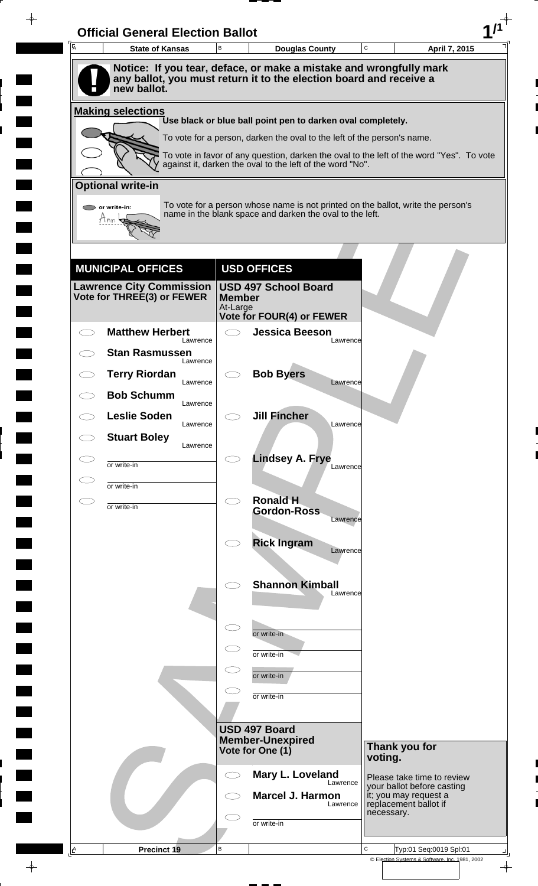# Official General Election Ballot

| A State of Kansas | B Douglas County | C April 7, 2015 |
|---|---|---|

**Notice: If you tear, deface, or make a mistake and wrongfully mark any ballot, you must return it to the election board and receive a new ballot.**

## Making selections

Use black or blue ball point pen to darken oval completely.

To vote for a person, darken the oval to the left of the person's name.

To vote in favor of any question, darken the oval to the left of the word "Yes". To vote against it, darken the oval to the left of the word "No".

## Optional write-in

To vote for a person whose name is not printed on the ballot, write the person's name in the blank space and darken the oval to the left.

## MUNICIPAL OFFICES

### Lawrence City Commission
**Vote for THREE(3) or FEWER**

- ◯ **Matthew Herbert** — Lawrence
- ◯ **Stan Rasmussen** — Lawrence
- ◯ **Terry Riordan** — Lawrence
- ◯ **Bob Schumm** — Lawrence
- ◯ **Leslie Soden** — Lawrence
- ◯ **Stuart Boley** — Lawrence
- ◯ ________ or write-in
- ◯ ________ or write-in
- ◯ ________ or write-in

## USD OFFICES

### USD 497 School Board Member
At-Large
**Vote for FOUR(4) or FEWER**

- ◯ **Jessica Beeson** — Lawrence
- ◯ **Bob Byers** — Lawrence
- ◯ **Jill Fincher** — Lawrence
- ◯ **Lindsey A. Frye** — Lawrence
- ◯ **Ronald H Gordon-Ross** — Lawrence
- ◯ **Rick Ingram** — Lawrence
- ◯ **Shannon Kimball** — Lawrence
- ◯ ________ or write-in
- ◯ ________ or write-in
- ◯ ________ or write-in
- ◯ ________ or write-in

### USD 497 Board Member-Unexpired
**Vote for One (1)**

- ◯ **Mary L. Loveland** — Lawrence
- ◯ **Marcel J. Harmon** — Lawrence
- ◯ ________ or write-in

**Thank you for voting.**

Please take time to review your ballot before casting it; you may request a replacement ballot if necessary.

| A Precinct 19 | B | C Typ:01 Seq:0019 Spl:01 |
|---|---|---|

© Election Systems & Software, Inc. 1981, 2002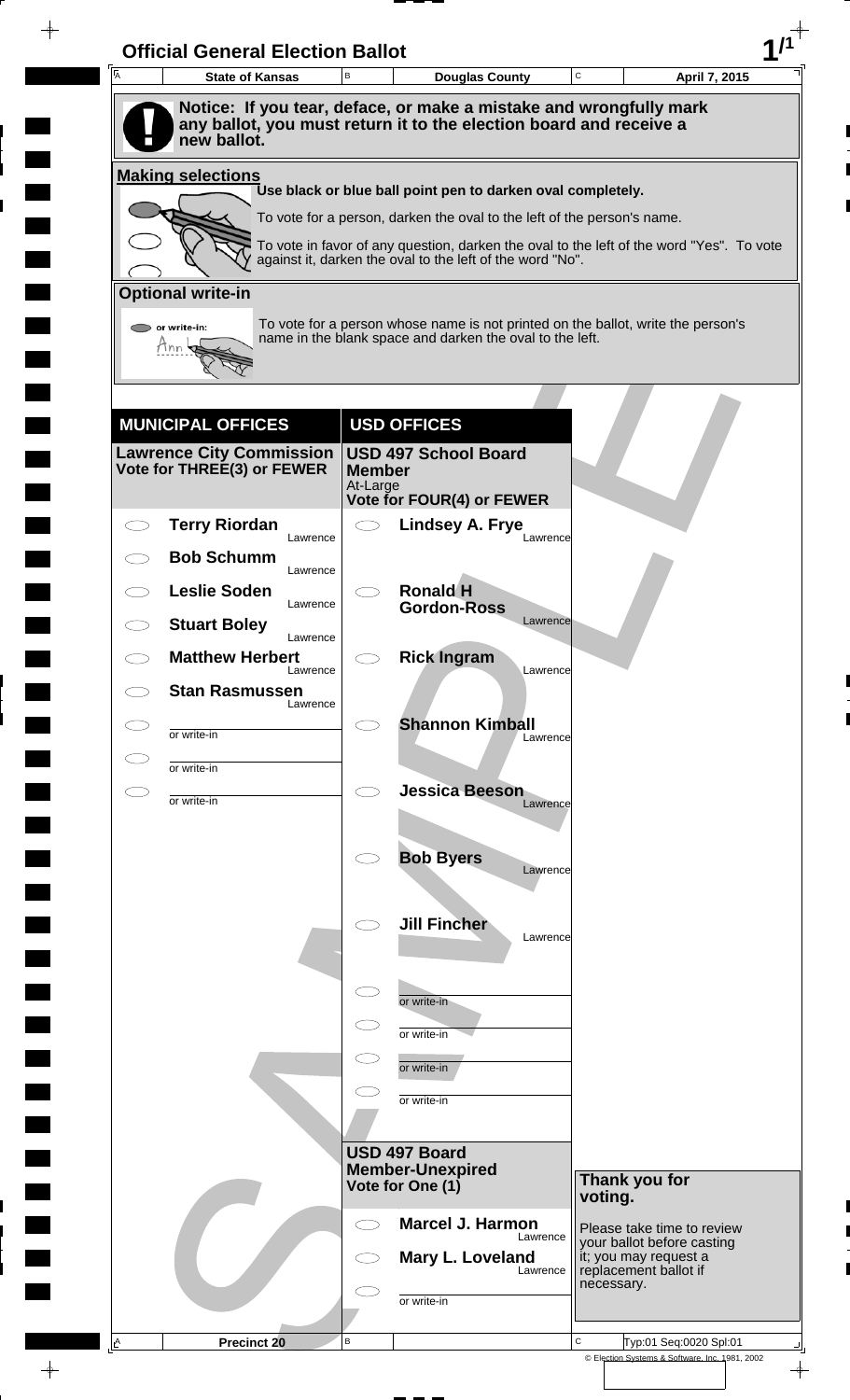# Official General Election Ballot

**State of Kansas** | **Douglas County** | **April 7, 2015**

**Notice: If you tear, deface, or make a mistake and wrongfully mark any ballot, you must return it to the election board and receive a new ballot.**

## Making selections

**Use black or blue ball point pen to darken oval completely.**

To vote for a person, darken the oval to the left of the person's name.

To vote in favor of any question, darken the oval to the left of the word "Yes". To vote against it, darken the oval to the left of the word "No".

## Optional write-in

or write-in: Ann

To vote for a person whose name is not printed on the ballot, write the person's name in the blank space and darken the oval to the left.

## MUNICIPAL OFFICES

### Lawrence City Commission
**Vote for THREE(3) or FEWER**

- ◯ **Terry Riordan** — Lawrence
- ◯ **Bob Schumm** — Lawrence
- ◯ **Leslie Soden** — Lawrence
- ◯ **Stuart Boley** — Lawrence
- ◯ **Matthew Herbert** — Lawrence
- ◯ **Stan Rasmussen** — Lawrence
- ◯ or write-in ________
- ◯ or write-in ________
- ◯ or write-in ________

## USD OFFICES

### USD 497 School Board Member
At-Large
**Vote for FOUR(4) or FEWER**

- ◯ **Lindsey A. Frye** — Lawrence
- ◯ **Ronald H Gordon-Ross** — Lawrence
- ◯ **Rick Ingram** — Lawrence
- ◯ **Shannon Kimball** — Lawrence
- ◯ **Jessica Beeson** — Lawrence
- ◯ **Bob Byers** — Lawrence
- ◯ **Jill Fincher** — Lawrence
- ◯ or write-in ________
- ◯ or write-in ________
- ◯ or write-in ________
- ◯ or write-in ________

### USD 497 Board Member-Unexpired
**Vote for One (1)**

- ◯ **Marcel J. Harmon** — Lawrence
- ◯ **Mary L. Loveland** — Lawrence
- ◯ or write-in ________

**Thank you for voting.**

Please take time to review your ballot before casting it; you may request a replacement ballot if necessary.

**Precinct 20**

Typ:01 Seq:0020 Spl:01

© Election Systems & Software, Inc. 1981, 2002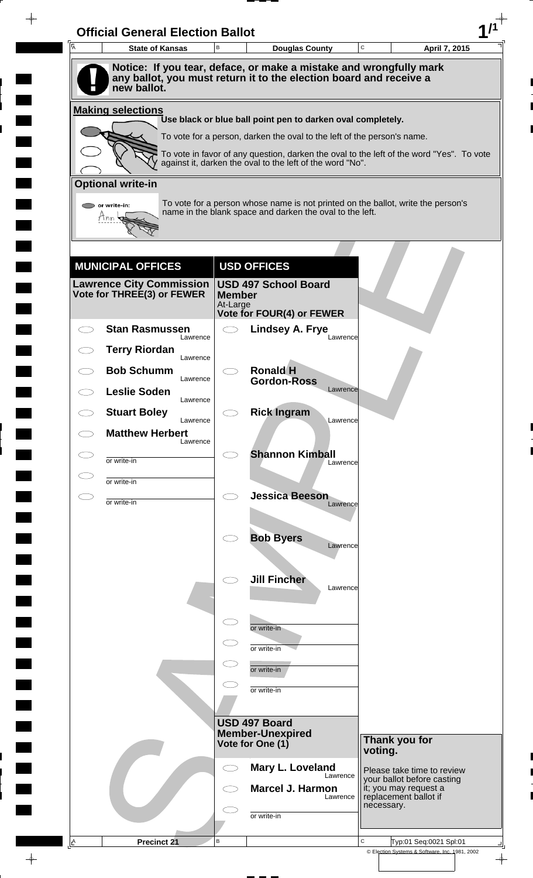# Official General Election Ballot

| A State of Kansas | B Douglas County | C April 7, 2015 |
|---|---|---|

**Notice: If you tear, deface, or make a mistake and wrongfully mark any ballot, you must return it to the election board and receive a new ballot.**

## Making selections

**Use black or blue ball point pen to darken oval completely.**

To vote for a person, darken the oval to the left of the person's name.

To vote in favor of any question, darken the oval to the left of the word "Yes". To vote against it, darken the oval to the left of the word "No".

## Optional write-in

To vote for a person whose name is not printed on the ballot, write the person's name in the blank space and darken the oval to the left.

## MUNICIPAL OFFICES

### Lawrence City Commission
**Vote for THREE(3) or FEWER**

- ⬭ **Stan Rasmussen** — Lawrence
- ⬭ **Terry Riordan** — Lawrence
- ⬭ **Bob Schumm** — Lawrence
- ⬭ **Leslie Soden** — Lawrence
- ⬭ **Stuart Boley** — Lawrence
- ⬭ **Matthew Herbert** — Lawrence
- ⬭ or write-in ________
- ⬭ or write-in ________
- ⬭ or write-in ________

## USD OFFICES

### USD 497 School Board Member
At-Large
**Vote for FOUR(4) or FEWER**

- ⬭ **Lindsey A. Frye** — Lawrence
- ⬭ **Ronald H Gordon-Ross** — Lawrence
- ⬭ **Rick Ingram** — Lawrence
- ⬭ **Shannon Kimball** — Lawrence
- ⬭ **Jessica Beeson** — Lawrence
- ⬭ **Bob Byers** — Lawrence
- ⬭ **Jill Fincher** — Lawrence
- ⬭ or write-in ________
- ⬭ or write-in ________
- ⬭ or write-in ________
- ⬭ or write-in ________

### USD 497 Board Member-Unexpired
**Vote for One (1)**

- ⬭ **Mary L. Loveland** — Lawrence
- ⬭ **Marcel J. Harmon** — Lawrence
- ⬭ or write-in ________

**Thank you for voting.**

Please take time to review your ballot before casting it; you may request a replacement ballot if necessary.

| A Precinct 21 | B | C Typ:01 Seq:0021 Spl:01 |
|---|---|---|

© Election Systems & Software, Inc. 1981, 2002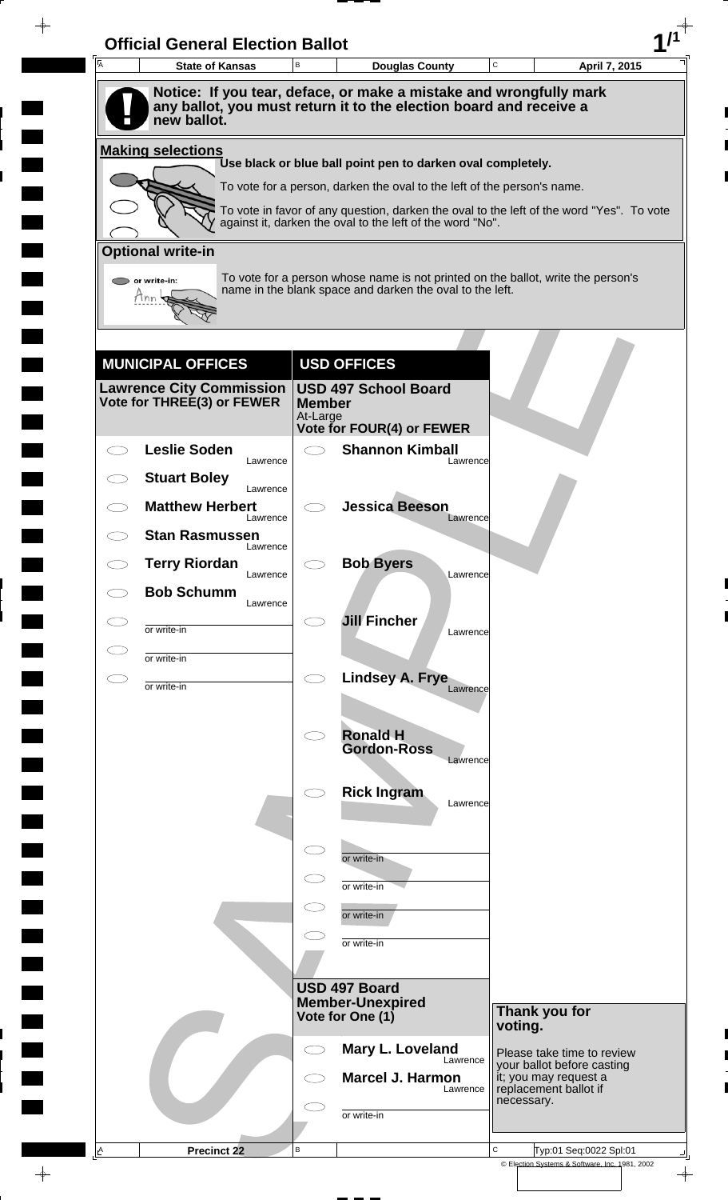# Official General Election Ballot

| State of Kansas | Douglas County | April 7, 2015 |
|---|---|---|

**Notice: If you tear, deface, or make a mistake and wrongfully mark any ballot, you must return it to the election board and receive a new ballot.**

## Making selections

Use black or blue ball point pen to darken oval completely.

To vote for a person, darken the oval to the left of the person's name.

To vote in favor of any question, darken the oval to the left of the word "Yes". To vote against it, darken the oval to the left of the word "No".

## Optional write-in

To vote for a person whose name is not printed on the ballot, write the person's name in the blank space and darken the oval to the left.

## MUNICIPAL OFFICES

### Lawrence City Commission
**Vote for THREE(3) or FEWER**

- **Leslie Soden** — Lawrence
- **Stuart Boley** — Lawrence
- **Matthew Herbert** — Lawrence
- **Stan Rasmussen** — Lawrence
- **Terry Riordan** — Lawrence
- **Bob Schumm** — Lawrence
- or write-in
- or write-in
- or write-in

## USD OFFICES

### USD 497 School Board Member
At-Large
**Vote for FOUR(4) or FEWER**

- **Shannon Kimball** — Lawrence
- **Jessica Beeson** — Lawrence
- **Bob Byers** — Lawrence
- **Jill Fincher** — Lawrence
- **Lindsey A. Frye** — Lawrence
- **Ronald H Gordon-Ross** — Lawrence
- **Rick Ingram** — Lawrence
- or write-in
- or write-in
- or write-in
- or write-in

### USD 497 Board Member-Unexpired
**Vote for One (1)**

- **Mary L. Loveland** — Lawrence
- **Marcel J. Harmon** — Lawrence
- or write-in

**Thank you for voting.**

Please take time to review your ballot before casting it; you may request a replacement ballot if necessary.

Precinct 22

Typ:01 Seq:0022 Spl:01

© Election Systems & Software, Inc. 1981, 2002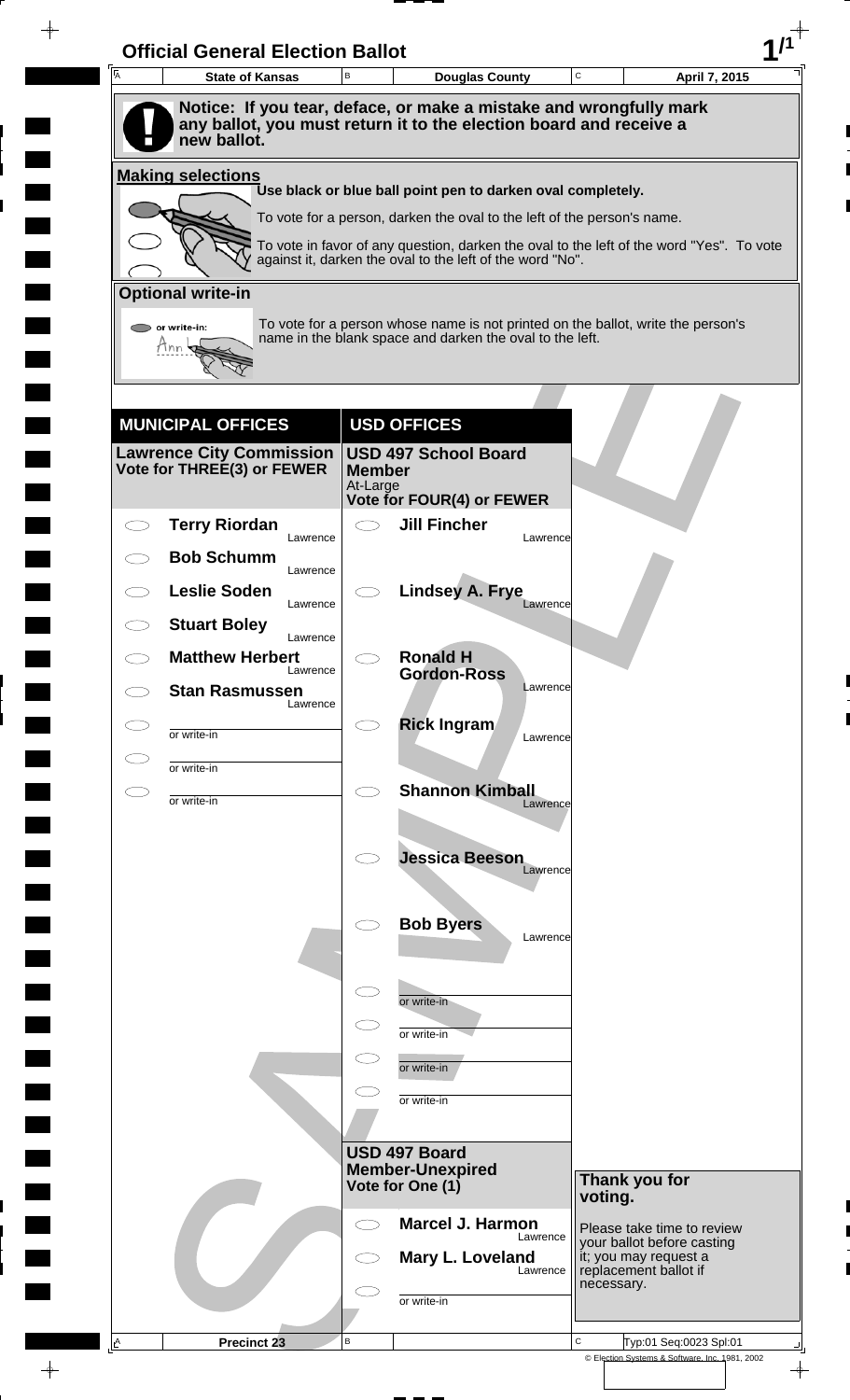# Official General Election Ballot

| State of Kansas | Douglas County | April 7, 2015 |
|---|---|---|

**Notice: If you tear, deface, or make a mistake and wrongfully mark any ballot, you must return it to the election board and receive a new ballot.**

**Making selections**

**Use black or blue ball point pen to darken oval completely.**

To vote for a person, darken the oval to the left of the person's name.

To vote in favor of any question, darken the oval to the left of the word "Yes". To vote against it, darken the oval to the left of the word "No".

**Optional write-in**

To vote for a person whose name is not printed on the ballot, write the person's name in the blank space and darken the oval to the left.

## MUNICIPAL OFFICES

### Lawrence City Commission
**Vote for THREE(3) or FEWER**

- **Terry Riordan** Lawrence
- **Bob Schumm** Lawrence
- **Leslie Soden** Lawrence
- **Stuart Boley** Lawrence
- **Matthew Herbert** Lawrence
- **Stan Rasmussen** Lawrence
- or write-in
- or write-in
- or write-in

## USD OFFICES

### USD 497 School Board Member
At-Large
**Vote for FOUR(4) or FEWER**

- **Jill Fincher** Lawrence
- **Lindsey A. Frye** Lawrence
- **Ronald H Gordon-Ross** Lawrence
- **Rick Ingram** Lawrence
- **Shannon Kimball** Lawrence
- **Jessica Beeson** Lawrence
- **Bob Byers** Lawrence
- or write-in
- or write-in
- or write-in
- or write-in

### USD 497 Board Member-Unexpired
**Vote for One (1)**

- **Marcel J. Harmon** Lawrence
- **Mary L. Loveland** Lawrence
- or write-in

**Thank you for voting.**

Please take time to review your ballot before casting it; you may request a replacement ballot if necessary.

Precinct 23

Typ:01 Seq:0023 Spl:01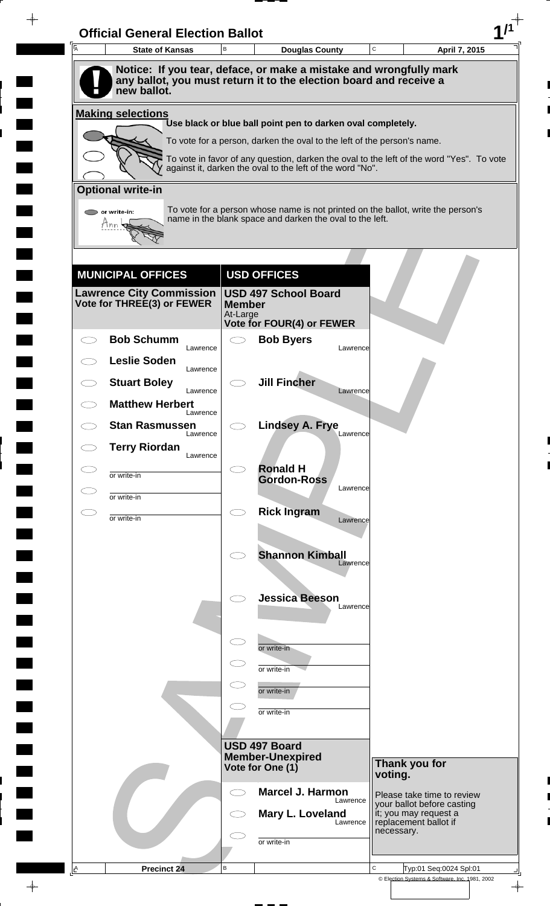# Official General Election Ballot

| State of Kansas | Douglas County | April 7, 2015 |
|---|---|---|

**Notice: If you tear, deface, or make a mistake and wrongfully mark any ballot, you must return it to the election board and receive a new ballot.**

## Making selections

Use black or blue ball point pen to darken oval completely.

To vote for a person, darken the oval to the left of the person's name.

To vote in favor of any question, darken the oval to the left of the word "Yes". To vote against it, darken the oval to the left of the word "No".

## Optional write-in

To vote for a person whose name is not printed on the ballot, write the person's name in the blank space and darken the oval to the left.

## MUNICIPAL OFFICES

### Lawrence City Commission
Vote for THREE(3) or FEWER

- ⬭ **Bob Schumm** — Lawrence
- ⬭ **Leslie Soden** — Lawrence
- ⬭ **Stuart Boley** — Lawrence
- ⬭ **Matthew Herbert** — Lawrence
- ⬭ **Stan Rasmussen** — Lawrence
- ⬭ **Terry Riordan** — Lawrence
- ⬭ or write-in ________
- ⬭ or write-in ________
- ⬭ or write-in ________

## USD OFFICES

### USD 497 School Board Member
At-Large
Vote for FOUR(4) or FEWER

- ⬭ **Bob Byers** — Lawrence
- ⬭ **Jill Fincher** — Lawrence
- ⬭ **Lindsey A. Frye** — Lawrence
- ⬭ **Ronald H Gordon-Ross** — Lawrence
- ⬭ **Rick Ingram** — Lawrence
- ⬭ **Shannon Kimball** — Lawrence
- ⬭ **Jessica Beeson** — Lawrence
- ⬭ or write-in ________
- ⬭ or write-in ________
- ⬭ or write-in ________
- ⬭ or write-in ________

### USD 497 Board Member-Unexpired
Vote for One (1)

- ⬭ **Marcel J. Harmon** — Lawrence
- ⬭ **Mary L. Loveland** — Lawrence
- ⬭ or write-in ________

**Thank you for voting.**

Please take time to review your ballot before casting it; you may request a replacement ballot if necessary.

Precinct 24

Typ:01 Seq:0024 Spl:01

© Election Systems & Software, Inc. 1981, 2002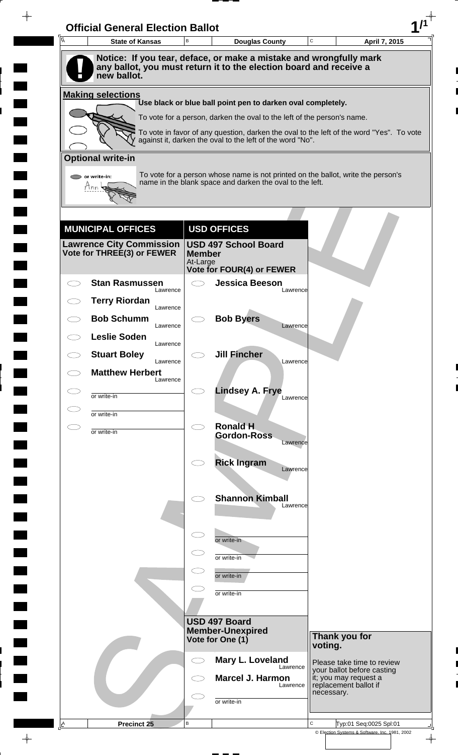# Official General Election Ballot

| State of Kansas | Douglas County | April 7, 2015 |
| --- | --- | --- |

**Notice: If you tear, deface, or make a mistake and wrongfully mark any ballot, you must return it to the election board and receive a new ballot.**

## Making selections

Use black or blue ball point pen to darken oval completely.

To vote for a person, darken the oval to the left of the person's name.

To vote in favor of any question, darken the oval to the left of the word "Yes". To vote against it, darken the oval to the left of the word "No".

## Optional write-in

To vote for a person whose name is not printed on the ballot, write the person's name in the blank space and darken the oval to the left.

## MUNICIPAL OFFICES

### Lawrence City Commission
**Vote for THREE(3) or FEWER**

- **Stan Rasmussen** — Lawrence
- **Terry Riordan** — Lawrence
- **Bob Schumm** — Lawrence
- **Leslie Soden** — Lawrence
- **Stuart Boley** — Lawrence
- **Matthew Herbert** — Lawrence
- or write-in
- or write-in
- or write-in

## USD OFFICES

### USD 497 School Board Member
At-Large
**Vote for FOUR(4) or FEWER**

- **Jessica Beeson** — Lawrence
- **Bob Byers** — Lawrence
- **Jill Fincher** — Lawrence
- **Lindsey A. Frye** — Lawrence
- **Ronald H Gordon-Ross** — Lawrence
- **Rick Ingram** — Lawrence
- **Shannon Kimball** — Lawrence
- or write-in
- or write-in
- or write-in
- or write-in

### USD 497 Board Member-Unexpired
**Vote for One (1)**

- **Mary L. Loveland** — Lawrence
- **Marcel J. Harmon** — Lawrence
- or write-in

**Thank you for voting.**

Please take time to review your ballot before casting it; you may request a replacement ballot if necessary.

Precinct 25

Typ:01 Seq:0025 Spl:01

© Election Systems & Software, Inc. 1981, 2002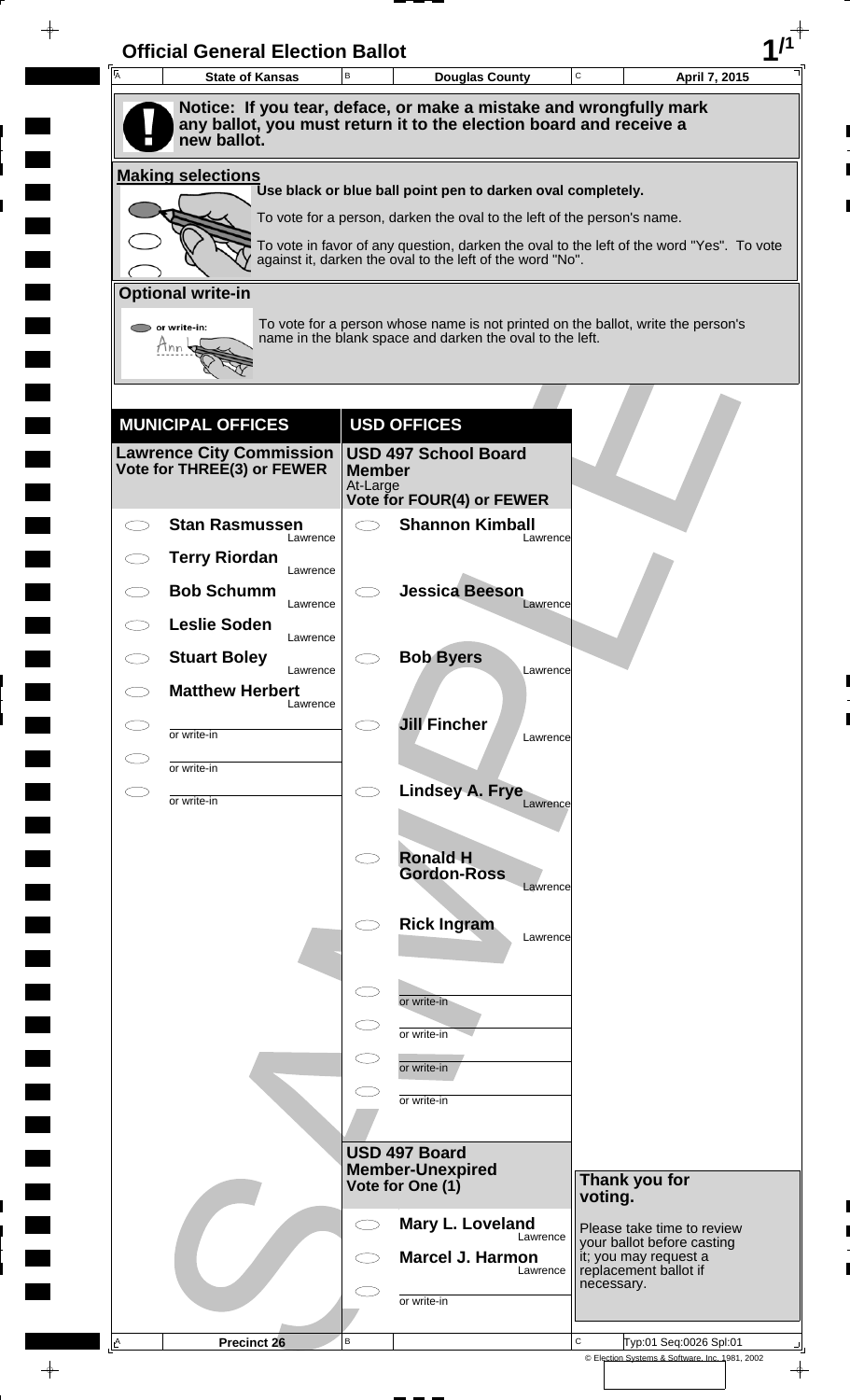# Official General Election Ballot

| State of Kansas | Douglas County | April 7, 2015 |
|---|---|---|

**Notice: If you tear, deface, or make a mistake and wrongfully mark any ballot, you must return it to the election board and receive a new ballot.**

## Making selections

**Use black or blue ball point pen to darken oval completely.**

To vote for a person, darken the oval to the left of the person's name.

To vote in favor of any question, darken the oval to the left of the word "Yes". To vote against it, darken the oval to the left of the word "No".

## Optional write-in

To vote for a person whose name is not printed on the ballot, write the person's name in the blank space and darken the oval to the left.

## MUNICIPAL OFFICES

### Lawrence City Commission
**Vote for THREE(3) or FEWER**

- ⬭ **Stan Rasmussen** — Lawrence
- ⬭ **Terry Riordan** — Lawrence
- ⬭ **Bob Schumm** — Lawrence
- ⬭ **Leslie Soden** — Lawrence
- ⬭ **Stuart Boley** — Lawrence
- ⬭ **Matthew Herbert** — Lawrence
- ⬭ ________ or write-in
- ⬭ ________ or write-in
- ⬭ ________ or write-in

## USD OFFICES

### USD 497 School Board Member
At-Large
**Vote for FOUR(4) or FEWER**

- ⬭ **Shannon Kimball** — Lawrence
- ⬭ **Jessica Beeson** — Lawrence
- ⬭ **Bob Byers** — Lawrence
- ⬭ **Jill Fincher** — Lawrence
- ⬭ **Lindsey A. Frye** — Lawrence
- ⬭ **Ronald H Gordon-Ross** — Lawrence
- ⬭ **Rick Ingram** — Lawrence
- ⬭ ________ or write-in
- ⬭ ________ or write-in
- ⬭ ________ or write-in
- ⬭ ________ or write-in

### USD 497 Board Member-Unexpired
**Vote for One (1)**

- ⬭ **Mary L. Loveland** — Lawrence
- ⬭ **Marcel J. Harmon** — Lawrence
- ⬭ ________ or write-in

**Thank you for voting.**

Please take time to review your ballot before casting it; you may request a replacement ballot if necessary.

Precinct 26

Typ:01 Seq:0026 Spl:01

© Election Systems & Software, Inc. 1981, 2002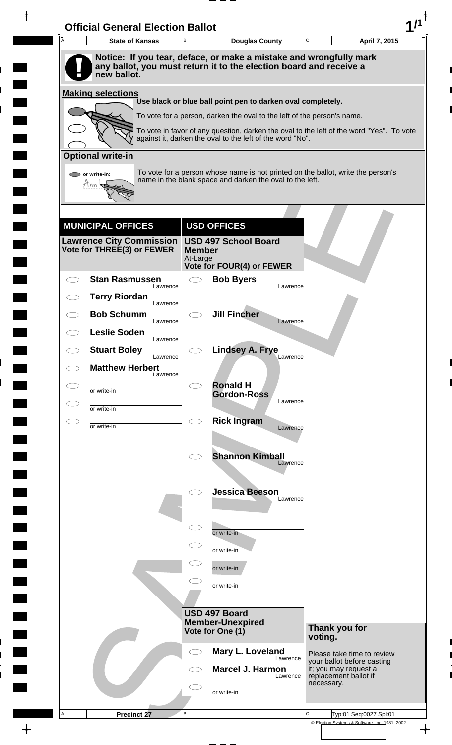# Official General Election Ballot

| State of Kansas | Douglas County | April 7, 2015 |
|---|---|---|

**Notice: If you tear, deface, or make a mistake and wrongfully mark any ballot, you must return it to the election board and receive a new ballot.**

## Making selections

Use black or blue ball point pen to darken oval completely.

To vote for a person, darken the oval to the left of the person's name.

To vote in favor of any question, darken the oval to the left of the word "Yes". To vote against it, darken the oval to the left of the word "No".

## Optional write-in

To vote for a person whose name is not printed on the ballot, write the person's name in the blank space and darken the oval to the left.

## MUNICIPAL OFFICES

### Lawrence City Commission
Vote for THREE(3) or FEWER

- **Stan Rasmussen** — Lawrence
- **Terry Riordan** — Lawrence
- **Bob Schumm** — Lawrence
- **Leslie Soden** — Lawrence
- **Stuart Boley** — Lawrence
- **Matthew Herbert** — Lawrence
- or write-in
- or write-in
- or write-in

## USD OFFICES

### USD 497 School Board Member
At-Large
Vote for FOUR(4) or FEWER

- **Bob Byers** — Lawrence
- **Jill Fincher** — Lawrence
- **Lindsey A. Frye** — Lawrence
- **Ronald H Gordon-Ross** — Lawrence
- **Rick Ingram** — Lawrence
- **Shannon Kimball** — Lawrence
- **Jessica Beeson** — Lawrence
- or write-in
- or write-in
- or write-in
- or write-in

### USD 497 Board Member-Unexpired
Vote for One (1)

- **Mary L. Loveland** — Lawrence
- **Marcel J. Harmon** — Lawrence
- or write-in

**Thank you for voting.**

Please take time to review your ballot before casting it; you may request a replacement ballot if necessary.

Precinct 27

Typ:01 Seq:0027 Spl:01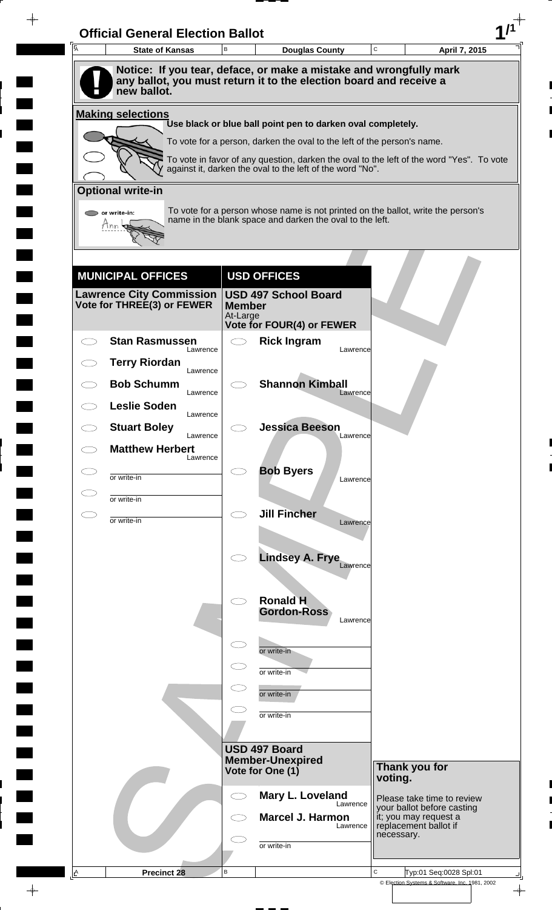# Official General Election Ballot

| State of Kansas | Douglas County | April 7, 2015 |
|---|---|---|

**Notice: If you tear, deface, or make a mistake and wrongfully mark any ballot, you must return it to the election board and receive a new ballot.**

## Making selections

Use black or blue ball point pen to darken oval completely.

To vote for a person, darken the oval to the left of the person's name.

To vote in favor of any question, darken the oval to the left of the word "Yes". To vote against it, darken the oval to the left of the word "No".

## Optional write-in

To vote for a person whose name is not printed on the ballot, write the person's name in the blank space and darken the oval to the left.

## MUNICIPAL OFFICES

### Lawrence City Commission
**Vote for THREE(3) or FEWER**

- Stan Rasmussen — Lawrence
- Terry Riordan — Lawrence
- Bob Schumm — Lawrence
- Leslie Soden — Lawrence
- Stuart Boley — Lawrence
- Matthew Herbert — Lawrence
- or write-in
- or write-in
- or write-in

## USD OFFICES

### USD 497 School Board Member
At-Large
**Vote for FOUR(4) or FEWER**

- Rick Ingram — Lawrence
- Shannon Kimball — Lawrence
- Jessica Beeson — Lawrence
- Bob Byers — Lawrence
- Jill Fincher — Lawrence
- Lindsey A. Frye — Lawrence
- Ronald H Gordon-Ross — Lawrence
- or write-in
- or write-in
- or write-in
- or write-in

### USD 497 Board Member-Unexpired
**Vote for One (1)**

- Mary L. Loveland — Lawrence
- Marcel J. Harmon — Lawrence
- or write-in

**Thank you for voting.**

Please take time to review your ballot before casting it; you may request a replacement ballot if necessary.

Precinct 28

Typ:01 Seq:0028 Spl:01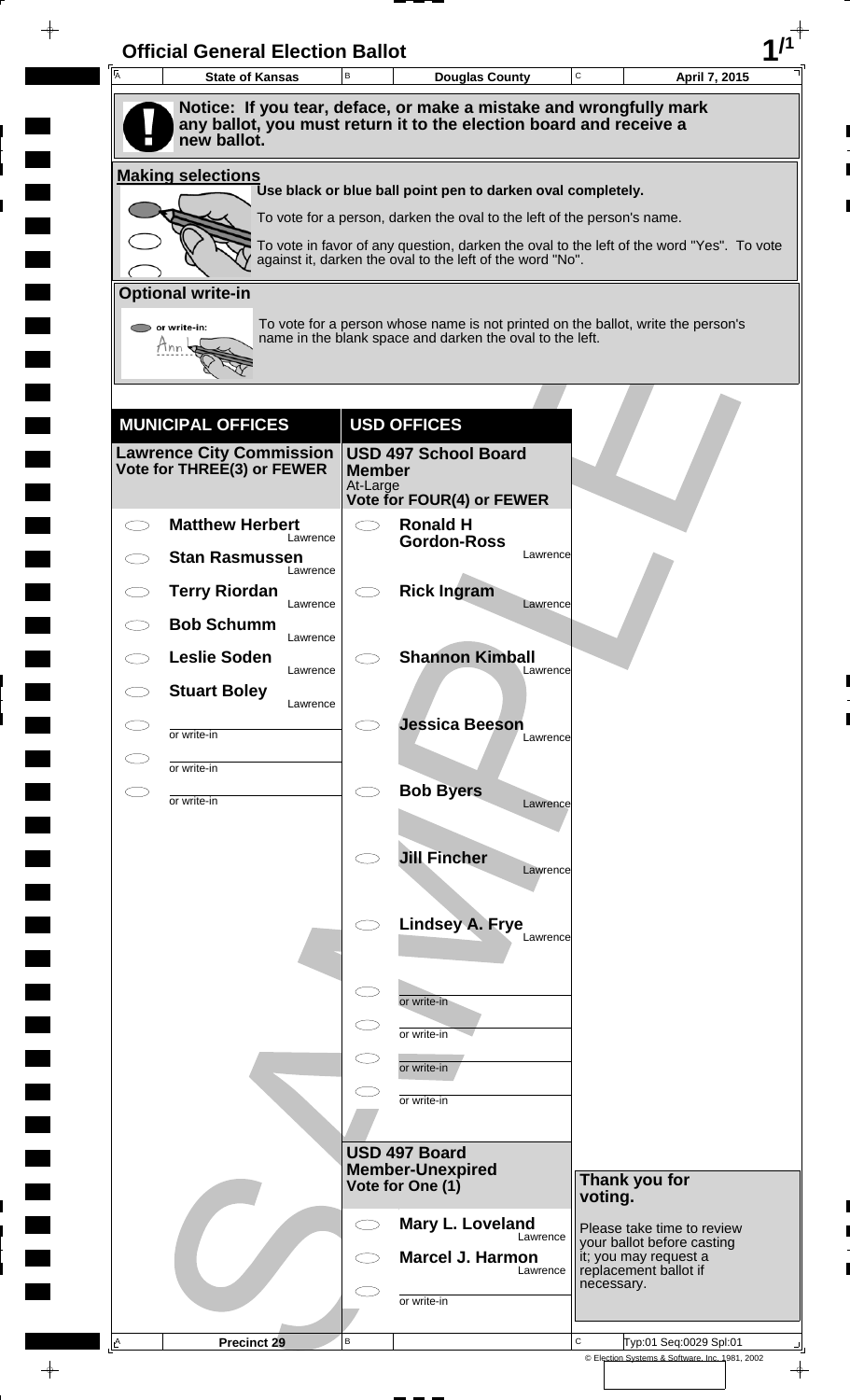# Official General Election Ballot

| A | State of Kansas | B | Douglas County | C | April 7, 2015 |
|---|---|---|---|---|---|

**Notice: If you tear, deface, or make a mistake and wrongfully mark any ballot, you must return it to the election board and receive a new ballot.**

## Making selections

Use black or blue ball point pen to darken oval completely.

To vote for a person, darken the oval to the left of the person's name.

To vote in favor of any question, darken the oval to the left of the word "Yes". To vote against it, darken the oval to the left of the word "No".

## Optional write-in

or write-in:

To vote for a person whose name is not printed on the ballot, write the person's name in the blank space and darken the oval to the left.

## MUNICIPAL OFFICES

### Lawrence City Commission
**Vote for THREE(3) or FEWER**

- Matthew Herbert — Lawrence
- Stan Rasmussen — Lawrence
- Terry Riordan — Lawrence
- Bob Schumm — Lawrence
- Leslie Soden — Lawrence
- Stuart Boley — Lawrence
- or write-in
- or write-in
- or write-in

## USD OFFICES

### USD 497 School Board Member
At-Large
**Vote for FOUR(4) or FEWER**

- Ronald H Gordon-Ross — Lawrence
- Rick Ingram — Lawrence
- Shannon Kimball — Lawrence
- Jessica Beeson — Lawrence
- Bob Byers — Lawrence
- Jill Fincher — Lawrence
- Lindsey A. Frye — Lawrence
- or write-in
- or write-in
- or write-in
- or write-in

### USD 497 Board Member-Unexpired
**Vote for One (1)**

- Mary L. Loveland — Lawrence
- Marcel J. Harmon — Lawrence
- or write-in

**Thank you for voting.**

Please take time to review your ballot before casting it; you may request a replacement ballot if necessary.

| A | Precinct 29 | B | | C | Typ:01 Seq:0029 Spl:01 |
|---|---|---|---|---|---|

© Election Systems & Software, Inc. 1981, 2002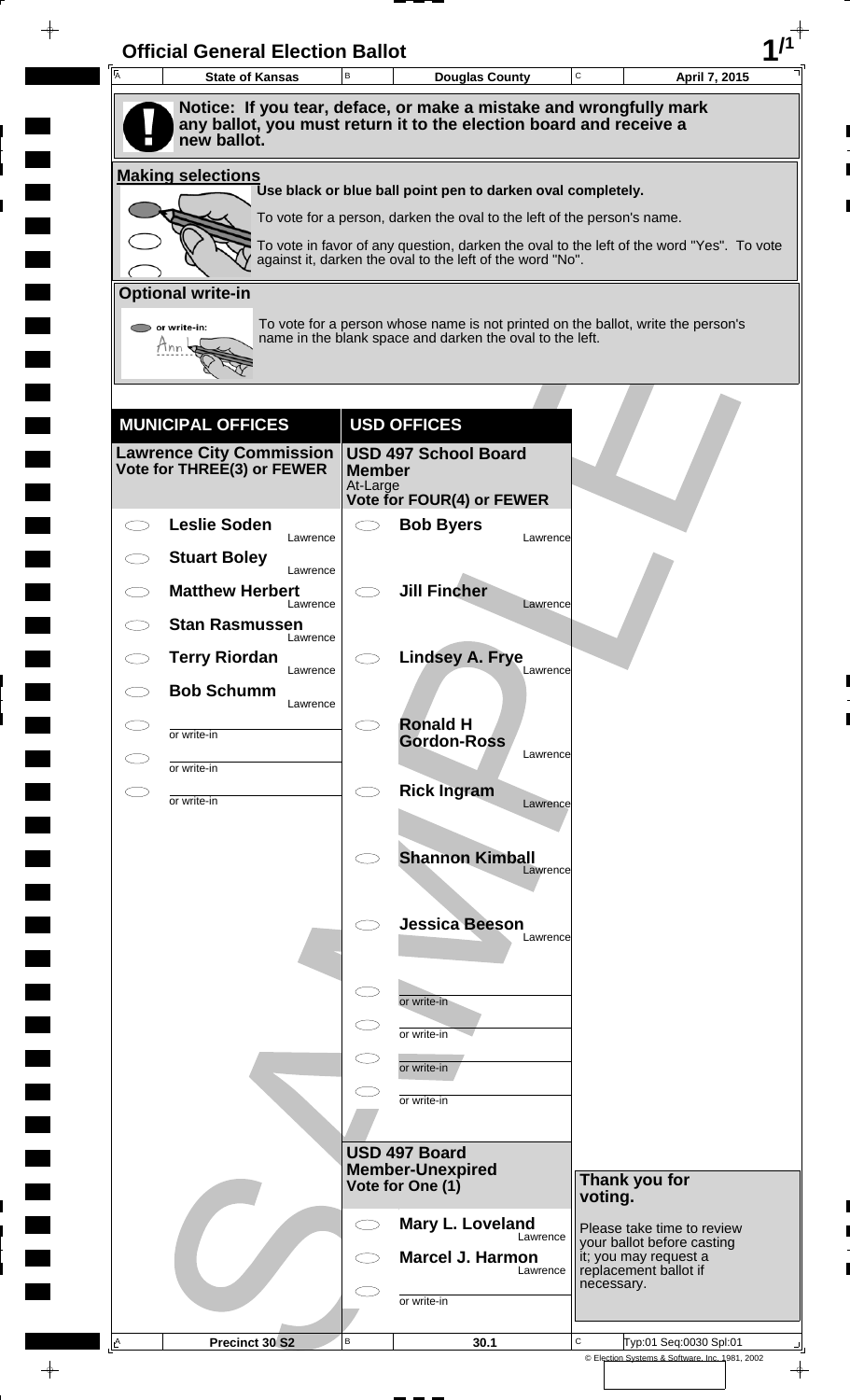# Official General Election Ballot

| State of Kansas | Douglas County | April 7, 2015 |
|---|---|---|

**Notice: If you tear, deface, or make a mistake and wrongfully mark any ballot, you must return it to the election board and receive a new ballot.**

**Making selections**

Use black or blue ball point pen to darken oval completely.

To vote for a person, darken the oval to the left of the person's name.

To vote in favor of any question, darken the oval to the left of the word "Yes". To vote against it, darken the oval to the left of the word "No".

**Optional write-in**

To vote for a person whose name is not printed on the ballot, write the person's name in the blank space and darken the oval to the left.

## MUNICIPAL OFFICES

### Lawrence City Commission
**Vote for THREE(3) or FEWER**

- Leslie Soden — Lawrence
- Stuart Boley — Lawrence
- Matthew Herbert — Lawrence
- Stan Rasmussen — Lawrence
- Terry Riordan — Lawrence
- Bob Schumm — Lawrence
- or write-in
- or write-in
- or write-in

## USD OFFICES

### USD 497 School Board Member
At-Large
**Vote for FOUR(4) or FEWER**

- Bob Byers — Lawrence
- Jill Fincher — Lawrence
- Lindsey A. Frye — Lawrence
- Ronald H Gordon-Ross — Lawrence
- Rick Ingram — Lawrence
- Shannon Kimball — Lawrence
- Jessica Beeson — Lawrence
- or write-in
- or write-in
- or write-in
- or write-in

### USD 497 Board Member-Unexpired
**Vote for One (1)**

- Mary L. Loveland — Lawrence
- Marcel J. Harmon — Lawrence
- or write-in

**Thank you for voting.**

Please take time to review your ballot before casting it; you may request a replacement ballot if necessary.

| Precinct 30 S2 | 30.1 | Typ:01 Seq:0030 Spl:01 |
|---|---|---|

© Election Systems & Software, Inc. 1981, 2002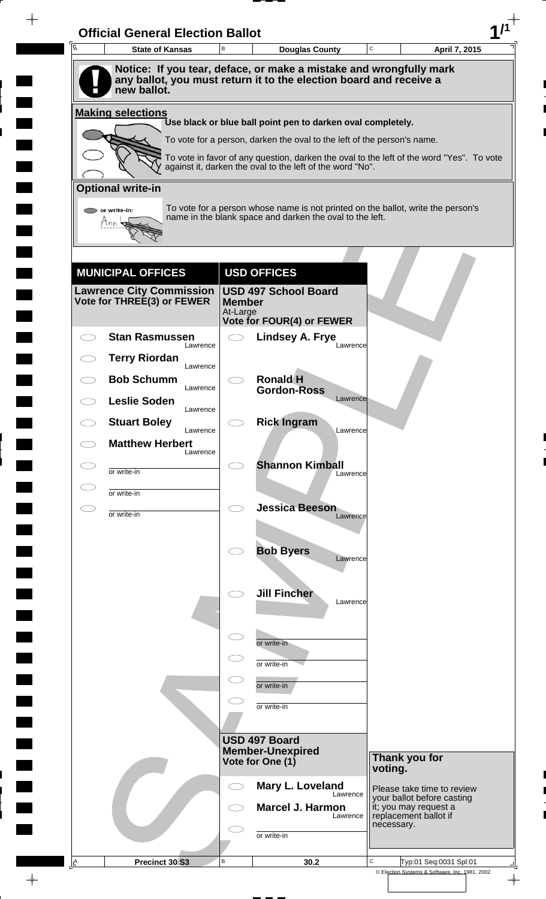# Official General Election Ballot

| A State of Kansas | B Douglas County | C April 7, 2015 |
|---|---|---|

**Notice: If you tear, deface, or make a mistake and wrongfully mark any ballot, you must return it to the election board and receive a new ballot.**

## Making selections

**Use black or blue ball point pen to darken oval completely.**

To vote for a person, darken the oval to the left of the person's name.

To vote in favor of any question, darken the oval to the left of the word "Yes". To vote against it, darken the oval to the left of the word "No".

## Optional write-in

To vote for a person whose name is not printed on the ballot, write the person's name in the blank space and darken the oval to the left.

## MUNICIPAL OFFICES

### Lawrence City Commission
**Vote for THREE(3) or FEWER**

- ◯ **Stan Rasmussen** Lawrence
- ◯ **Terry Riordan** Lawrence
- ◯ **Bob Schumm** Lawrence
- ◯ **Leslie Soden** Lawrence
- ◯ **Stuart Boley** Lawrence
- ◯ **Matthew Herbert** Lawrence
- ◯ ________ or write-in
- ◯ ________ or write-in
- ◯ ________ or write-in

## USD OFFICES

### USD 497 School Board Member
At-Large
**Vote for FOUR(4) or FEWER**

- ◯ **Lindsey A. Frye** Lawrence
- ◯ **Ronald H Gordon-Ross** Lawrence
- ◯ **Rick Ingram** Lawrence
- ◯ **Shannon Kimball** Lawrence
- ◯ **Jessica Beeson** Lawrence
- ◯ **Bob Byers** Lawrence
- ◯ **Jill Fincher** Lawrence
- ◯ ________ or write-in
- ◯ ________ or write-in
- ◯ ________ or write-in
- ◯ ________ or write-in

### USD 497 Board Member-Unexpired
**Vote for One (1)**

- ◯ **Mary L. Loveland** Lawrence
- ◯ **Marcel J. Harmon** Lawrence
- ◯ ________ or write-in

**Thank you for voting.**

Please take time to review your ballot before casting it; you may request a replacement ballot if necessary.

| A Precinct 30 S3 | B 30.2 | C Typ:01 Seq:0031 Spl:01 |
|---|---|---|

© Election Systems & Software, Inc. 1981, 2002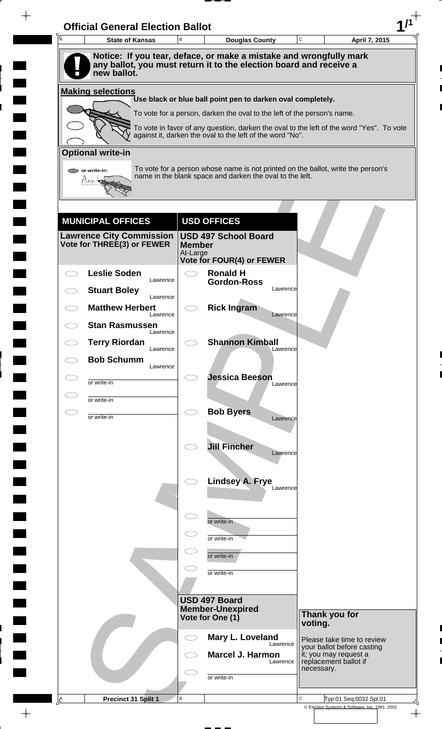# Official General Election Ballot

| A State of Kansas | B Douglas County | C April 7, 2015 |
| --- | --- | --- |

**Notice: If you tear, deface, or make a mistake and wrongfully mark any ballot, you must return it to the election board and receive a new ballot.**

## Making selections

Use black or blue ball point pen to darken oval completely.

To vote for a person, darken the oval to the left of the person's name.

To vote in favor of any question, darken the oval to the left of the word "Yes". To vote against it, darken the oval to the left of the word "No".

## Optional write-in

To vote for a person whose name is not printed on the ballot, write the person's name in the blank space and darken the oval to the left.

## MUNICIPAL OFFICES

### Lawrence City Commission
Vote for THREE(3) or FEWER

- Leslie Soden — Lawrence
- Stuart Boley — Lawrence
- Matthew Herbert — Lawrence
- Stan Rasmussen — Lawrence
- Terry Riordan — Lawrence
- Bob Schumm — Lawrence
- or write-in
- or write-in
- or write-in

## USD OFFICES

### USD 497 School Board Member
At-Large
Vote for FOUR(4) or FEWER

- Ronald H Gordon-Ross — Lawrence
- Rick Ingram — Lawrence
- Shannon Kimball — Lawrence
- Jessica Beeson — Lawrence
- Bob Byers — Lawrence
- Jill Fincher — Lawrence
- Lindsey A. Frye — Lawrence
- or write-in
- or write-in
- or write-in
- or write-in

### USD 497 Board Member-Unexpired
Vote for One (1)

- Mary L. Loveland — Lawrence
- Marcel J. Harmon — Lawrence
- or write-in

**Thank you for voting.**

Please take time to review your ballot before casting it; you may request a replacement ballot if necessary.

| A Precinct 31 Split 1 | B | C Typ:01 Seq:0032 Spl:01 |
| --- | --- | --- |

© Election Systems & Software, Inc. 1981, 2002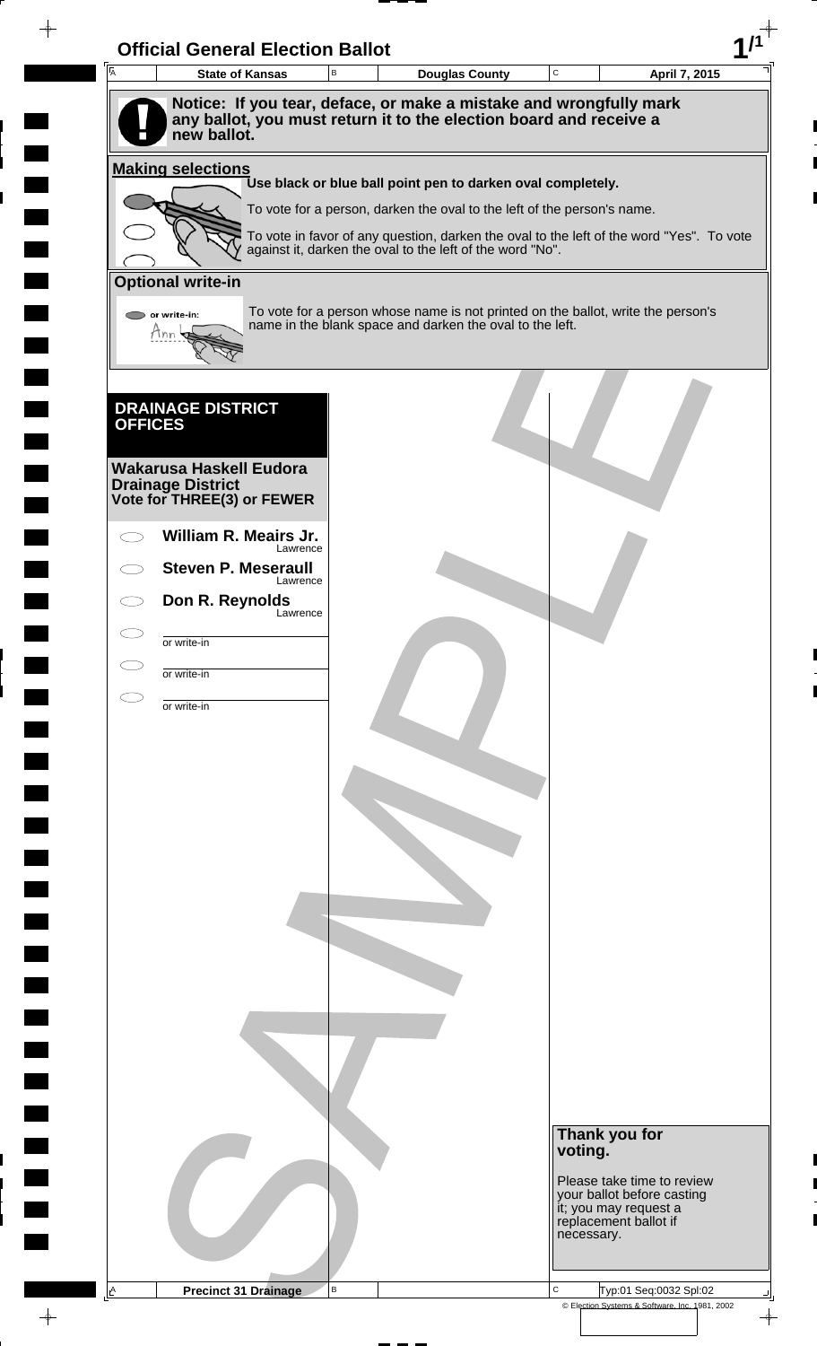# Official General Election Ballot

| State of Kansas | Douglas County | April 7, 2015 |
| --- | --- | --- |

**Notice: If you tear, deface, or make a mistake and wrongfully mark any ballot, you must return it to the election board and receive a new ballot.**

**Making selections**

**Use black or blue ball point pen to darken oval completely.**

To vote for a person, darken the oval to the left of the person's name.

To vote in favor of any question, darken the oval to the left of the word "Yes". To vote against it, darken the oval to the left of the word "No".

**Optional write-in**

To vote for a person whose name is not printed on the ballot, write the person's name in the blank space and darken the oval to the left.

## DRAINAGE DISTRICT OFFICES

**Wakarusa Haskell Eudora Drainage District**
**Vote for THREE(3) or FEWER**

- ⬭ **William R. Meairs Jr.** — Lawrence
- ⬭ **Steven P. Meseraull** — Lawrence
- ⬭ **Don R. Reynolds** — Lawrence
- ⬭ ________ or write-in
- ⬭ ________ or write-in
- ⬭ ________ or write-in

**Thank you for voting.**

Please take time to review your ballot before casting it; you may request a replacement ballot if necessary.

Precinct 31 Drainage

Typ:01 Seq:0032 Spl:02

© Election Systems & Software, Inc. 1981, 2002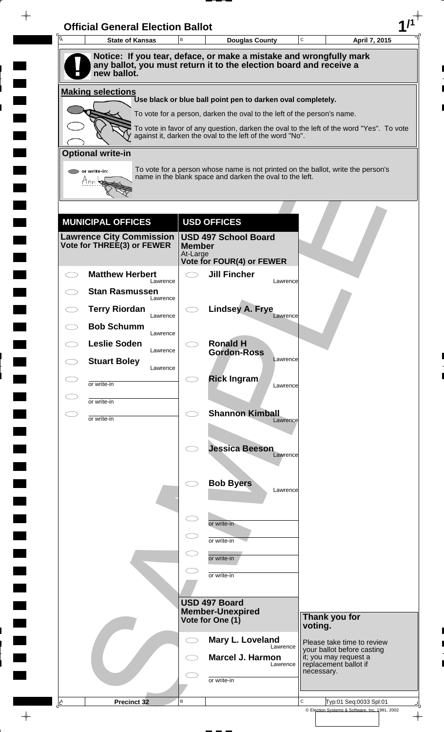# Official General Election Ballot

| A State of Kansas | B Douglas County | C April 7, 2015 |
|---|---|---|

**Notice: If you tear, deface, or make a mistake and wrongfully mark any ballot, you must return it to the election board and receive a new ballot.**

**Making selections**

**Use black or blue ball point pen to darken oval completely.**

To vote for a person, darken the oval to the left of the person's name.

To vote in favor of any question, darken the oval to the left of the word "Yes". To vote against it, darken the oval to the left of the word "No".

**Optional write-in**

To vote for a person whose name is not printed on the ballot, write the person's name in the blank space and darken the oval to the left.

## MUNICIPAL OFFICES

### Lawrence City Commission
**Vote for THREE(3) or FEWER**

- **Matthew Herbert** Lawrence
- **Stan Rasmussen** Lawrence
- **Terry Riordan** Lawrence
- **Bob Schumm** Lawrence
- **Leslie Soden** Lawrence
- **Stuart Boley** Lawrence
- or write-in
- or write-in
- or write-in

## USD OFFICES

### USD 497 School Board Member
At-Large
**Vote for FOUR(4) or FEWER**

- **Jill Fincher** Lawrence
- **Lindsey A. Frye** Lawrence
- **Ronald H Gordon-Ross** Lawrence
- **Rick Ingram** Lawrence
- **Shannon Kimball** Lawrence
- **Jessica Beeson** Lawrence
- **Bob Byers** Lawrence
- or write-in
- or write-in
- or write-in
- or write-in

### USD 497 Board Member-Unexpired
**Vote for One (1)**

- **Mary L. Loveland** Lawrence
- **Marcel J. Harmon** Lawrence
- or write-in

**Thank you for voting.**

Please take time to review your ballot before casting it; you may request a replacement ballot if necessary.

| A Precinct 32 | B | C Typ:01 Seq:0033 Spl:01 |
|---|---|---|

© Election Systems & Software, Inc. 1981, 2002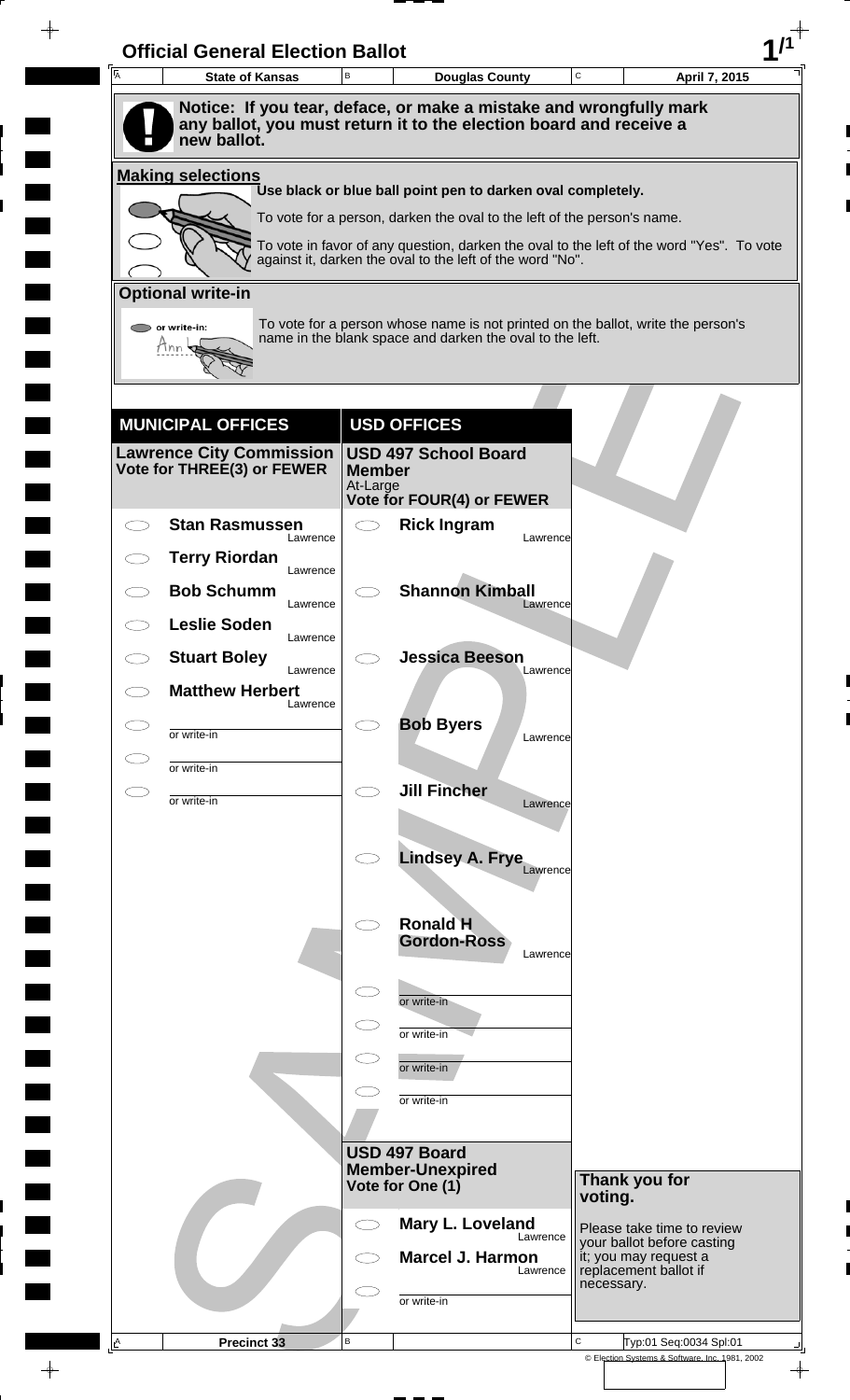# Official General Election Ballot

| State of Kansas | Douglas County | April 7, 2015 |
|---|---|---|

**Notice: If you tear, deface, or make a mistake and wrongfully mark any ballot, you must return it to the election board and receive a new ballot.**

## Making selections

**Use black or blue ball point pen to darken oval completely.**

To vote for a person, darken the oval to the left of the person's name.

To vote in favor of any question, darken the oval to the left of the word "Yes". To vote against it, darken the oval to the left of the word "No".

## Optional write-in

To vote for a person whose name is not printed on the ballot, write the person's name in the blank space and darken the oval to the left.

## MUNICIPAL OFFICES

### Lawrence City Commission
**Vote for THREE(3) or FEWER**

- Stan Rasmussen — Lawrence
- Terry Riordan — Lawrence
- Bob Schumm — Lawrence
- Leslie Soden — Lawrence
- Stuart Boley — Lawrence
- Matthew Herbert — Lawrence
- or write-in
- or write-in
- or write-in

## USD OFFICES

### USD 497 School Board Member
At-Large
**Vote for FOUR(4) or FEWER**

- Rick Ingram — Lawrence
- Shannon Kimball — Lawrence
- Jessica Beeson — Lawrence
- Bob Byers — Lawrence
- Jill Fincher — Lawrence
- Lindsey A. Frye — Lawrence
- Ronald H Gordon-Ross — Lawrence
- or write-in
- or write-in
- or write-in
- or write-in

### USD 497 Board Member-Unexpired
**Vote for One (1)**

- Mary L. Loveland — Lawrence
- Marcel J. Harmon — Lawrence
- or write-in

**Thank you for voting.**

Please take time to review your ballot before casting it; you may request a replacement ballot if necessary.

Precinct 33

Typ:01 Seq:0034 Spl:01

© Election Systems & Software, Inc. 1981, 2002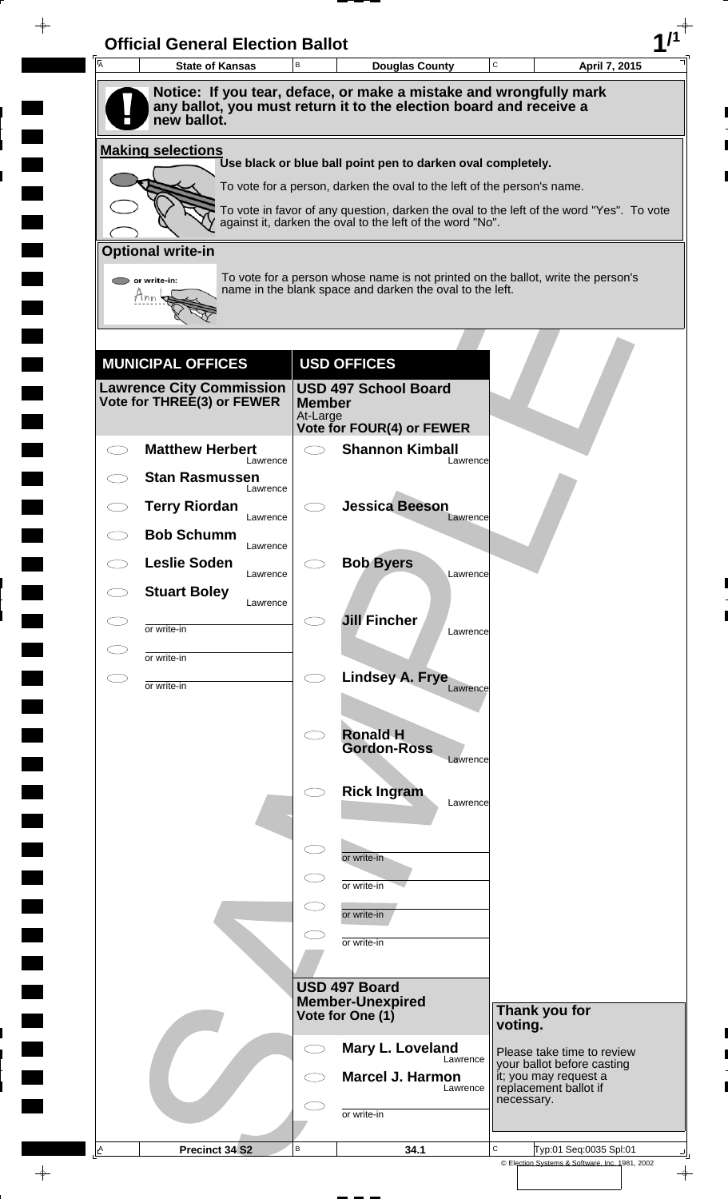# Official General Election Ballot

| State of Kansas | Douglas County | April 7, 2015 |
|---|---|---|

**Notice: If you tear, deface, or make a mistake and wrongfully mark any ballot, you must return it to the election board and receive a new ballot.**

## Making selections

Use black or blue ball point pen to darken oval completely.

To vote for a person, darken the oval to the left of the person's name.

To vote in favor of any question, darken the oval to the left of the word "Yes". To vote against it, darken the oval to the left of the word "No".

## Optional write-in

To vote for a person whose name is not printed on the ballot, write the person's name in the blank space and darken the oval to the left.

## MUNICIPAL OFFICES

### Lawrence City Commission
Vote for THREE(3) or FEWER

- Matthew Herbert — Lawrence
- Stan Rasmussen — Lawrence
- Terry Riordan — Lawrence
- Bob Schumm — Lawrence
- Leslie Soden — Lawrence
- Stuart Boley — Lawrence
- or write-in
- or write-in
- or write-in

## USD OFFICES

### USD 497 School Board Member
At-Large
Vote for FOUR(4) or FEWER

- Shannon Kimball — Lawrence
- Jessica Beeson — Lawrence
- Bob Byers — Lawrence
- Jill Fincher — Lawrence
- Lindsey A. Frye — Lawrence
- Ronald H Gordon-Ross — Lawrence
- Rick Ingram — Lawrence
- or write-in
- or write-in
- or write-in
- or write-in

### USD 497 Board Member-Unexpired
Vote for One (1)

- Mary L. Loveland — Lawrence
- Marcel J. Harmon — Lawrence
- or write-in

**Thank you for voting.**

Please take time to review your ballot before casting it; you may request a replacement ballot if necessary.

| Precinct 34 S2 | 34.1 | Typ:01 Seq:0035 Spl:01 |
|---|---|---|

© Election Systems & Software, Inc. 1981, 2002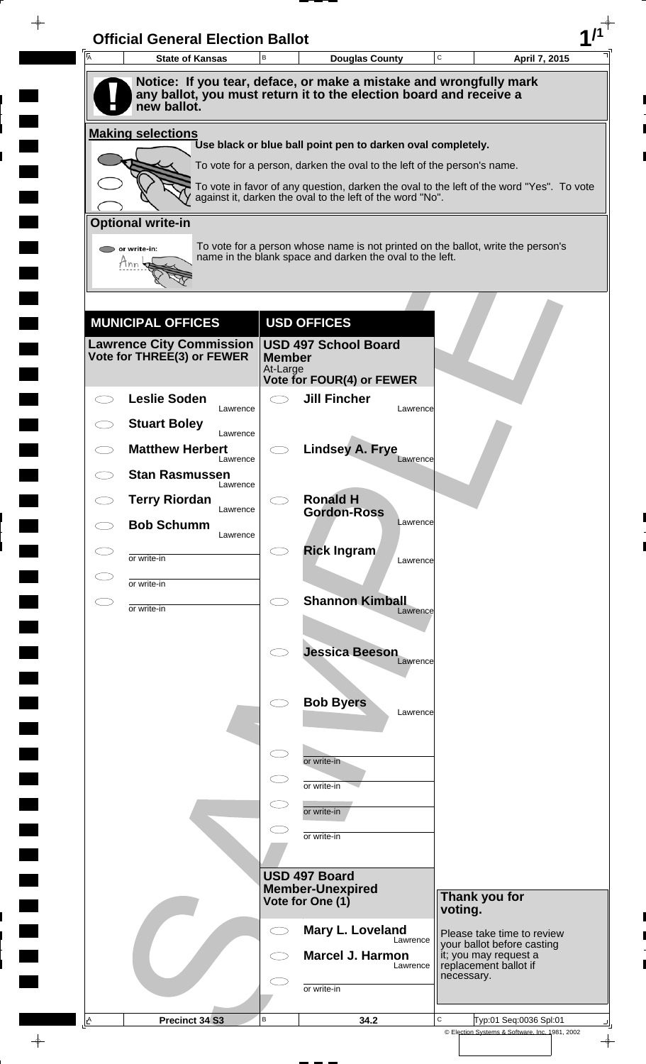# Official General Election Ballot

| State of Kansas | Douglas County | April 7, 2015 |
|---|---|---|

**Notice: If you tear, deface, or make a mistake and wrongfully mark any ballot, you must return it to the election board and receive a new ballot.**

**Making selections**

**Use black or blue ball point pen to darken oval completely.**

To vote for a person, darken the oval to the left of the person's name.

To vote in favor of any question, darken the oval to the left of the word "Yes". To vote against it, darken the oval to the left of the word "No".

**Optional write-in**

To vote for a person whose name is not printed on the ballot, write the person's name in the blank space and darken the oval to the left.

## MUNICIPAL OFFICES

### Lawrence City Commission
**Vote for THREE(3) or FEWER**

- **Leslie Soden** — Lawrence
- **Stuart Boley** — Lawrence
- **Matthew Herbert** — Lawrence
- **Stan Rasmussen** — Lawrence
- **Terry Riordan** — Lawrence
- **Bob Schumm** — Lawrence
- or write-in
- or write-in
- or write-in

## USD OFFICES

### USD 497 School Board Member
At-Large
**Vote for FOUR(4) or FEWER**

- **Jill Fincher** — Lawrence
- **Lindsey A. Frye** — Lawrence
- **Ronald H Gordon-Ross** — Lawrence
- **Rick Ingram** — Lawrence
- **Shannon Kimball** — Lawrence
- **Jessica Beeson** — Lawrence
- **Bob Byers** — Lawrence
- or write-in
- or write-in
- or write-in
- or write-in

### USD 497 Board Member-Unexpired
**Vote for One (1)**

- **Mary L. Loveland** — Lawrence
- **Marcel J. Harmon** — Lawrence
- or write-in

**Thank you for voting.**

Please take time to review your ballot before casting it; you may request a replacement ballot if necessary.

| Precinct 34 S3 | 34.2 | Typ:01 Seq:0036 Spl:01 |
|---|---|---|

© Election Systems & Software, Inc. 1981, 2002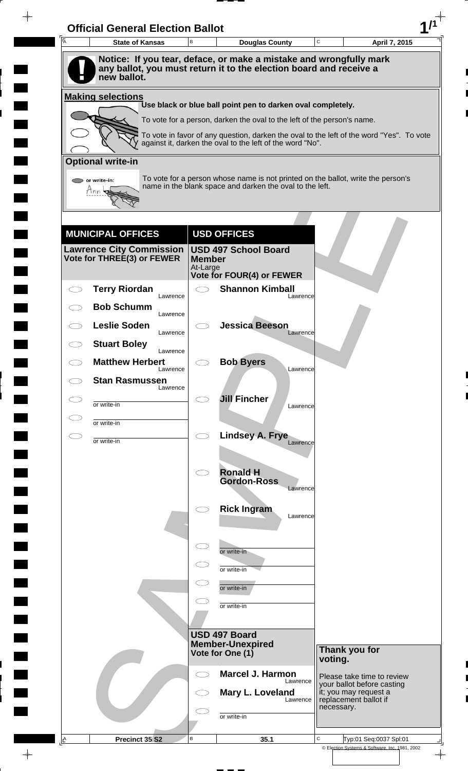# Official General Election Ballot

| State of Kansas | Douglas County | April 7, 2015 |
| --- | --- | --- |

**Notice: If you tear, deface, or make a mistake and wrongfully mark any ballot, you must return it to the election board and receive a new ballot.**

## Making selections

Use black or blue ball point pen to darken oval completely.

To vote for a person, darken the oval to the left of the person's name.

To vote in favor of any question, darken the oval to the left of the word "Yes". To vote against it, darken the oval to the left of the word "No".

## Optional write-in

or write-in:

To vote for a person whose name is not printed on the ballot, write the person's name in the blank space and darken the oval to the left.

## MUNICIPAL OFFICES

### Lawrence City Commission
**Vote for THREE(3) or FEWER**

- Terry Riordan — Lawrence
- Bob Schumm — Lawrence
- Leslie Soden — Lawrence
- Stuart Boley — Lawrence
- Matthew Herbert — Lawrence
- Stan Rasmussen — Lawrence
- or write-in
- or write-in
- or write-in

## USD OFFICES

### USD 497 School Board Member
At-Large
**Vote for FOUR(4) or FEWER**

- Shannon Kimball — Lawrence
- Jessica Beeson — Lawrence
- Bob Byers — Lawrence
- Jill Fincher — Lawrence
- Lindsey A. Frye — Lawrence
- Ronald H Gordon-Ross — Lawrence
- Rick Ingram — Lawrence
- or write-in
- or write-in
- or write-in
- or write-in

### USD 497 Board Member-Unexpired
**Vote for One (1)**

- Marcel J. Harmon — Lawrence
- Mary L. Loveland — Lawrence
- or write-in

**Thank you for voting.**

Please take time to review your ballot before casting it; you may request a replacement ballot if necessary.

| Precinct 35 S2 | 35.1 | Typ:01 Seq:0037 Spl:01 |
| --- | --- | --- |

© Election Systems & Software, Inc. 1981, 2002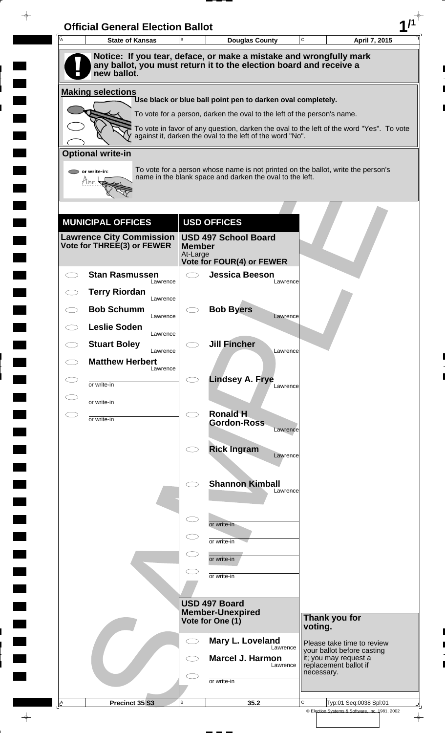# Official General Election Ballot

| A State of Kansas | B Douglas County | C April 7, 2015 |
| --- | --- | --- |

**Notice: If you tear, deface, or make a mistake and wrongfully mark any ballot, you must return it to the election board and receive a new ballot.**

## Making selections

Use black or blue ball point pen to darken oval completely.

To vote for a person, darken the oval to the left of the person's name.

To vote in favor of any question, darken the oval to the left of the word "Yes". To vote against it, darken the oval to the left of the word "No".

## Optional write-in

or write-in:

To vote for a person whose name is not printed on the ballot, write the person's name in the blank space and darken the oval to the left.

## MUNICIPAL OFFICES

### Lawrence City Commission
**Vote for THREE(3) or FEWER**

- Stan Rasmussen — Lawrence
- Terry Riordan — Lawrence
- Bob Schumm — Lawrence
- Leslie Soden — Lawrence
- Stuart Boley — Lawrence
- Matthew Herbert — Lawrence
- or write-in
- or write-in
- or write-in

## USD OFFICES

### USD 497 School Board Member
At-Large
**Vote for FOUR(4) or FEWER**

- Jessica Beeson — Lawrence
- Bob Byers — Lawrence
- Jill Fincher — Lawrence
- Lindsey A. Frye — Lawrence
- Ronald H Gordon-Ross — Lawrence
- Rick Ingram — Lawrence
- Shannon Kimball — Lawrence
- or write-in
- or write-in
- or write-in
- or write-in

### USD 497 Board Member-Unexpired
**Vote for One (1)**

- Mary L. Loveland — Lawrence
- Marcel J. Harmon — Lawrence
- or write-in

**Thank you for voting.**

Please take time to review your ballot before casting it; you may request a replacement ballot if necessary.

| A Precinct 35 S3 | B 35.2 | C Typ:01 Seq:0038 Spl:01 |
| --- | --- | --- |

© Election Systems & Software, Inc. 1981, 2002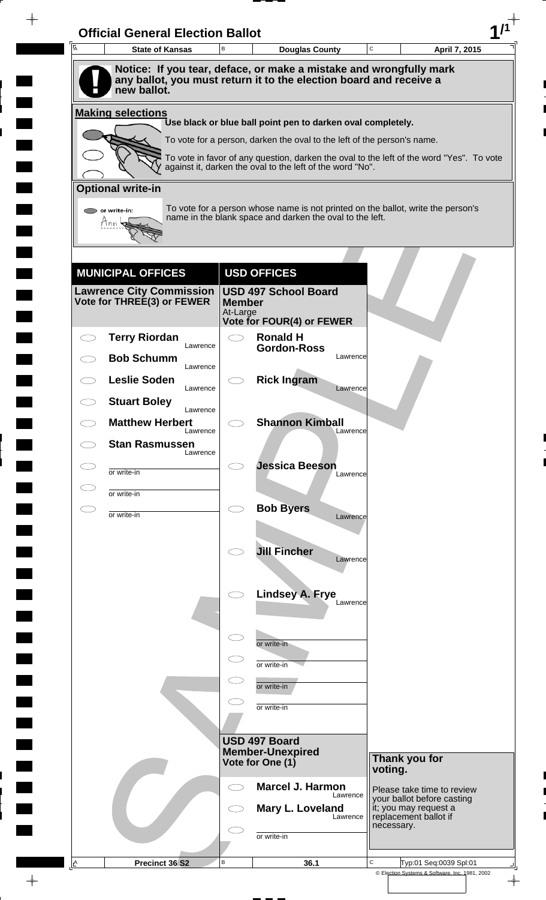# Official General Election Ballot

| State of Kansas | Douglas County | April 7, 2015 |
|---|---|---|

**Notice: If you tear, deface, or make a mistake and wrongfully mark any ballot, you must return it to the election board and receive a new ballot.**

## Making selections

Use black or blue ball point pen to darken oval completely.

To vote for a person, darken the oval to the left of the person's name.

To vote in favor of any question, darken the oval to the left of the word "Yes". To vote against it, darken the oval to the left of the word "No".

## Optional write-in

or write-in:

To vote for a person whose name is not printed on the ballot, write the person's name in the blank space and darken the oval to the left.

## MUNICIPAL OFFICES

### Lawrence City Commission
**Vote for THREE(3) or FEWER**

- **Terry Riordan** Lawrence
- **Bob Schumm** Lawrence
- **Leslie Soden** Lawrence
- **Stuart Boley** Lawrence
- **Matthew Herbert** Lawrence
- **Stan Rasmussen** Lawrence
- or write-in
- or write-in
- or write-in

## USD OFFICES

### USD 497 School Board Member
At-Large
**Vote for FOUR(4) or FEWER**

- **Ronald H Gordon-Ross** Lawrence
- **Rick Ingram** Lawrence
- **Shannon Kimball** Lawrence
- **Jessica Beeson** Lawrence
- **Bob Byers** Lawrence
- **Jill Fincher** Lawrence
- **Lindsey A. Frye** Lawrence
- or write-in
- or write-in
- or write-in
- or write-in

### USD 497 Board Member-Unexpired
**Vote for One (1)**

- **Marcel J. Harmon** Lawrence
- **Mary L. Loveland** Lawrence
- or write-in

**Thank you for voting.**

Please take time to review your ballot before casting it; you may request a replacement ballot if necessary.

| Precinct 36 S2 | 36.1 | Typ:01 Seq:0039 Spl:01 |
|---|---|---|

© Election Systems & Software, Inc. 1981, 2002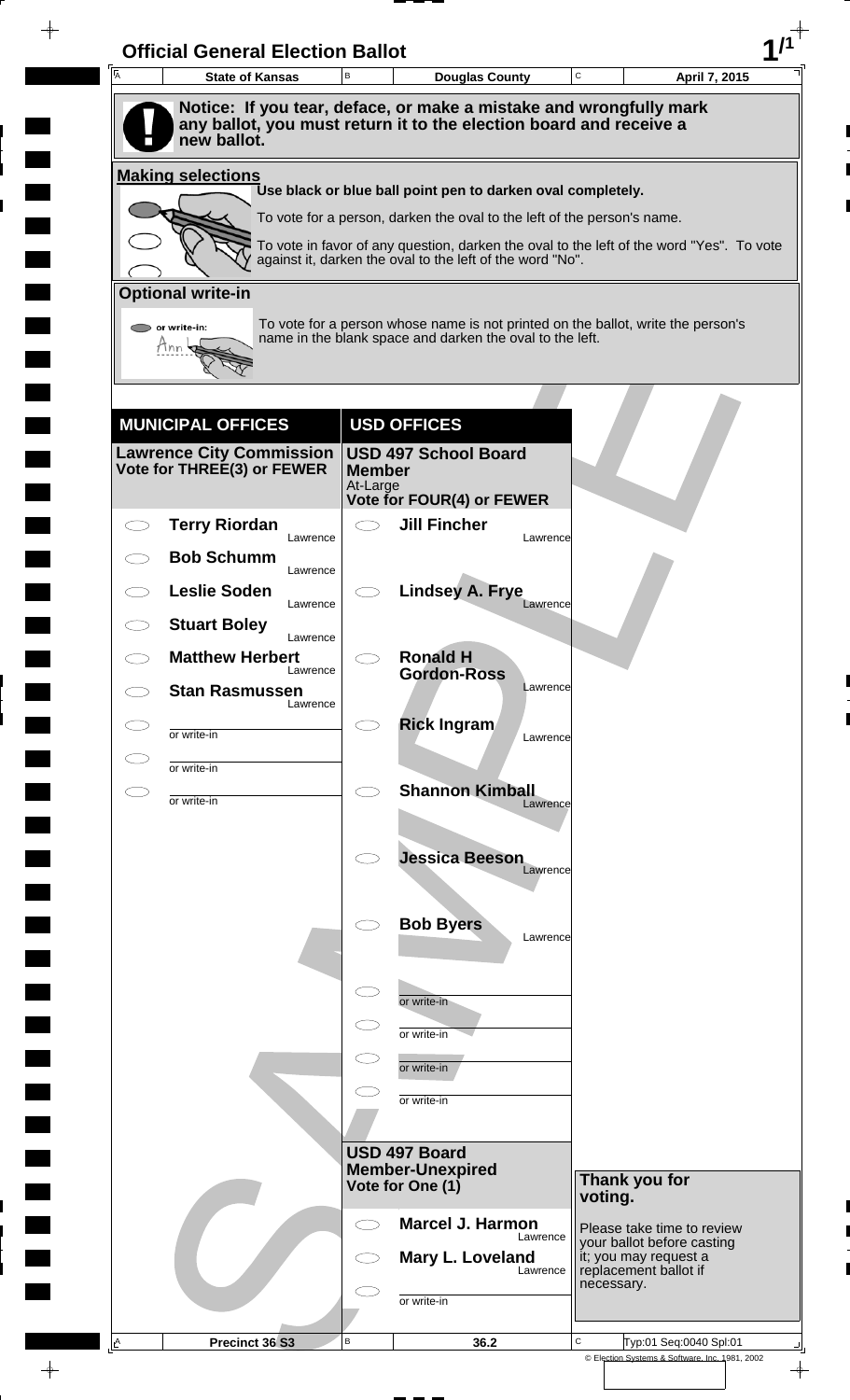# Official General Election Ballot

| A State of Kansas | B Douglas County | C April 7, 2015 |
|---|---|---|

**Notice: If you tear, deface, or make a mistake and wrongfully mark any ballot, you must return it to the election board and receive a new ballot.**

## Making selections

**Use black or blue ball point pen to darken oval completely.**

To vote for a person, darken the oval to the left of the person's name.

To vote in favor of any question, darken the oval to the left of the word "Yes". To vote against it, darken the oval to the left of the word "No".

## Optional write-in

To vote for a person whose name is not printed on the ballot, write the person's name in the blank space and darken the oval to the left.

## MUNICIPAL OFFICES

### Lawrence City Commission
**Vote for THREE(3) or FEWER**

- ⬭ **Terry Riordan** — Lawrence
- ⬭ **Bob Schumm** — Lawrence
- ⬭ **Leslie Soden** — Lawrence
- ⬭ **Stuart Boley** — Lawrence
- ⬭ **Matthew Herbert** — Lawrence
- ⬭ **Stan Rasmussen** — Lawrence
- ⬭ or write-in ______
- ⬭ or write-in ______
- ⬭ or write-in ______

## USD OFFICES

### USD 497 School Board Member
At-Large
**Vote for FOUR(4) or FEWER**

- ⬭ **Jill Fincher** — Lawrence
- ⬭ **Lindsey A. Frye** — Lawrence
- ⬭ **Ronald H Gordon-Ross** — Lawrence
- ⬭ **Rick Ingram** — Lawrence
- ⬭ **Shannon Kimball** — Lawrence
- ⬭ **Jessica Beeson** — Lawrence
- ⬭ **Bob Byers** — Lawrence
- ⬭ or write-in ______
- ⬭ or write-in ______
- ⬭ or write-in ______
- ⬭ or write-in ______

### USD 497 Board Member-Unexpired
**Vote for One (1)**

- ⬭ **Marcel J. Harmon** — Lawrence
- ⬭ **Mary L. Loveland** — Lawrence
- ⬭ or write-in ______

**Thank you for voting.**

Please take time to review your ballot before casting it; you may request a replacement ballot if necessary.

| A Precinct 36 S3 | B 36.2 | C Typ:01 Seq:0040 Spl:01 |
|---|---|---|

© Election Systems & Software, Inc. 1981, 2002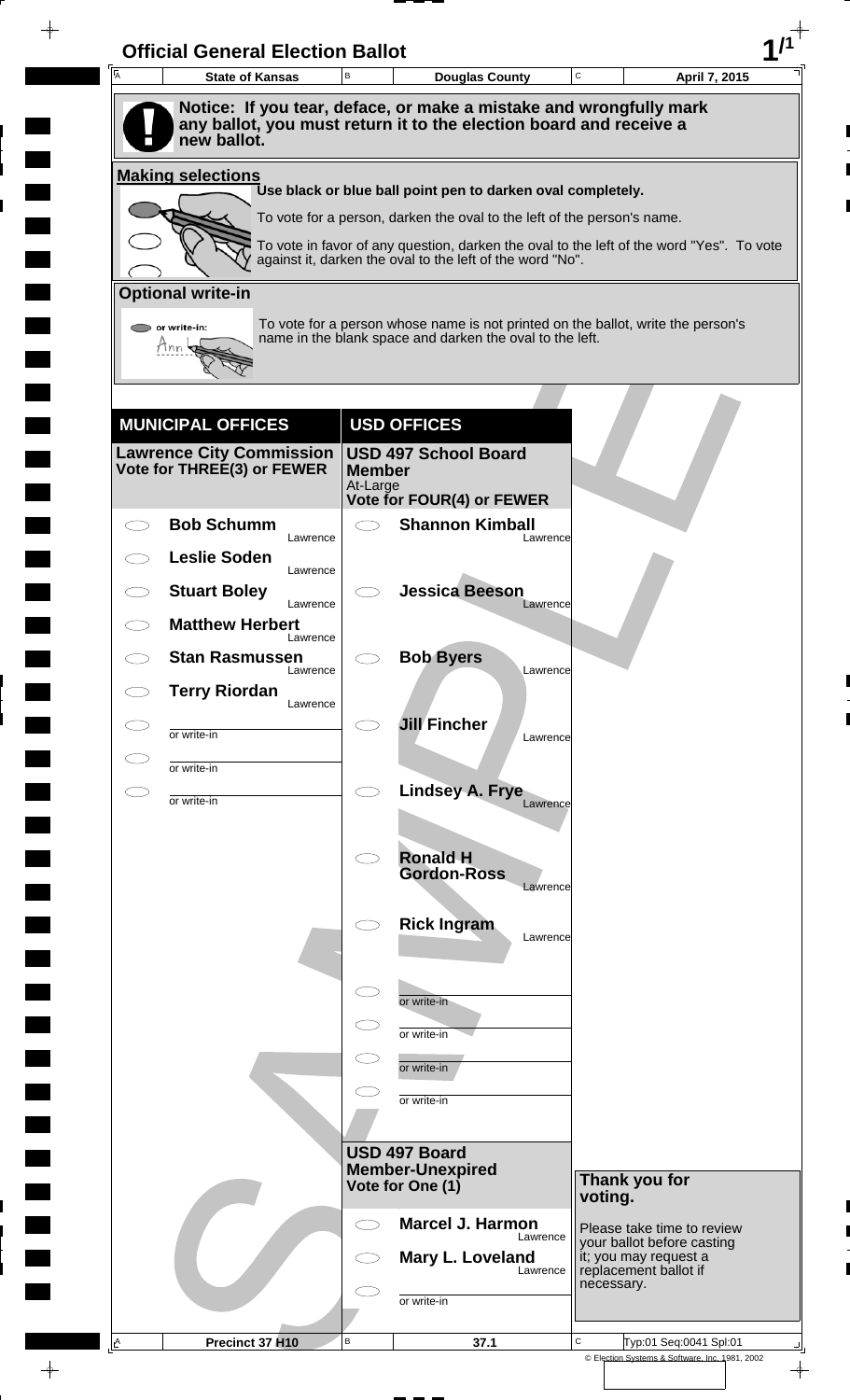# Official General Election Ballot

**1/1**

| State of Kansas | Douglas County | April 7, 2015 |
|---|---|---|

**Notice: If you tear, deface, or make a mistake and wrongfully mark any ballot, you must return it to the election board and receive a new ballot.**

## Making selections

**Use black or blue ball point pen to darken oval completely.**

To vote for a person, darken the oval to the left of the person's name.

To vote in favor of any question, darken the oval to the left of the word "Yes". To vote against it, darken the oval to the left of the word "No".

## Optional write-in

or write-in: Ann

To vote for a person whose name is not printed on the ballot, write the person's name in the blank space and darken the oval to the left.

## MUNICIPAL OFFICES

### Lawrence City Commission
**Vote for THREE(3) or FEWER**

- Bob Schumm — Lawrence
- Leslie Soden — Lawrence
- Stuart Boley — Lawrence
- Matthew Herbert — Lawrence
- Stan Rasmussen — Lawrence
- Terry Riordan — Lawrence
- or write-in
- or write-in
- or write-in

## USD OFFICES

### USD 497 School Board Member
At-Large
**Vote for FOUR(4) or FEWER**

- Shannon Kimball — Lawrence
- Jessica Beeson — Lawrence
- Bob Byers — Lawrence
- Jill Fincher — Lawrence
- Lindsey A. Frye — Lawrence
- Ronald H Gordon-Ross — Lawrence
- Rick Ingram — Lawrence
- or write-in
- or write-in
- or write-in
- or write-in

### USD 497 Board Member-Unexpired
**Vote for One (1)**

- Marcel J. Harmon — Lawrence
- Mary L. Loveland — Lawrence
- or write-in

**Thank you for voting.**

Please take time to review your ballot before casting it; you may request a replacement ballot if necessary.

| Precinct 37 H10 | 37.1 | Typ:01 Seq:0041 Spl:01 |
|---|---|---|

© Election Systems & Software, Inc. 1981, 2002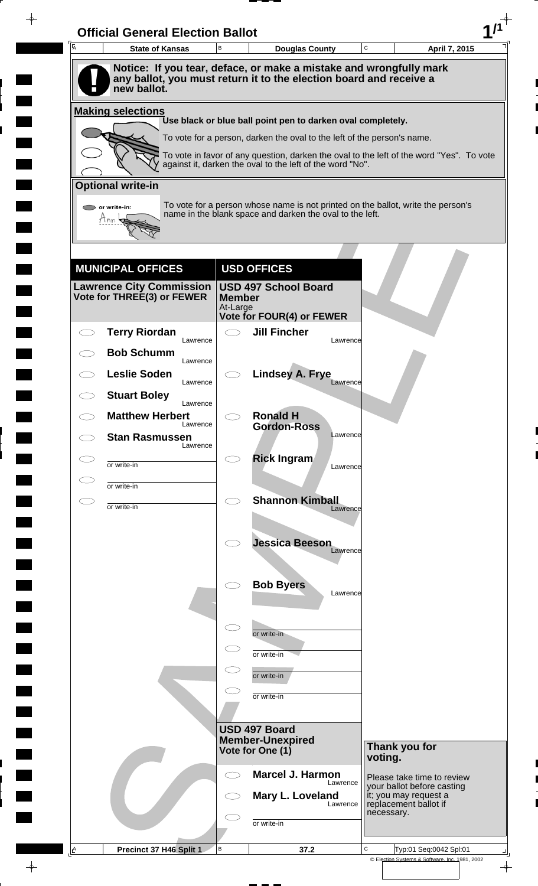# Official General Election Ballot

| A State of Kansas | B Douglas County | C April 7, 2015 |
|---|---|---|

**Notice: If you tear, deface, or make a mistake and wrongfully mark any ballot, you must return it to the election board and receive a new ballot.**

## Making selections

Use black or blue ball point pen to darken oval completely.

To vote for a person, darken the oval to the left of the person's name.

To vote in favor of any question, darken the oval to the left of the word "Yes". To vote against it, darken the oval to the left of the word "No".

## Optional write-in

To vote for a person whose name is not printed on the ballot, write the person's name in the blank space and darken the oval to the left.

## MUNICIPAL OFFICES

### Lawrence City Commission
**Vote for THREE(3) or FEWER**

- Terry Riordan — Lawrence
- Bob Schumm — Lawrence
- Leslie Soden — Lawrence
- Stuart Boley — Lawrence
- Matthew Herbert — Lawrence
- Stan Rasmussen — Lawrence
- or write-in
- or write-in
- or write-in

## USD OFFICES

### USD 497 School Board Member
At-Large
**Vote for FOUR(4) or FEWER**

- Jill Fincher — Lawrence
- Lindsey A. Frye — Lawrence
- Ronald H Gordon-Ross — Lawrence
- Rick Ingram — Lawrence
- Shannon Kimball — Lawrence
- Jessica Beeson — Lawrence
- Bob Byers — Lawrence
- or write-in
- or write-in
- or write-in
- or write-in

### USD 497 Board Member-Unexpired
**Vote for One (1)**

- Marcel J. Harmon — Lawrence
- Mary L. Loveland — Lawrence
- or write-in

**Thank you for voting.**

Please take time to review your ballot before casting it; you may request a replacement ballot if necessary.

| A Precinct 37 H46 Split 1 | B 37.2 | C Typ:01 Seq:0042 Spl:01 |
|---|---|---|

© Election Systems & Software, Inc. 1981, 2002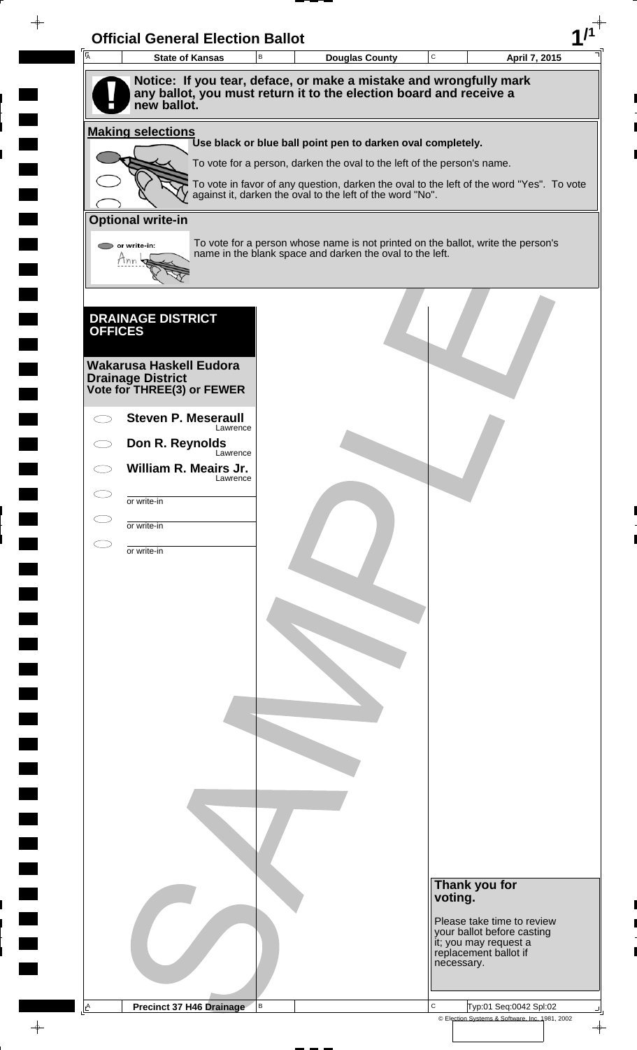# Official General Election Ballot

| State of Kansas | Douglas County | April 7, 2015 |
|---|---|---|

**Notice: If you tear, deface, or make a mistake and wrongfully mark any ballot, you must return it to the election board and receive a new ballot.**

## Making selections

**Use black or blue ball point pen to darken oval completely.**

To vote for a person, darken the oval to the left of the person's name.

To vote in favor of any question, darken the oval to the left of the word "Yes". To vote against it, darken the oval to the left of the word "No".

## Optional write-in

To vote for a person whose name is not printed on the ballot, write the person's name in the blank space and darken the oval to the left.

## DRAINAGE DISTRICT OFFICES

### Wakarusa Haskell Eudora Drainage District
**Vote for THREE(3) or FEWER**

- **Steven P. Meseraull** — Lawrence
- **Don R. Reynolds** — Lawrence
- **William R. Meairs Jr.** — Lawrence
- or write-in ________
- or write-in ________
- or write-in ________

**Thank you for voting.**

Please take time to review your ballot before casting it; you may request a replacement ballot if necessary.

Precinct 37 H46 Drainage — Typ:01 Seq:0042 Spl:02

© Election Systems & Software, Inc. 1981, 2002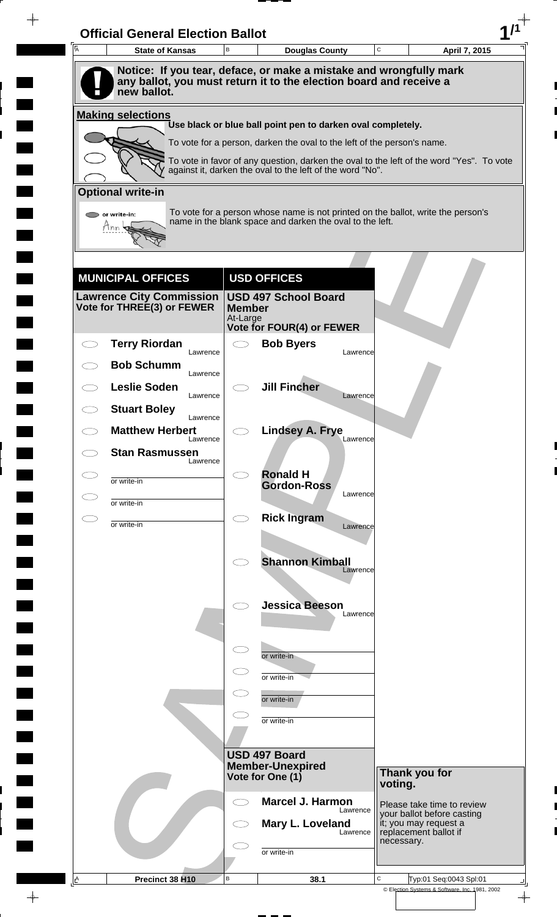# Official General Election Ballot

| A State of Kansas | B Douglas County | C April 7, 2015 |
|---|---|---|

**Notice: If you tear, deface, or make a mistake and wrongfully mark any ballot, you must return it to the election board and receive a new ballot.**

## Making selections

Use black or blue ball point pen to darken oval completely.

To vote for a person, darken the oval to the left of the person's name.

To vote in favor of any question, darken the oval to the left of the word "Yes". To vote against it, darken the oval to the left of the word "No".

## Optional write-in

To vote for a person whose name is not printed on the ballot, write the person's name in the blank space and darken the oval to the left.

## MUNICIPAL OFFICES

### Lawrence City Commission
Vote for THREE(3) or FEWER

- Terry Riordan — Lawrence
- Bob Schumm — Lawrence
- Leslie Soden — Lawrence
- Stuart Boley — Lawrence
- Matthew Herbert — Lawrence
- Stan Rasmussen — Lawrence
- or write-in
- or write-in
- or write-in

## USD OFFICES

### USD 497 School Board Member
At-Large
Vote for FOUR(4) or FEWER

- Bob Byers — Lawrence
- Jill Fincher — Lawrence
- Lindsey A. Frye — Lawrence
- Ronald H Gordon-Ross — Lawrence
- Rick Ingram — Lawrence
- Shannon Kimball — Lawrence
- Jessica Beeson — Lawrence
- or write-in
- or write-in
- or write-in
- or write-in

### USD 497 Board Member-Unexpired
Vote for One (1)

- Marcel J. Harmon — Lawrence
- Mary L. Loveland — Lawrence
- or write-in

**Thank you for voting.**

Please take time to review your ballot before casting it; you may request a replacement ballot if necessary.

| A Precinct 38 H10 | B 38.1 | C Typ:01 Seq:0043 Spl:01 |
|---|---|---|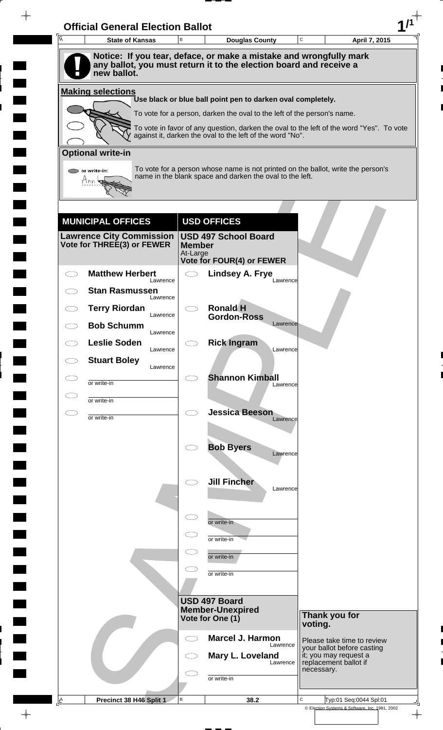# Official General Election Ballot

| State of Kansas | Douglas County | April 7, 2015 |
|---|---|---|

**Notice: If you tear, deface, or make a mistake and wrongfully mark any ballot, you must return it to the election board and receive a new ballot.**

**Making selections**

**Use black or blue ball point pen to darken oval completely.**

To vote for a person, darken the oval to the left of the person's name.

To vote in favor of any question, darken the oval to the left of the word "Yes". To vote against it, darken the oval to the left of the word "No".

**Optional write-in**

To vote for a person whose name is not printed on the ballot, write the person's name in the blank space and darken the oval to the left.

## MUNICIPAL OFFICES

**Lawrence City Commission**
**Vote for THREE(3) or FEWER**

- **Matthew Herbert** — Lawrence
- **Stan Rasmussen** — Lawrence
- **Terry Riordan** — Lawrence
- **Bob Schumm** — Lawrence
- **Leslie Soden** — Lawrence
- **Stuart Boley** — Lawrence
- or write-in
- or write-in
- or write-in

## USD OFFICES

**USD 497 School Board Member**
At-Large
**Vote for FOUR(4) or FEWER**

- **Lindsey A. Frye** — Lawrence
- **Ronald H Gordon-Ross** — Lawrence
- **Rick Ingram** — Lawrence
- **Shannon Kimball** — Lawrence
- **Jessica Beeson** — Lawrence
- **Bob Byers** — Lawrence
- **Jill Fincher** — Lawrence
- or write-in
- or write-in
- or write-in
- or write-in

**USD 497 Board Member-Unexpired**
**Vote for One (1)**

- **Marcel J. Harmon** — Lawrence
- **Mary L. Loveland** — Lawrence
- or write-in

**Thank you for voting.**

Please take time to review your ballot before casting it; you may request a replacement ballot if necessary.

| Precinct 38 H46 Split 1 | 38.2 | Typ:01 Seq:0044 Spl:01 |
|---|---|---|

© Election Systems & Software, Inc. 1981, 2002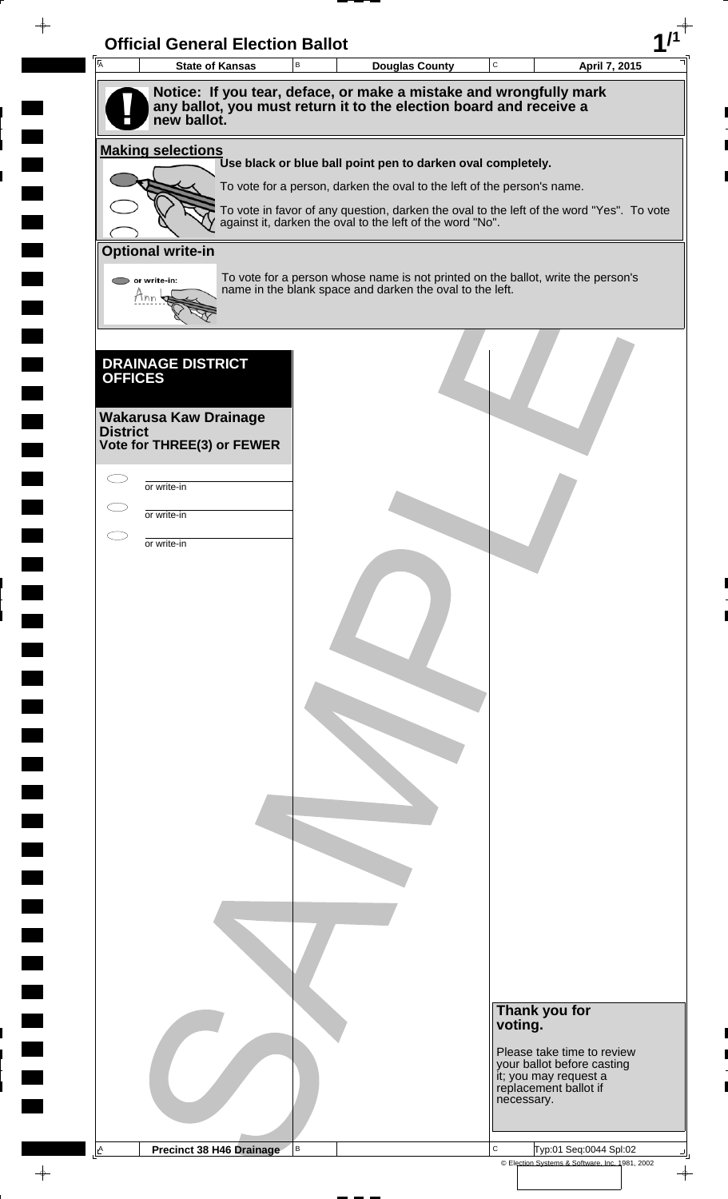# Official General Election Ballot

| A State of Kansas | B Douglas County | C April 7, 2015 |
|---|---|---|

**Notice: If you tear, deface, or make a mistake and wrongfully mark any ballot, you must return it to the election board and receive a new ballot.**

## Making selections

**Use black or blue ball point pen to darken oval completely.**

To vote for a person, darken the oval to the left of the person's name.

To vote in favor of any question, darken the oval to the left of the word "Yes". To vote against it, darken the oval to the left of the word "No".

## Optional write-in

To vote for a person whose name is not printed on the ballot, write the person's name in the blank space and darken the oval to the left.

## DRAINAGE DISTRICT OFFICES

**Wakarusa Kaw Drainage District**
**Vote for THREE(3) or FEWER**

- ⬭ ______ or write-in
- ⬭ ______ or write-in
- ⬭ ______ or write-in

**Thank you for voting.**

Please take time to review your ballot before casting it; you may request a replacement ballot if necessary.

| A Precinct 38 H46 Drainage | B | C Typ:01 Seq:0044 Spl:02 |
|---|---|---|

© Election Systems & Software, Inc. 1981, 2002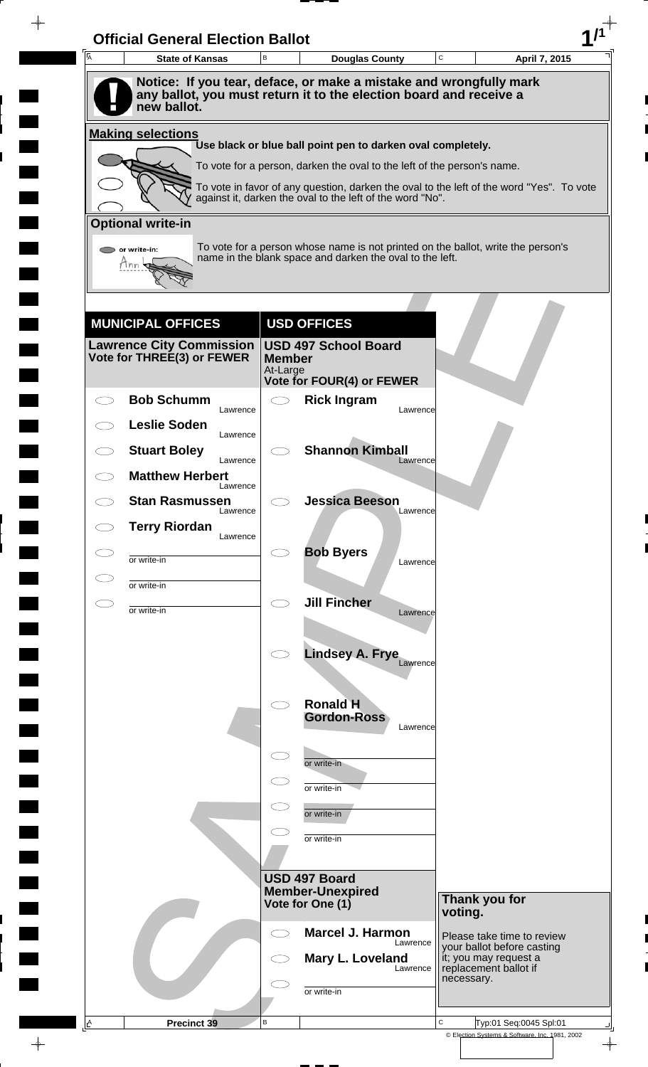# Official General Election Ballot

| A State of Kansas | B Douglas County | C April 7, 2015 |
|---|---|---|

**Notice: If you tear, deface, or make a mistake and wrongfully mark any ballot, you must return it to the election board and receive a new ballot.**

## Making selections

Use black or blue ball point pen to darken oval completely.

To vote for a person, darken the oval to the left of the person's name.

To vote in favor of any question, darken the oval to the left of the word "Yes". To vote against it, darken the oval to the left of the word "No".

## Optional write-in

To vote for a person whose name is not printed on the ballot, write the person's name in the blank space and darken the oval to the left.

## MUNICIPAL OFFICES

### Lawrence City Commission
**Vote for THREE(3) or FEWER**

- ⬭ **Bob Schumm** — Lawrence
- ⬭ **Leslie Soden** — Lawrence
- ⬭ **Stuart Boley** — Lawrence
- ⬭ **Matthew Herbert** — Lawrence
- ⬭ **Stan Rasmussen** — Lawrence
- ⬭ **Terry Riordan** — Lawrence
- ⬭ or write-in ________
- ⬭ or write-in ________
- ⬭ or write-in ________

## USD OFFICES

### USD 497 School Board Member
At-Large
**Vote for FOUR(4) or FEWER**

- ⬭ **Rick Ingram** — Lawrence
- ⬭ **Shannon Kimball** — Lawrence
- ⬭ **Jessica Beeson** — Lawrence
- ⬭ **Bob Byers** — Lawrence
- ⬭ **Jill Fincher** — Lawrence
- ⬭ **Lindsey A. Frye** — Lawrence
- ⬭ **Ronald H Gordon-Ross** — Lawrence
- ⬭ or write-in ________
- ⬭ or write-in ________
- ⬭ or write-in ________
- ⬭ or write-in ________

### USD 497 Board Member-Unexpired
**Vote for One (1)**

- ⬭ **Marcel J. Harmon** — Lawrence
- ⬭ **Mary L. Loveland** — Lawrence
- ⬭ or write-in ________

**Thank you for voting.**

Please take time to review your ballot before casting it; you may request a replacement ballot if necessary.

| A Precinct 39 | B | C Typ:01 Seq:0045 Spl:01 |
|---|---|---|

© Election Systems & Software, Inc. 1981, 2002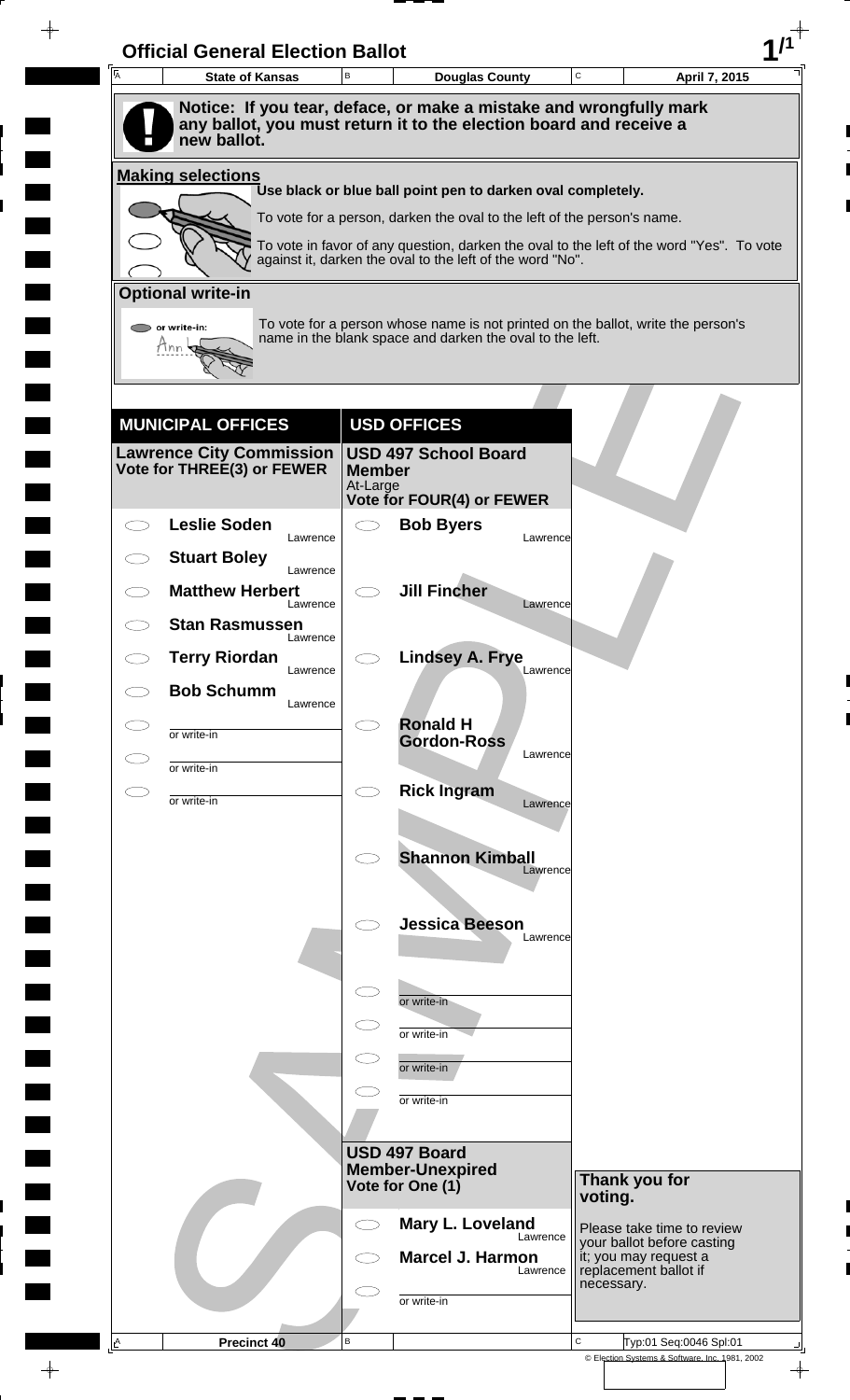# Official General Election Ballot

| State of Kansas | Douglas County | April 7, 2015 |
|---|---|---|

**Notice: If you tear, deface, or make a mistake and wrongfully mark any ballot, you must return it to the election board and receive a new ballot.**

## Making selections

Use black or blue ball point pen to darken oval completely.

To vote for a person, darken the oval to the left of the person's name.

To vote in favor of any question, darken the oval to the left of the word "Yes". To vote against it, darken the oval to the left of the word "No".

## Optional write-in

To vote for a person whose name is not printed on the ballot, write the person's name in the blank space and darken the oval to the left.

## MUNICIPAL OFFICES

### Lawrence City Commission
**Vote for THREE(3) or FEWER**

- Leslie Soden — Lawrence
- Stuart Boley — Lawrence
- Matthew Herbert — Lawrence
- Stan Rasmussen — Lawrence
- Terry Riordan — Lawrence
- Bob Schumm — Lawrence
- or write-in
- or write-in
- or write-in

## USD OFFICES

### USD 497 School Board Member
At-Large
**Vote for FOUR(4) or FEWER**

- Bob Byers — Lawrence
- Jill Fincher — Lawrence
- Lindsey A. Frye — Lawrence
- Ronald H Gordon-Ross — Lawrence
- Rick Ingram — Lawrence
- Shannon Kimball — Lawrence
- Jessica Beeson — Lawrence
- or write-in
- or write-in
- or write-in
- or write-in

### USD 497 Board Member-Unexpired
**Vote for One (1)**

- Mary L. Loveland — Lawrence
- Marcel J. Harmon — Lawrence
- or write-in

**Thank you for voting.**

Please take time to review your ballot before casting it; you may request a replacement ballot if necessary.

Precinct 40

Typ:01 Seq:0046 Spl:01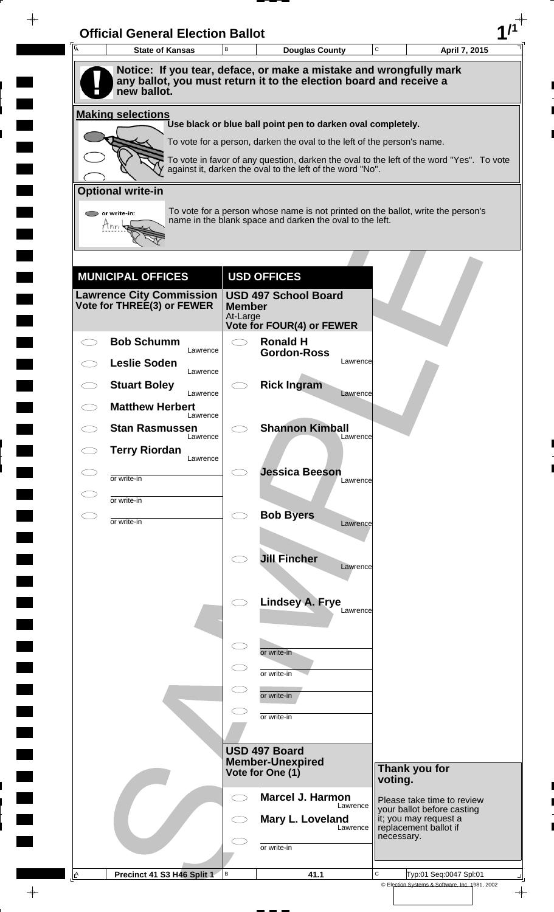# Official General Election Ballot

| A State of Kansas | B Douglas County | C April 7, 2015 |
|---|---|---|

**Notice: If you tear, deface, or make a mistake and wrongfully mark any ballot, you must return it to the election board and receive a new ballot.**

**Making selections**

Use black or blue ball point pen to darken oval completely.

To vote for a person, darken the oval to the left of the person's name.

To vote in favor of any question, darken the oval to the left of the word "Yes". To vote against it, darken the oval to the left of the word "No".

**Optional write-in**

To vote for a person whose name is not printed on the ballot, write the person's name in the blank space and darken the oval to the left.

## MUNICIPAL OFFICES

**Lawrence City Commission**
**Vote for THREE(3) or FEWER**

- **Bob Schumm** — Lawrence
- **Leslie Soden** — Lawrence
- **Stuart Boley** — Lawrence
- **Matthew Herbert** — Lawrence
- **Stan Rasmussen** — Lawrence
- **Terry Riordan** — Lawrence
- or write-in
- or write-in
- or write-in

## USD OFFICES

**USD 497 School Board Member**
At-Large
**Vote for FOUR(4) or FEWER**

- **Ronald H Gordon-Ross** — Lawrence
- **Rick Ingram** — Lawrence
- **Shannon Kimball** — Lawrence
- **Jessica Beeson** — Lawrence
- **Bob Byers** — Lawrence
- **Jill Fincher** — Lawrence
- **Lindsey A. Frye** — Lawrence
- or write-in
- or write-in
- or write-in
- or write-in

**USD 497 Board Member-Unexpired**
**Vote for One (1)**

- **Marcel J. Harmon** — Lawrence
- **Mary L. Loveland** — Lawrence
- or write-in

**Thank you for voting.**

Please take time to review your ballot before casting it; you may request a replacement ballot if necessary.

| A Precinct 41 S3 H46 Split 1 | B 41.1 | C Typ:01 Seq:0047 Spl:01 |
|---|---|---|

© Election Systems & Software, Inc. 1981, 2002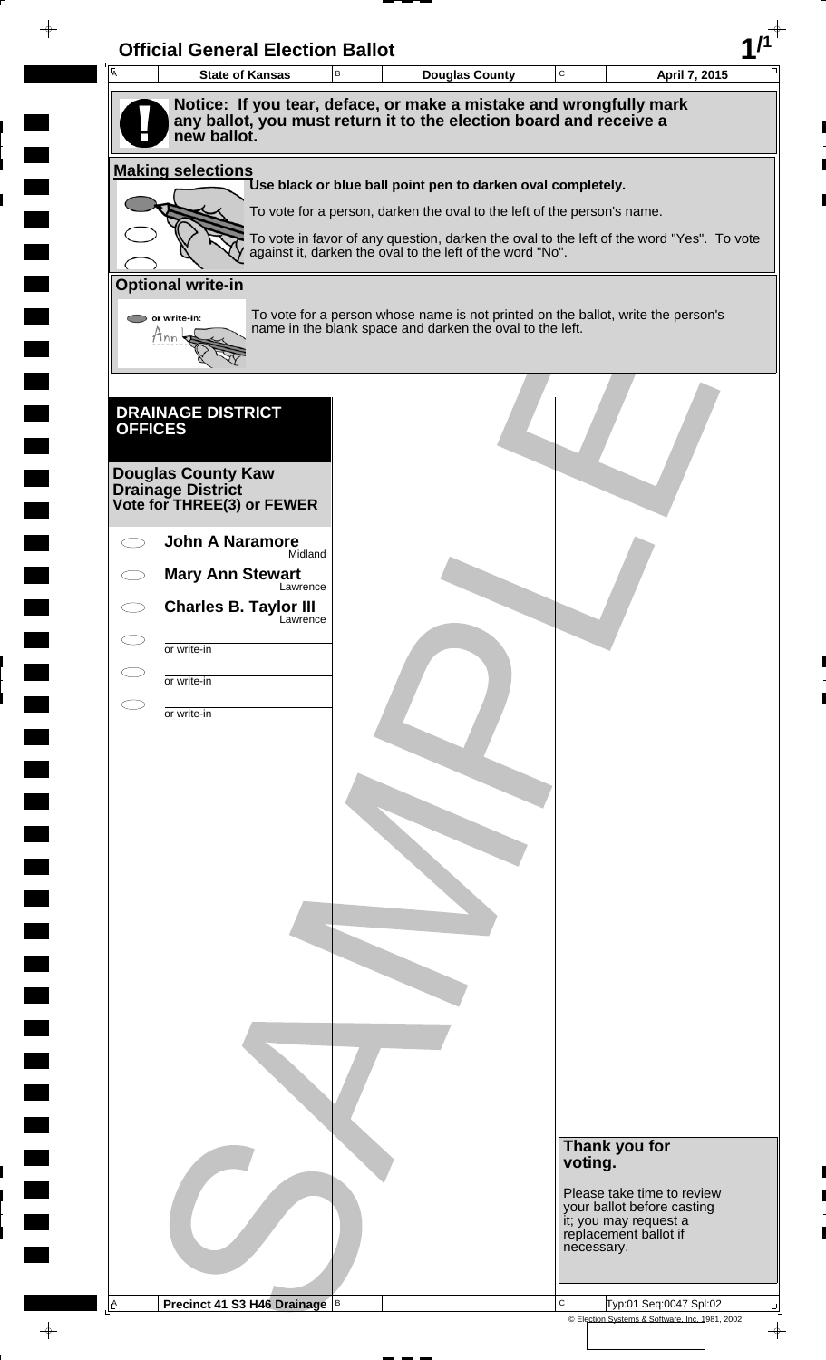# Official General Election Ballot

| State of Kansas | Douglas County | April 7, 2015 |
| --- | --- | --- |

**Notice: If you tear, deface, or make a mistake and wrongfully mark any ballot, you must return it to the election board and receive a new ballot.**

## Making selections

**Use black or blue ball point pen to darken oval completely.**

To vote for a person, darken the oval to the left of the person's name.

To vote in favor of any question, darken the oval to the left of the word "Yes". To vote against it, darken the oval to the left of the word "No".

## Optional write-in

or write-in:

To vote for a person whose name is not printed on the ballot, write the person's name in the blank space and darken the oval to the left.

## DRAINAGE DISTRICT OFFICES

### Douglas County Kaw Drainage District
**Vote for THREE(3) or FEWER**

- ⬭ **John A Naramore** Midland
- ⬭ **Mary Ann Stewart** Lawrence
- ⬭ **Charles B. Taylor III** Lawrence
- ⬭ ________ or write-in
- ⬭ ________ or write-in
- ⬭ ________ or write-in

SAMPLE

**Thank you for voting.**

Please take time to review your ballot before casting it; you may request a replacement ballot if necessary.

Precinct 41 S3 H46 Drainage

Typ:01 Seq:0047 Spl:02

© Election Systems & Software, Inc. 1981, 2002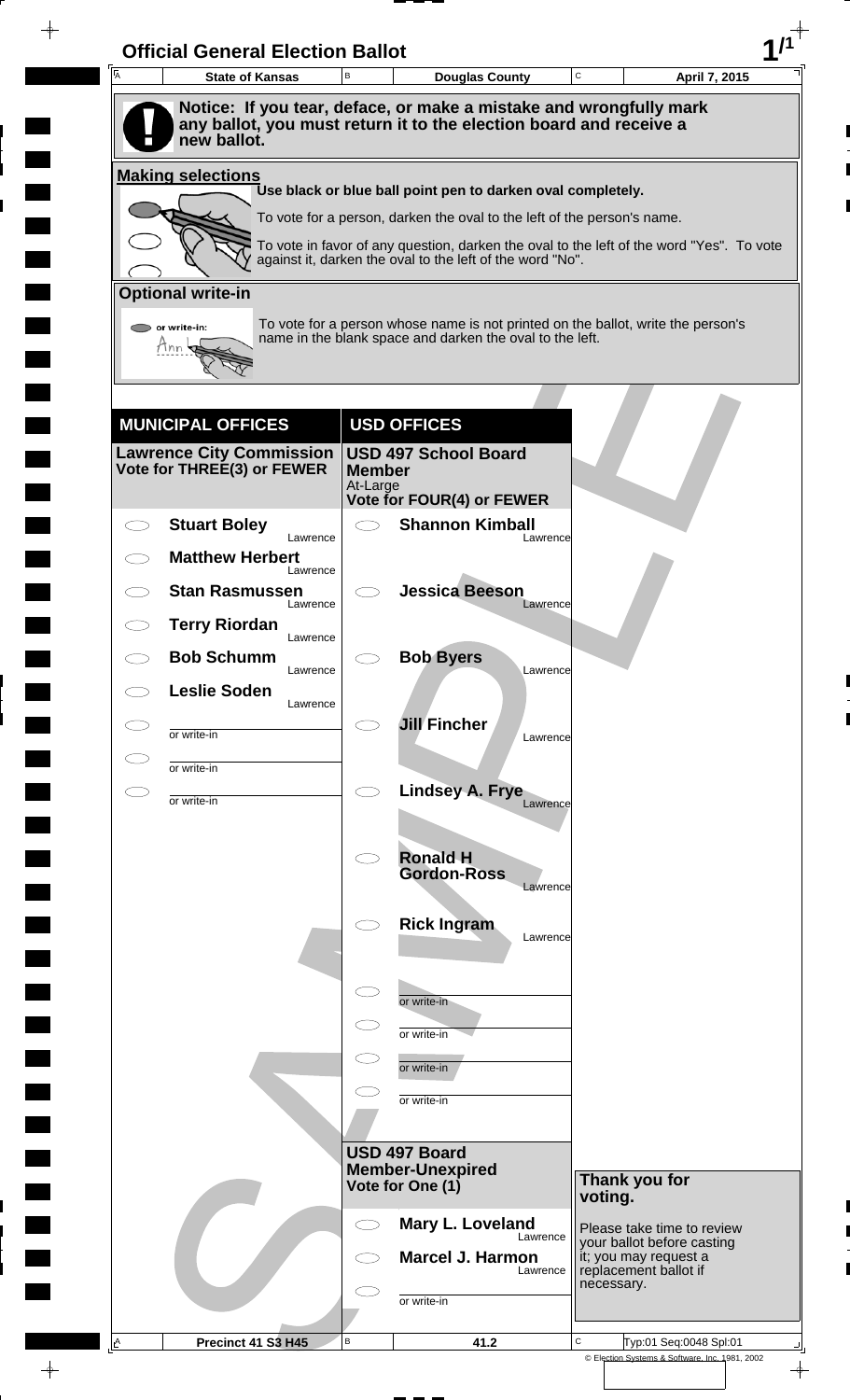# Official General Election Ballot

| State of Kansas | Douglas County | April 7, 2015 |
|---|---|---|

**Notice: If you tear, deface, or make a mistake and wrongfully mark any ballot, you must return it to the election board and receive a new ballot.**

**Making selections**

Use black or blue ball point pen to darken oval completely.

To vote for a person, darken the oval to the left of the person's name.

To vote in favor of any question, darken the oval to the left of the word "Yes". To vote against it, darken the oval to the left of the word "No".

**Optional write-in**

To vote for a person whose name is not printed on the ballot, write the person's name in the blank space and darken the oval to the left.

## MUNICIPAL OFFICES

### Lawrence City Commission
**Vote for THREE(3) or FEWER**

- Stuart Boley — Lawrence
- Matthew Herbert — Lawrence
- Stan Rasmussen — Lawrence
- Terry Riordan — Lawrence
- Bob Schumm — Lawrence
- Leslie Soden — Lawrence
- or write-in
- or write-in
- or write-in

## USD OFFICES

### USD 497 School Board Member
At-Large
**Vote for FOUR(4) or FEWER**

- Shannon Kimball — Lawrence
- Jessica Beeson — Lawrence
- Bob Byers — Lawrence
- Jill Fincher — Lawrence
- Lindsey A. Frye — Lawrence
- Ronald H Gordon-Ross — Lawrence
- Rick Ingram — Lawrence
- or write-in
- or write-in
- or write-in
- or write-in

### USD 497 Board Member-Unexpired
**Vote for One (1)**

- Mary L. Loveland — Lawrence
- Marcel J. Harmon — Lawrence
- or write-in

**Thank you for voting.**

Please take time to review your ballot before casting it; you may request a replacement ballot if necessary.

| Precinct 41 S3 H45 | 41.2 | Typ:01 Seq:0048 Spl:01 |
|---|---|---|

© Election Systems & Software, Inc. 1981, 2002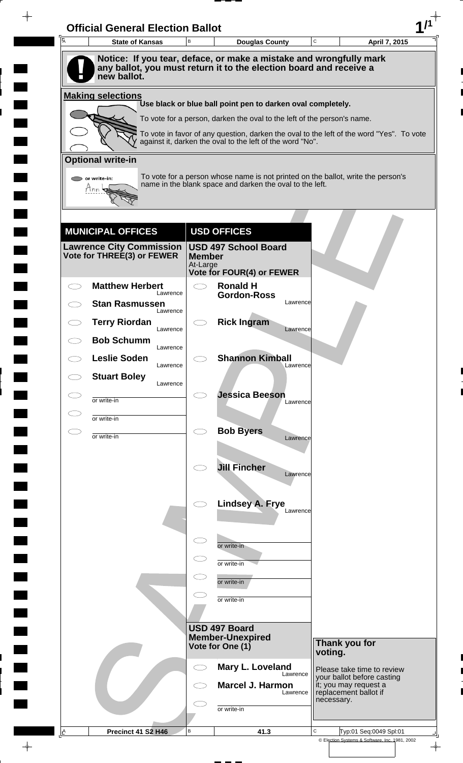# Official General Election Ballot

| State of Kansas | Douglas County | April 7, 2015 |
|---|---|---|

**Notice: If you tear, deface, or make a mistake and wrongfully mark any ballot, you must return it to the election board and receive a new ballot.**

## Making selections

Use black or blue ball point pen to darken oval completely.

To vote for a person, darken the oval to the left of the person's name.

To vote in favor of any question, darken the oval to the left of the word "Yes". To vote against it, darken the oval to the left of the word "No".

## Optional write-in

or write-in:

To vote for a person whose name is not printed on the ballot, write the person's name in the blank space and darken the oval to the left.

## MUNICIPAL OFFICES

### Lawrence City Commission
**Vote for THREE(3) or FEWER**

- ◯ **Matthew Herbert** Lawrence
- ◯ **Stan Rasmussen** Lawrence
- ◯ **Terry Riordan** Lawrence
- ◯ **Bob Schumm** Lawrence
- ◯ **Leslie Soden** Lawrence
- ◯ **Stuart Boley** Lawrence
- ◯ or write-in
- ◯ or write-in
- ◯ or write-in

## USD OFFICES

### USD 497 School Board Member
At-Large
**Vote for FOUR(4) or FEWER**

- ◯ **Ronald H Gordon-Ross** Lawrence
- ◯ **Rick Ingram** Lawrence
- ◯ **Shannon Kimball** Lawrence
- ◯ **Jessica Beeson** Lawrence
- ◯ **Bob Byers** Lawrence
- ◯ **Jill Fincher** Lawrence
- ◯ **Lindsey A. Frye** Lawrence
- ◯ or write-in
- ◯ or write-in
- ◯ or write-in
- ◯ or write-in

### USD 497 Board Member-Unexpired
**Vote for One (1)**

- ◯ **Mary L. Loveland** Lawrence
- ◯ **Marcel J. Harmon** Lawrence
- ◯ or write-in

**Thank you for voting.**

Please take time to review your ballot before casting it; you may request a replacement ballot if necessary.

| Precinct 41 S2 H46 | 41.3 | Typ:01 Seq:0049 Spl:01 |
|---|---|---|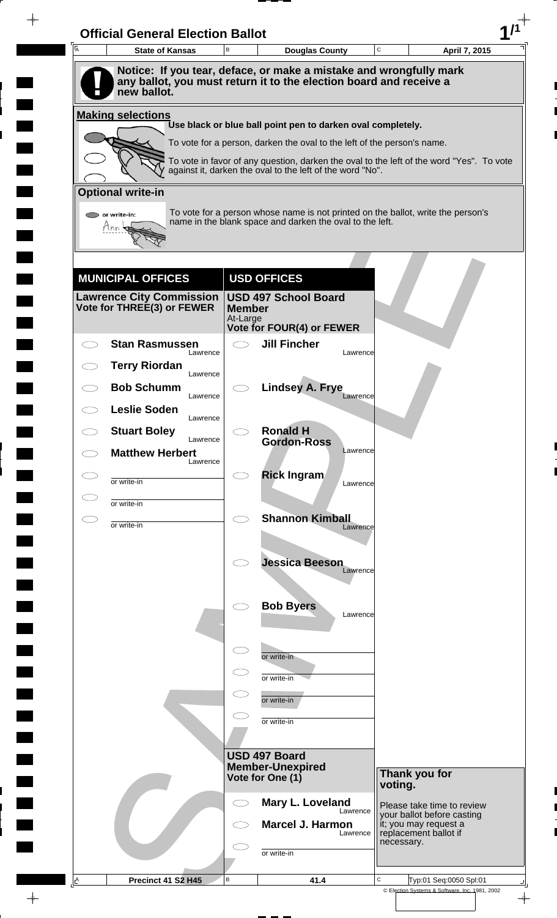# Official General Election Ballot

| A State of Kansas | B Douglas County | C April 7, 2015 |
|---|---|---|

**Notice: If you tear, deface, or make a mistake and wrongfully mark any ballot, you must return it to the election board and receive a new ballot.**

## Making selections

Use black or blue ball point pen to darken oval completely.

To vote for a person, darken the oval to the left of the person's name.

To vote in favor of any question, darken the oval to the left of the word "Yes". To vote against it, darken the oval to the left of the word "No".

## Optional write-in

To vote for a person whose name is not printed on the ballot, write the person's name in the blank space and darken the oval to the left.

## MUNICIPAL OFFICES

### Lawrence City Commission
**Vote for THREE(3) or FEWER**

- **Stan Rasmussen** — Lawrence
- **Terry Riordan** — Lawrence
- **Bob Schumm** — Lawrence
- **Leslie Soden** — Lawrence
- **Stuart Boley** — Lawrence
- **Matthew Herbert** — Lawrence
- or write-in
- or write-in
- or write-in

## USD OFFICES

### USD 497 School Board Member
At-Large
**Vote for FOUR(4) or FEWER**

- **Jill Fincher** — Lawrence
- **Lindsey A. Frye** — Lawrence
- **Ronald H Gordon-Ross** — Lawrence
- **Rick Ingram** — Lawrence
- **Shannon Kimball** — Lawrence
- **Jessica Beeson** — Lawrence
- **Bob Byers** — Lawrence
- or write-in
- or write-in
- or write-in
- or write-in

### USD 497 Board Member-Unexpired
**Vote for One (1)**

- **Mary L. Loveland** — Lawrence
- **Marcel J. Harmon** — Lawrence
- or write-in

**Thank you for voting.**

Please take time to review your ballot before casting it; you may request a replacement ballot if necessary.

| A Precinct 41 S2 H45 | B 41.4 | C Typ:01 Seq:0050 Spl:01 |
|---|---|---|

© Election Systems & Software, Inc. 1981, 2002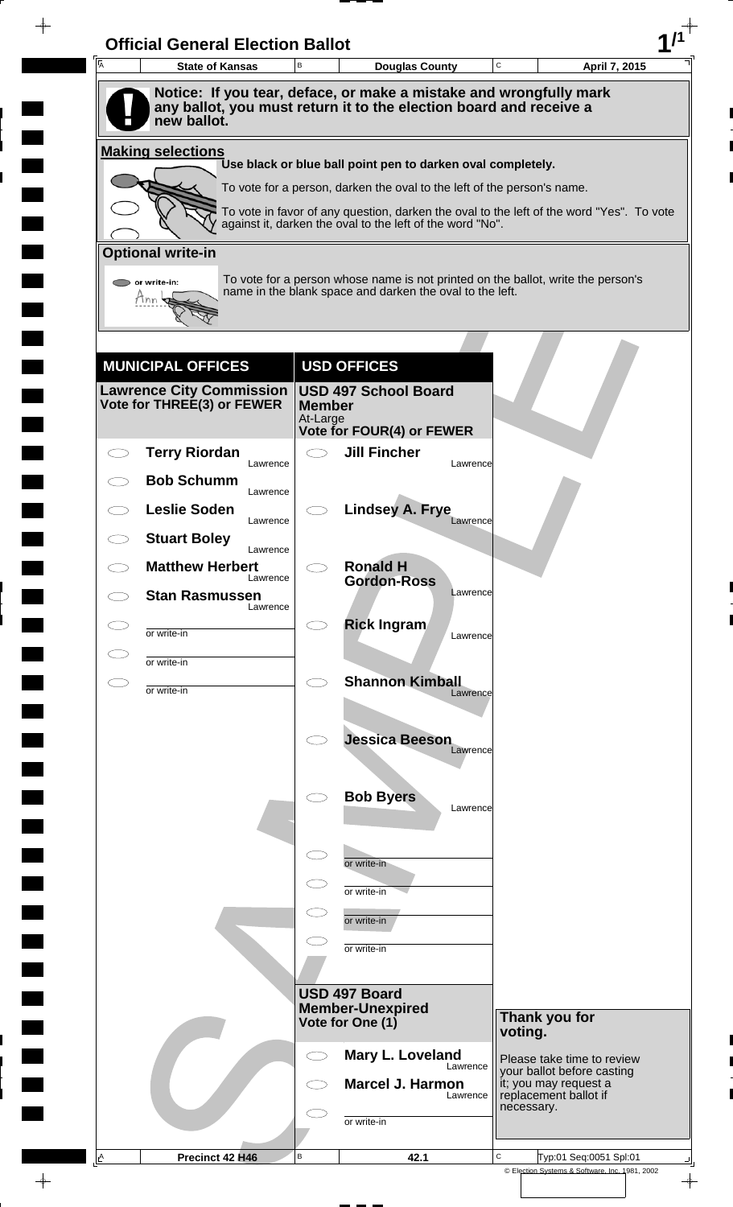# Official General Election Ballot

| State of Kansas | Douglas County | April 7, 2015 |
| --- | --- | --- |

**Notice: If you tear, deface, or make a mistake and wrongfully mark any ballot, you must return it to the election board and receive a new ballot.**

## Making selections

Use black or blue ball point pen to darken oval completely.

To vote for a person, darken the oval to the left of the person's name.

To vote in favor of any question, darken the oval to the left of the word "Yes". To vote against it, darken the oval to the left of the word "No".

## Optional write-in

To vote for a person whose name is not printed on the ballot, write the person's name in the blank space and darken the oval to the left.

## MUNICIPAL OFFICES

### Lawrence City Commission
**Vote for THREE(3) or FEWER**

- Terry Riordan — Lawrence
- Bob Schumm — Lawrence
- Leslie Soden — Lawrence
- Stuart Boley — Lawrence
- Matthew Herbert — Lawrence
- Stan Rasmussen — Lawrence
- or write-in
- or write-in
- or write-in

## USD OFFICES

### USD 497 School Board Member
At-Large
**Vote for FOUR(4) or FEWER**

- Jill Fincher — Lawrence
- Lindsey A. Frye — Lawrence
- Ronald H Gordon-Ross — Lawrence
- Rick Ingram — Lawrence
- Shannon Kimball — Lawrence
- Jessica Beeson — Lawrence
- Bob Byers — Lawrence
- or write-in
- or write-in
- or write-in
- or write-in

### USD 497 Board Member-Unexpired
**Vote for One (1)**

- Mary L. Loveland — Lawrence
- Marcel J. Harmon — Lawrence
- or write-in

**Thank you for voting.**

Please take time to review your ballot before casting it; you may request a replacement ballot if necessary.

| Precinct 42 H46 | 42.1 | Typ:01 Seq:0051 Spl:01 |
| --- | --- | --- |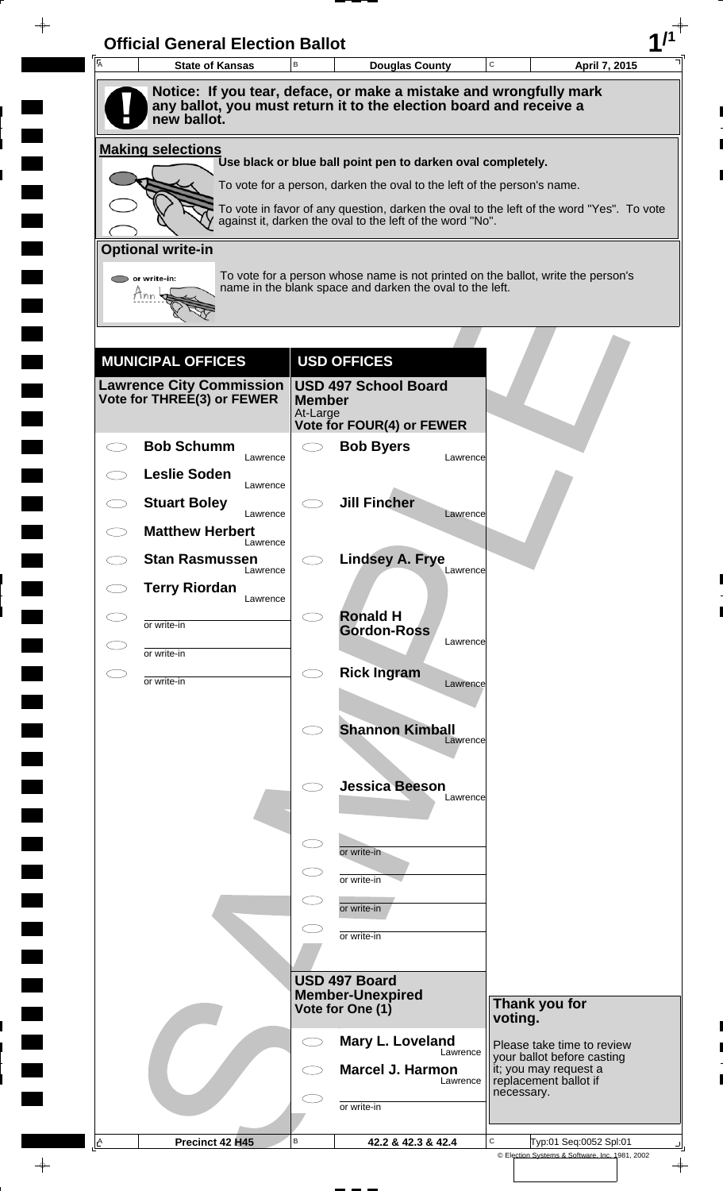# Official General Election Ballot

| State of Kansas | Douglas County | April 7, 2015 |
|---|---|---|

**Notice: If you tear, deface, or make a mistake and wrongfully mark any ballot, you must return it to the election board and receive a new ballot.**

## Making selections

Use black or blue ball point pen to darken oval completely.

To vote for a person, darken the oval to the left of the person's name.

To vote in favor of any question, darken the oval to the left of the word "Yes". To vote against it, darken the oval to the left of the word "No".

## Optional write-in

To vote for a person whose name is not printed on the ballot, write the person's name in the blank space and darken the oval to the left.

## MUNICIPAL OFFICES

### Lawrence City Commission
**Vote for THREE(3) or FEWER**

- **Bob Schumm** — Lawrence
- **Leslie Soden** — Lawrence
- **Stuart Boley** — Lawrence
- **Matthew Herbert** — Lawrence
- **Stan Rasmussen** — Lawrence
- **Terry Riordan** — Lawrence
- or write-in ______
- or write-in ______
- or write-in ______

## USD OFFICES

### USD 497 School Board Member
At-Large
**Vote for FOUR(4) or FEWER**

- **Bob Byers** — Lawrence
- **Jill Fincher** — Lawrence
- **Lindsey A. Frye** — Lawrence
- **Ronald H Gordon-Ross** — Lawrence
- **Rick Ingram** — Lawrence
- **Shannon Kimball** — Lawrence
- **Jessica Beeson** — Lawrence
- or write-in ______
- or write-in ______
- or write-in ______
- or write-in ______

### USD 497 Board Member-Unexpired
**Vote for One (1)**

- **Mary L. Loveland** — Lawrence
- **Marcel J. Harmon** — Lawrence
- or write-in ______

**Thank you for voting.**

Please take time to review your ballot before casting it; you may request a replacement ballot if necessary.

| Precinct 42 H45 | 42.2 & 42.3 & 42.4 | Typ:01 Seq:0052 Spl:01 |
|---|---|---|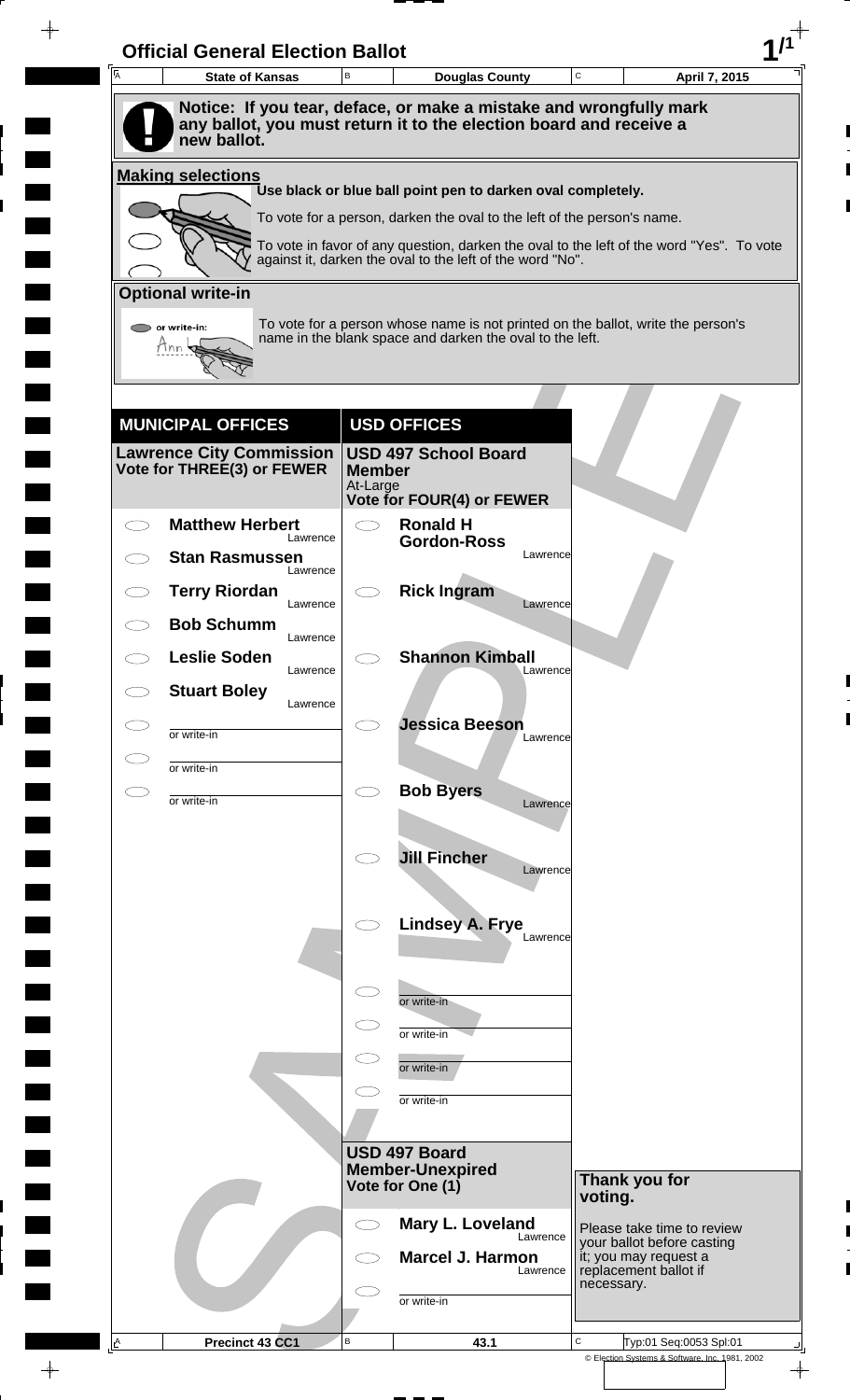# Official General Election Ballot

| State of Kansas | Douglas County | April 7, 2015 |
| --- | --- | --- |

**Notice: If you tear, deface, or make a mistake and wrongfully mark any ballot, you must return it to the election board and receive a new ballot.**

## Making selections

Use black or blue ball point pen to darken oval completely.

To vote for a person, darken the oval to the left of the person's name.

To vote in favor of any question, darken the oval to the left of the word "Yes". To vote against it, darken the oval to the left of the word "No".

## Optional write-in

To vote for a person whose name is not printed on the ballot, write the person's name in the blank space and darken the oval to the left.

## MUNICIPAL OFFICES

### Lawrence City Commission
**Vote for THREE(3) or FEWER**

- ⬭ **Matthew Herbert** — Lawrence
- ⬭ **Stan Rasmussen** — Lawrence
- ⬭ **Terry Riordan** — Lawrence
- ⬭ **Bob Schumm** — Lawrence
- ⬭ **Leslie Soden** — Lawrence
- ⬭ **Stuart Boley** — Lawrence
- ⬭ or write-in ____________
- ⬭ or write-in ____________
- ⬭ or write-in ____________

## USD OFFICES

### USD 497 School Board Member
At-Large
**Vote for FOUR(4) or FEWER**

- ⬭ **Ronald H Gordon-Ross** — Lawrence
- ⬭ **Rick Ingram** — Lawrence
- ⬭ **Shannon Kimball** — Lawrence
- ⬭ **Jessica Beeson** — Lawrence
- ⬭ **Bob Byers** — Lawrence
- ⬭ **Jill Fincher** — Lawrence
- ⬭ **Lindsey A. Frye** — Lawrence
- ⬭ or write-in ____________
- ⬭ or write-in ____________
- ⬭ or write-in ____________
- ⬭ or write-in ____________

### USD 497 Board Member-Unexpired
**Vote for One (1)**

- ⬭ **Mary L. Loveland** — Lawrence
- ⬭ **Marcel J. Harmon** — Lawrence
- ⬭ or write-in ____________

**Thank you for voting.**

Please take time to review your ballot before casting it; you may request a replacement ballot if necessary.

| Precinct 43 CC1 | 43.1 | Typ:01 Seq:0053 Spl:01 |
| --- | --- | --- |

© Election Systems & Software, Inc. 1981, 2002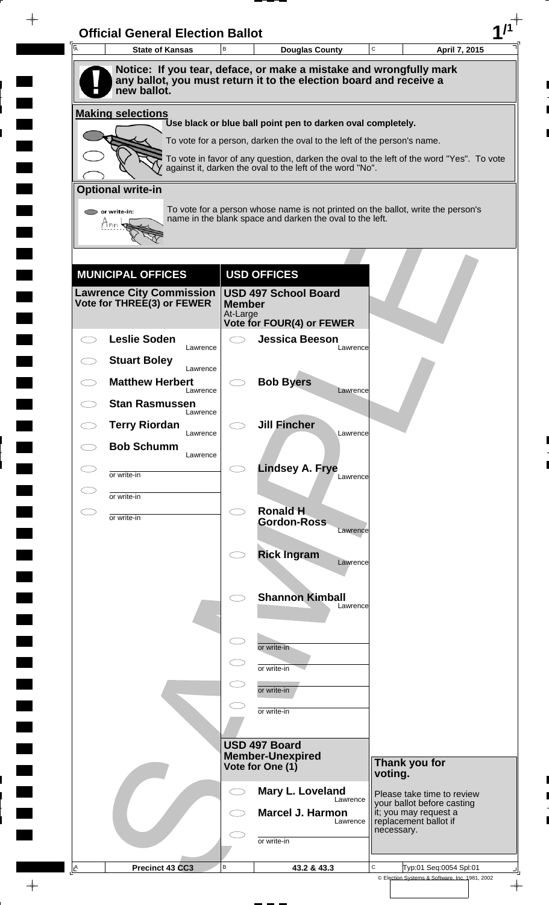# Official General Election Ballot

| State of Kansas | Douglas County | April 7, 2015 |
|---|---|---|

**Notice: If you tear, deface, or make a mistake and wrongfully mark any ballot, you must return it to the election board and receive a new ballot.**

**Making selections**

Use black or blue ball point pen to darken oval completely.

To vote for a person, darken the oval to the left of the person's name.

To vote in favor of any question, darken the oval to the left of the word "Yes". To vote against it, darken the oval to the left of the word "No".

**Optional write-in**

or write-in:

To vote for a person whose name is not printed on the ballot, write the person's name in the blank space and darken the oval to the left.

## MUNICIPAL OFFICES

### Lawrence City Commission
**Vote for THREE(3) or FEWER**

- **Leslie Soden** — Lawrence
- **Stuart Boley** — Lawrence
- **Matthew Herbert** — Lawrence
- **Stan Rasmussen** — Lawrence
- **Terry Riordan** — Lawrence
- **Bob Schumm** — Lawrence
- or write-in
- or write-in
- or write-in

## USD OFFICES

### USD 497 School Board Member
At-Large
**Vote for FOUR(4) or FEWER**

- **Jessica Beeson** — Lawrence
- **Bob Byers** — Lawrence
- **Jill Fincher** — Lawrence
- **Lindsey A. Frye** — Lawrence
- **Ronald H Gordon-Ross** — Lawrence
- **Rick Ingram** — Lawrence
- **Shannon Kimball** — Lawrence
- or write-in
- or write-in
- or write-in
- or write-in

### USD 497 Board Member-Unexpired
**Vote for One (1)**

- **Mary L. Loveland** — Lawrence
- **Marcel J. Harmon** — Lawrence
- or write-in

**Thank you for voting.**

Please take time to review your ballot before casting it; you may request a replacement ballot if necessary.

| Precinct 43 CC3 | 43.2 & 43.3 | Typ:01 Seq:0054 Spl:01 |
|---|---|---|

© Election Systems & Software, Inc. 1981, 2002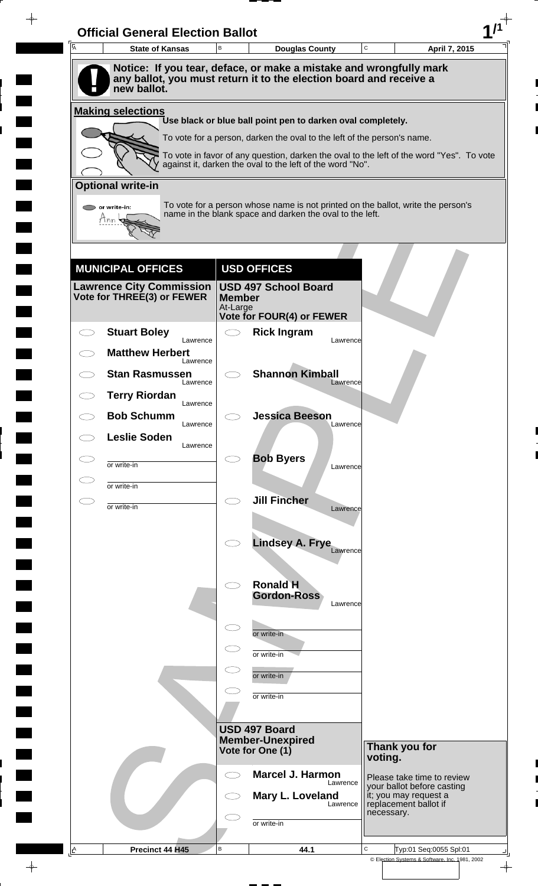# Official General Election Ballot

| A State of Kansas | B Douglas County | C April 7, 2015 |
|---|---|---|

**Notice: If you tear, deface, or make a mistake and wrongfully mark any ballot, you must return it to the election board and receive a new ballot.**

## Making selections

**Use black or blue ball point pen to darken oval completely.**

To vote for a person, darken the oval to the left of the person's name.

To vote in favor of any question, darken the oval to the left of the word "Yes". To vote against it, darken the oval to the left of the word "No".

## Optional write-in

To vote for a person whose name is not printed on the ballot, write the person's name in the blank space and darken the oval to the left.

## MUNICIPAL OFFICES

### Lawrence City Commission
**Vote for THREE(3) or FEWER**

- ⬭ **Stuart Boley** — Lawrence
- ⬭ **Matthew Herbert** — Lawrence
- ⬭ **Stan Rasmussen** — Lawrence
- ⬭ **Terry Riordan** — Lawrence
- ⬭ **Bob Schumm** — Lawrence
- ⬭ **Leslie Soden** — Lawrence
- ⬭ ________ or write-in
- ⬭ ________ or write-in
- ⬭ ________ or write-in

## USD OFFICES

### USD 497 School Board Member
At-Large
**Vote for FOUR(4) or FEWER**

- ⬭ **Rick Ingram** — Lawrence
- ⬭ **Shannon Kimball** — Lawrence
- ⬭ **Jessica Beeson** — Lawrence
- ⬭ **Bob Byers** — Lawrence
- ⬭ **Jill Fincher** — Lawrence
- ⬭ **Lindsey A. Frye** — Lawrence
- ⬭ **Ronald H Gordon-Ross** — Lawrence
- ⬭ ________ or write-in
- ⬭ ________ or write-in
- ⬭ ________ or write-in
- ⬭ ________ or write-in

### USD 497 Board Member-Unexpired
**Vote for One (1)**

- ⬭ **Marcel J. Harmon** — Lawrence
- ⬭ **Mary L. Loveland** — Lawrence
- ⬭ ________ or write-in

**Thank you for voting.**

Please take time to review your ballot before casting it; you may request a replacement ballot if necessary.

| A Precinct 44 H45 | B 44.1 | C Typ:01 Seq:0055 Spl:01 |
|---|---|---|

© Election Systems & Software, Inc. 1981, 2002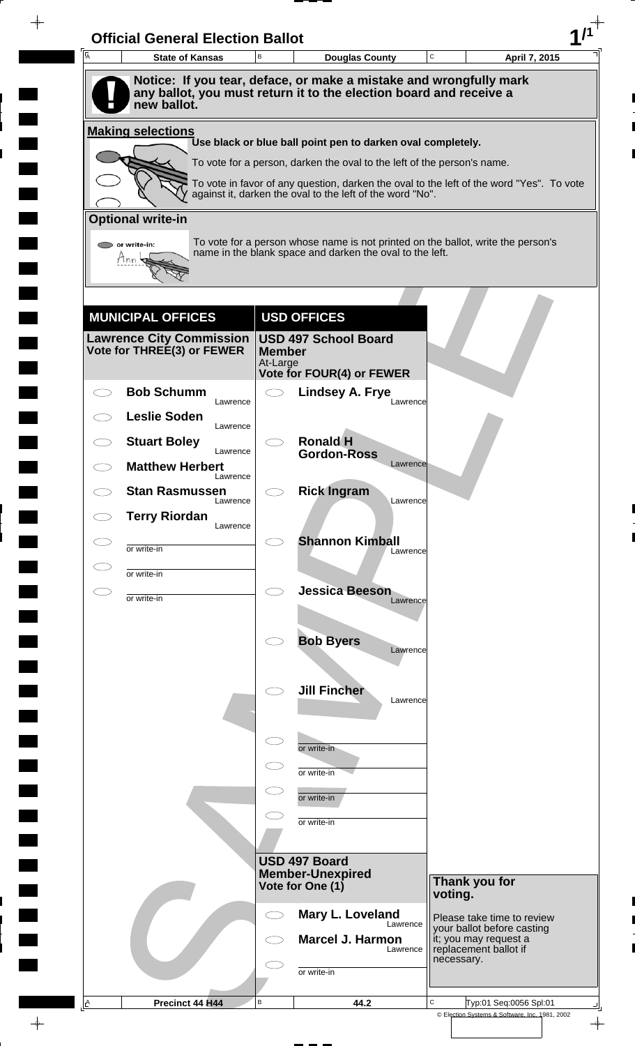# Official General Election Ballot

| State of Kansas | Douglas County | April 7, 2015 |
|---|---|---|

**Notice: If you tear, deface, or make a mistake and wrongfully mark any ballot, you must return it to the election board and receive a new ballot.**

**Making selections**

Use black or blue ball point pen to darken oval completely.

To vote for a person, darken the oval to the left of the person's name.

To vote in favor of any question, darken the oval to the left of the word "Yes". To vote against it, darken the oval to the left of the word "No".

**Optional write-in**

or write-in:

To vote for a person whose name is not printed on the ballot, write the person's name in the blank space and darken the oval to the left.

## MUNICIPAL OFFICES

### Lawrence City Commission
**Vote for THREE(3) or FEWER**

- Bob Schumm — Lawrence
- Leslie Soden — Lawrence
- Stuart Boley — Lawrence
- Matthew Herbert — Lawrence
- Stan Rasmussen — Lawrence
- Terry Riordan — Lawrence
- or write-in
- or write-in
- or write-in

## USD OFFICES

### USD 497 School Board Member
At-Large
**Vote for FOUR(4) or FEWER**

- Lindsey A. Frye — Lawrence
- Ronald H Gordon-Ross — Lawrence
- Rick Ingram — Lawrence
- Shannon Kimball — Lawrence
- Jessica Beeson — Lawrence
- Bob Byers — Lawrence
- Jill Fincher — Lawrence
- or write-in
- or write-in
- or write-in
- or write-in

### USD 497 Board Member-Unexpired
**Vote for One (1)**

- Mary L. Loveland — Lawrence
- Marcel J. Harmon — Lawrence
- or write-in

**Thank you for voting.**

Please take time to review your ballot before casting it; you may request a replacement ballot if necessary.

| Precinct 44 H44 | 44.2 | Typ:01 Seq:0056 Spl:01 |
|---|---|---|

© Election Systems & Software, Inc. 1981, 2002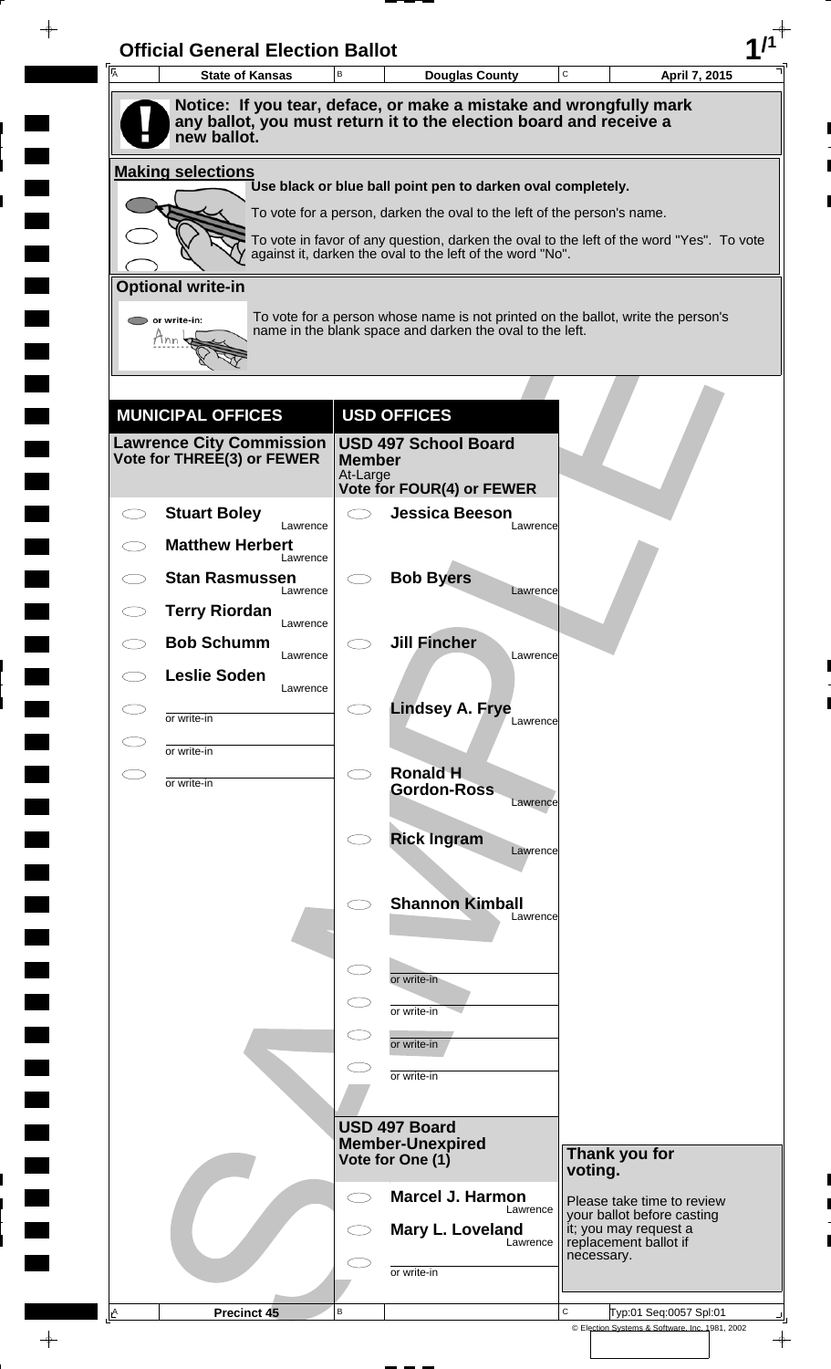# Official General Election Ballot

| A State of Kansas | B Douglas County | C April 7, 2015 |
| --- | --- | --- |

**Notice: If you tear, deface, or make a mistake and wrongfully mark any ballot, you must return it to the election board and receive a new ballot.**

## Making selections

Use black or blue ball point pen to darken oval completely.

To vote for a person, darken the oval to the left of the person's name.

To vote in favor of any question, darken the oval to the left of the word "Yes". To vote against it, darken the oval to the left of the word "No".

## Optional write-in

To vote for a person whose name is not printed on the ballot, write the person's name in the blank space and darken the oval to the left.

## MUNICIPAL OFFICES

### Lawrence City Commission
Vote for THREE(3) or FEWER

- ◯ **Stuart Boley** — Lawrence
- ◯ **Matthew Herbert** — Lawrence
- ◯ **Stan Rasmussen** — Lawrence
- ◯ **Terry Riordan** — Lawrence
- ◯ **Bob Schumm** — Lawrence
- ◯ **Leslie Soden** — Lawrence
- ◯ or write-in
- ◯ or write-in
- ◯ or write-in

## USD OFFICES

### USD 497 School Board Member
At-Large
Vote for FOUR(4) or FEWER

- ◯ **Jessica Beeson** — Lawrence
- ◯ **Bob Byers** — Lawrence
- ◯ **Jill Fincher** — Lawrence
- ◯ **Lindsey A. Frye** — Lawrence
- ◯ **Ronald H Gordon-Ross** — Lawrence
- ◯ **Rick Ingram** — Lawrence
- ◯ **Shannon Kimball** — Lawrence
- ◯ or write-in
- ◯ or write-in
- ◯ or write-in
- ◯ or write-in

### USD 497 Board Member-Unexpired
Vote for One (1)

- ◯ **Marcel J. Harmon** — Lawrence
- ◯ **Mary L. Loveland** — Lawrence
- ◯ or write-in

**Thank you for voting.**

Please take time to review your ballot before casting it; you may request a replacement ballot if necessary.

| A Precinct 45 | B | C Typ:01 Seq:0057 Spl:01 |
| --- | --- | --- |

© Election Systems & Software, Inc. 1981, 2002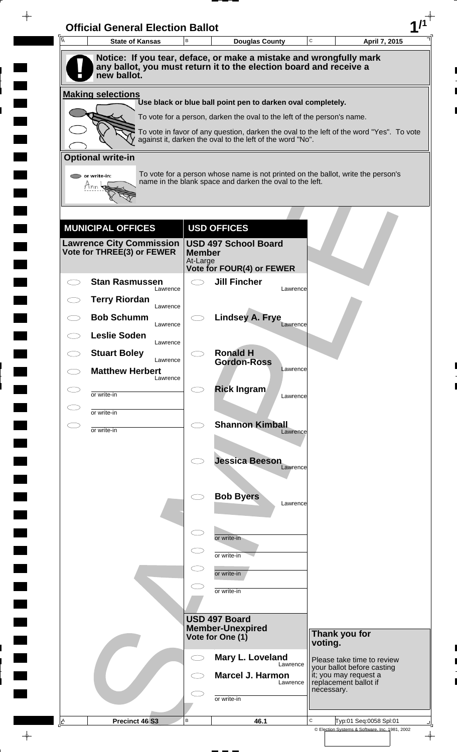# Official General Election Ballot

| State of Kansas | Douglas County | April 7, 2015 |
|---|---|---|

**Notice: If you tear, deface, or make a mistake and wrongfully mark any ballot, you must return it to the election board and receive a new ballot.**

## Making selections

Use black or blue ball point pen to darken oval completely.

To vote for a person, darken the oval to the left of the person's name.

To vote in favor of any question, darken the oval to the left of the word "Yes". To vote against it, darken the oval to the left of the word "No".

## Optional write-in

To vote for a person whose name is not printed on the ballot, write the person's name in the blank space and darken the oval to the left.

## MUNICIPAL OFFICES

### Lawrence City Commission
**Vote for THREE(3) or FEWER**

- **Stan Rasmussen** — Lawrence
- **Terry Riordan** — Lawrence
- **Bob Schumm** — Lawrence
- **Leslie Soden** — Lawrence
- **Stuart Boley** — Lawrence
- **Matthew Herbert** — Lawrence
- or write-in
- or write-in
- or write-in

## USD OFFICES

### USD 497 School Board Member
At-Large
**Vote for FOUR(4) or FEWER**

- **Jill Fincher** — Lawrence
- **Lindsey A. Frye** — Lawrence
- **Ronald H Gordon-Ross** — Lawrence
- **Rick Ingram** — Lawrence
- **Shannon Kimball** — Lawrence
- **Jessica Beeson** — Lawrence
- **Bob Byers** — Lawrence
- or write-in
- or write-in
- or write-in
- or write-in

### USD 497 Board Member-Unexpired
**Vote for One (1)**

- **Mary L. Loveland** — Lawrence
- **Marcel J. Harmon** — Lawrence
- or write-in

**Thank you for voting.**

Please take time to review your ballot before casting it; you may request a replacement ballot if necessary.

| Precinct 46 S3 | 46.1 | Typ:01 Seq:0058 Spl:01 |
|---|---|---|

© Election Systems & Software, Inc. 1981, 2002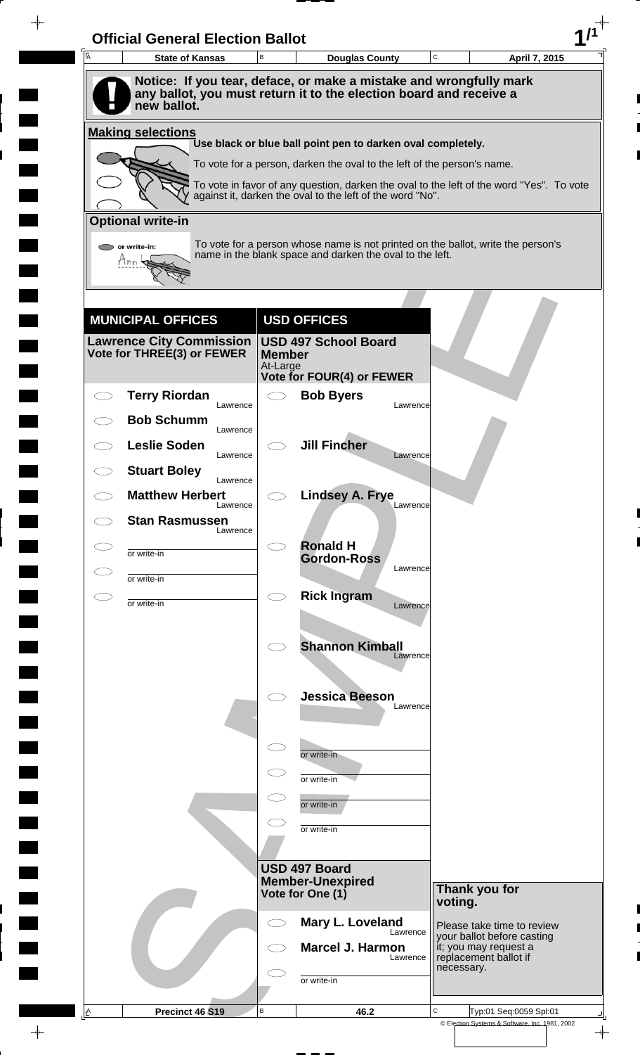# Official General Election Ballot

| State of Kansas | Douglas County | April 7, 2015 |
|---|---|---|

**Notice: If you tear, deface, or make a mistake and wrongfully mark any ballot, you must return it to the election board and receive a new ballot.**

## Making selections

Use black or blue ball point pen to darken oval completely.

To vote for a person, darken the oval to the left of the person's name.

To vote in favor of any question, darken the oval to the left of the word "Yes". To vote against it, darken the oval to the left of the word "No".

## Optional write-in

To vote for a person whose name is not printed on the ballot, write the person's name in the blank space and darken the oval to the left.

## MUNICIPAL OFFICES

### Lawrence City Commission
Vote for THREE(3) or FEWER

- Terry Riordan — Lawrence
- Bob Schumm — Lawrence
- Leslie Soden — Lawrence
- Stuart Boley — Lawrence
- Matthew Herbert — Lawrence
- Stan Rasmussen — Lawrence
- or write-in
- or write-in
- or write-in

## USD OFFICES

### USD 497 School Board Member
At-Large
Vote for FOUR(4) or FEWER

- Bob Byers — Lawrence
- Jill Fincher — Lawrence
- Lindsey A. Frye — Lawrence
- Ronald H Gordon-Ross — Lawrence
- Rick Ingram — Lawrence
- Shannon Kimball — Lawrence
- Jessica Beeson — Lawrence
- or write-in
- or write-in
- or write-in
- or write-in

### USD 497 Board Member-Unexpired
Vote for One (1)

- Mary L. Loveland — Lawrence
- Marcel J. Harmon — Lawrence
- or write-in

**Thank you for voting.**

Please take time to review your ballot before casting it; you may request a replacement ballot if necessary.

| Precinct 46 S19 | 46.2 | Typ:01 Seq:0059 Spl:01 |
|---|---|---|

© Election Systems & Software, Inc. 1981, 2002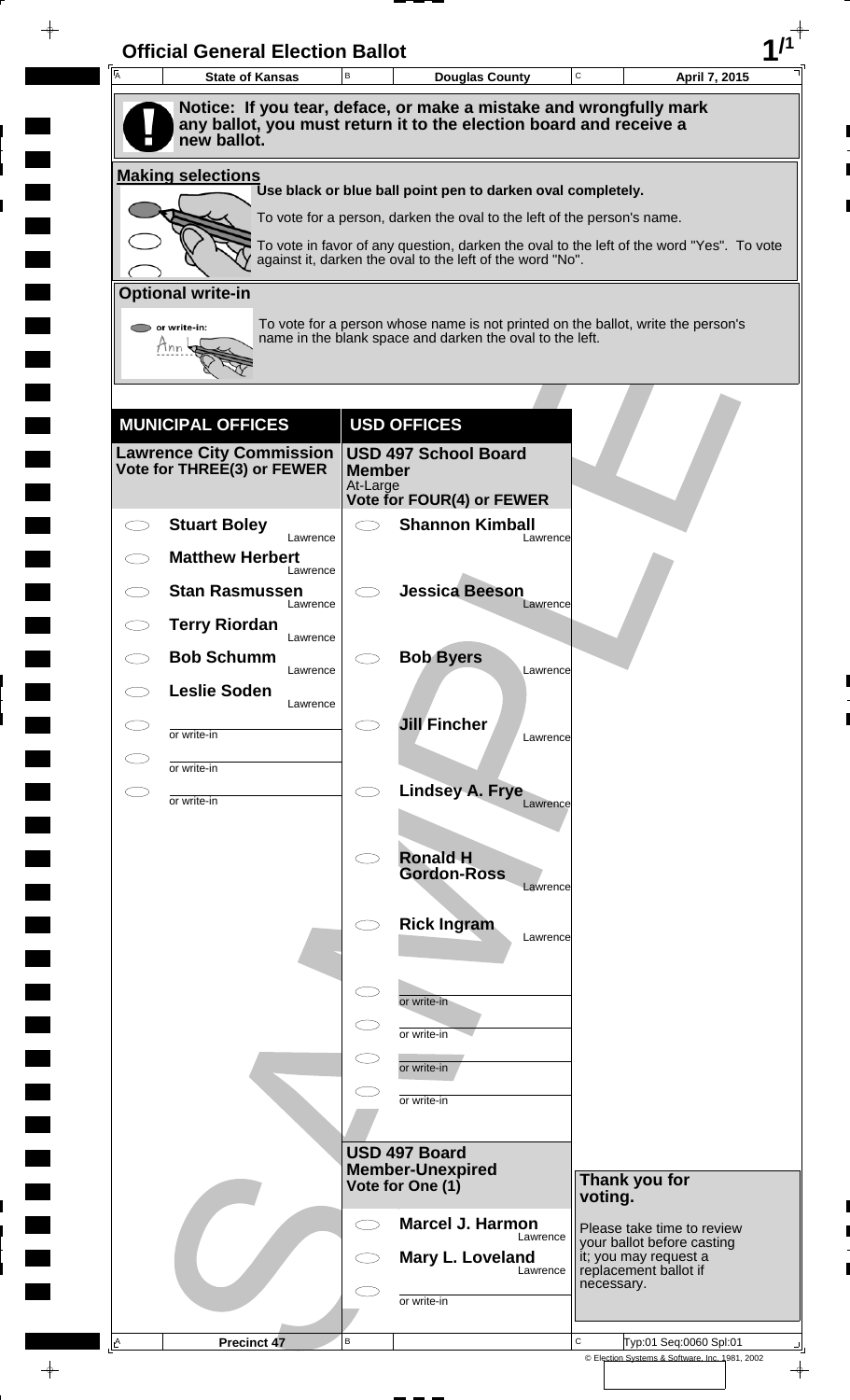# Official General Election Ballot

| A State of Kansas | B Douglas County | C April 7, 2015 |
|---|---|---|

**Notice: If you tear, deface, or make a mistake and wrongfully mark any ballot, you must return it to the election board and receive a new ballot.**

## Making selections

**Use black or blue ball point pen to darken oval completely.**

To vote for a person, darken the oval to the left of the person's name.

To vote in favor of any question, darken the oval to the left of the word "Yes". To vote against it, darken the oval to the left of the word "No".

## Optional write-in

To vote for a person whose name is not printed on the ballot, write the person's name in the blank space and darken the oval to the left.

## MUNICIPAL OFFICES

### Lawrence City Commission
**Vote for THREE(3) or FEWER**

- ◯ **Stuart Boley** — Lawrence
- ◯ **Matthew Herbert** — Lawrence
- ◯ **Stan Rasmussen** — Lawrence
- ◯ **Terry Riordan** — Lawrence
- ◯ **Bob Schumm** — Lawrence
- ◯ **Leslie Soden** — Lawrence
- ◯ ____________ or write-in
- ◯ ____________ or write-in
- ◯ ____________ or write-in

## USD OFFICES

### USD 497 School Board Member
At-Large
**Vote for FOUR(4) or FEWER**

- ◯ **Shannon Kimball** — Lawrence
- ◯ **Jessica Beeson** — Lawrence
- ◯ **Bob Byers** — Lawrence
- ◯ **Jill Fincher** — Lawrence
- ◯ **Lindsey A. Frye** — Lawrence
- ◯ **Ronald H Gordon-Ross** — Lawrence
- ◯ **Rick Ingram** — Lawrence
- ◯ ____________ or write-in
- ◯ ____________ or write-in
- ◯ ____________ or write-in
- ◯ ____________ or write-in

### USD 497 Board Member-Unexpired
**Vote for One (1)**

- ◯ **Marcel J. Harmon** — Lawrence
- ◯ **Mary L. Loveland** — Lawrence
- ◯ ____________ or write-in

**Thank you for voting.**

Please take time to review your ballot before casting it; you may request a replacement ballot if necessary.

| A Precinct 47 | B | C Typ:01 Seq:0060 Spl:01 |
|---|---|---|

© Election Systems & Software, Inc. 1981, 2002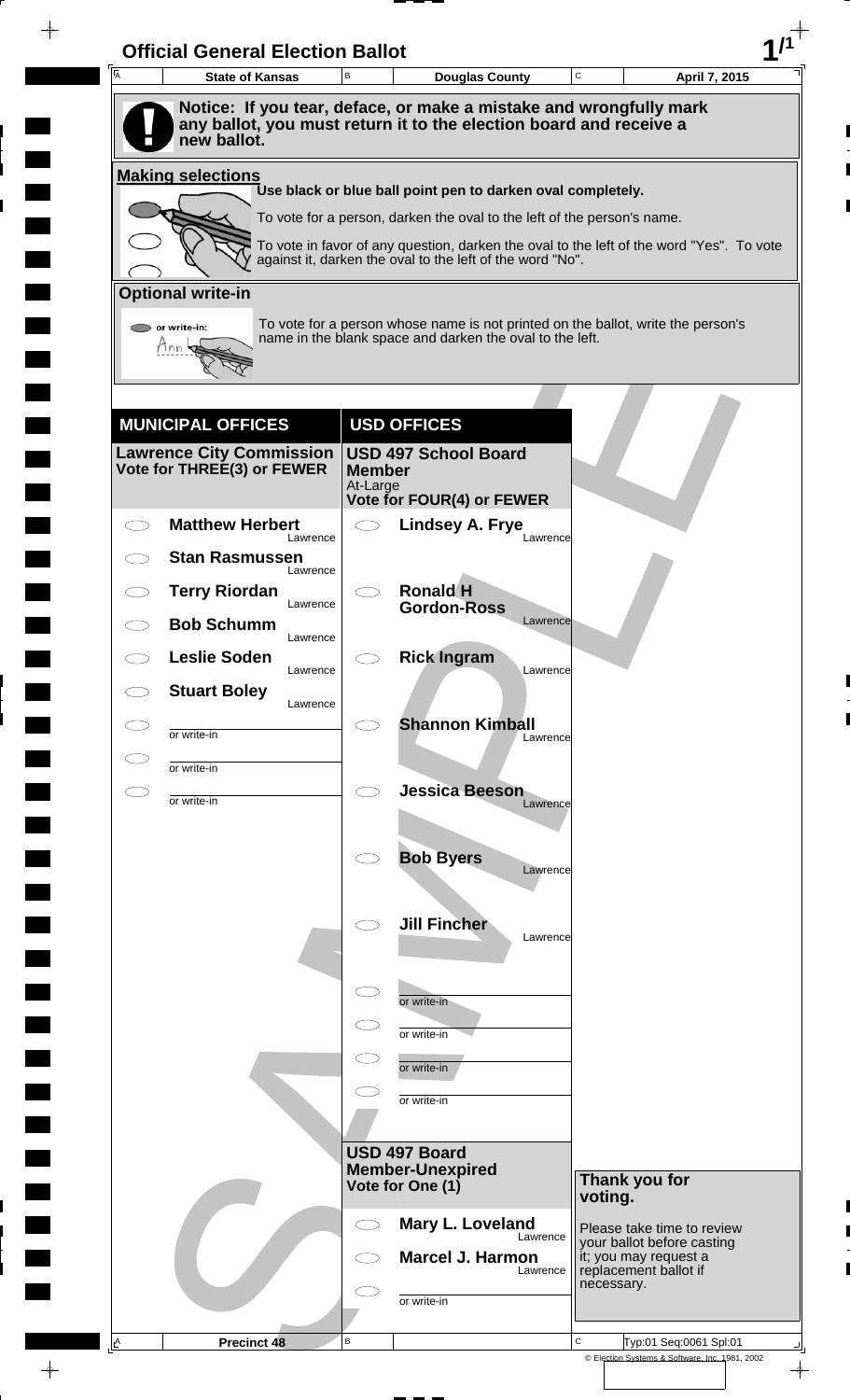# Official General Election Ballot

| A State of Kansas | B Douglas County | C April 7, 2015 |
|---|---|---|

**Notice: If you tear, deface, or make a mistake and wrongfully mark any ballot, you must return it to the election board and receive a new ballot.**

## Making selections

Use black or blue ball point pen to darken oval completely.

To vote for a person, darken the oval to the left of the person's name.

To vote in favor of any question, darken the oval to the left of the word "Yes". To vote against it, darken the oval to the left of the word "No".

## Optional write-in

To vote for a person whose name is not printed on the ballot, write the person's name in the blank space and darken the oval to the left.

## MUNICIPAL OFFICES

### Lawrence City Commission
**Vote for THREE(3) or FEWER**

- Matthew Herbert — Lawrence
- Stan Rasmussen — Lawrence
- Terry Riordan — Lawrence
- Bob Schumm — Lawrence
- Leslie Soden — Lawrence
- Stuart Boley — Lawrence
- or write-in
- or write-in
- or write-in

## USD OFFICES

### USD 497 School Board Member
At-Large
**Vote for FOUR(4) or FEWER**

- Lindsey A. Frye — Lawrence
- Ronald H Gordon-Ross — Lawrence
- Rick Ingram — Lawrence
- Shannon Kimball — Lawrence
- Jessica Beeson — Lawrence
- Bob Byers — Lawrence
- Jill Fincher — Lawrence
- or write-in
- or write-in
- or write-in
- or write-in

### USD 497 Board Member-Unexpired
**Vote for One (1)**

- Mary L. Loveland — Lawrence
- Marcel J. Harmon — Lawrence
- or write-in

**Thank you for voting.**

Please take time to review your ballot before casting it; you may request a replacement ballot if necessary.

| A Precinct 48 | B | C Typ:01 Seq:0061 Spl:01 |
|---|---|---|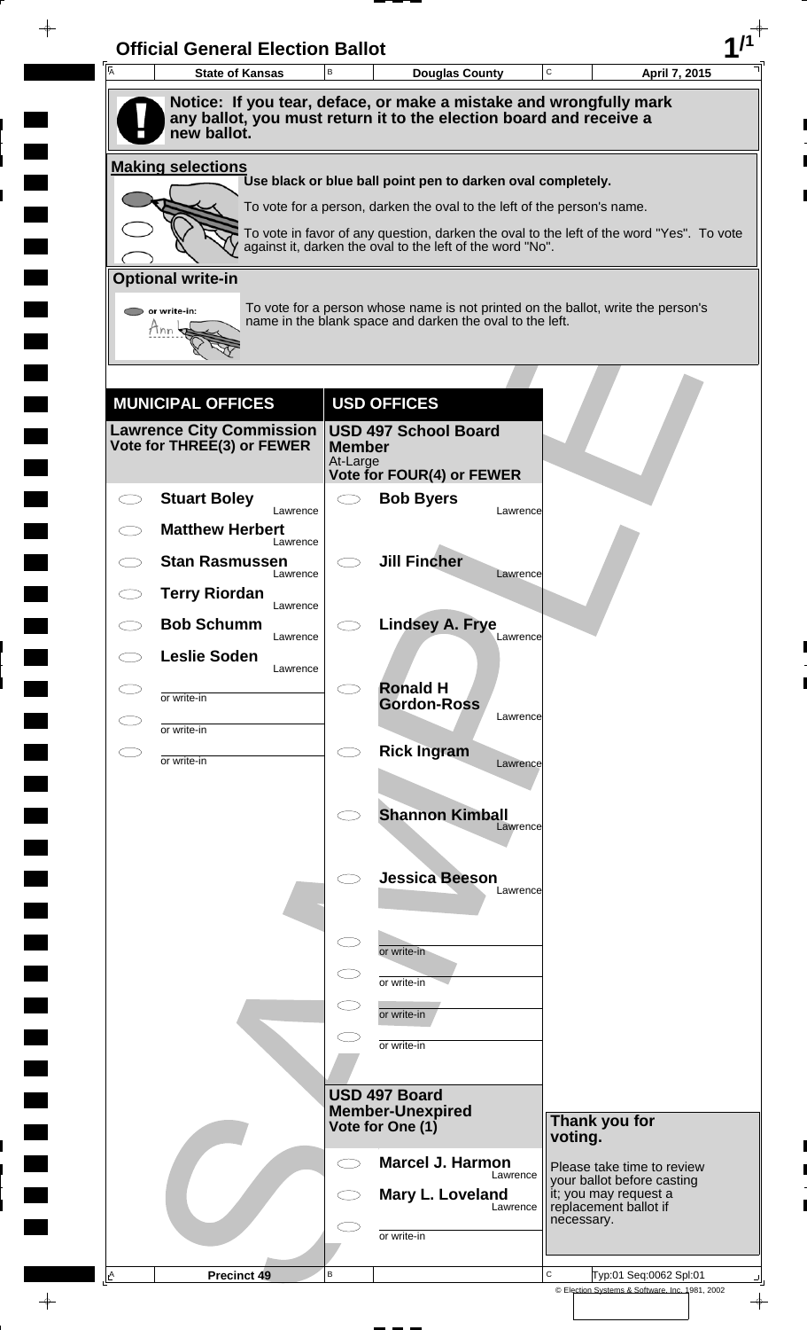# Official General Election Ballot

| State of Kansas | Douglas County | April 7, 2015 |
| --- | --- | --- |

**Notice: If you tear, deface, or make a mistake and wrongfully mark any ballot, you must return it to the election board and receive a new ballot.**

**Making selections**

**Use black or blue ball point pen to darken oval completely.**

To vote for a person, darken the oval to the left of the person's name.

To vote in favor of any question, darken the oval to the left of the word "Yes". To vote against it, darken the oval to the left of the word "No".

**Optional write-in**

or write-in:

To vote for a person whose name is not printed on the ballot, write the person's name in the blank space and darken the oval to the left.

## MUNICIPAL OFFICES

**Lawrence City Commission**
**Vote for THREE(3) or FEWER**

- ◯ **Stuart Boley** — Lawrence
- ◯ **Matthew Herbert** — Lawrence
- ◯ **Stan Rasmussen** — Lawrence
- ◯ **Terry Riordan** — Lawrence
- ◯ **Bob Schumm** — Lawrence
- ◯ **Leslie Soden** — Lawrence
- ◯ ________ or write-in
- ◯ ________ or write-in
- ◯ ________ or write-in

## USD OFFICES

**USD 497 School Board Member**
At-Large
**Vote for FOUR(4) or FEWER**

- ◯ **Bob Byers** — Lawrence
- ◯ **Jill Fincher** — Lawrence
- ◯ **Lindsey A. Frye** — Lawrence
- ◯ **Ronald H Gordon-Ross** — Lawrence
- ◯ **Rick Ingram** — Lawrence
- ◯ **Shannon Kimball** — Lawrence
- ◯ **Jessica Beeson** — Lawrence
- ◯ ________ or write-in
- ◯ ________ or write-in
- ◯ ________ or write-in
- ◯ ________ or write-in

**USD 497 Board Member-Unexpired**
**Vote for One (1)**

- ◯ **Marcel J. Harmon** — Lawrence
- ◯ **Mary L. Loveland** — Lawrence
- ◯ ________ or write-in

**Thank you for voting.**

Please take time to review your ballot before casting it; you may request a replacement ballot if necessary.

| Precinct 49 | | Typ:01 Seq:0062 Spl:01 |
| --- | --- | --- |

© Election Systems & Software, Inc. 1981, 2002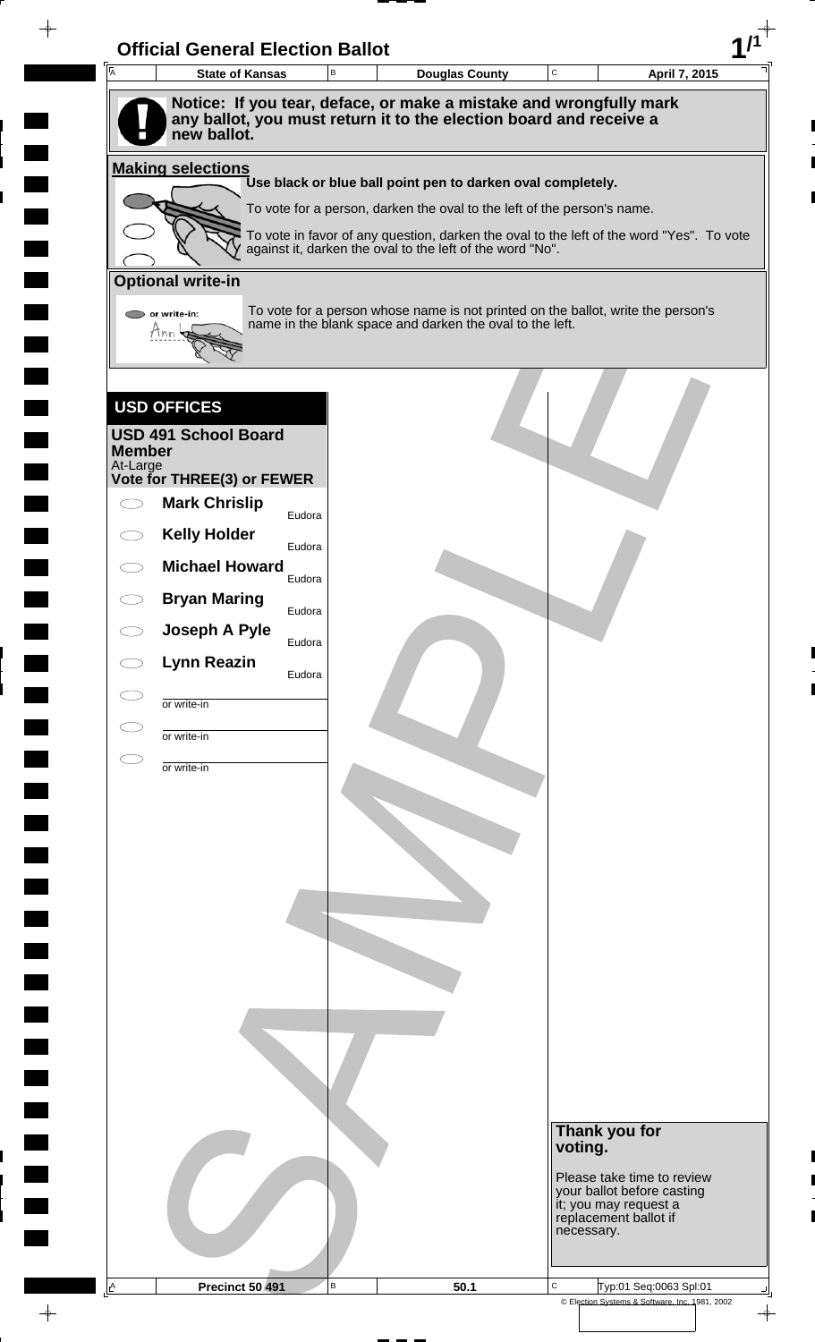# Official General Election Ballot

| State of Kansas | Douglas County | April 7, 2015 |
| --- | --- | --- |

**Notice: If you tear, deface, or make a mistake and wrongfully mark any ballot, you must return it to the election board and receive a new ballot.**

**Making selections**

**Use black or blue ball point pen to darken oval completely.**

To vote for a person, darken the oval to the left of the person's name.

To vote in favor of any question, darken the oval to the left of the word "Yes". To vote against it, darken the oval to the left of the word "No".

**Optional write-in**

To vote for a person whose name is not printed on the ballot, write the person's name in the blank space and darken the oval to the left.

## USD OFFICES

### USD 491 School Board Member

At-Large

**Vote for THREE(3) or FEWER**

- ⬭ **Mark Chrislip** — Eudora
- ⬭ **Kelly Holder** — Eudora
- ⬭ **Michael Howard** — Eudora
- ⬭ **Bryan Maring** — Eudora
- ⬭ **Joseph A Pyle** — Eudora
- ⬭ **Lynn Reazin** — Eudora
- ⬭ ______ or write-in
- ⬭ ______ or write-in
- ⬭ ______ or write-in

SAMPLE

**Thank you for voting.**

Please take time to review your ballot before casting it; you may request a replacement ballot if necessary.

| Precinct 50 491 | 50.1 | Typ:01 Seq:0063 Spl:01 |
| --- | --- | --- |

© Election Systems & Software, Inc. 1981, 2002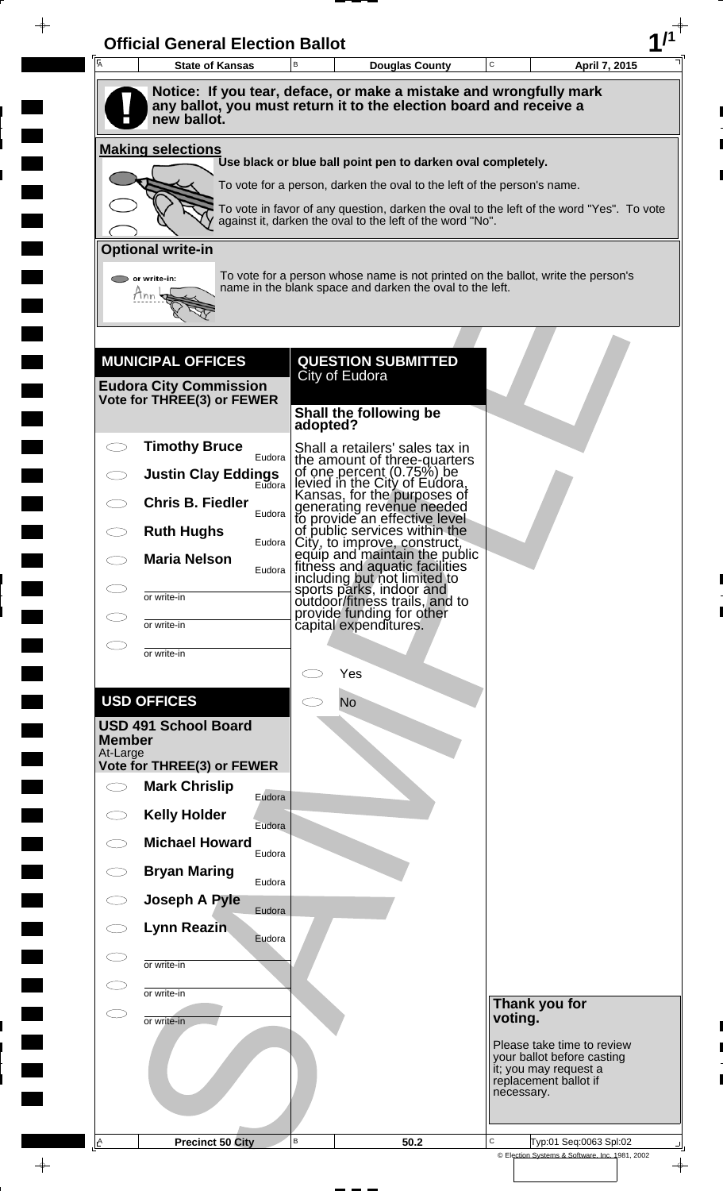# Official General Election Ballot

| State of Kansas | Douglas County | April 7, 2015 |
|---|---|---|

**Notice: If you tear, deface, or make a mistake and wrongfully mark any ballot, you must return it to the election board and receive a new ballot.**

## Making selections

Use black or blue ball point pen to darken oval completely.

To vote for a person, darken the oval to the left of the person's name.

To vote in favor of any question, darken the oval to the left of the word "Yes". To vote against it, darken the oval to the left of the word "No".

## Optional write-in

To vote for a person whose name is not printed on the ballot, write the person's name in the blank space and darken the oval to the left.

## MUNICIPAL OFFICES

### Eudora City Commission
**Vote for THREE(3) or FEWER**

- ◯ **Timothy Bruce** — Eudora
- ◯ **Justin Clay Eddings** — Eudora
- ◯ **Chris B. Fiedler** — Eudora
- ◯ **Ruth Hughs** — Eudora
- ◯ **Maria Nelson** — Eudora
- ◯ ______ or write-in
- ◯ ______ or write-in
- ◯ ______ or write-in

## USD OFFICES

### USD 491 School Board Member
At-Large
**Vote for THREE(3) or FEWER**

- ◯ **Mark Chrislip** — Eudora
- ◯ **Kelly Holder** — Eudora
- ◯ **Michael Howard** — Eudora
- ◯ **Bryan Maring** — Eudora
- ◯ **Joseph A Pyle** — Eudora
- ◯ **Lynn Reazin** — Eudora
- ◯ ______ or write-in
- ◯ ______ or write-in
- ◯ ______ or write-in

## QUESTION SUBMITTED
City of Eudora

**Shall the following be adopted?**

Shall a retailers' sales tax in the amount of three-quarters of one percent (0.75%) be levied in the City of Eudora, Kansas, for the purposes of generating revenue needed to provide an effective level of public services within the City, to improve, construct, equip and maintain the public fitness and aquatic facilities including but not limited to sports parks, indoor and outdoor/fitness trails, and to provide funding for other capital expenditures.

- ◯ Yes
- ◯ No

**Thank you for voting.**

Please take time to review your ballot before casting it; you may request a replacement ballot if necessary.

| Precinct 50 City | 50.2 | Typ:01 Seq:0063 Spl:02 |
|---|---|---|

© Election Systems & Software, Inc. 1981, 2002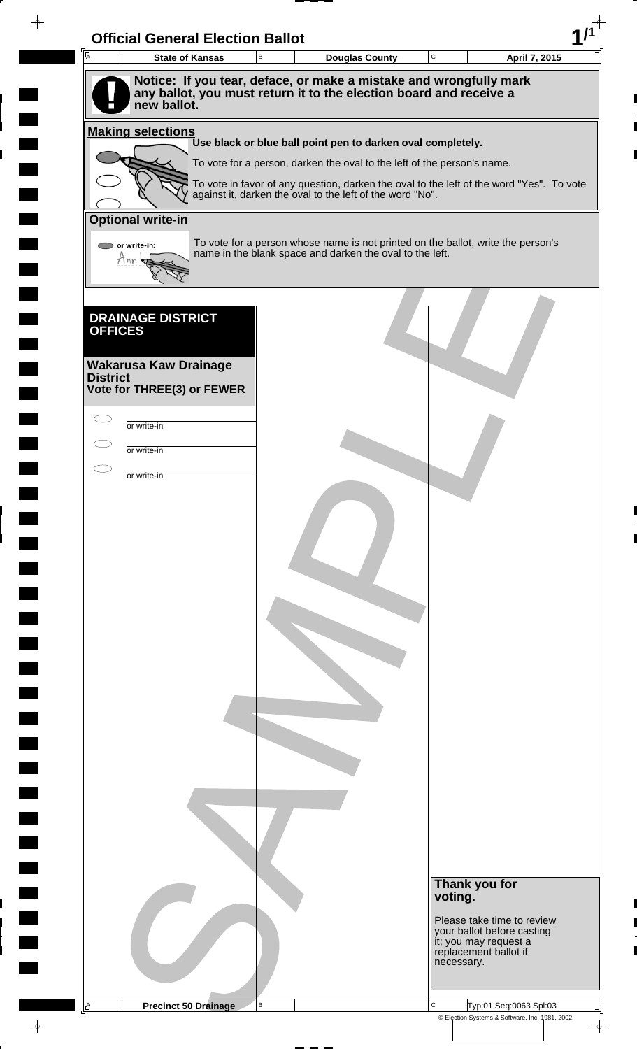# Official General Election Ballot

| State of Kansas | Douglas County | April 7, 2015 |
| --- | --- | --- |

**Notice: If you tear, deface, or make a mistake and wrongfully mark any ballot, you must return it to the election board and receive a new ballot.**

## Making selections

**Use black or blue ball point pen to darken oval completely.**

To vote for a person, darken the oval to the left of the person's name.

To vote in favor of any question, darken the oval to the left of the word "Yes". To vote against it, darken the oval to the left of the word "No".

## Optional write-in

or write-in:

To vote for a person whose name is not printed on the ballot, write the person's name in the blank space and darken the oval to the left.

## DRAINAGE DISTRICT OFFICES

### Wakarusa Kaw Drainage District
**Vote for THREE(3) or FEWER**

- ○ ________ or write-in
- ○ ________ or write-in
- ○ ________ or write-in

**Thank you for voting.**

Please take time to review your ballot before casting it; you may request a replacement ballot if necessary.

SAMPLE

| Precinct 50 Drainage | | Typ:01 Seq:0063 Spl:03 |
| --- | --- | --- |

© Election Systems & Software, Inc. 1981, 2002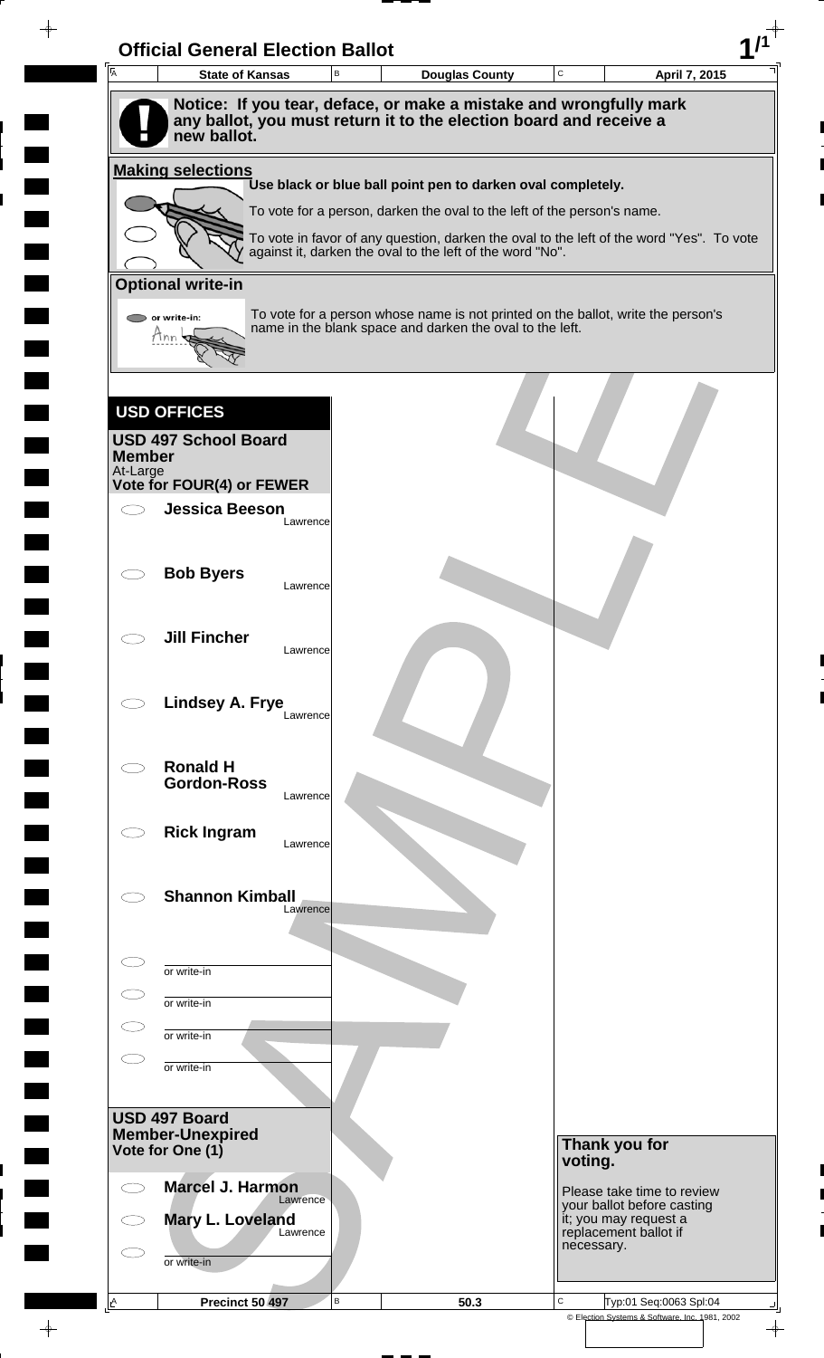# Official General Election Ballot

| State of Kansas | Douglas County | April 7, 2015 |
|---|---|---|

**Notice: If you tear, deface, or make a mistake and wrongfully mark any ballot, you must return it to the election board and receive a new ballot.**

## Making selections

**Use black or blue ball point pen to darken oval completely.**

To vote for a person, darken the oval to the left of the person's name.

To vote in favor of any question, darken the oval to the left of the word "Yes". To vote against it, darken the oval to the left of the word "No".

## Optional write-in

To vote for a person whose name is not printed on the ballot, write the person's name in the blank space and darken the oval to the left.

## USD OFFICES

### USD 497 School Board Member

At-Large

**Vote for FOUR(4) or FEWER**

- **Jessica Beeson** — Lawrence
- **Bob Byers** — Lawrence
- **Jill Fincher** — Lawrence
- **Lindsey A. Frye** — Lawrence
- **Ronald H Gordon-Ross** — Lawrence
- **Rick Ingram** — Lawrence
- **Shannon Kimball** — Lawrence
- or write-in
- or write-in
- or write-in
- or write-in

### USD 497 Board Member-Unexpired

**Vote for One (1)**

- **Marcel J. Harmon** — Lawrence
- **Mary L. Loveland** — Lawrence
- or write-in

**Thank you for voting.**

Please take time to review your ballot before casting it; you may request a replacement ballot if necessary.

| Precinct 50 497 | 50.3 | Typ:01 Seq:0063 Spl:04 |
|---|---|---|

© Election Systems & Software, Inc. 1981, 2002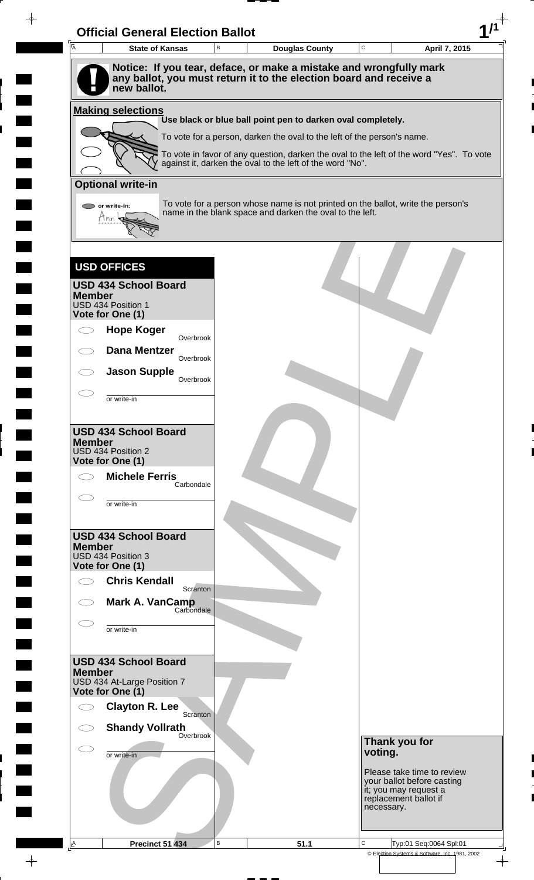# Official General Election Ballot

| State of Kansas | Douglas County | April 7, 2015 |
|---|---|---|

**Notice: If you tear, deface, or make a mistake and wrongfully mark any ballot, you must return it to the election board and receive a new ballot.**

**Making selections**

Use black or blue ball point pen to darken oval completely.

To vote for a person, darken the oval to the left of the person's name.

To vote in favor of any question, darken the oval to the left of the word "Yes". To vote against it, darken the oval to the left of the word "No".

**Optional write-in**

To vote for a person whose name is not printed on the ballot, write the person's name in the blank space and darken the oval to the left.

## USD OFFICES

### USD 434 School Board Member
USD 434 Position 1
**Vote for One (1)**

- ◯ **Hope Koger** — Overbrook
- ◯ **Dana Mentzer** — Overbrook
- ◯ **Jason Supple** — Overbrook
- ◯ ________ or write-in

### USD 434 School Board Member
USD 434 Position 2
**Vote for One (1)**

- ◯ **Michele Ferris** — Carbondale
- ◯ ________ or write-in

### USD 434 School Board Member
USD 434 Position 3
**Vote for One (1)**

- ◯ **Chris Kendall** — Scranton
- ◯ **Mark A. VanCamp** — Carbondale
- ◯ ________ or write-in

### USD 434 School Board Member
USD 434 At-Large Position 7
**Vote for One (1)**

- ◯ **Clayton R. Lee** — Scranton
- ◯ **Shandy Vollrath** — Overbrook
- ◯ ________ or write-in

**Thank you for voting.**

Please take time to review your ballot before casting it; you may request a replacement ballot if necessary.

| Precinct 51 434 | 51.1 | Typ:01 Seq:0064 Spl:01 |
|---|---|---|

© Election Systems & Software, Inc. 1981, 2002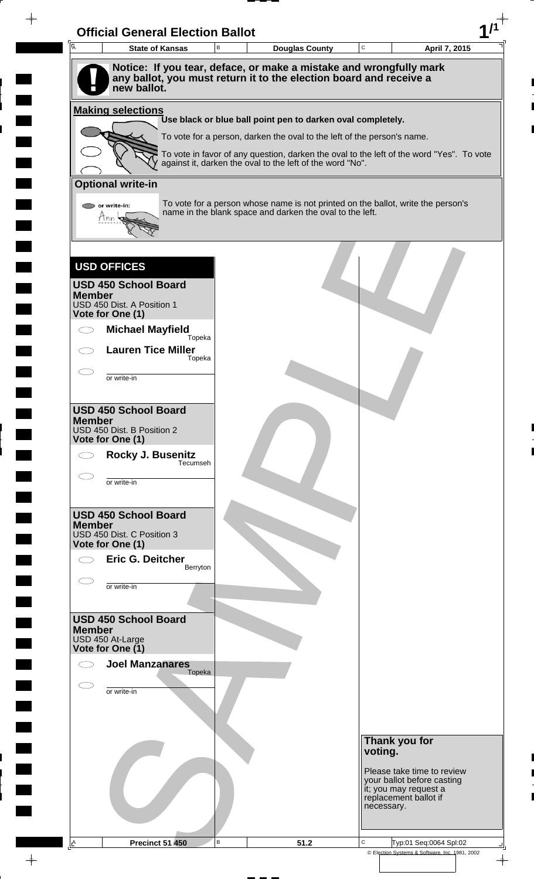# Official General Election Ballot

| State of Kansas | Douglas County | April 7, 2015 |
|---|---|---|

**Notice: If you tear, deface, or make a mistake and wrongfully mark any ballot, you must return it to the election board and receive a new ballot.**

**Making selections**

Use black or blue ball point pen to darken oval completely.

To vote for a person, darken the oval to the left of the person's name.

To vote in favor of any question, darken the oval to the left of the word "Yes". To vote against it, darken the oval to the left of the word "No".

**Optional write-in**

To vote for a person whose name is not printed on the ballot, write the person's name in the blank space and darken the oval to the left.

## USD OFFICES

### USD 450 School Board Member
USD 450 Dist. A Position 1
**Vote for One (1)**

- **Michael Mayfield** Topeka
- **Lauren Tice Miller** Topeka
- or write-in

### USD 450 School Board Member
USD 450 Dist. B Position 2
**Vote for One (1)**

- **Rocky J. Busenitz** Tecumseh
- or write-in

### USD 450 School Board Member
USD 450 Dist. C Position 3
**Vote for One (1)**

- **Eric G. Deitcher** Berryton
- or write-in

### USD 450 School Board Member
USD 450 At-Large
**Vote for One (1)**

- **Joel Manzanares** Topeka
- or write-in

**Thank you for voting.**

Please take time to review your ballot before casting it; you may request a replacement ballot if necessary.

| Precinct 51 450 | 51.2 | Typ:01 Seq:0064 Spl:02 |
|---|---|---|

© Election Systems & Software, Inc. 1981, 2002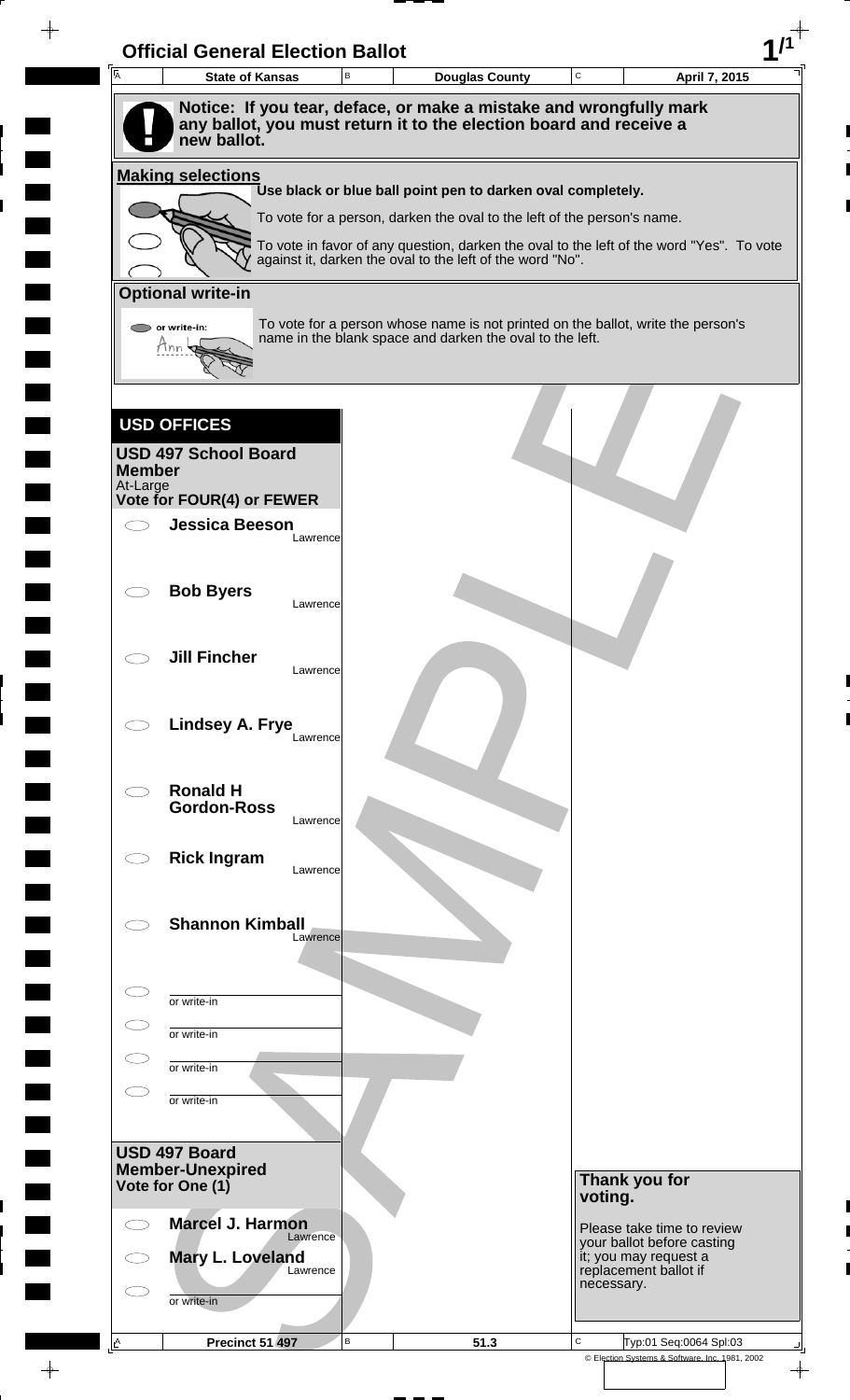# Official General Election Ballot

| State of Kansas | Douglas County | April 7, 2015 |
|---|---|---|

**Notice: If you tear, deface, or make a mistake and wrongfully mark any ballot, you must return it to the election board and receive a new ballot.**

**Making selections**

**Use black or blue ball point pen to darken oval completely.**

To vote for a person, darken the oval to the left of the person's name.

To vote in favor of any question, darken the oval to the left of the word "Yes". To vote against it, darken the oval to the left of the word "No".

**Optional write-in**

or write-in: Ann

To vote for a person whose name is not printed on the ballot, write the person's name in the blank space and darken the oval to the left.

## USD OFFICES

### USD 497 School Board Member

At-Large

**Vote for FOUR(4) or FEWER**

- **Jessica Beeson** — Lawrence
- **Bob Byers** — Lawrence
- **Jill Fincher** — Lawrence
- **Lindsey A. Frye** — Lawrence
- **Ronald H Gordon-Ross** — Lawrence
- **Rick Ingram** — Lawrence
- **Shannon Kimball** — Lawrence
- or write-in
- or write-in
- or write-in
- or write-in

### USD 497 Board Member-Unexpired

**Vote for One (1)**

- **Marcel J. Harmon** — Lawrence
- **Mary L. Loveland** — Lawrence
- or write-in

**Thank you for voting.**

Please take time to review your ballot before casting it; you may request a replacement ballot if necessary.

| Precinct 51 497 | 51.3 | Typ:01 Seq:0064 Spl:03 |
|---|---|---|

© Election Systems & Software, Inc. 1981, 2002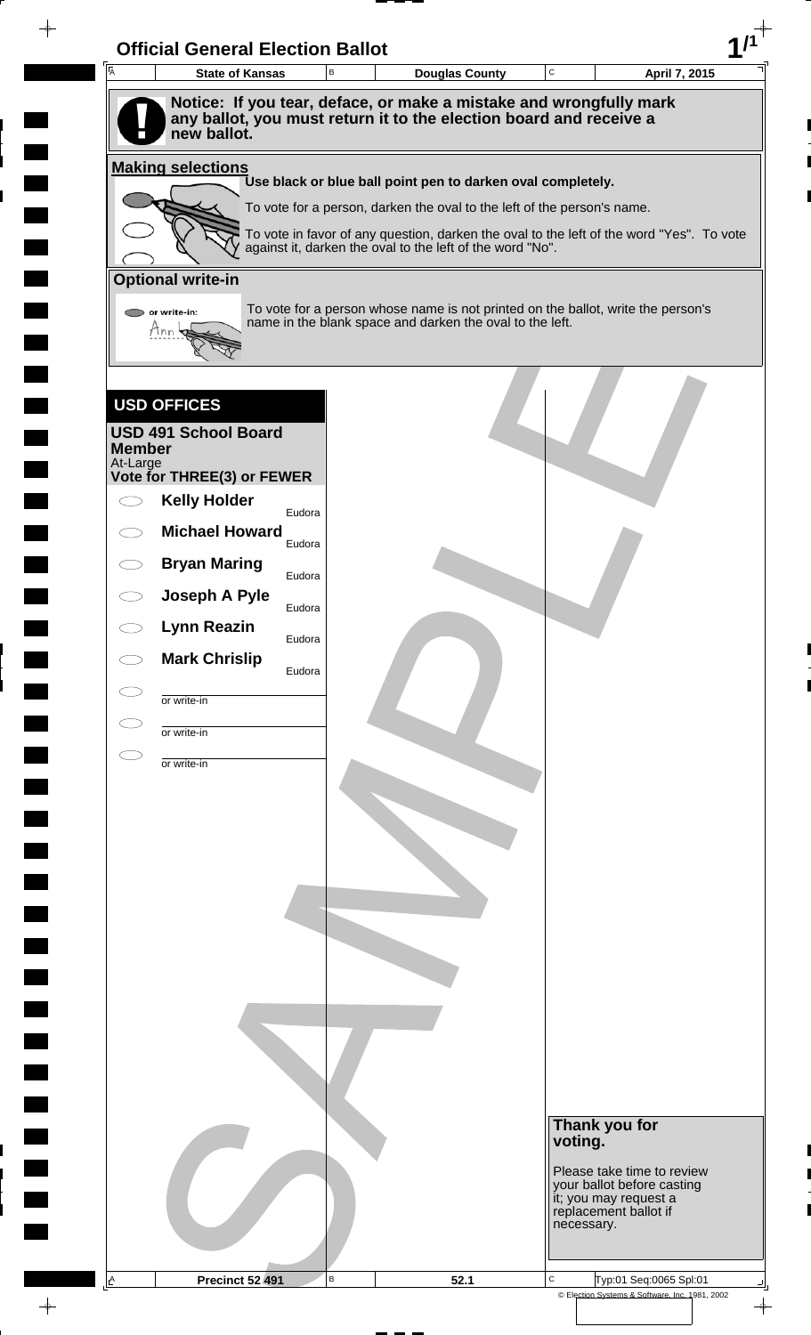# Official General Election Ballot

| State of Kansas | Douglas County | April 7, 2015 |
|---|---|---|

**Notice: If you tear, deface, or make a mistake and wrongfully mark any ballot, you must return it to the election board and receive a new ballot.**

**Making selections**

**Use black or blue ball point pen to darken oval completely.**

To vote for a person, darken the oval to the left of the person's name.

To vote in favor of any question, darken the oval to the left of the word "Yes". To vote against it, darken the oval to the left of the word "No".

**Optional write-in**

To vote for a person whose name is not printed on the ballot, write the person's name in the blank space and darken the oval to the left.

## USD OFFICES

**USD 491 School Board Member**
At-Large
**Vote for THREE(3) or FEWER**

- ⬭ **Kelly Holder** — Eudora
- ⬭ **Michael Howard** — Eudora
- ⬭ **Bryan Maring** — Eudora
- ⬭ **Joseph A Pyle** — Eudora
- ⬭ **Lynn Reazin** — Eudora
- ⬭ **Mark Chrislip** — Eudora
- ⬭ ________ or write-in
- ⬭ ________ or write-in
- ⬭ ________ or write-in

SAMPLE

**Thank you for voting.**

Please take time to review your ballot before casting it; you may request a replacement ballot if necessary.

| Precinct 52 491 | 52.1 | Typ:01 Seq:0065 Spl:01 |
|---|---|---|

© Election Systems & Software, Inc. 1981, 2002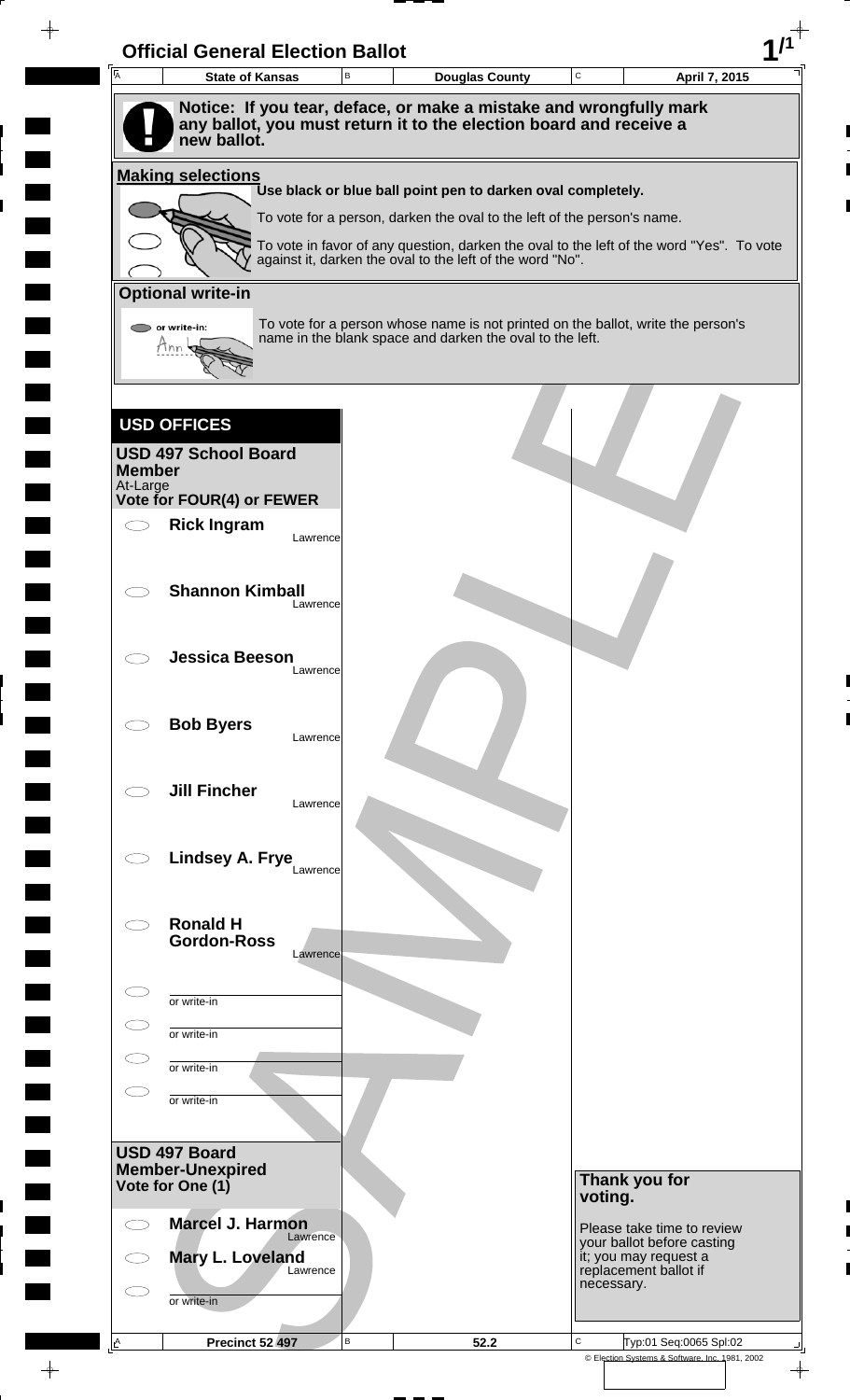# Official General Election Ballot

| State of Kansas | Douglas County | April 7, 2015 |
|---|---|---|

**Notice: If you tear, deface, or make a mistake and wrongfully mark any ballot, you must return it to the election board and receive a new ballot.**

**Making selections**

**Use black or blue ball point pen to darken oval completely.**

To vote for a person, darken the oval to the left of the person's name.

To vote in favor of any question, darken the oval to the left of the word "Yes". To vote against it, darken the oval to the left of the word "No".

**Optional write-in**

To vote for a person whose name is not printed on the ballot, write the person's name in the blank space and darken the oval to the left.

## USD OFFICES

### USD 497 School Board Member

At-Large

**Vote for FOUR(4) or FEWER**

- **Rick Ingram** — Lawrence
- **Shannon Kimball** — Lawrence
- **Jessica Beeson** — Lawrence
- **Bob Byers** — Lawrence
- **Jill Fincher** — Lawrence
- **Lindsey A. Frye** — Lawrence
- **Ronald H Gordon-Ross** — Lawrence
- or write-in
- or write-in
- or write-in
- or write-in

### USD 497 Board Member-Unexpired

**Vote for One (1)**

- **Marcel J. Harmon** — Lawrence
- **Mary L. Loveland** — Lawrence
- or write-in

**Thank you for voting.**

Please take time to review your ballot before casting it; you may request a replacement ballot if necessary.

| Precinct 52 497 | 52.2 | Typ:01 Seq:0065 Spl:02 |
|---|---|---|

© Election Systems & Software, Inc. 1981, 2002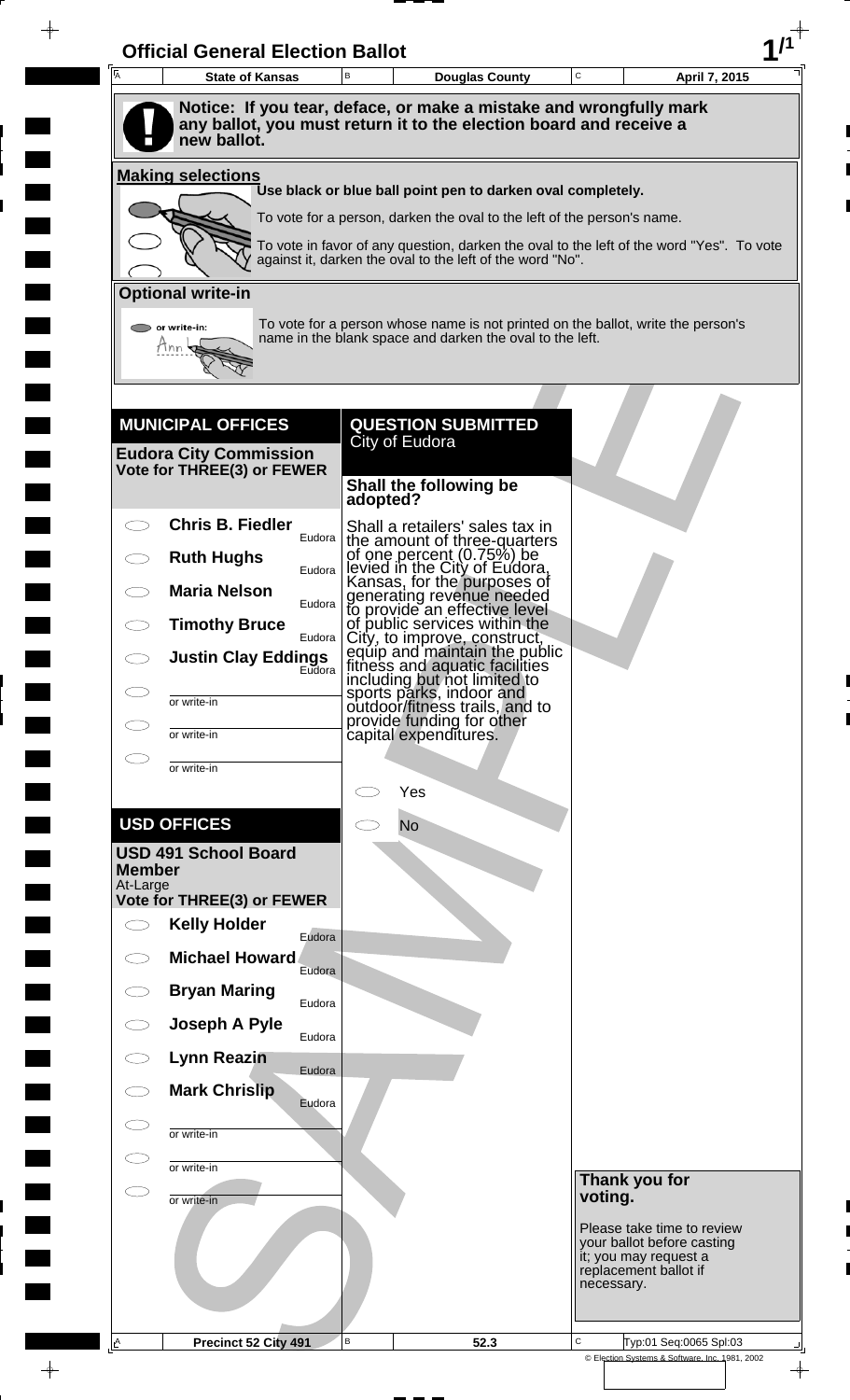# Official General Election Ballot

| State of Kansas | Douglas County | April 7, 2015 |
| --- | --- | --- |

**Notice: If you tear, deface, or make a mistake and wrongfully mark any ballot, you must return it to the election board and receive a new ballot.**

## Making selections

Use black or blue ball point pen to darken oval completely.

To vote for a person, darken the oval to the left of the person's name.

To vote in favor of any question, darken the oval to the left of the word "Yes". To vote against it, darken the oval to the left of the word "No".

## Optional write-in

To vote for a person whose name is not printed on the ballot, write the person's name in the blank space and darken the oval to the left.

## MUNICIPAL OFFICES

### Eudora City Commission
**Vote for THREE(3) or FEWER**

- ◯ **Chris B. Fiedler** — Eudora
- ◯ **Ruth Hughs** — Eudora
- ◯ **Maria Nelson** — Eudora
- ◯ **Timothy Bruce** — Eudora
- ◯ **Justin Clay Eddings** — Eudora
- ◯ ________ or write-in
- ◯ ________ or write-in
- ◯ ________ or write-in

## USD OFFICES

### USD 491 School Board Member
At-Large
**Vote for THREE(3) or FEWER**

- ◯ **Kelly Holder** — Eudora
- ◯ **Michael Howard** — Eudora
- ◯ **Bryan Maring** — Eudora
- ◯ **Joseph A Pyle** — Eudora
- ◯ **Lynn Reazin** — Eudora
- ◯ **Mark Chrislip** — Eudora
- ◯ ________ or write-in
- ◯ ________ or write-in
- ◯ ________ or write-in

## QUESTION SUBMITTED
City of Eudora

**Shall the following be adopted?**

Shall a retailers' sales tax in the amount of three-quarters of one percent (0.75%) be levied in the City of Eudora, Kansas, for the purposes of generating revenue needed to provide an effective level of public services within the City, to improve, construct, equip and maintain the public fitness and aquatic facilities including but not limited to sports parks, indoor and outdoor/fitness trails, and to provide funding for other capital expenditures.

- ◯ Yes
- ◯ No

**Thank you for voting.**

Please take time to review your ballot before casting it; you may request a replacement ballot if necessary.

| Precinct 52 City 491 | 52.3 | Typ:01 Seq:0065 Spl:03 |
| --- | --- | --- |

© Election Systems & Software, Inc. 1981, 2002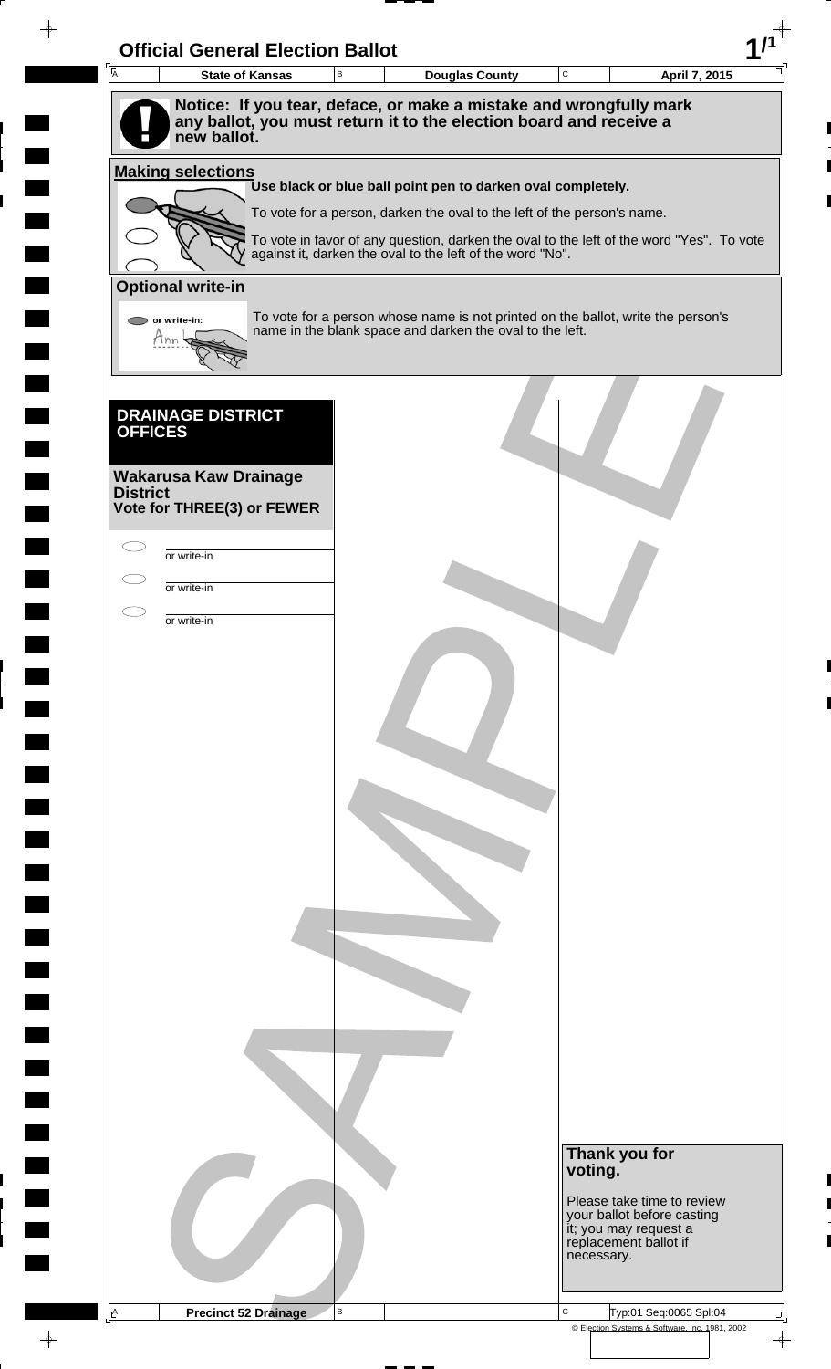# Official General Election Ballot

| State of Kansas | Douglas County | April 7, 2015 |
| --- | --- | --- |

**Notice: If you tear, deface, or make a mistake and wrongfully mark any ballot, you must return it to the election board and receive a new ballot.**

**Making selections**

**Use black or blue ball point pen to darken oval completely.**

To vote for a person, darken the oval to the left of the person's name.

To vote in favor of any question, darken the oval to the left of the word "Yes". To vote against it, darken the oval to the left of the word "No".

**Optional write-in**

To vote for a person whose name is not printed on the ballot, write the person's name in the blank space and darken the oval to the left.

## DRAINAGE DISTRICT OFFICES

**Wakarusa Kaw Drainage District**
**Vote for THREE(3) or FEWER**

- ◯ ________ or write-in
- ◯ ________ or write-in
- ◯ ________ or write-in

**Thank you for voting.**

Please take time to review your ballot before casting it; you may request a replacement ballot if necessary.

Precinct 52 Drainage

Typ:01 Seq:0065 Spl:04

© Election Systems & Software, Inc. 1981, 2002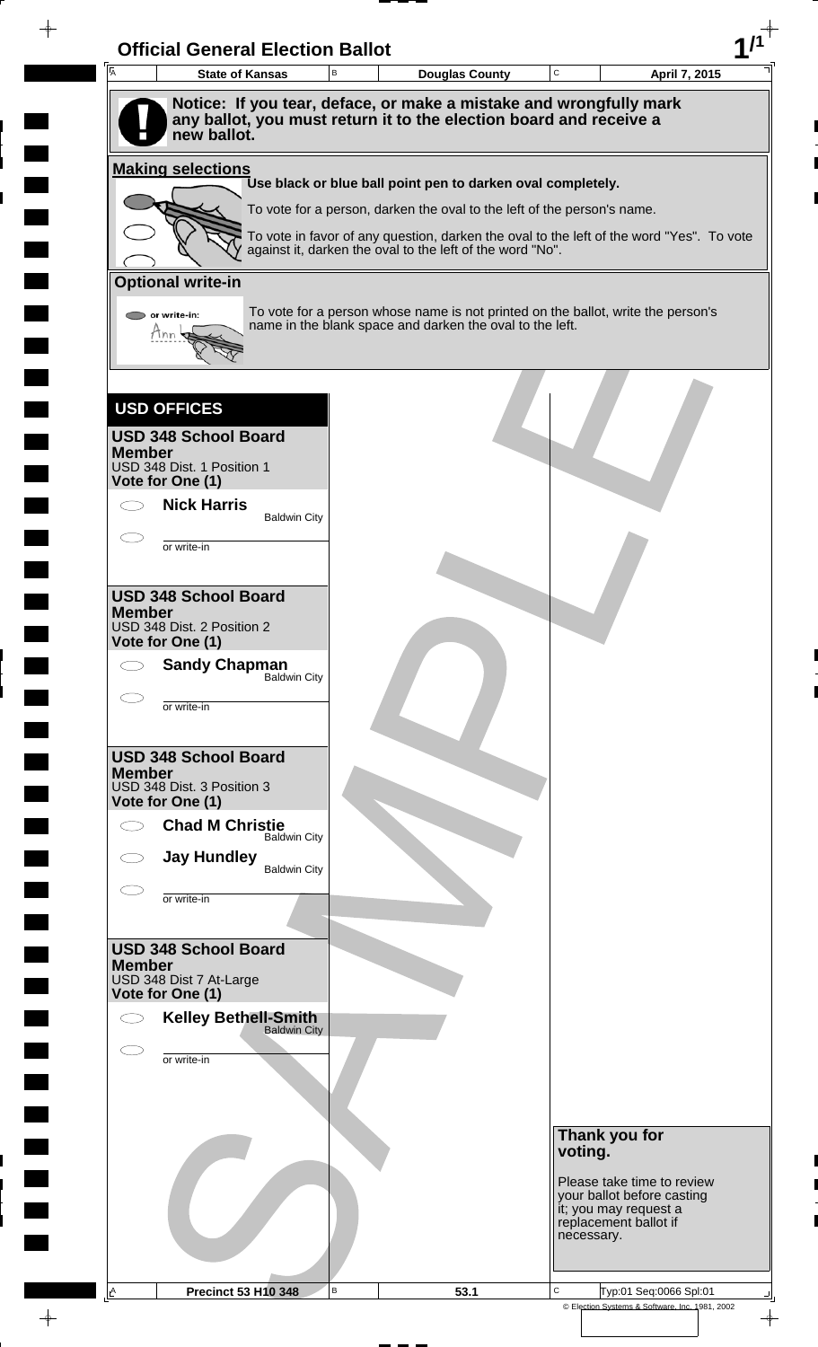# Official General Election Ballot

| State of Kansas | Douglas County | April 7, 2015 |
|---|---|---|

**Notice: If you tear, deface, or make a mistake and wrongfully mark any ballot, you must return it to the election board and receive a new ballot.**

## Making selections

**Use black or blue ball point pen to darken oval completely.**

To vote for a person, darken the oval to the left of the person's name.

To vote in favor of any question, darken the oval to the left of the word "Yes". To vote against it, darken the oval to the left of the word "No".

## Optional write-in

To vote for a person whose name is not printed on the ballot, write the person's name in the blank space and darken the oval to the left.

## USD OFFICES

### USD 348 School Board Member
USD 348 Dist. 1 Position 1
**Vote for One (1)**

- ◯ **Nick Harris** — Baldwin City
- ◯ ________ or write-in

### USD 348 School Board Member
USD 348 Dist. 2 Position 2
**Vote for One (1)**

- ◯ **Sandy Chapman** — Baldwin City
- ◯ ________ or write-in

### USD 348 School Board Member
USD 348 Dist. 3 Position 3
**Vote for One (1)**

- ◯ **Chad M Christie** — Baldwin City
- ◯ **Jay Hundley** — Baldwin City
- ◯ ________ or write-in

### USD 348 School Board Member
USD 348 Dist 7 At-Large
**Vote for One (1)**

- ◯ **Kelley Bethell-Smith** — Baldwin City
- ◯ ________ or write-in

**Thank you for voting.**

Please take time to review your ballot before casting it; you may request a replacement ballot if necessary.

| Precinct 53 H10 348 | 53.1 | Typ:01 Seq:0066 Spl:01 |
|---|---|---|

© Election Systems & Software, Inc. 1981, 2002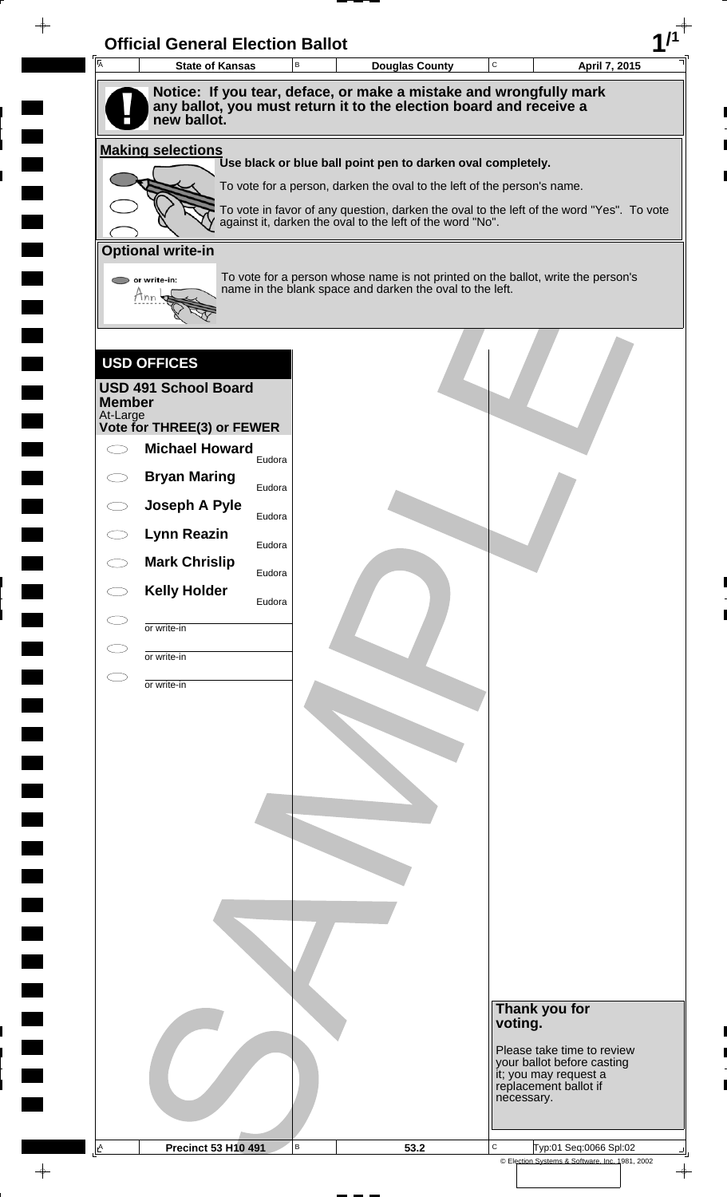# Official General Election Ballot

| State of Kansas | Douglas County | April 7, 2015 |
|---|---|---|

**Notice: If you tear, deface, or make a mistake and wrongfully mark any ballot, you must return it to the election board and receive a new ballot.**

**Making selections**

**Use black or blue ball point pen to darken oval completely.**

To vote for a person, darken the oval to the left of the person's name.

To vote in favor of any question, darken the oval to the left of the word "Yes". To vote against it, darken the oval to the left of the word "No".

**Optional write-in**

or write-in:

To vote for a person whose name is not printed on the ballot, write the person's name in the blank space and darken the oval to the left.

## USD OFFICES

### USD 491 School Board Member

At-Large

**Vote for THREE(3) or FEWER**

- ⬭ **Michael Howard** Eudora
- ⬭ **Bryan Maring** Eudora
- ⬭ **Joseph A Pyle** Eudora
- ⬭ **Lynn Reazin** Eudora
- ⬭ **Mark Chrislip** Eudora
- ⬭ **Kelly Holder** Eudora
- ⬭ ______ or write-in
- ⬭ ______ or write-in
- ⬭ ______ or write-in

SAMPLE

**Thank you for voting.**

Please take time to review your ballot before casting it; you may request a replacement ballot if necessary.

| Precinct 53 H10 491 | 53.2 | Typ:01 Seq:0066 Spl:02 |
|---|---|---|

© Election Systems & Software, Inc. 1981, 2002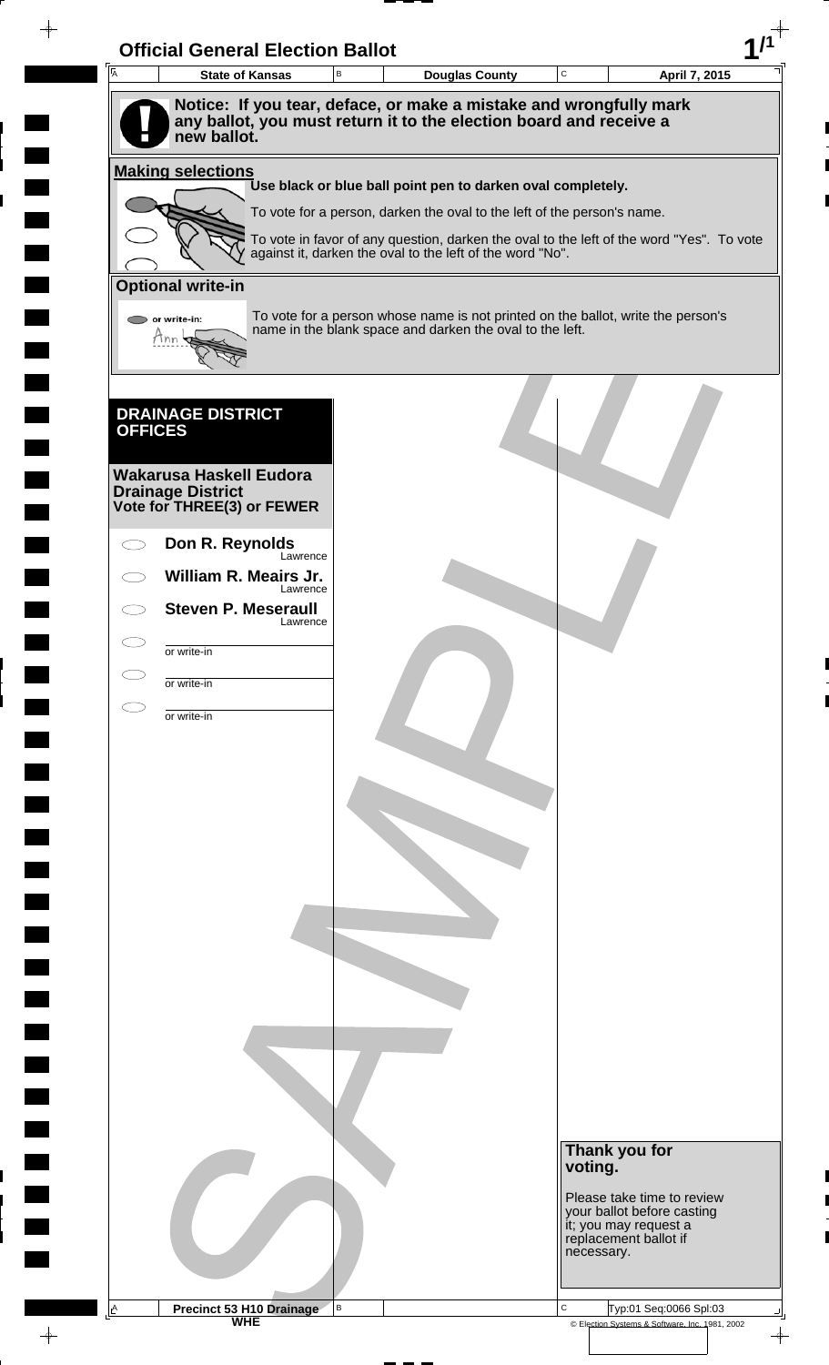# Official General Election Ballot

| State of Kansas | Douglas County | April 7, 2015 |
|---|---|---|

**Notice: If you tear, deface, or make a mistake and wrongfully mark any ballot, you must return it to the election board and receive a new ballot.**

**Making selections**

**Use black or blue ball point pen to darken oval completely.**

To vote for a person, darken the oval to the left of the person's name.

To vote in favor of any question, darken the oval to the left of the word "Yes". To vote against it, darken the oval to the left of the word "No".

**Optional write-in**

or write-in:

To vote for a person whose name is not printed on the ballot, write the person's name in the blank space and darken the oval to the left.

## DRAINAGE DISTRICT OFFICES

**Wakarusa Haskell Eudora Drainage District**
**Vote for THREE(3) or FEWER**

- **Don R. Reynolds** Lawrence
- **William R. Meairs Jr.** Lawrence
- **Steven P. Meseraull** Lawrence
- or write-in
- or write-in
- or write-in

**Thank you for voting.**

Please take time to review your ballot before casting it; you may request a replacement ballot if necessary.

SAMPLE

Precinct 53 H10 Drainage
WHE

Typ:01 Seq:0066 Spl:03

© Election Systems & Software, Inc. 1981, 2002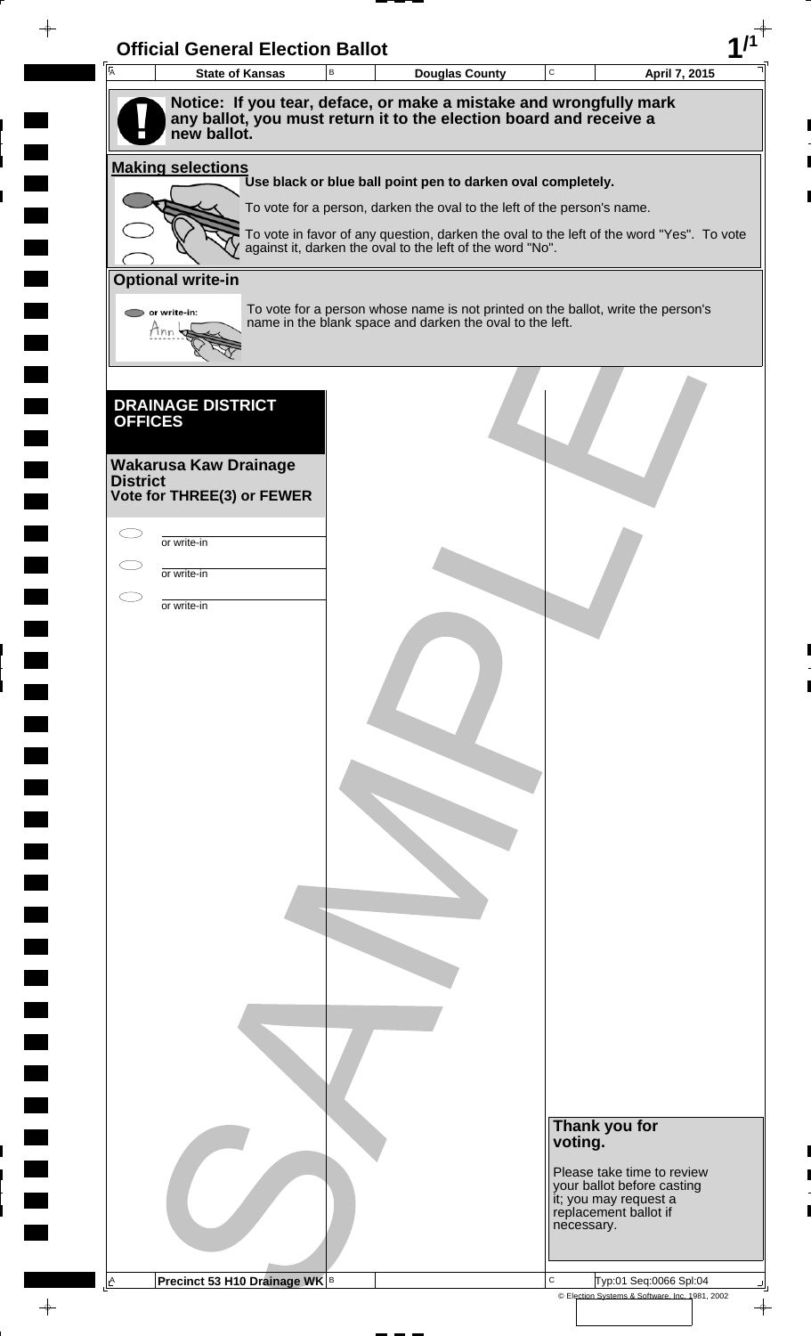# Official General Election Ballot

| State of Kansas | Douglas County | April 7, 2015 |
|---|---|---|

**Notice: If you tear, deface, or make a mistake and wrongfully mark any ballot, you must return it to the election board and receive a new ballot.**

**Making selections**

**Use black or blue ball point pen to darken oval completely.**

To vote for a person, darken the oval to the left of the person's name.

To vote in favor of any question, darken the oval to the left of the word "Yes". To vote against it, darken the oval to the left of the word "No".

**Optional write-in**

To vote for a person whose name is not printed on the ballot, write the person's name in the blank space and darken the oval to the left.

## DRAINAGE DISTRICT OFFICES

### Wakarusa Kaw Drainage District
**Vote for THREE(3) or FEWER**

- ⬭ ________ or write-in
- ⬭ ________ or write-in
- ⬭ ________ or write-in

SAMPLE

**Thank you for voting.**

Please take time to review your ballot before casting it; you may request a replacement ballot if necessary.

Precinct 53 H10 Drainage WK

Typ:01 Seq:0066 Spl:04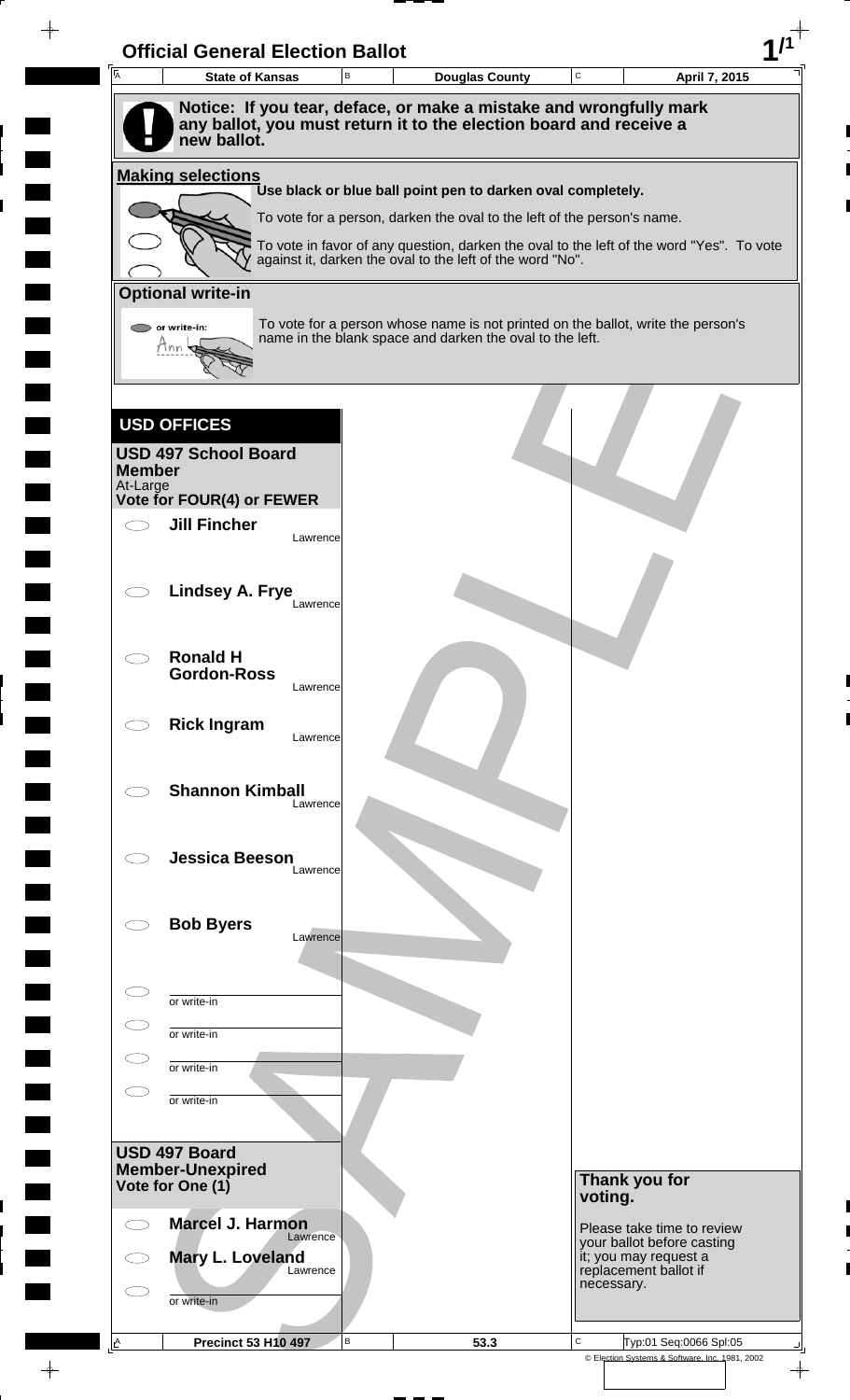# Official General Election Ballot

| State of Kansas | Douglas County | April 7, 2015 |
|---|---|---|

**Notice: If you tear, deface, or make a mistake and wrongfully mark any ballot, you must return it to the election board and receive a new ballot.**

## Making selections

**Use black or blue ball point pen to darken oval completely.**

To vote for a person, darken the oval to the left of the person's name.

To vote in favor of any question, darken the oval to the left of the word "Yes". To vote against it, darken the oval to the left of the word "No".

## Optional write-in

To vote for a person whose name is not printed on the ballot, write the person's name in the blank space and darken the oval to the left.

## USD OFFICES

### USD 497 School Board Member

At-Large

**Vote for FOUR(4) or FEWER**

- ◯ **Jill Fincher** — Lawrence
- ◯ **Lindsey A. Frye** — Lawrence
- ◯ **Ronald H Gordon-Ross** — Lawrence
- ◯ **Rick Ingram** — Lawrence
- ◯ **Shannon Kimball** — Lawrence
- ◯ **Jessica Beeson** — Lawrence
- ◯ **Bob Byers** — Lawrence
- ◯ ________ or write-in
- ◯ ________ or write-in
- ◯ ________ or write-in
- ◯ ________ or write-in

### USD 497 Board Member-Unexpired

**Vote for One (1)**

- ◯ **Marcel J. Harmon** — Lawrence
- ◯ **Mary L. Loveland** — Lawrence
- ◯ ________ or write-in

**Thank you for voting.**

Please take time to review your ballot before casting it; you may request a replacement ballot if necessary.

| Precinct 53 H10 497 | 53.3 | Typ:01 Seq:0066 Spl:05 |
|---|---|---|

© Election Systems & Software, Inc. 1981, 2002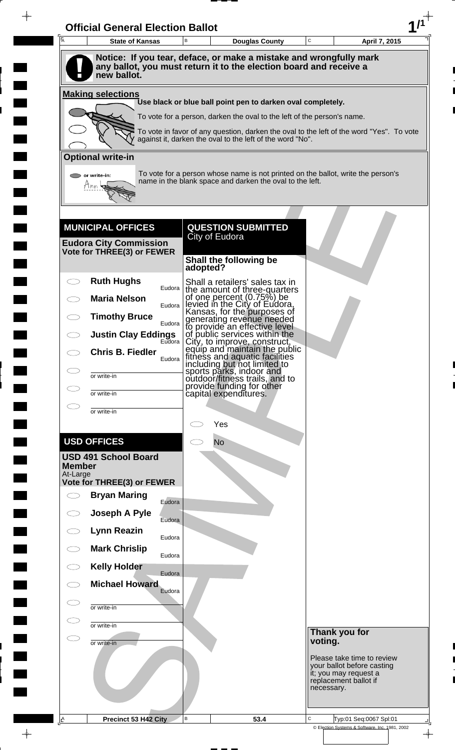# Official General Election Ballot

| State of Kansas | Douglas County | April 7, 2015 |
|---|---|---|

**Notice: If you tear, deface, or make a mistake and wrongfully mark any ballot, you must return it to the election board and receive a new ballot.**

## Making selections

Use black or blue ball point pen to darken oval completely.

To vote for a person, darken the oval to the left of the person's name.

To vote in favor of any question, darken the oval to the left of the word "Yes". To vote against it, darken the oval to the left of the word "No".

## Optional write-in

To vote for a person whose name is not printed on the ballot, write the person's name in the blank space and darken the oval to the left.

## MUNICIPAL OFFICES

### Eudora City Commission
**Vote for THREE(3) or FEWER**

- Ruth Hughs — Eudora
- Maria Nelson — Eudora
- Timothy Bruce — Eudora
- Justin Clay Eddings — Eudora
- Chris B. Fiedler — Eudora
- ______ or write-in
- ______ or write-in
- ______ or write-in

## USD OFFICES

### USD 491 School Board Member
At-Large
**Vote for THREE(3) or FEWER**

- Bryan Maring — Eudora
- Joseph A Pyle — Eudora
- Lynn Reazin — Eudora
- Mark Chrislip — Eudora
- Kelly Holder — Eudora
- Michael Howard — Eudora
- ______ or write-in
- ______ or write-in
- ______ or write-in

## QUESTION SUBMITTED
City of Eudora

**Shall the following be adopted?**

Shall a retailers' sales tax in the amount of three-quarters of one percent (0.75%) be levied in the City of Eudora, Kansas, for the purposes of generating revenue needed to provide an effective level of public services within the City, to improve, construct, equip and maintain the public fitness and aquatic facilities including but not limited to sports parks, indoor and outdoor/fitness trails, and to provide funding for other capital expenditures.

- Yes
- No

**Thank you for voting.**

Please take time to review your ballot before casting it; you may request a replacement ballot if necessary.

| Precinct 53 H42 City | 53.4 | Typ:01 Seq:0067 Spl:01 |
|---|---|---|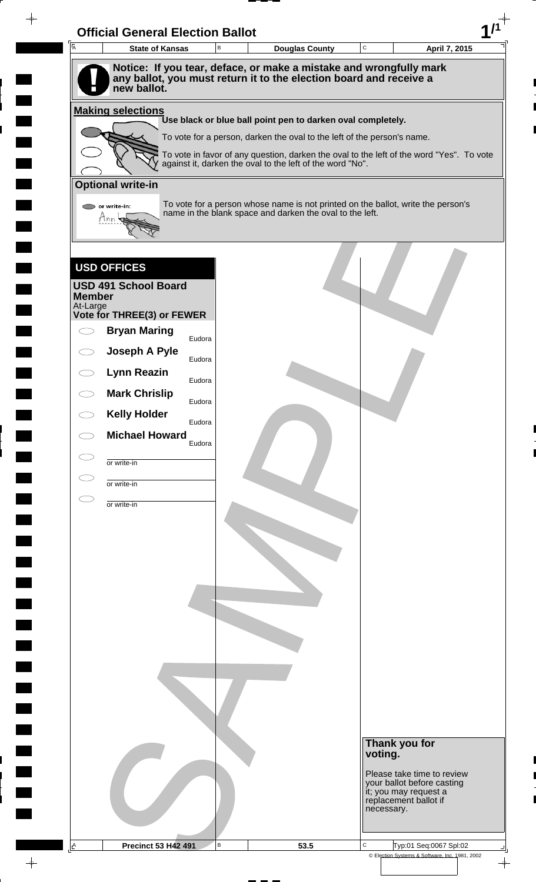# Official General Election Ballot

| State of Kansas | Douglas County | April 7, 2015 |
|---|---|---|

**Notice: If you tear, deface, or make a mistake and wrongfully mark any ballot, you must return it to the election board and receive a new ballot.**

## Making selections

**Use black or blue ball point pen to darken oval completely.**

To vote for a person, darken the oval to the left of the person's name.

To vote in favor of any question, darken the oval to the left of the word "Yes". To vote against it, darken the oval to the left of the word "No".

## Optional write-in

To vote for a person whose name is not printed on the ballot, write the person's name in the blank space and darken the oval to the left.

## USD OFFICES

### USD 491 School Board Member
At-Large
**Vote for THREE(3) or FEWER**

- ⬭ **Bryan Maring** — Eudora
- ⬭ **Joseph A Pyle** — Eudora
- ⬭ **Lynn Reazin** — Eudora
- ⬭ **Mark Chrislip** — Eudora
- ⬭ **Kelly Holder** — Eudora
- ⬭ **Michael Howard** — Eudora
- ⬭ ________ or write-in
- ⬭ ________ or write-in
- ⬭ ________ or write-in

**Thank you for voting.**

Please take time to review your ballot before casting it; you may request a replacement ballot if necessary.

SAMPLE

| Precinct 53 H42 491 | 53.5 | Typ:01 Seq:0067 Spl:02 |
|---|---|---|

© Election Systems & Software, Inc. 1981, 2002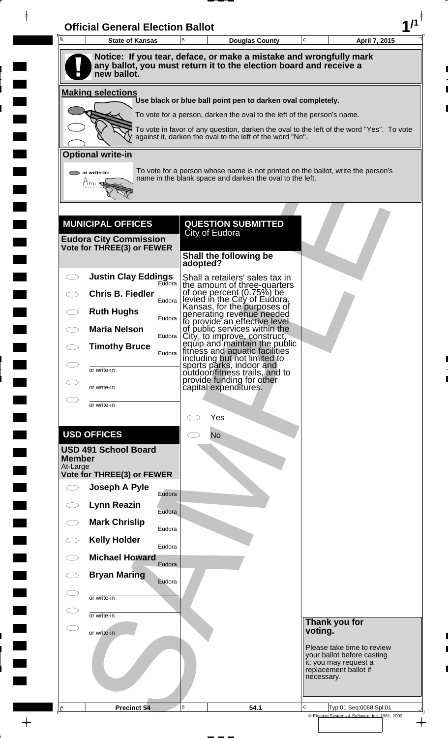# Official General Election Ballot

| State of Kansas | Douglas County | April 7, 2015 |
|---|---|---|

**Notice: If you tear, deface, or make a mistake and wrongfully mark any ballot, you must return it to the election board and receive a new ballot.**

## Making selections

Use black or blue ball point pen to darken oval completely.

To vote for a person, darken the oval to the left of the person's name.

To vote in favor of any question, darken the oval to the left of the word "Yes". To vote against it, darken the oval to the left of the word "No".

## Optional write-in

To vote for a person whose name is not printed on the ballot, write the person's name in the blank space and darken the oval to the left.

## MUNICIPAL OFFICES

### Eudora City Commission
**Vote for THREE(3) or FEWER**

- ◯ Justin Clay Eddings — Eudora
- ◯ Chris B. Fiedler — Eudora
- ◯ Ruth Hughs — Eudora
- ◯ Maria Nelson — Eudora
- ◯ Timothy Bruce — Eudora
- ◯ ________ or write-in
- ◯ ________ or write-in
- ◯ ________ or write-in

## USD OFFICES

### USD 491 School Board Member
At-Large
**Vote for THREE(3) or FEWER**

- ◯ Joseph A Pyle — Eudora
- ◯ Lynn Reazin — Eudora
- ◯ Mark Chrislip — Eudora
- ◯ Kelly Holder — Eudora
- ◯ Michael Howard — Eudora
- ◯ Bryan Maring — Eudora
- ◯ ________ or write-in
- ◯ ________ or write-in
- ◯ ________ or write-in

## QUESTION SUBMITTED
City of Eudora

**Shall the following be adopted?**

Shall a retailers' sales tax in the amount of three-quarters of one percent (0.75%) be levied in the City of Eudora, Kansas, for the purposes of generating revenue needed to provide an effective level of public services within the City, to improve, construct, equip and maintain the public fitness and aquatic facilities including but not limited to sports parks, indoor and outdoor/fitness trails, and to provide funding for other capital expenditures.

- ◯ Yes
- ◯ No

**Thank you for voting.**

Please take time to review your ballot before casting it; you may request a replacement ballot if necessary.

| Precinct 54 | 54.1 | Typ:01 Seq:0068 Spl:01 |
|---|---|---|

© Election Systems & Software, Inc. 1981, 2002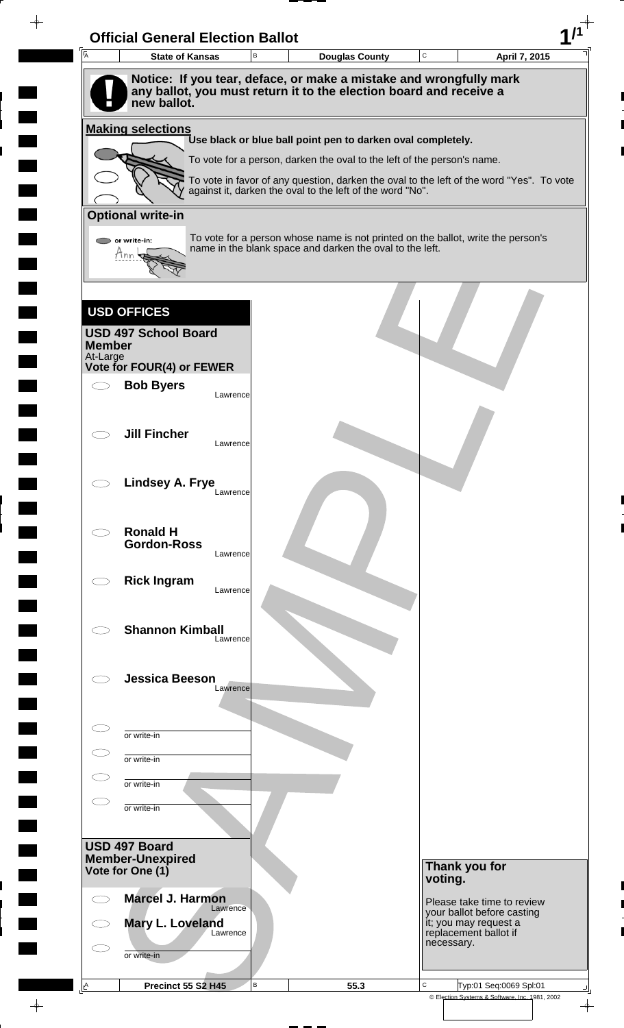# Official General Election Ballot

| State of Kansas | Douglas County | April 7, 2015 |
|---|---|---|

**Notice: If you tear, deface, or make a mistake and wrongfully mark any ballot, you must return it to the election board and receive a new ballot.**

**Making selections**

**Use black or blue ball point pen to darken oval completely.**

To vote for a person, darken the oval to the left of the person's name.

To vote in favor of any question, darken the oval to the left of the word "Yes". To vote against it, darken the oval to the left of the word "No".

**Optional write-in**

To vote for a person whose name is not printed on the ballot, write the person's name in the blank space and darken the oval to the left.

## USD OFFICES

### USD 497 School Board Member

At-Large

**Vote for FOUR(4) or FEWER**

- **Bob Byers** — Lawrence
- **Jill Fincher** — Lawrence
- **Lindsey A. Frye** — Lawrence
- **Ronald H Gordon-Ross** — Lawrence
- **Rick Ingram** — Lawrence
- **Shannon Kimball** — Lawrence
- **Jessica Beeson** — Lawrence
- or write-in
- or write-in
- or write-in
- or write-in

### USD 497 Board Member-Unexpired

**Vote for One (1)**

- **Marcel J. Harmon** — Lawrence
- **Mary L. Loveland** — Lawrence
- or write-in

**Thank you for voting.**

Please take time to review your ballot before casting it; you may request a replacement ballot if necessary.

| Precinct 55 S2 H45 | 55.3 | Typ:01 Seq:0069 Spl:01 |
|---|---|---|

© Election Systems & Software, Inc. 1981, 2002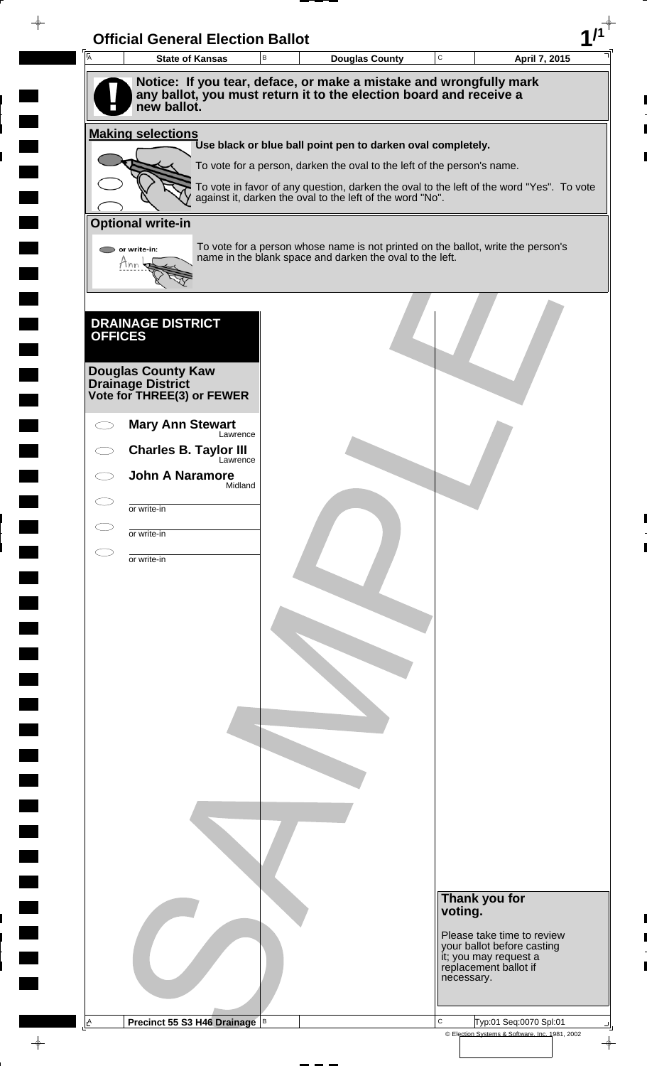# Official General Election Ballot

| State of Kansas | Douglas County | April 7, 2015 |
|---|---|---|

**Notice: If you tear, deface, or make a mistake and wrongfully mark any ballot, you must return it to the election board and receive a new ballot.**

**Making selections**

**Use black or blue ball point pen to darken oval completely.**

To vote for a person, darken the oval to the left of the person's name.

To vote in favor of any question, darken the oval to the left of the word "Yes". To vote against it, darken the oval to the left of the word "No".

**Optional write-in**

To vote for a person whose name is not printed on the ballot, write the person's name in the blank space and darken the oval to the left.

## DRAINAGE DISTRICT OFFICES

**Douglas County Kaw Drainage District**
**Vote for THREE(3) or FEWER**

- **Mary Ann Stewart** — Lawrence
- **Charles B. Taylor III** — Lawrence
- **John A Naramore** — Midland
- ________ or write-in
- ________ or write-in
- ________ or write-in

**Thank you for voting.**

Please take time to review your ballot before casting it; you may request a replacement ballot if necessary.

Precinct 55 S3 H46 Drainage

Typ:01 Seq:0070 Spl:01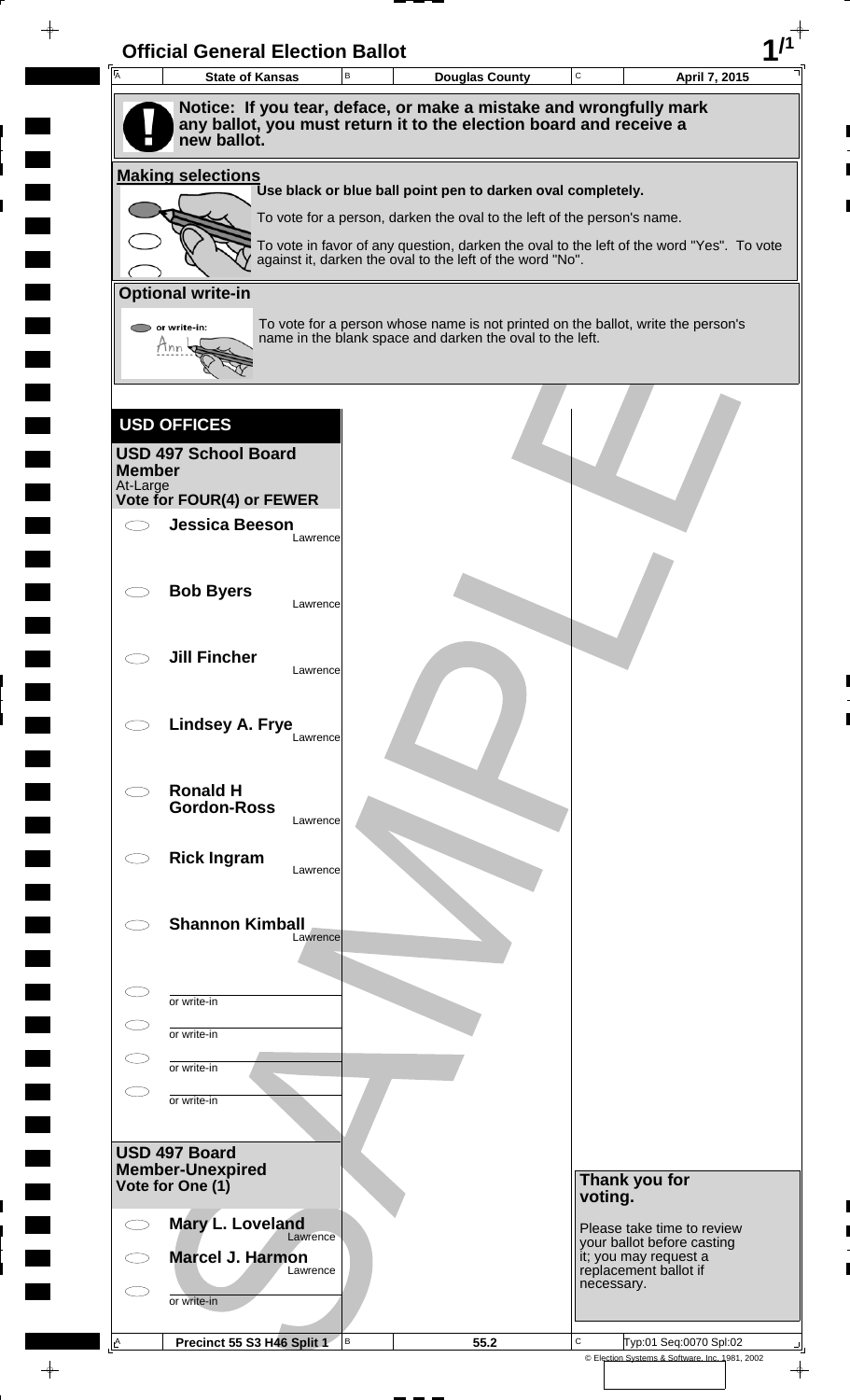# Official General Election Ballot

| State of Kansas | Douglas County | April 7, 2015 |
|---|---|---|

**Notice: If you tear, deface, or make a mistake and wrongfully mark any ballot, you must return it to the election board and receive a new ballot.**

## Making selections

**Use black or blue ball point pen to darken oval completely.**

To vote for a person, darken the oval to the left of the person's name.

To vote in favor of any question, darken the oval to the left of the word "Yes". To vote against it, darken the oval to the left of the word "No".

## Optional write-in

To vote for a person whose name is not printed on the ballot, write the person's name in the blank space and darken the oval to the left.

## USD OFFICES

### USD 497 School Board Member
At-Large
**Vote for FOUR(4) or FEWER**

- **Jessica Beeson** — Lawrence
- **Bob Byers** — Lawrence
- **Jill Fincher** — Lawrence
- **Lindsey A. Frye** — Lawrence
- **Ronald H Gordon-Ross** — Lawrence
- **Rick Ingram** — Lawrence
- **Shannon Kimball** — Lawrence
- or write-in
- or write-in
- or write-in
- or write-in

### USD 497 Board Member-Unexpired
**Vote for One (1)**

- **Mary L. Loveland** — Lawrence
- **Marcel J. Harmon** — Lawrence
- or write-in

**Thank you for voting.**

Please take time to review your ballot before casting it; you may request a replacement ballot if necessary.

| Precinct 55 S3 H46 Split 1 | 55.2 | Typ:01 Seq:0070 Spl:02 |
|---|---|---|

© Election Systems & Software, Inc. 1981, 2002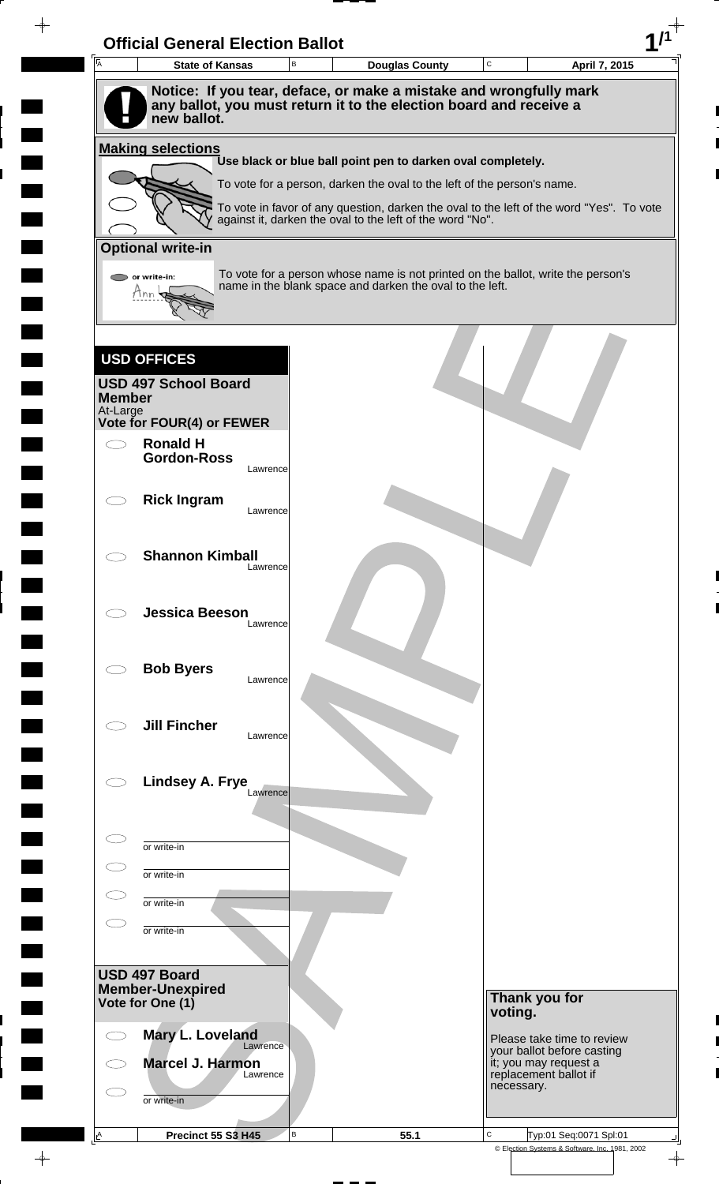# Official General Election Ballot

| State of Kansas | Douglas County | April 7, 2015 |
|---|---|---|

**Notice: If you tear, deface, or make a mistake and wrongfully mark any ballot, you must return it to the election board and receive a new ballot.**

**Making selections**

**Use black or blue ball point pen to darken oval completely.**

To vote for a person, darken the oval to the left of the person's name.

To vote in favor of any question, darken the oval to the left of the word "Yes". To vote against it, darken the oval to the left of the word "No".

**Optional write-in**

To vote for a person whose name is not printed on the ballot, write the person's name in the blank space and darken the oval to the left.

## USD OFFICES

### USD 497 School Board Member
At-Large
**Vote for FOUR(4) or FEWER**

- **Ronald H Gordon-Ross** — Lawrence
- **Rick Ingram** — Lawrence
- **Shannon Kimball** — Lawrence
- **Jessica Beeson** — Lawrence
- **Bob Byers** — Lawrence
- **Jill Fincher** — Lawrence
- **Lindsey A. Frye** — Lawrence
- or write-in
- or write-in
- or write-in
- or write-in

### USD 497 Board Member-Unexpired
**Vote for One (1)**

- **Mary L. Loveland** — Lawrence
- **Marcel J. Harmon** — Lawrence
- or write-in

**Thank you for voting.**

Please take time to review your ballot before casting it; you may request a replacement ballot if necessary.

| Precinct 55 S3 H45 | 55.1 | Typ:01 Seq:0071 Spl:01 |
|---|---|---|

© Election Systems & Software, Inc. 1981, 2002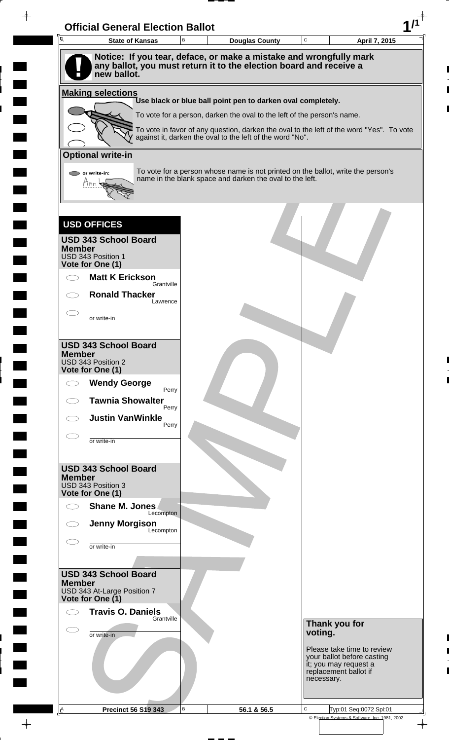# Official General Election Ballot

| State of Kansas | Douglas County | April 7, 2015 |
| --- | --- | --- |

**Notice: If you tear, deface, or make a mistake and wrongfully mark any ballot, you must return it to the election board and receive a new ballot.**

**Making selections**

Use black or blue ball point pen to darken oval completely.

To vote for a person, darken the oval to the left of the person's name.

To vote in favor of any question, darken the oval to the left of the word "Yes". To vote against it, darken the oval to the left of the word "No".

**Optional write-in**

To vote for a person whose name is not printed on the ballot, write the person's name in the blank space and darken the oval to the left.

## USD OFFICES

### USD 343 School Board Member
USD 343 Position 1
**Vote for One (1)**

- ◯ **Matt K Erickson** — Grantville
- ◯ **Ronald Thacker** — Lawrence
- ◯ ________ or write-in

### USD 343 School Board Member
USD 343 Position 2
**Vote for One (1)**

- ◯ **Wendy George** — Perry
- ◯ **Tawnia Showalter** — Perry
- ◯ **Justin VanWinkle** — Perry
- ◯ ________ or write-in

### USD 343 School Board Member
USD 343 Position 3
**Vote for One (1)**

- ◯ **Shane M. Jones** — Lecompton
- ◯ **Jenny Morgison** — Lecompton
- ◯ ________ or write-in

### USD 343 School Board Member
USD 343 At-Large Position 7
**Vote for One (1)**

- ◯ **Travis O. Daniels** — Grantville
- ◯ ________ or write-in

**Thank you for voting.**

Please take time to review your ballot before casting it; you may request a replacement ballot if necessary.

| Precinct 56 S19 343 | 56.1 & 56.5 | Typ:01 Seq:0072 Spl:01 |
| --- | --- | --- |

© Election Systems & Software, Inc. 1981, 2002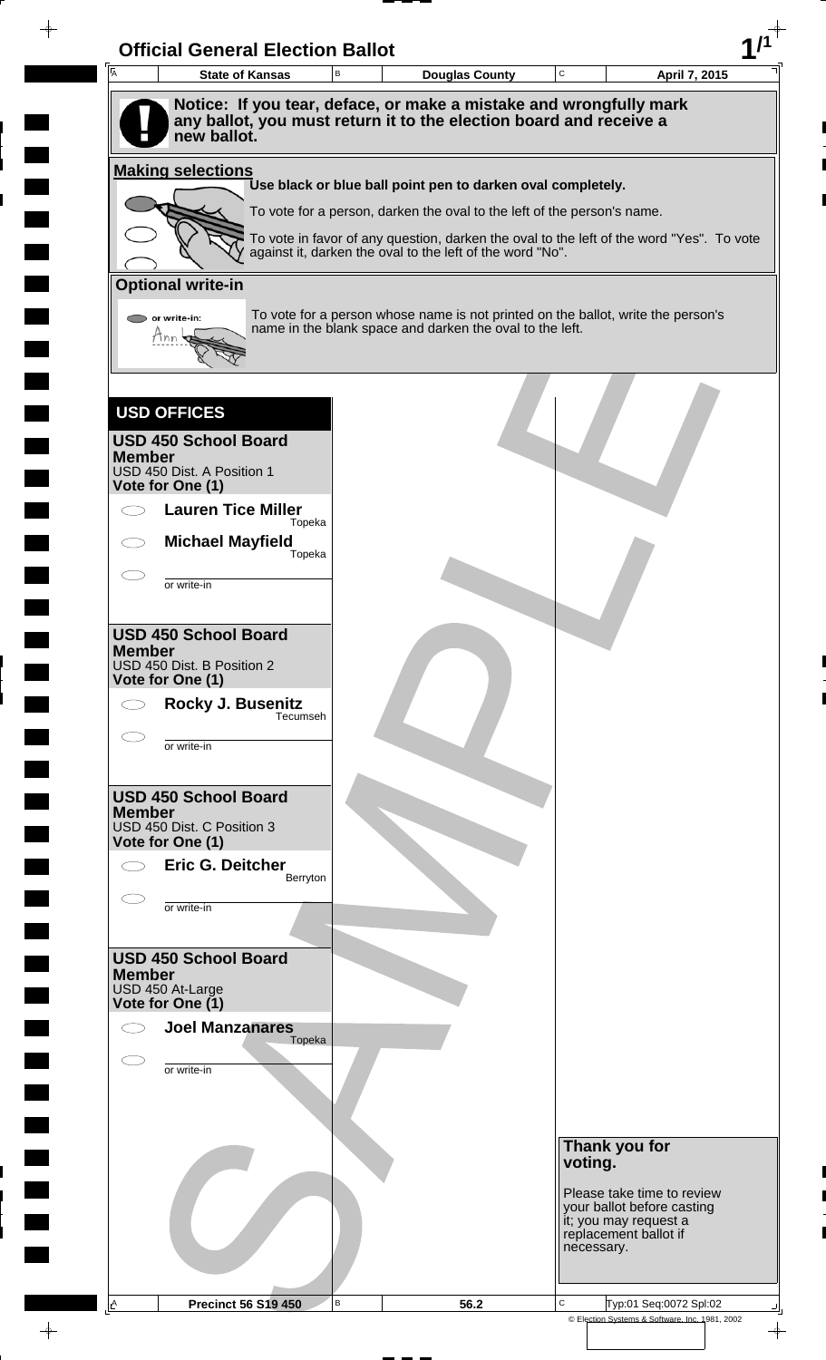# Official General Election Ballot

| State of Kansas | Douglas County | April 7, 2015 |
|---|---|---|

**Notice: If you tear, deface, or make a mistake and wrongfully mark any ballot, you must return it to the election board and receive a new ballot.**

**Making selections**

**Use black or blue ball point pen to darken oval completely.**

To vote for a person, darken the oval to the left of the person's name.

To vote in favor of any question, darken the oval to the left of the word "Yes". To vote against it, darken the oval to the left of the word "No".

**Optional write-in**

To vote for a person whose name is not printed on the ballot, write the person's name in the blank space and darken the oval to the left.

## USD OFFICES

### USD 450 School Board Member
USD 450 Dist. A Position 1
**Vote for One (1)**

- ⬭ **Lauren Tice Miller** — Topeka
- ⬭ **Michael Mayfield** — Topeka
- ⬭ ________ or write-in

### USD 450 School Board Member
USD 450 Dist. B Position 2
**Vote for One (1)**

- ⬭ **Rocky J. Busenitz** — Tecumseh
- ⬭ ________ or write-in

### USD 450 School Board Member
USD 450 Dist. C Position 3
**Vote for One (1)**

- ⬭ **Eric G. Deitcher** — Berryton
- ⬭ ________ or write-in

### USD 450 School Board Member
USD 450 At-Large
**Vote for One (1)**

- ⬭ **Joel Manzanares** — Topeka
- ⬭ ________ or write-in

**Thank you for voting.**

Please take time to review your ballot before casting it; you may request a replacement ballot if necessary.

SAMPLE

| Precinct 56 S19 450 | 56.2 | Typ:01 Seq:0072 Spl:02 |
|---|---|---|

© Election Systems & Software, Inc. 1981, 2002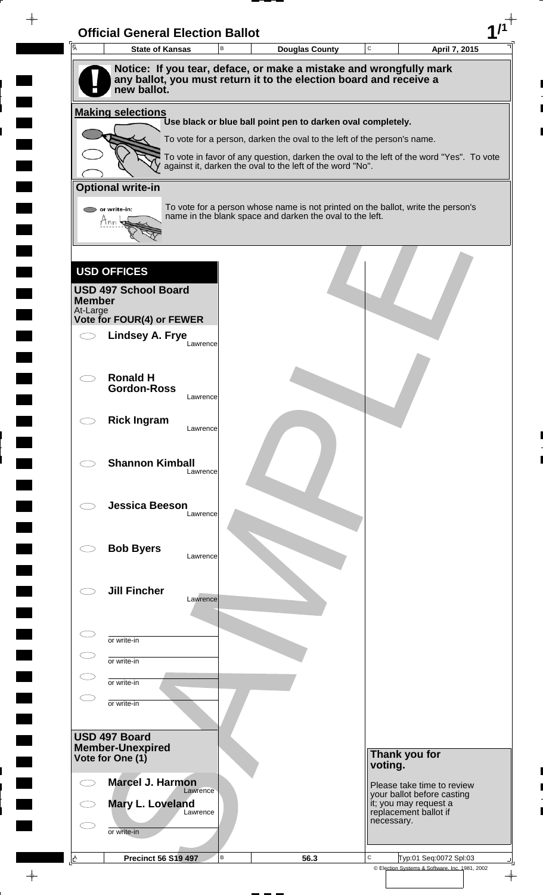# Official General Election Ballot

| State of Kansas | Douglas County | April 7, 2015 |
|---|---|---|

**Notice: If you tear, deface, or make a mistake and wrongfully mark any ballot, you must return it to the election board and receive a new ballot.**

**Making selections**

**Use black or blue ball point pen to darken oval completely.**

To vote for a person, darken the oval to the left of the person's name.

To vote in favor of any question, darken the oval to the left of the word "Yes". To vote against it, darken the oval to the left of the word "No".

**Optional write-in**

To vote for a person whose name is not printed on the ballot, write the person's name in the blank space and darken the oval to the left.

## USD OFFICES

### USD 497 School Board Member

At-Large

**Vote for FOUR(4) or FEWER**

- ⬭ **Lindsey A. Frye** — Lawrence
- ⬭ **Ronald H Gordon-Ross** — Lawrence
- ⬭ **Rick Ingram** — Lawrence
- ⬭ **Shannon Kimball** — Lawrence
- ⬭ **Jessica Beeson** — Lawrence
- ⬭ **Bob Byers** — Lawrence
- ⬭ **Jill Fincher** — Lawrence
- ⬭ or write-in
- ⬭ or write-in
- ⬭ or write-in
- ⬭ or write-in

### USD 497 Board Member-Unexpired

**Vote for One (1)**

- ⬭ **Marcel J. Harmon** — Lawrence
- ⬭ **Mary L. Loveland** — Lawrence
- ⬭ or write-in

**Thank you for voting.**

Please take time to review your ballot before casting it; you may request a replacement ballot if necessary.

| Precinct 56 S19 497 | 56.3 | Typ:01 Seq:0072 Spl:03 |
|---|---|---|

© Election Systems & Software, Inc. 1981, 2002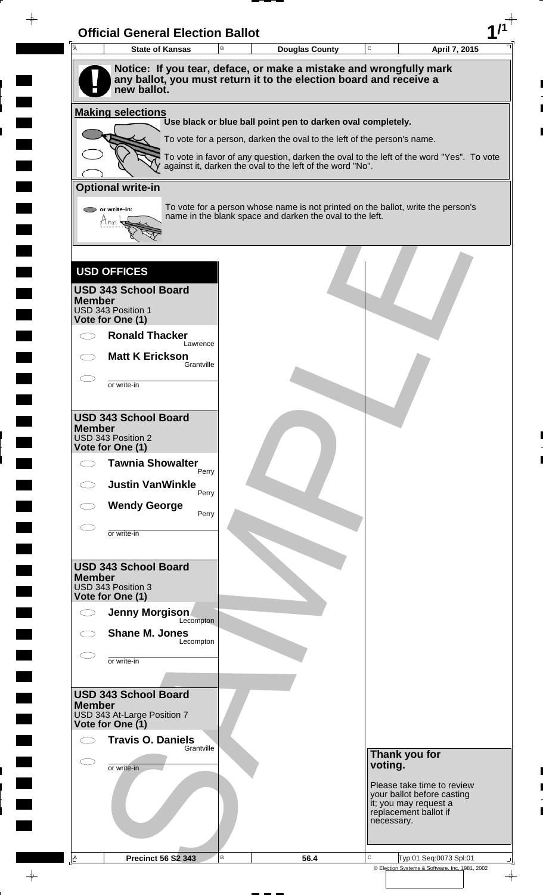# Official General Election Ballot

| State of Kansas | Douglas County | April 7, 2015 |
|---|---|---|

**Notice: If you tear, deface, or make a mistake and wrongfully mark any ballot, you must return it to the election board and receive a new ballot.**

**Making selections**

Use black or blue ball point pen to darken oval completely.

To vote for a person, darken the oval to the left of the person's name.

To vote in favor of any question, darken the oval to the left of the word "Yes". To vote against it, darken the oval to the left of the word "No".

**Optional write-in**

To vote for a person whose name is not printed on the ballot, write the person's name in the blank space and darken the oval to the left.

## USD OFFICES

### USD 343 School Board Member
USD 343 Position 1
**Vote for One (1)**

- ◯ **Ronald Thacker** Lawrence
- ◯ **Matt K Erickson** Grantville
- ◯ ____________ or write-in

### USD 343 School Board Member
USD 343 Position 2
**Vote for One (1)**

- ◯ **Tawnia Showalter** Perry
- ◯ **Justin VanWinkle** Perry
- ◯ **Wendy George** Perry
- ◯ ____________ or write-in

### USD 343 School Board Member
USD 343 Position 3
**Vote for One (1)**

- ◯ **Jenny Morgison** Lecompton
- ◯ **Shane M. Jones** Lecompton
- ◯ ____________ or write-in

### USD 343 School Board Member
USD 343 At-Large Position 7
**Vote for One (1)**

- ◯ **Travis O. Daniels** Grantville
- ◯ ____________ or write-in

**Thank you for voting.**

Please take time to review your ballot before casting it; you may request a replacement ballot if necessary.

SAMPLE

| Precinct 56 S2 343 | 56.4 | Typ:01 Seq:0073 Spl:01 |
|---|---|---|

© Election Systems & Software, Inc. 1981, 2002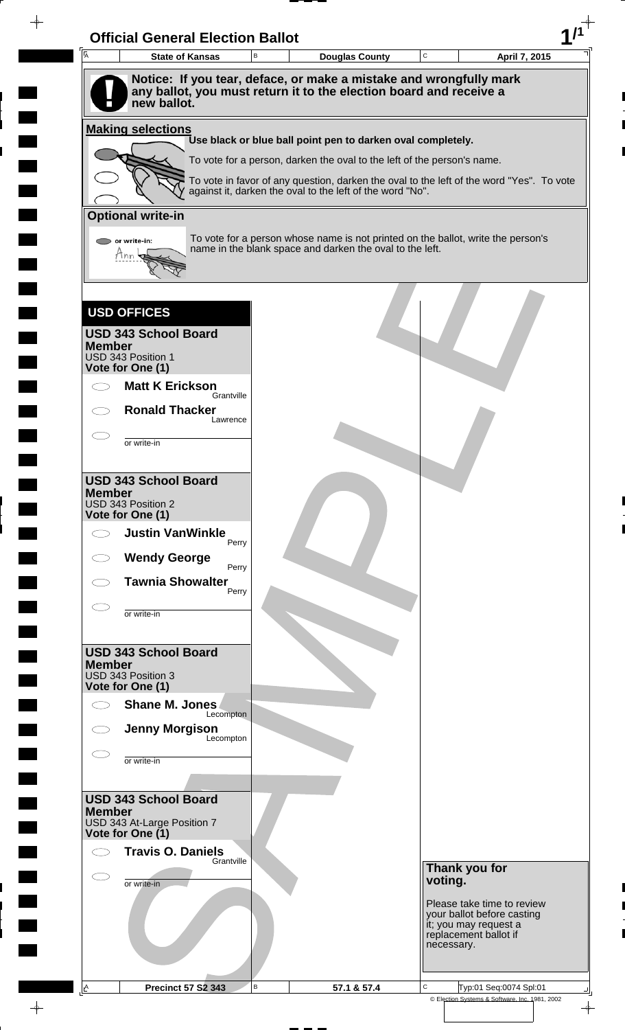# Official General Election Ballot

| State of Kansas | Douglas County | April 7, 2015 |
|---|---|---|

**Notice: If you tear, deface, or make a mistake and wrongfully mark any ballot, you must return it to the election board and receive a new ballot.**

## Making selections

Use black or blue ball point pen to darken oval completely.

To vote for a person, darken the oval to the left of the person's name.

To vote in favor of any question, darken the oval to the left of the word "Yes". To vote against it, darken the oval to the left of the word "No".

## Optional write-in

To vote for a person whose name is not printed on the ballot, write the person's name in the blank space and darken the oval to the left.

## USD OFFICES

### USD 343 School Board Member
USD 343 Position 1
**Vote for One (1)**

- **Matt K Erickson** — Grantville
- **Ronald Thacker** — Lawrence
- or write-in ____________

### USD 343 School Board Member
USD 343 Position 2
**Vote for One (1)**

- **Justin VanWinkle** — Perry
- **Wendy George** — Perry
- **Tawnia Showalter** — Perry
- or write-in ____________

### USD 343 School Board Member
USD 343 Position 3
**Vote for One (1)**

- **Shane M. Jones** — Lecompton
- **Jenny Morgison** — Lecompton
- or write-in ____________

### USD 343 School Board Member
USD 343 At-Large Position 7
**Vote for One (1)**

- **Travis O. Daniels** — Grantville
- or write-in ____________

**Thank you for voting.**

Please take time to review your ballot before casting it; you may request a replacement ballot if necessary.

| Precinct 57 S2 343 | 57.1 & 57.4 | Typ:01 Seq:0074 Spl:01 |
|---|---|---|

© Election Systems & Software, Inc. 1981, 2002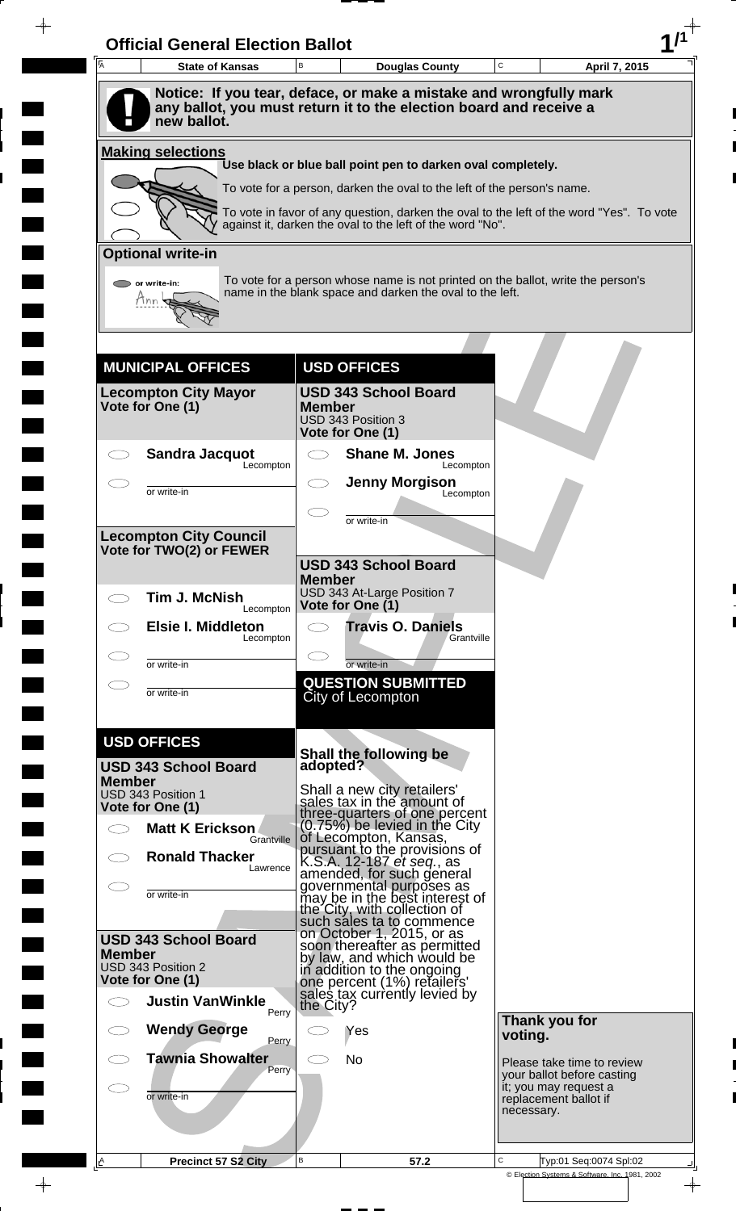# Official General Election Ballot

| A State of Kansas | B Douglas County | C April 7, 2015 |
|---|---|---|

**Notice: If you tear, deface, or make a mistake and wrongfully mark any ballot, you must return it to the election board and receive a new ballot.**

## Making selections

Use black or blue ball point pen to darken oval completely.

To vote for a person, darken the oval to the left of the person's name.

To vote in favor of any question, darken the oval to the left of the word "Yes". To vote against it, darken the oval to the left of the word "No".

## Optional write-in

To vote for a person whose name is not printed on the ballot, write the person's name in the blank space and darken the oval to the left.

## MUNICIPAL OFFICES

### Lecompton City Mayor
Vote for One (1)

- Sandra Jacquot — Lecompton
- or write-in

### Lecompton City Council
Vote for TWO(2) or FEWER

- Tim J. McNish — Lecompton
- Elsie I. Middleton — Lecompton
- or write-in
- or write-in

## USD OFFICES

### USD 343 School Board Member
USD 343 Position 1
Vote for One (1)

- Matt K Erickson — Grantville
- Ronald Thacker — Lawrence
- or write-in

### USD 343 School Board Member
USD 343 Position 2
Vote for One (1)

- Justin VanWinkle — Perry
- Wendy George — Perry
- Tawnia Showalter — Perry
- or write-in

## USD OFFICES

### USD 343 School Board Member
USD 343 Position 3
Vote for One (1)

- Shane M. Jones — Lecompton
- Jenny Morgison — Lecompton
- or write-in

### USD 343 School Board Member
USD 343 At-Large Position 7
Vote for One (1)

- Travis O. Daniels — Grantville
- or write-in

## QUESTION SUBMITTED
City of Lecompton

**Shall the following be adopted?**

Shall a new city retailers' sales tax in the amount of three-quarters of one percent (0.75%) be levied in the City of Lecompton, Kansas, pursuant to the provisions of K.S.A. 12-187 *et seq.*, as amended, for such general governmental purposes as may be in the best interest of the City, with collection of such sales ta to commence on October 1, 2015, or as soon thereafter as permitted by law, and which would be in addition to the ongoing one percent (1%) retailers' sales tax currently levied by the City?

- Yes
- No

**Thank you for voting.**

Please take time to review your ballot before casting it; you may request a replacement ballot if necessary.

| A Precinct 57 S2 City | B 57.2 | C Typ:01 Seq:0074 Spl:02 |
|---|---|---|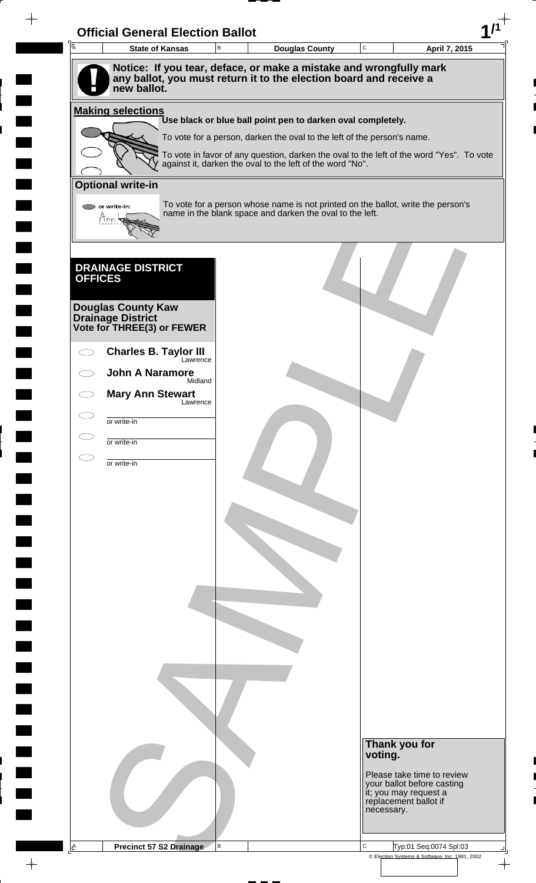# Official General Election Ballot

| State of Kansas | Douglas County | April 7, 2015 |
|---|---|---|

**Notice: If you tear, deface, or make a mistake and wrongfully mark any ballot, you must return it to the election board and receive a new ballot.**

**Making selections**

**Use black or blue ball point pen to darken oval completely.**

To vote for a person, darken the oval to the left of the person's name.

To vote in favor of any question, darken the oval to the left of the word "Yes". To vote against it, darken the oval to the left of the word "No".

**Optional write-in**

To vote for a person whose name is not printed on the ballot, write the person's name in the blank space and darken the oval to the left.

## DRAINAGE DISTRICT OFFICES

**Douglas County Kaw Drainage District**
**Vote for THREE(3) or FEWER**

- **Charles B. Taylor III** — Lawrence
- **John A Naramore** — Midland
- **Mary Ann Stewart** — Lawrence
- ______ or write-in
- ______ or write-in
- ______ or write-in

**Thank you for voting.**

Please take time to review your ballot before casting it; you may request a replacement ballot if necessary.

Precinct 57 S2 Drainage

Typ:01 Seq:0074 Spl:03

© Election Systems & Software, Inc. 1981, 2002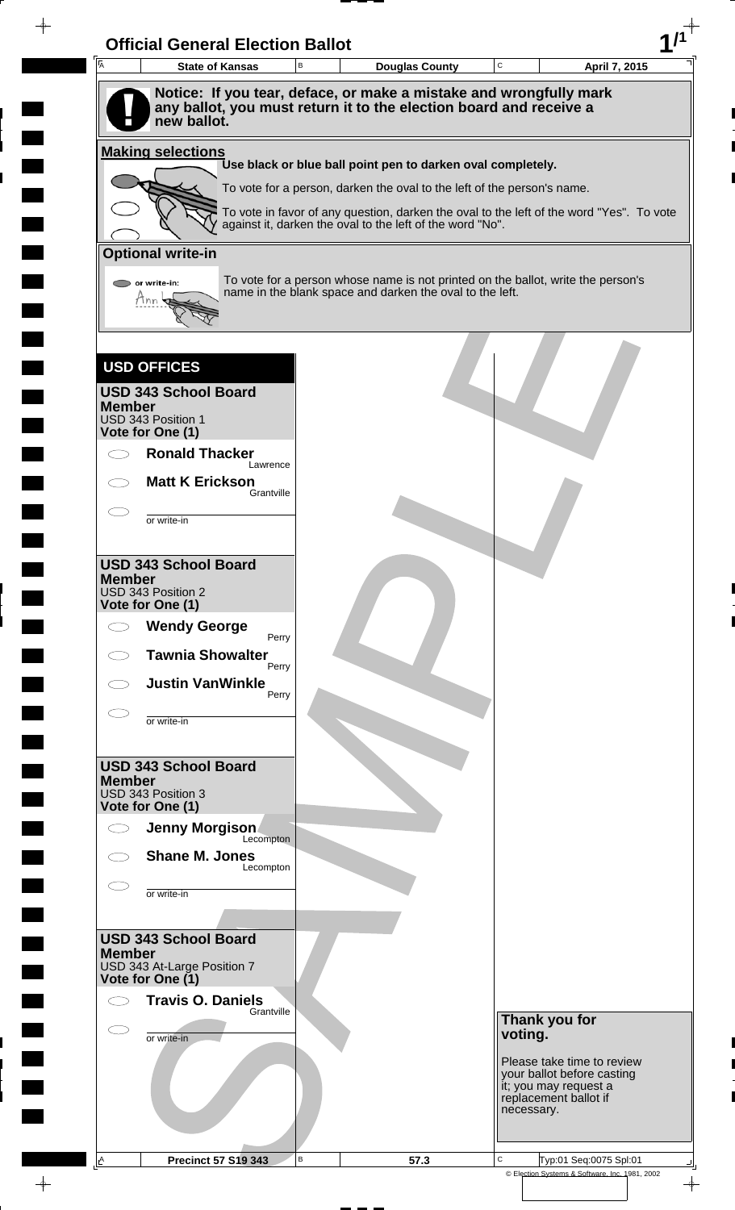# Official General Election Ballot

| State of Kansas | Douglas County | April 7, 2015 |
| --- | --- | --- |

**Notice: If you tear, deface, or make a mistake and wrongfully mark any ballot, you must return it to the election board and receive a new ballot.**

## Making selections

Use black or blue ball point pen to darken oval completely.

To vote for a person, darken the oval to the left of the person's name.

To vote in favor of any question, darken the oval to the left of the word "Yes". To vote against it, darken the oval to the left of the word "No".

## Optional write-in

or write-in:

To vote for a person whose name is not printed on the ballot, write the person's name in the blank space and darken the oval to the left.

## USD OFFICES

### USD 343 School Board Member
USD 343 Position 1
**Vote for One (1)**

- **Ronald Thacker** — Lawrence
- **Matt K Erickson** — Grantville
- ________ or write-in

### USD 343 School Board Member
USD 343 Position 2
**Vote for One (1)**

- **Wendy George** — Perry
- **Tawnia Showalter** — Perry
- **Justin VanWinkle** — Perry
- ________ or write-in

### USD 343 School Board Member
USD 343 Position 3
**Vote for One (1)**

- **Jenny Morgison** — Lecompton
- **Shane M. Jones** — Lecompton
- ________ or write-in

### USD 343 School Board Member
USD 343 At-Large Position 7
**Vote for One (1)**

- **Travis O. Daniels** — Grantville
- ________ or write-in

**Thank you for voting.**

Please take time to review your ballot before casting it; you may request a replacement ballot if necessary.

SAMPLE

| Precinct 57 S19 343 | 57.3 | Typ:01 Seq:0075 Spl:01 |
| --- | --- | --- |

© Election Systems & Software, Inc. 1981, 2002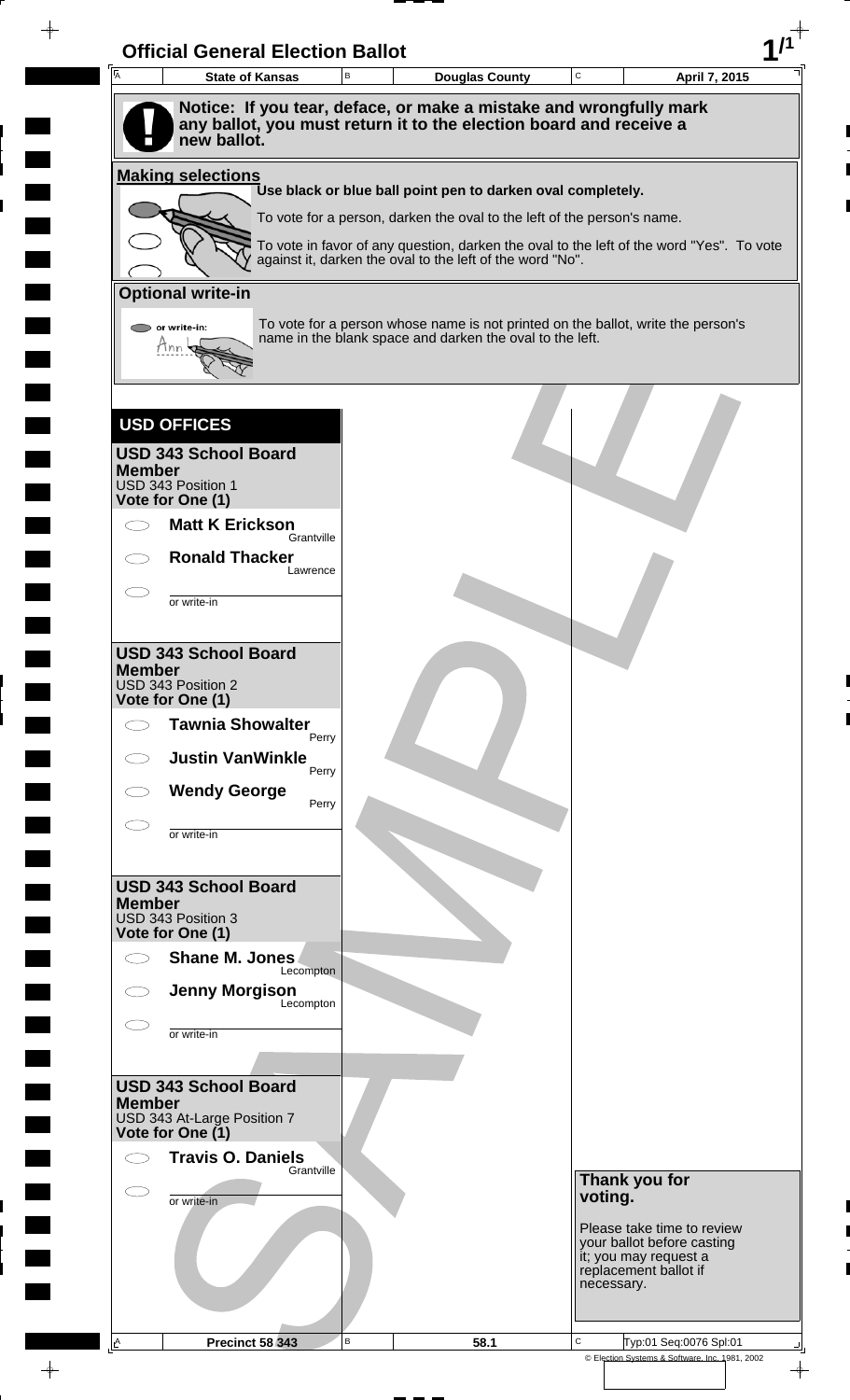# Official General Election Ballot

| State of Kansas | Douglas County | April 7, 2015 |
|---|---|---|

**Notice: If you tear, deface, or make a mistake and wrongfully mark any ballot, you must return it to the election board and receive a new ballot.**

## Making selections

**Use black or blue ball point pen to darken oval completely.**

To vote for a person, darken the oval to the left of the person's name.

To vote in favor of any question, darken the oval to the left of the word "Yes". To vote against it, darken the oval to the left of the word "No".

## Optional write-in

or write-in:

To vote for a person whose name is not printed on the ballot, write the person's name in the blank space and darken the oval to the left.

## USD OFFICES

### USD 343 School Board Member
USD 343 Position 1
**Vote for One (1)**

- **Matt K Erickson** — Grantville
- **Ronald Thacker** — Lawrence
- or write-in ______

### USD 343 School Board Member
USD 343 Position 2
**Vote for One (1)**

- **Tawnia Showalter** — Perry
- **Justin VanWinkle** — Perry
- **Wendy George** — Perry
- or write-in ______

### USD 343 School Board Member
USD 343 Position 3
**Vote for One (1)**

- **Shane M. Jones** — Lecompton
- **Jenny Morgison** — Lecompton
- or write-in ______

### USD 343 School Board Member
USD 343 At-Large Position 7
**Vote for One (1)**

- **Travis O. Daniels** — Grantville
- or write-in ______

**Thank you for voting.**

Please take time to review your ballot before casting it; you may request a replacement ballot if necessary.

SAMPLE

| Precinct 58 343 | 58.1 | Typ:01 Seq:0076 Spl:01 |
|---|---|---|

© Election Systems & Software, Inc. 1981, 2002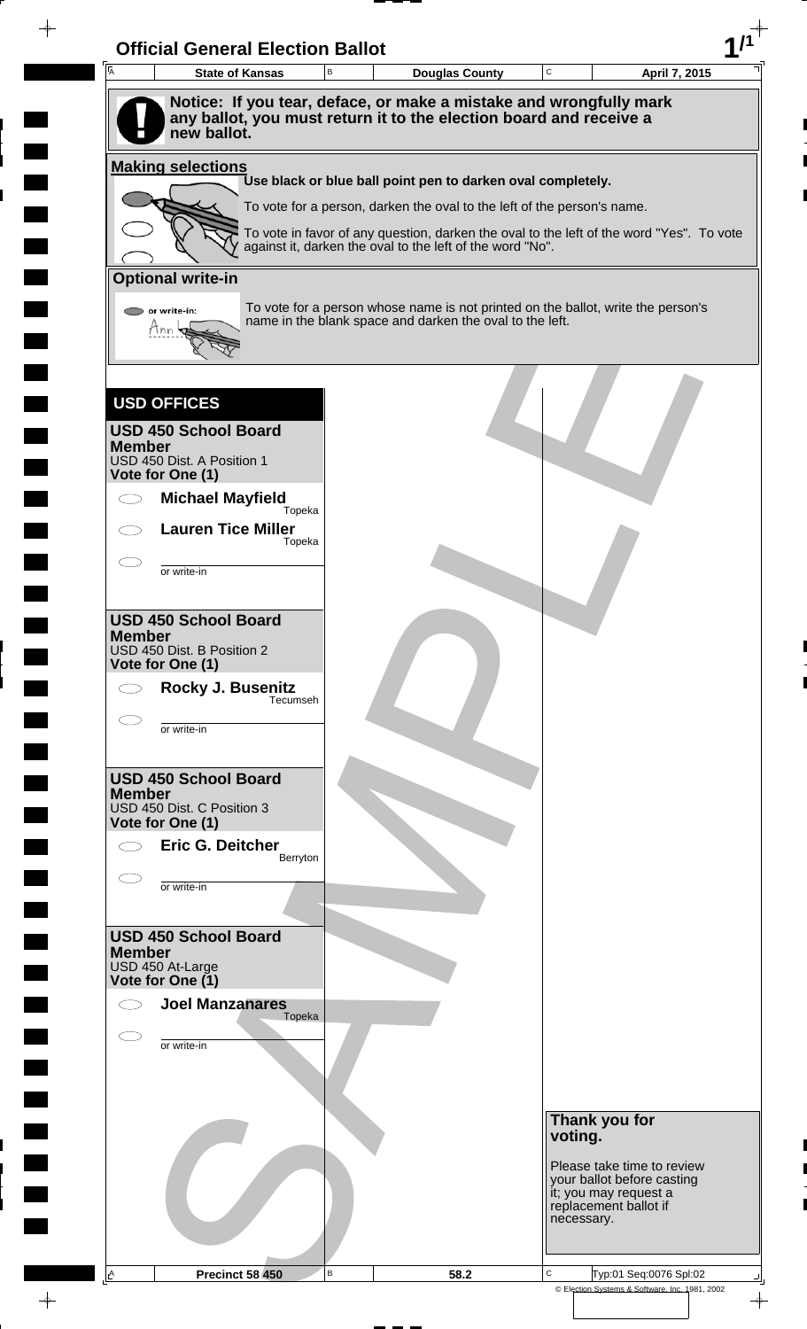# Official General Election Ballot

| State of Kansas | Douglas County | April 7, 2015 |
| --- | --- | --- |

**Notice: If you tear, deface, or make a mistake and wrongfully mark any ballot, you must return it to the election board and receive a new ballot.**

**Making selections**

**Use black or blue ball point pen to darken oval completely.**

To vote for a person, darken the oval to the left of the person's name.

To vote in favor of any question, darken the oval to the left of the word "Yes". To vote against it, darken the oval to the left of the word "No".

**Optional write-in**

or write-in:

To vote for a person whose name is not printed on the ballot, write the person's name in the blank space and darken the oval to the left.

## USD OFFICES

### USD 450 School Board Member

USD 450 Dist. A Position 1
**Vote for One (1)**

- ◯ **Michael Mayfield** — Topeka
- ◯ **Lauren Tice Miller** — Topeka
- ◯ ________ or write-in

### USD 450 School Board Member

USD 450 Dist. B Position 2
**Vote for One (1)**

- ◯ **Rocky J. Busenitz** — Tecumseh
- ◯ ________ or write-in

### USD 450 School Board Member

USD 450 Dist. C Position 3
**Vote for One (1)**

- ◯ **Eric G. Deitcher** — Berryton
- ◯ ________ or write-in

### USD 450 School Board Member

USD 450 At-Large
**Vote for One (1)**

- ◯ **Joel Manzanares** — Topeka
- ◯ ________ or write-in

**Thank you for voting.**

Please take time to review your ballot before casting it; you may request a replacement ballot if necessary.

SAMPLE

| Precinct 58 450 | 58.2 | Typ:01 Seq:0076 Spl:02 |
| --- | --- | --- |

© Election Systems & Software, Inc. 1981, 2002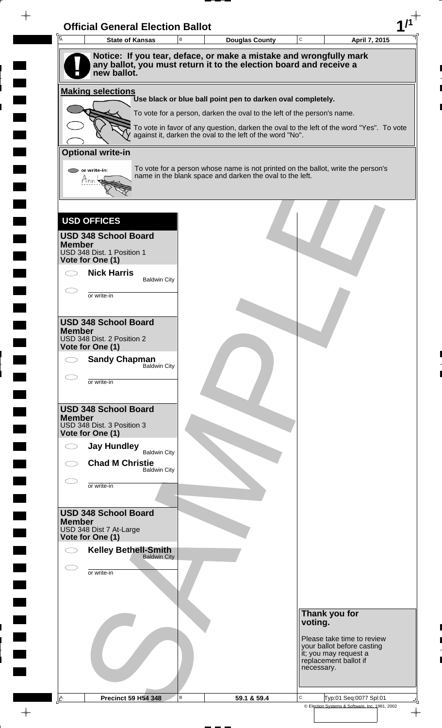# Official General Election Ballot

| State of Kansas | Douglas County | April 7, 2015 |
| --- | --- | --- |

**Notice: If you tear, deface, or make a mistake and wrongfully mark any ballot, you must return it to the election board and receive a new ballot.**

**Making selections**

**Use black or blue ball point pen to darken oval completely.**

To vote for a person, darken the oval to the left of the person's name.

To vote in favor of any question, darken the oval to the left of the word "Yes". To vote against it, darken the oval to the left of the word "No".

**Optional write-in**

or write-in:

To vote for a person whose name is not printed on the ballot, write the person's name in the blank space and darken the oval to the left.

## USD OFFICES

### USD 348 School Board Member
USD 348 Dist. 1 Position 1
**Vote for One (1)**

- **Nick Harris** — Baldwin City
- or write-in

### USD 348 School Board Member
USD 348 Dist. 2 Position 2
**Vote for One (1)**

- **Sandy Chapman** — Baldwin City
- or write-in

### USD 348 School Board Member
USD 348 Dist. 3 Position 3
**Vote for One (1)**

- **Jay Hundley** — Baldwin City
- **Chad M Christie** — Baldwin City
- or write-in

### USD 348 School Board Member
USD 348 Dist 7 At-Large
**Vote for One (1)**

- **Kelley Bethell-Smith** — Baldwin City
- or write-in

**Thank you for voting.**

Please take time to review your ballot before casting it; you may request a replacement ballot if necessary.

| Precinct 59 H54 348 | 59.1 & 59.4 | Typ:01 Seq:0077 Spl:01 |
| --- | --- | --- |

© Election Systems & Software, Inc. 1981, 2002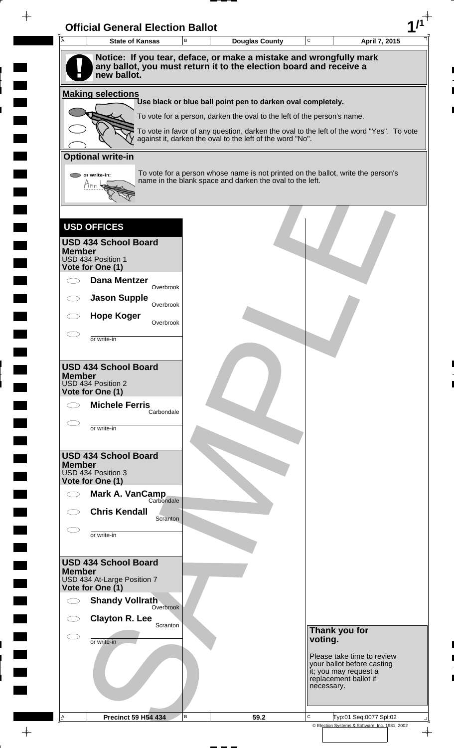# Official General Election Ballot

| State of Kansas | Douglas County | April 7, 2015 |
| --- | --- | --- |

**Notice: If you tear, deface, or make a mistake and wrongfully mark any ballot, you must return it to the election board and receive a new ballot.**

## Making selections

Use black or blue ball point pen to darken oval completely.

To vote for a person, darken the oval to the left of the person's name.

To vote in favor of any question, darken the oval to the left of the word "Yes". To vote against it, darken the oval to the left of the word "No".

## Optional write-in

To vote for a person whose name is not printed on the ballot, write the person's name in the blank space and darken the oval to the left.

## USD OFFICES

### USD 434 School Board Member
USD 434 Position 1
**Vote for One (1)**

- **Dana Mentzer** — Overbrook
- **Jason Supple** — Overbrook
- **Hope Koger** — Overbrook
- ________ or write-in

### USD 434 School Board Member
USD 434 Position 2
**Vote for One (1)**

- **Michele Ferris** — Carbondale
- ________ or write-in

### USD 434 School Board Member
USD 434 Position 3
**Vote for One (1)**

- **Mark A. VanCamp** — Carbondale
- **Chris Kendall** — Scranton
- ________ or write-in

### USD 434 School Board Member
USD 434 At-Large Position 7
**Vote for One (1)**

- **Shandy Vollrath** — Overbrook
- **Clayton R. Lee** — Scranton
- ________ or write-in

**Thank you for voting.**

Please take time to review your ballot before casting it; you may request a replacement ballot if necessary.

SAMPLE

| Precinct 59 H54 434 | 59.2 | Typ:01 Seq:0077 Spl:02 |
| --- | --- | --- |

© Election Systems & Software, Inc. 1981, 2002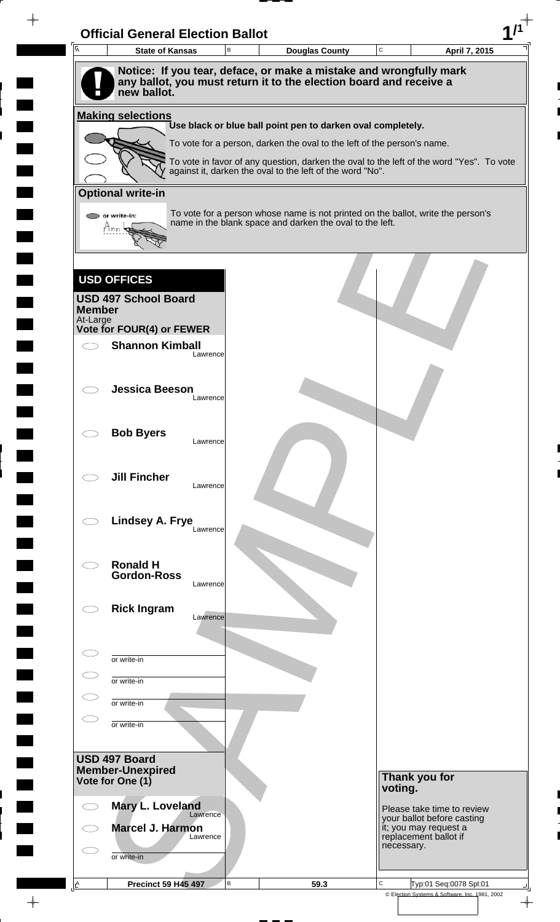# Official General Election Ballot

| State of Kansas | Douglas County | April 7, 2015 |
|---|---|---|

**Notice: If you tear, deface, or make a mistake and wrongfully mark any ballot, you must return it to the election board and receive a new ballot.**

**Making selections**

**Use black or blue ball point pen to darken oval completely.**

To vote for a person, darken the oval to the left of the person's name.

To vote in favor of any question, darken the oval to the left of the word "Yes". To vote against it, darken the oval to the left of the word "No".

**Optional write-in**

To vote for a person whose name is not printed on the ballot, write the person's name in the blank space and darken the oval to the left.

## USD OFFICES

**USD 497 School Board Member**
At-Large
**Vote for FOUR(4) or FEWER**

- **Shannon Kimball** Lawrence
- **Jessica Beeson** Lawrence
- **Bob Byers** Lawrence
- **Jill Fincher** Lawrence
- **Lindsey A. Frye** Lawrence
- **Ronald H Gordon-Ross** Lawrence
- **Rick Ingram** Lawrence
- or write-in
- or write-in
- or write-in
- or write-in

**USD 497 Board Member-Unexpired**
**Vote for One (1)**

- **Mary L. Loveland** Lawrence
- **Marcel J. Harmon** Lawrence
- or write-in

**Thank you for voting.**

Please take time to review your ballot before casting it; you may request a replacement ballot if necessary.

| Precinct 59 H45 497 | 59.3 | Typ:01 Seq:0078 Spl:01 |
|---|---|---|

© Election Systems & Software, Inc. 1981, 2002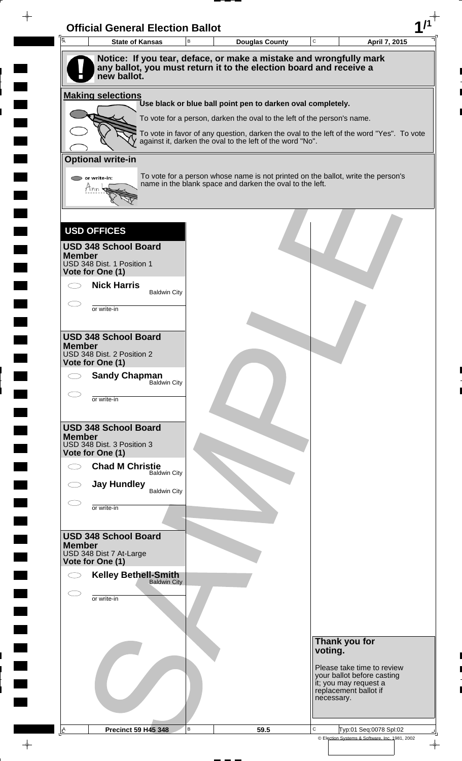# Official General Election Ballot

| State of Kansas | Douglas County | April 7, 2015 |
|---|---|---|

**Notice: If you tear, deface, or make a mistake and wrongfully mark any ballot, you must return it to the election board and receive a new ballot.**

**Making selections**

**Use black or blue ball point pen to darken oval completely.**

To vote for a person, darken the oval to the left of the person's name.

To vote in favor of any question, darken the oval to the left of the word "Yes". To vote against it, darken the oval to the left of the word "No".

**Optional write-in**

or write-in:

To vote for a person whose name is not printed on the ballot, write the person's name in the blank space and darken the oval to the left.

## USD OFFICES

### USD 348 School Board Member
USD 348 Dist. 1 Position 1
**Vote for One (1)**

- **Nick Harris** — Baldwin City
- ________ or write-in

### USD 348 School Board Member
USD 348 Dist. 2 Position 2
**Vote for One (1)**

- **Sandy Chapman** — Baldwin City
- ________ or write-in

### USD 348 School Board Member
USD 348 Dist. 3 Position 3
**Vote for One (1)**

- **Chad M Christie** — Baldwin City
- **Jay Hundley** — Baldwin City
- ________ or write-in

### USD 348 School Board Member
USD 348 Dist 7 At-Large
**Vote for One (1)**

- **Kelley Bethell-Smith** — Baldwin City
- ________ or write-in

**Thank you for voting.**

Please take time to review your ballot before casting it; you may request a replacement ballot if necessary.

SAMPLE

| Precinct 59 H45 348 | 59.5 | Typ:01 Seq:0078 Spl:02 |
|---|---|---|

© Election Systems & Software, Inc. 1981, 2002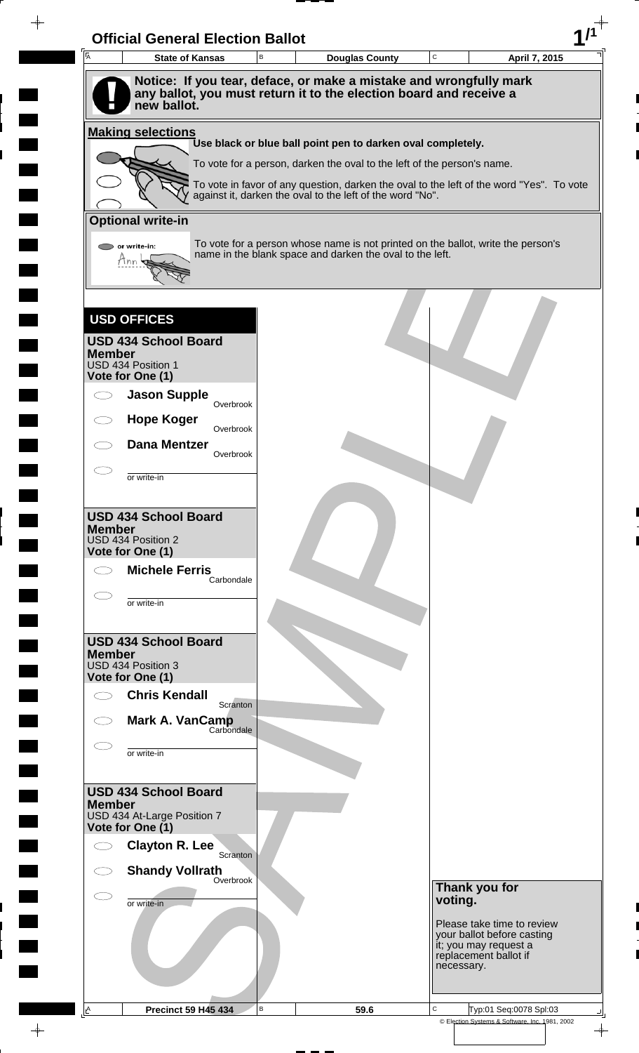# Official General Election Ballot

| State of Kansas | Douglas County | April 7, 2015 |
| --- | --- | --- |

**Notice: If you tear, deface, or make a mistake and wrongfully mark any ballot, you must return it to the election board and receive a new ballot.**

## Making selections

**Use black or blue ball point pen to darken oval completely.**

To vote for a person, darken the oval to the left of the person's name.

To vote in favor of any question, darken the oval to the left of the word "Yes". To vote against it, darken the oval to the left of the word "No".

## Optional write-in

To vote for a person whose name is not printed on the ballot, write the person's name in the blank space and darken the oval to the left.

## USD OFFICES

### USD 434 School Board Member
USD 434 Position 1
**Vote for One (1)**

- **Jason Supple** — Overbrook
- **Hope Koger** — Overbrook
- **Dana Mentzer** — Overbrook
- or write-in

### USD 434 School Board Member
USD 434 Position 2
**Vote for One (1)**

- **Michele Ferris** — Carbondale
- or write-in

### USD 434 School Board Member
USD 434 Position 3
**Vote for One (1)**

- **Chris Kendall** — Scranton
- **Mark A. VanCamp** — Carbondale
- or write-in

### USD 434 School Board Member
USD 434 At-Large Position 7
**Vote for One (1)**

- **Clayton R. Lee** — Scranton
- **Shandy Vollrath** — Overbrook
- or write-in

**Thank you for voting.**

Please take time to review your ballot before casting it; you may request a replacement ballot if necessary.

| Precinct 59 H45 434 | 59.6 | Typ:01 Seq:0078 Spl:03 |
| --- | --- | --- |

© Election Systems & Software, Inc. 1981, 2002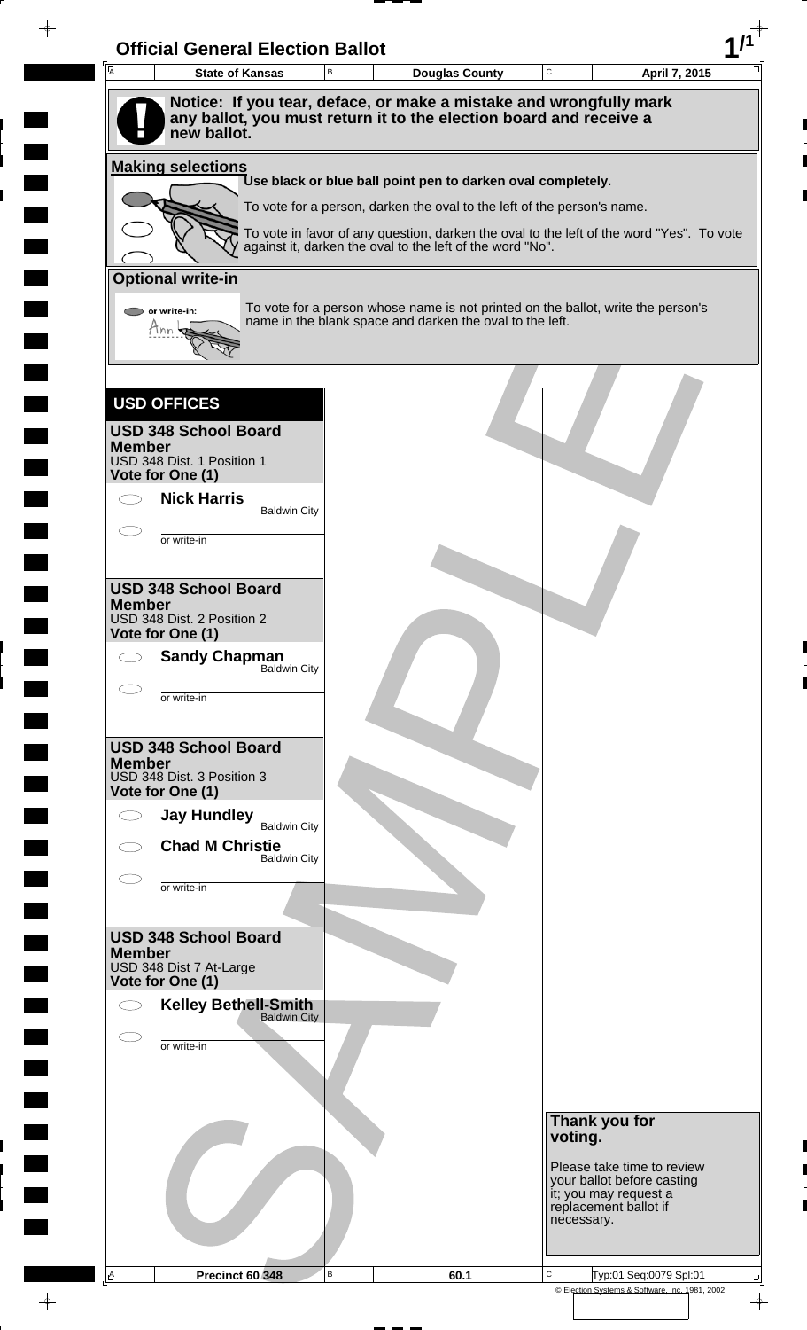# Official General Election Ballot

| State of Kansas | Douglas County | April 7, 2015 |
| --- | --- | --- |

**Notice: If you tear, deface, or make a mistake and wrongfully mark any ballot, you must return it to the election board and receive a new ballot.**

**Making selections**

**Use black or blue ball point pen to darken oval completely.**

To vote for a person, darken the oval to the left of the person's name.

To vote in favor of any question, darken the oval to the left of the word "Yes". To vote against it, darken the oval to the left of the word "No".

**Optional write-in**

To vote for a person whose name is not printed on the ballot, write the person's name in the blank space and darken the oval to the left.

## USD OFFICES

### USD 348 School Board Member
USD 348 Dist. 1 Position 1
**Vote for One (1)**

- **Nick Harris** — Baldwin City
- or write-in

### USD 348 School Board Member
USD 348 Dist. 2 Position 2
**Vote for One (1)**

- **Sandy Chapman** — Baldwin City
- or write-in

### USD 348 School Board Member
USD 348 Dist. 3 Position 3
**Vote for One (1)**

- **Jay Hundley** — Baldwin City
- **Chad M Christie** — Baldwin City
- or write-in

### USD 348 School Board Member
USD 348 Dist 7 At-Large
**Vote for One (1)**

- **Kelley Bethell-Smith** — Baldwin City
- or write-in

**Thank you for voting.**

Please take time to review your ballot before casting it; you may request a replacement ballot if necessary.

| Precinct 60 348 | 60.1 | Typ:01 Seq:0079 Spl:01 |
| --- | --- | --- |

© Election Systems & Software, Inc. 1981, 2002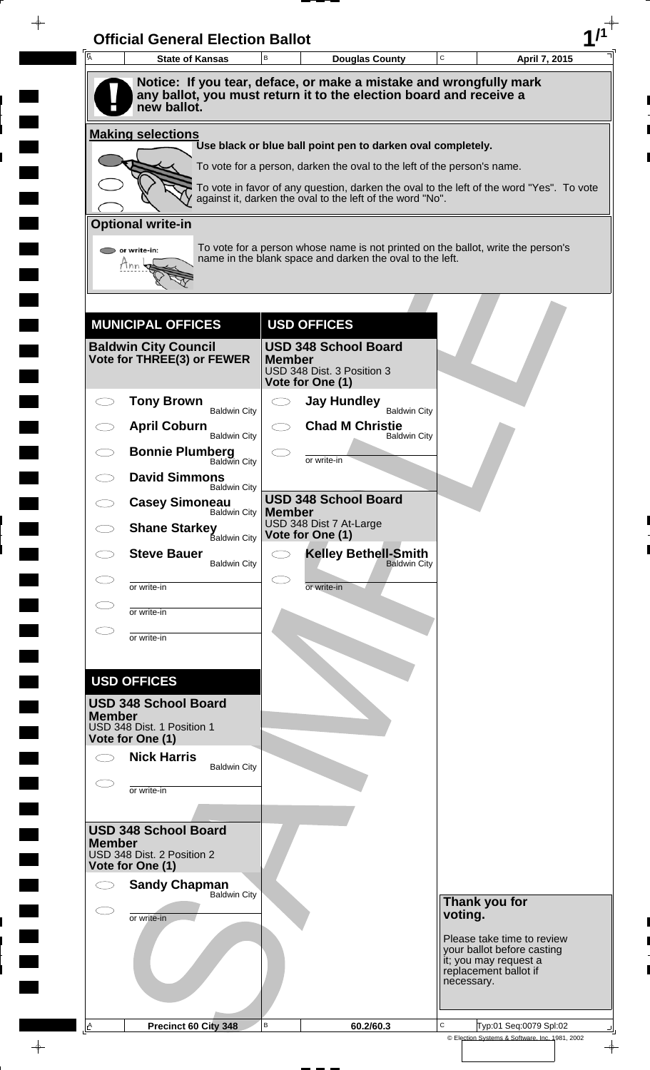# Official General Election Ballot

**1/1**

| State of Kansas | Douglas County | April 7, 2015 |
|---|---|---|

**Notice: If you tear, deface, or make a mistake and wrongfully mark any ballot, you must return it to the election board and receive a new ballot.**

## Making selections

Use black or blue ball point pen to darken oval completely.

To vote for a person, darken the oval to the left of the person's name.

To vote in favor of any question, darken the oval to the left of the word "Yes". To vote against it, darken the oval to the left of the word "No".

## Optional write-in

To vote for a person whose name is not printed on the ballot, write the person's name in the blank space and darken the oval to the left.

## MUNICIPAL OFFICES

### Baldwin City Council
**Vote for THREE(3) or FEWER**

- ◯ **Tony Brown** — Baldwin City
- ◯ **April Coburn** — Baldwin City
- ◯ **Bonnie Plumberg** — Baldwin City
- ◯ **David Simmons** — Baldwin City
- ◯ **Casey Simoneau** — Baldwin City
- ◯ **Shane Starkey** — Baldwin City
- ◯ **Steve Bauer** — Baldwin City
- ◯ or write-in
- ◯ or write-in
- ◯ or write-in

## USD OFFICES

### USD 348 School Board Member
USD 348 Dist. 1 Position 1
**Vote for One (1)**

- ◯ **Nick Harris** — Baldwin City
- ◯ or write-in

### USD 348 School Board Member
USD 348 Dist. 2 Position 2
**Vote for One (1)**

- ◯ **Sandy Chapman** — Baldwin City
- ◯ or write-in

## USD OFFICES

### USD 348 School Board Member
USD 348 Dist. 3 Position 3
**Vote for One (1)**

- ◯ **Jay Hundley** — Baldwin City
- ◯ **Chad M Christie** — Baldwin City
- ◯ or write-in

### USD 348 School Board Member
USD 348 Dist 7 At-Large
**Vote for One (1)**

- ◯ **Kelley Bethell-Smith** — Baldwin City
- ◯ or write-in

**Thank you for voting.**

Please take time to review your ballot before casting it; you may request a replacement ballot if necessary.

| Precinct 60 City 348 | 60.2/60.3 | Typ:01 Seq:0079 Spl:02 |
|---|---|---|

© Election Systems & Software, Inc. 1981, 2002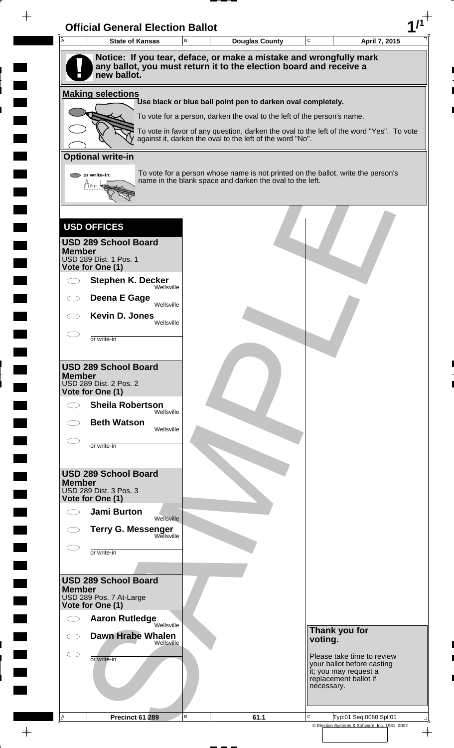# Official General Election Ballot

| State of Kansas | Douglas County | April 7, 2015 |
| --- | --- | --- |

**Notice: If you tear, deface, or make a mistake and wrongfully mark any ballot, you must return it to the election board and receive a new ballot.**

**Making selections**

**Use black or blue ball point pen to darken oval completely.**

To vote for a person, darken the oval to the left of the person's name.

To vote in favor of any question, darken the oval to the left of the word "Yes". To vote against it, darken the oval to the left of the word "No".

**Optional write-in**

To vote for a person whose name is not printed on the ballot, write the person's name in the blank space and darken the oval to the left.

## USD OFFICES

### USD 289 School Board Member
USD 289 Dist. 1 Pos. 1
**Vote for One (1)**

- ◯ **Stephen K. Decker** Wellsville
- ◯ **Deena E Gage** Wellsville
- ◯ **Kevin D. Jones** Wellsville
- ◯ or write-in ______________

### USD 289 School Board Member
USD 289 Dist. 2 Pos. 2
**Vote for One (1)**

- ◯ **Sheila Robertson** Wellsville
- ◯ **Beth Watson** Wellsville
- ◯ or write-in ______________

### USD 289 School Board Member
USD 289 Dist. 3 Pos. 3
**Vote for One (1)**

- ◯ **Jami Burton** Wellsville
- ◯ **Terry G. Messenger** Wellsville
- ◯ or write-in ______________

### USD 289 School Board Member
USD 289 Pos. 7 At-Large
**Vote for One (1)**

- ◯ **Aaron Rutledge** Wellsville
- ◯ **Dawn Hrabe Whalen** Wellsville
- ◯ or write-in ______________

**Thank you for voting.**

Please take time to review your ballot before casting it; you may request a replacement ballot if necessary.

| Precinct 61 289 | 61.1 | Typ:01 Seq:0080 Spl:01 |
| --- | --- | --- |

© Election Systems & Software, Inc. 1981, 2002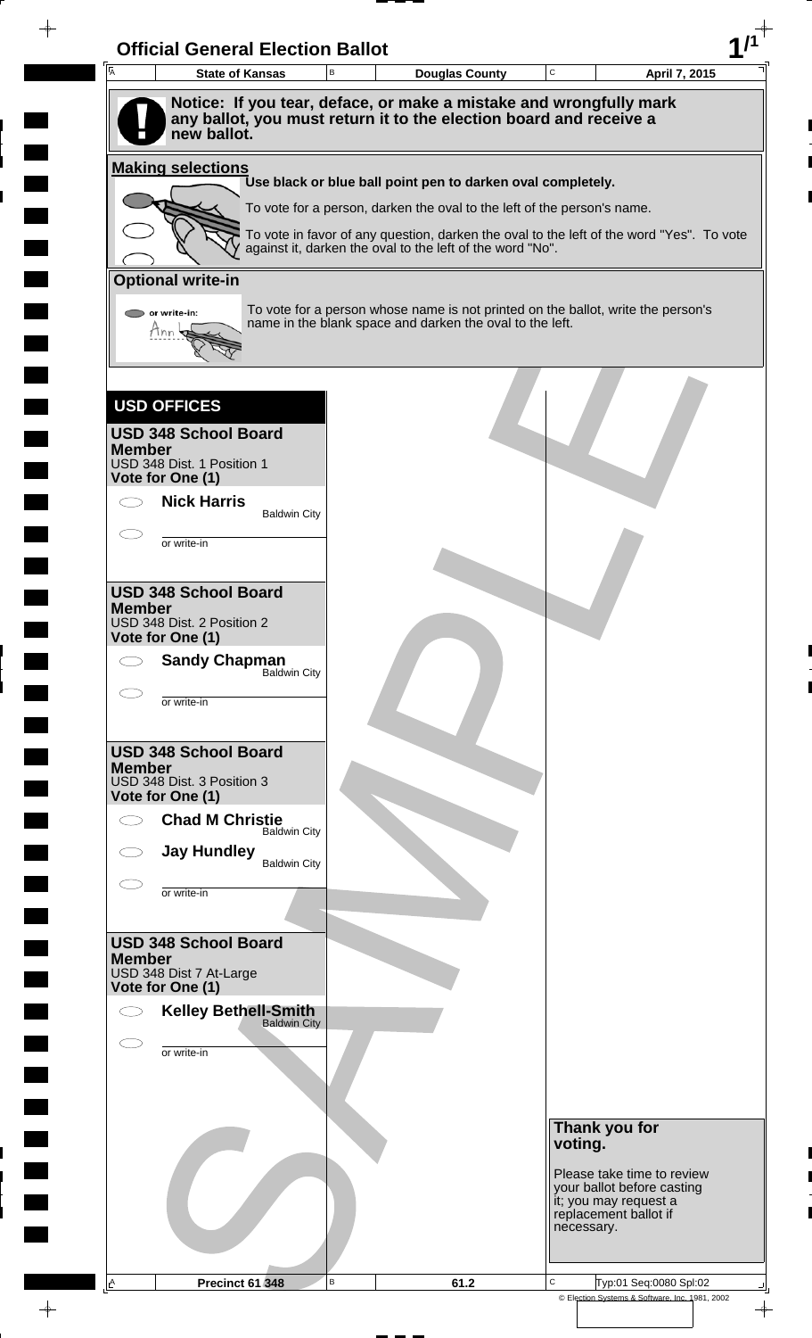# Official General Election Ballot

| State of Kansas | Douglas County | April 7, 2015 |
|---|---|---|

**Notice: If you tear, deface, or make a mistake and wrongfully mark any ballot, you must return it to the election board and receive a new ballot.**

**Making selections**

**Use black or blue ball point pen to darken oval completely.**

To vote for a person, darken the oval to the left of the person's name.

To vote in favor of any question, darken the oval to the left of the word "Yes". To vote against it, darken the oval to the left of the word "No".

**Optional write-in**

or write-in: Ann

To vote for a person whose name is not printed on the ballot, write the person's name in the blank space and darken the oval to the left.

## USD OFFICES

### USD 348 School Board Member

USD 348 Dist. 1 Position 1
**Vote for One (1)**

- **Nick Harris** Baldwin City
- ____________ or write-in

### USD 348 School Board Member

USD 348 Dist. 2 Position 2
**Vote for One (1)**

- **Sandy Chapman** Baldwin City
- ____________ or write-in

### USD 348 School Board Member

USD 348 Dist. 3 Position 3
**Vote for One (1)**

- **Chad M Christie** Baldwin City
- **Jay Hundley** Baldwin City
- ____________ or write-in

### USD 348 School Board Member

USD 348 Dist 7 At-Large
**Vote for One (1)**

- **Kelley Bethell-Smith** Baldwin City
- ____________ or write-in

**Thank you for voting.**

Please take time to review your ballot before casting it; you may request a replacement ballot if necessary.

SAMPLE

| Precinct 61 348 | 61.2 | Typ:01 Seq:0080 Spl:02 |
|---|---|---|

© Election Systems & Software, Inc. 1981, 2002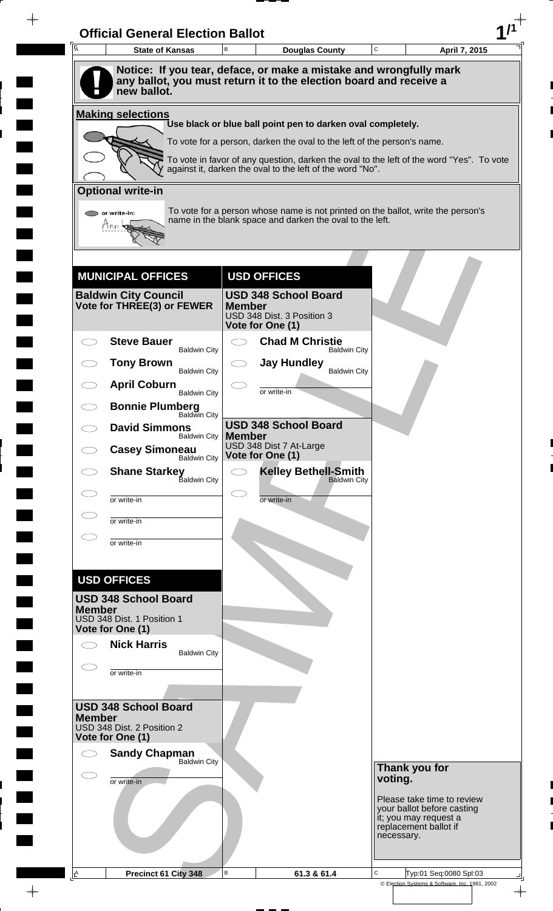# Official General Election Ballot

| State of Kansas | Douglas County | April 7, 2015 |
| --- | --- | --- |

**Notice: If you tear, deface, or make a mistake and wrongfully mark any ballot, you must return it to the election board and receive a new ballot.**

## Making selections

**Use black or blue ball point pen to darken oval completely.**

To vote for a person, darken the oval to the left of the person's name.

To vote in favor of any question, darken the oval to the left of the word "Yes". To vote against it, darken the oval to the left of the word "No".

## Optional write-in

To vote for a person whose name is not printed on the ballot, write the person's name in the blank space and darken the oval to the left.

## MUNICIPAL OFFICES

### Baldwin City Council
**Vote for THREE(3) or FEWER**

- ◯ **Steve Bauer** — Baldwin City
- ◯ **Tony Brown** — Baldwin City
- ◯ **April Coburn** — Baldwin City
- ◯ **Bonnie Plumberg** — Baldwin City
- ◯ **David Simmons** — Baldwin City
- ◯ **Casey Simoneau** — Baldwin City
- ◯ **Shane Starkey** — Baldwin City
- ◯ ________ or write-in
- ◯ ________ or write-in
- ◯ ________ or write-in

## USD OFFICES

### USD 348 School Board Member
USD 348 Dist. 1 Position 1
**Vote for One (1)**

- ◯ **Nick Harris** — Baldwin City
- ◯ ________ or write-in

### USD 348 School Board Member
USD 348 Dist. 2 Position 2
**Vote for One (1)**

- ◯ **Sandy Chapman** — Baldwin City
- ◯ ________ or write-in

## USD OFFICES

### USD 348 School Board Member
USD 348 Dist. 3 Position 3
**Vote for One (1)**

- ◯ **Chad M Christie** — Baldwin City
- ◯ **Jay Hundley** — Baldwin City
- ◯ ________ or write-in

### USD 348 School Board Member
USD 348 Dist 7 At-Large
**Vote for One (1)**

- ◯ **Kelley Bethell-Smith** — Baldwin City
- ◯ ________ or write-in

**Thank you for voting.**

Please take time to review your ballot before casting it; you may request a replacement ballot if necessary.

| Precinct 61 City 348 | 61.3 & 61.4 | Typ:01 Seq:0080 Spl:03 |
| --- | --- | --- |

© Election Systems & Software, Inc. 1981, 2002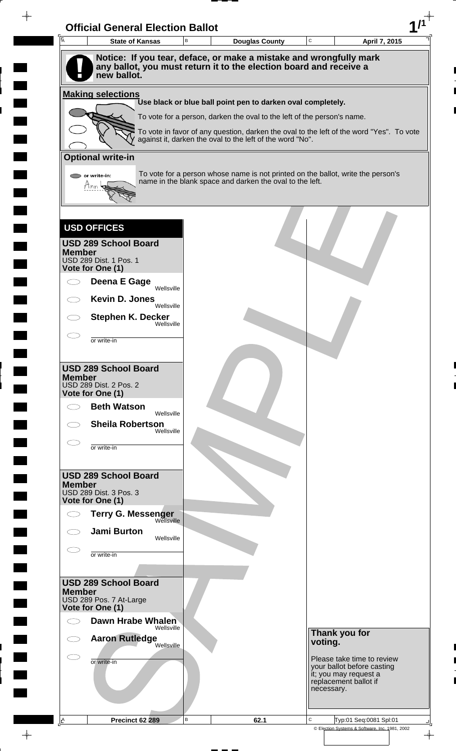# Official General Election Ballot

| State of Kansas | Douglas County | April 7, 2015 |
|---|---|---|

**Notice: If you tear, deface, or make a mistake and wrongfully mark any ballot, you must return it to the election board and receive a new ballot.**

**Making selections**

**Use black or blue ball point pen to darken oval completely.**

To vote for a person, darken the oval to the left of the person's name.

To vote in favor of any question, darken the oval to the left of the word "Yes". To vote against it, darken the oval to the left of the word "No".

**Optional write-in**

To vote for a person whose name is not printed on the ballot, write the person's name in the blank space and darken the oval to the left.

## USD OFFICES

### USD 289 School Board Member
USD 289 Dist. 1 Pos. 1
**Vote for One (1)**

- **Deena E Gage** — Wellsville
- **Kevin D. Jones** — Wellsville
- **Stephen K. Decker** — Wellsville
- or write-in ____________

### USD 289 School Board Member
USD 289 Dist. 2 Pos. 2
**Vote for One (1)**

- **Beth Watson** — Wellsville
- **Sheila Robertson** — Wellsville
- or write-in ____________

### USD 289 School Board Member
USD 289 Dist. 3 Pos. 3
**Vote for One (1)**

- **Terry G. Messenger** — Wellsville
- **Jami Burton** — Wellsville
- or write-in ____________

### USD 289 School Board Member
USD 289 Pos. 7 At-Large
**Vote for One (1)**

- **Dawn Hrabe Whalen** — Wellsville
- **Aaron Rutledge** — Wellsville
- or write-in ____________

**Thank you for voting.**

Please take time to review your ballot before casting it; you may request a replacement ballot if necessary.

| Precinct 62 289 | 62.1 | Typ:01 Seq:0081 Spl:01 |
|---|---|---|

© Election Systems & Software, Inc. 1981, 2002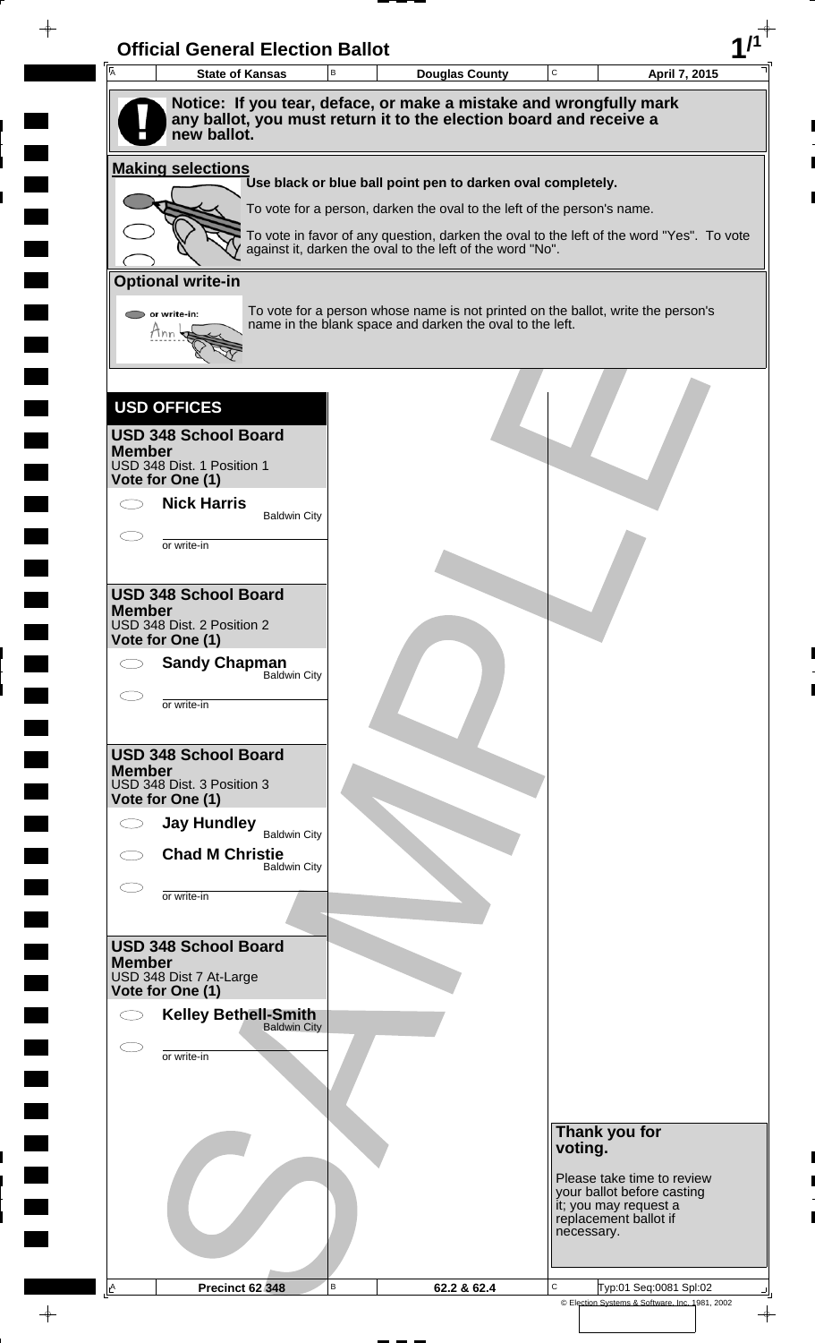# Official General Election Ballot

| A | State of Kansas | B | Douglas County | C | April 7, 2015 |
|---|---|---|---|---|---|

**Notice: If you tear, deface, or make a mistake and wrongfully mark any ballot, you must return it to the election board and receive a new ballot.**

## Making selections

**Use black or blue ball point pen to darken oval completely.**

To vote for a person, darken the oval to the left of the person's name.

To vote in favor of any question, darken the oval to the left of the word "Yes". To vote against it, darken the oval to the left of the word "No".

## Optional write-in

To vote for a person whose name is not printed on the ballot, write the person's name in the blank space and darken the oval to the left.

## USD OFFICES

### USD 348 School Board Member
USD 348 Dist. 1 Position 1
**Vote for One (1)**

- **Nick Harris** Baldwin City
- or write-in

### USD 348 School Board Member
USD 348 Dist. 2 Position 2
**Vote for One (1)**

- **Sandy Chapman** Baldwin City
- or write-in

### USD 348 School Board Member
USD 348 Dist. 3 Position 3
**Vote for One (1)**

- **Jay Hundley** Baldwin City
- **Chad M Christie** Baldwin City
- or write-in

### USD 348 School Board Member
USD 348 Dist 7 At-Large
**Vote for One (1)**

- **Kelley Bethell-Smith** Baldwin City
- or write-in

**Thank you for voting.**

Please take time to review your ballot before casting it; you may request a replacement ballot if necessary.

| A | Precinct 62 348 | B | 62.2 & 62.4 | C | Typ:01 Seq:0081 Spl:02 |
|---|---|---|---|---|---|

© Election Systems & Software, Inc. 1981, 2002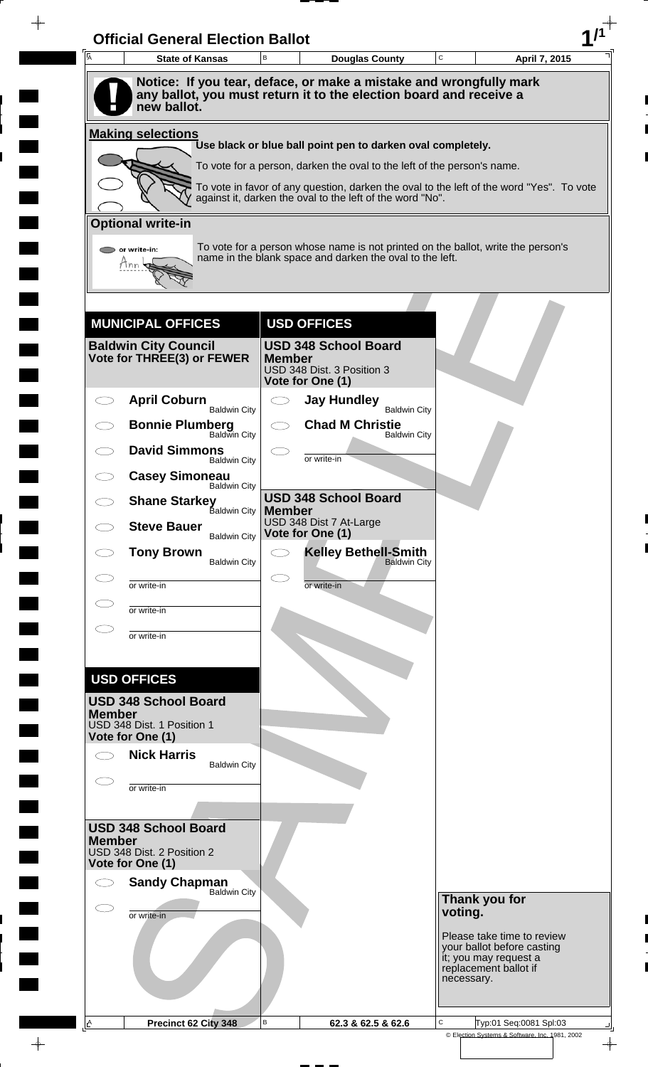# Official General Election Ballot

| State of Kansas | Douglas County | April 7, 2015 |
|---|---|---|

**Notice: If you tear, deface, or make a mistake and wrongfully mark any ballot, you must return it to the election board and receive a new ballot.**

## Making selections

Use black or blue ball point pen to darken oval completely.

To vote for a person, darken the oval to the left of the person's name.

To vote in favor of any question, darken the oval to the left of the word "Yes". To vote against it, darken the oval to the left of the word "No".

## Optional write-in

or write-in:

To vote for a person whose name is not printed on the ballot, write the person's name in the blank space and darken the oval to the left.

## MUNICIPAL OFFICES

### Baldwin City Council
**Vote for THREE(3) or FEWER**

- **April Coburn** — Baldwin City
- **Bonnie Plumberg** — Baldwin City
- **David Simmons** — Baldwin City
- **Casey Simoneau** — Baldwin City
- **Shane Starkey** — Baldwin City
- **Steve Bauer** — Baldwin City
- **Tony Brown** — Baldwin City
- or write-in
- or write-in
- or write-in

## USD OFFICES

### USD 348 School Board Member
USD 348 Dist. 1 Position 1
**Vote for One (1)**

- **Nick Harris** — Baldwin City
- or write-in

### USD 348 School Board Member
USD 348 Dist. 2 Position 2
**Vote for One (1)**

- **Sandy Chapman** — Baldwin City
- or write-in

## USD OFFICES

### USD 348 School Board Member
USD 348 Dist. 3 Position 3
**Vote for One (1)**

- **Jay Hundley** — Baldwin City
- **Chad M Christie** — Baldwin City
- or write-in

### USD 348 School Board Member
USD 348 Dist 7 At-Large
**Vote for One (1)**

- **Kelley Bethell-Smith** — Baldwin City
- or write-in

**Thank you for voting.**

Please take time to review your ballot before casting it; you may request a replacement ballot if necessary.

| Precinct 62 City 348 | 62.3 & 62.5 & 62.6 | Typ:01 Seq:0081 Spl:03 |
|---|---|---|

© Election Systems & Software, Inc. 1981, 2002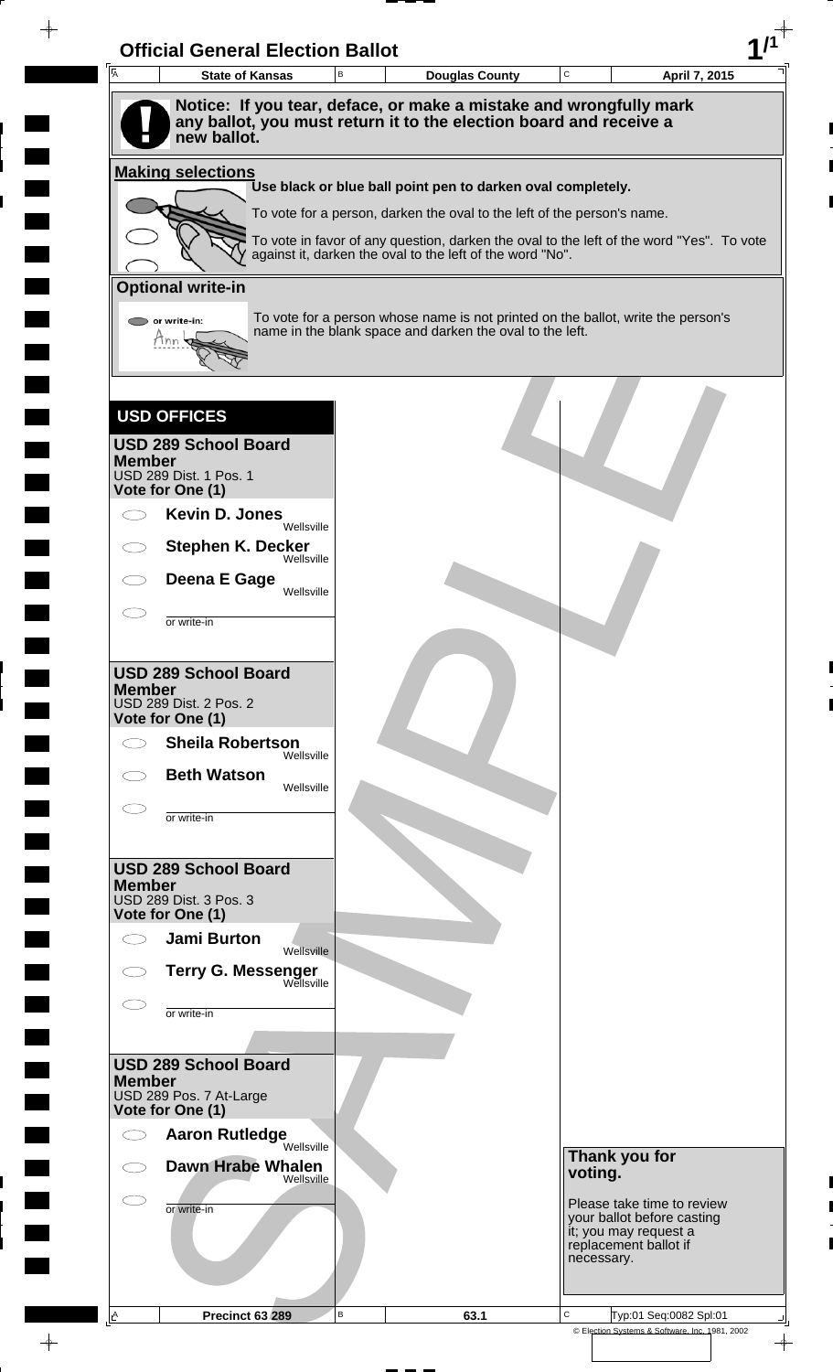# Official General Election Ballot

| State of Kansas | Douglas County | April 7, 2015 |
|---|---|---|

**Notice: If you tear, deface, or make a mistake and wrongfully mark any ballot, you must return it to the election board and receive a new ballot.**

## Making selections

**Use black or blue ball point pen to darken oval completely.**

To vote for a person, darken the oval to the left of the person's name.

To vote in favor of any question, darken the oval to the left of the word "Yes". To vote against it, darken the oval to the left of the word "No".

## Optional write-in

To vote for a person whose name is not printed on the ballot, write the person's name in the blank space and darken the oval to the left.

## USD OFFICES

### USD 289 School Board Member
USD 289 Dist. 1 Pos. 1
**Vote for One (1)**

- **Kevin D. Jones** Wellsville
- **Stephen K. Decker** Wellsville
- **Deena E Gage** Wellsville
- or write-in

### USD 289 School Board Member
USD 289 Dist. 2 Pos. 2
**Vote for One (1)**

- **Sheila Robertson** Wellsville
- **Beth Watson** Wellsville
- or write-in

### USD 289 School Board Member
USD 289 Dist. 3 Pos. 3
**Vote for One (1)**

- **Jami Burton** Wellsville
- **Terry G. Messenger** Wellsville
- or write-in

### USD 289 School Board Member
USD 289 Pos. 7 At-Large
**Vote for One (1)**

- **Aaron Rutledge** Wellsville
- **Dawn Hrabe Whalen** Wellsville
- or write-in

**Thank you for voting.**

Please take time to review your ballot before casting it; you may request a replacement ballot if necessary.

| Precinct 63 289 | 63.1 | Typ:01 Seq:0082 Spl:01 |
|---|---|---|

© Election Systems & Software, Inc. 1981, 2002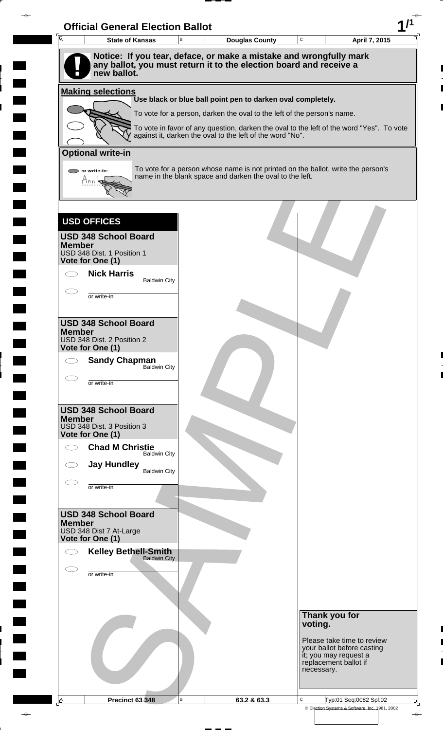# Official General Election Ballot

| State of Kansas | Douglas County | April 7, 2015 |
|---|---|---|

**Notice: If you tear, deface, or make a mistake and wrongfully mark any ballot, you must return it to the election board and receive a new ballot.**

**Making selections**

**Use black or blue ball point pen to darken oval completely.**

To vote for a person, darken the oval to the left of the person's name.

To vote in favor of any question, darken the oval to the left of the word "Yes". To vote against it, darken the oval to the left of the word "No".

**Optional write-in**

or write-in:

To vote for a person whose name is not printed on the ballot, write the person's name in the blank space and darken the oval to the left.

## USD OFFICES

**USD 348 School Board Member**
USD 348 Dist. 1 Position 1
**Vote for One (1)**

- ⬭ **Nick Harris** Baldwin City
- ⬭ ______ or write-in

**USD 348 School Board Member**
USD 348 Dist. 2 Position 2
**Vote for One (1)**

- ⬭ **Sandy Chapman** Baldwin City
- ⬭ ______ or write-in

**USD 348 School Board Member**
USD 348 Dist. 3 Position 3
**Vote for One (1)**

- ⬭ **Chad M Christie** Baldwin City
- ⬭ **Jay Hundley** Baldwin City
- ⬭ ______ or write-in

**USD 348 School Board Member**
USD 348 Dist 7 At-Large
**Vote for One (1)**

- ⬭ **Kelley Bethell-Smith** Baldwin City
- ⬭ ______ or write-in

**Thank you for voting.**

Please take time to review your ballot before casting it; you may request a replacement ballot if necessary.

SAMPLE

| Precinct 63 348 | 63.2 & 63.3 | Typ:01 Seq:0082 Spl:02 |
|---|---|---|

© Election Systems & Software, Inc. 1981, 2002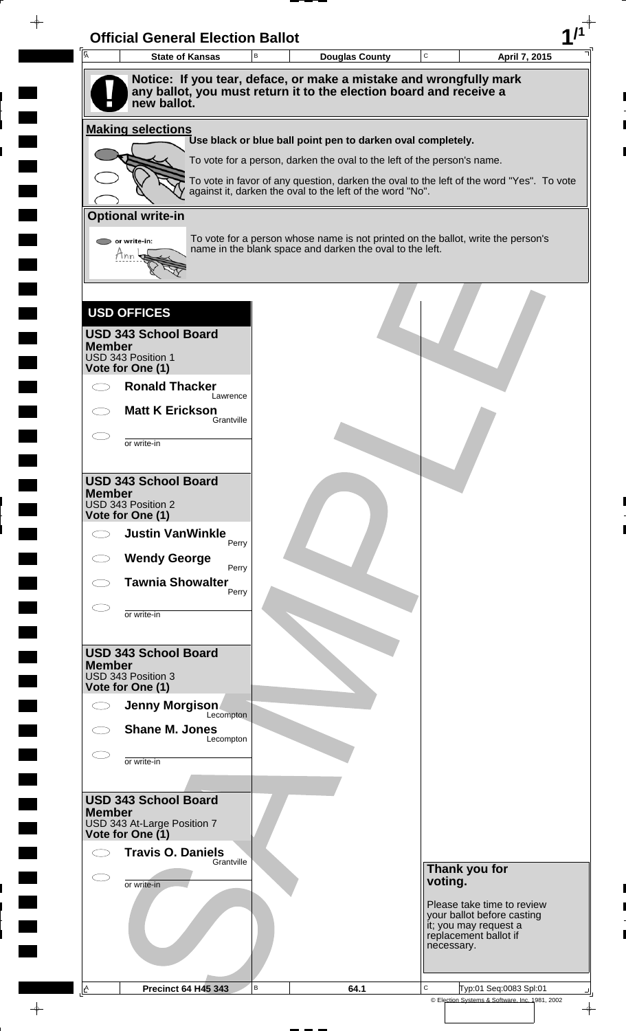# Official General Election Ballot

| State of Kansas | Douglas County | April 7, 2015 |
|---|---|---|

**Notice: If you tear, deface, or make a mistake and wrongfully mark any ballot, you must return it to the election board and receive a new ballot.**

## Making selections

Use black or blue ball point pen to darken oval completely.

To vote for a person, darken the oval to the left of the person's name.

To vote in favor of any question, darken the oval to the left of the word "Yes". To vote against it, darken the oval to the left of the word "No".

## Optional write-in

To vote for a person whose name is not printed on the ballot, write the person's name in the blank space and darken the oval to the left.

## USD OFFICES

### USD 343 School Board Member
USD 343 Position 1
**Vote for One (1)**

- **Ronald Thacker** — Lawrence
- **Matt K Erickson** — Grantville
- or write-in

### USD 343 School Board Member
USD 343 Position 2
**Vote for One (1)**

- **Justin VanWinkle** — Perry
- **Wendy George** — Perry
- **Tawnia Showalter** — Perry
- or write-in

### USD 343 School Board Member
USD 343 Position 3
**Vote for One (1)**

- **Jenny Morgison** — Lecompton
- **Shane M. Jones** — Lecompton
- or write-in

### USD 343 School Board Member
USD 343 At-Large Position 7
**Vote for One (1)**

- **Travis O. Daniels** — Grantville
- or write-in

**Thank you for voting.**

Please take time to review your ballot before casting it; you may request a replacement ballot if necessary.

| Precinct 64 H45 343 | 64.1 | Typ:01 Seq:0083 Spl:01 |
|---|---|---|

© Election Systems & Software, Inc. 1981, 2002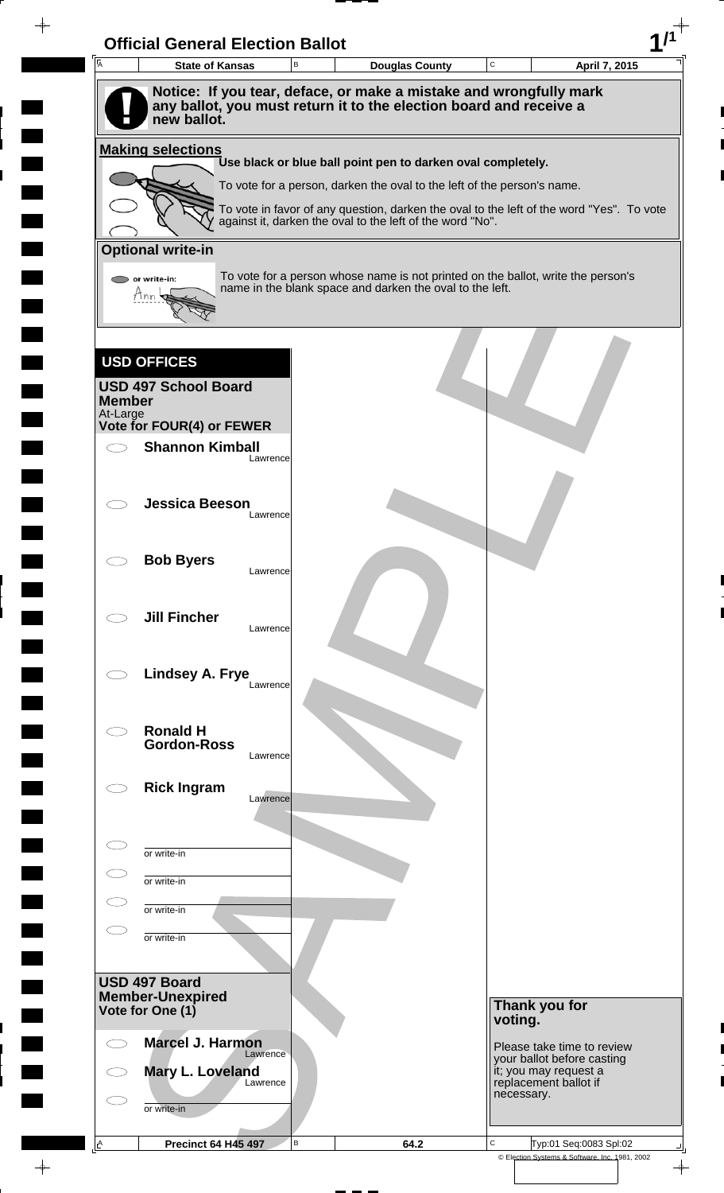# Official General Election Ballot

| State of Kansas | Douglas County | April 7, 2015 |
|---|---|---|

**Notice: If you tear, deface, or make a mistake and wrongfully mark any ballot, you must return it to the election board and receive a new ballot.**

**Making selections**

**Use black or blue ball point pen to darken oval completely.**

To vote for a person, darken the oval to the left of the person's name.

To vote in favor of any question, darken the oval to the left of the word "Yes". To vote against it, darken the oval to the left of the word "No".

**Optional write-in**

or write-in:

To vote for a person whose name is not printed on the ballot, write the person's name in the blank space and darken the oval to the left.

## USD OFFICES

### USD 497 School Board Member

At-Large

**Vote for FOUR(4) or FEWER**

- **Shannon Kimball** — Lawrence
- **Jessica Beeson** — Lawrence
- **Bob Byers** — Lawrence
- **Jill Fincher** — Lawrence
- **Lindsey A. Frye** — Lawrence
- **Ronald H Gordon-Ross** — Lawrence
- **Rick Ingram** — Lawrence
- or write-in
- or write-in
- or write-in
- or write-in

### USD 497 Board Member-Unexpired

**Vote for One (1)**

- **Marcel J. Harmon** — Lawrence
- **Mary L. Loveland** — Lawrence
- or write-in

**Thank you for voting.**

Please take time to review your ballot before casting it; you may request a replacement ballot if necessary.

| Precinct 64 H45 497 | 64.2 | Typ:01 Seq:0083 Spl:02 |
|---|---|---|

© Election Systems & Software, Inc. 1981, 2002

SAMPLE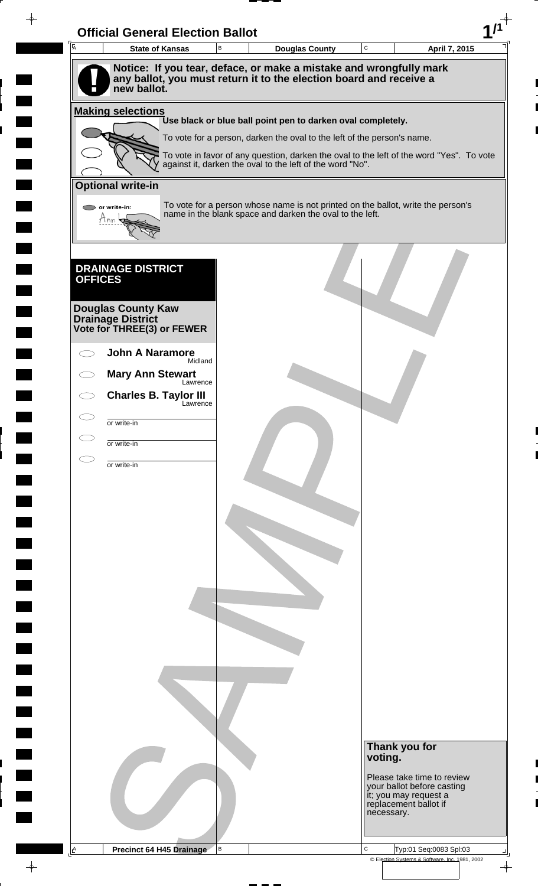# Official General Election Ballot

| State of Kansas | Douglas County | April 7, 2015 |
|---|---|---|

**Notice: If you tear, deface, or make a mistake and wrongfully mark any ballot, you must return it to the election board and receive a new ballot.**

**Making selections**

**Use black or blue ball point pen to darken oval completely.**

To vote for a person, darken the oval to the left of the person's name.

To vote in favor of any question, darken the oval to the left of the word "Yes". To vote against it, darken the oval to the left of the word "No".

**Optional write-in**

or write-in:

To vote for a person whose name is not printed on the ballot, write the person's name in the blank space and darken the oval to the left.

## DRAINAGE DISTRICT OFFICES

### Douglas County Kaw Drainage District
**Vote for THREE(3) or FEWER**

- **John A Naramore** — Midland
- **Mary Ann Stewart** — Lawrence
- **Charles B. Taylor III** — Lawrence
- or write-in
- or write-in
- or write-in

SAMPLE

**Thank you for voting.**

Please take time to review your ballot before casting it; you may request a replacement ballot if necessary.

Precinct 64 H45 Drainage

Typ:01 Seq:0083 Spl:03

© Election Systems & Software, Inc. 1981, 2002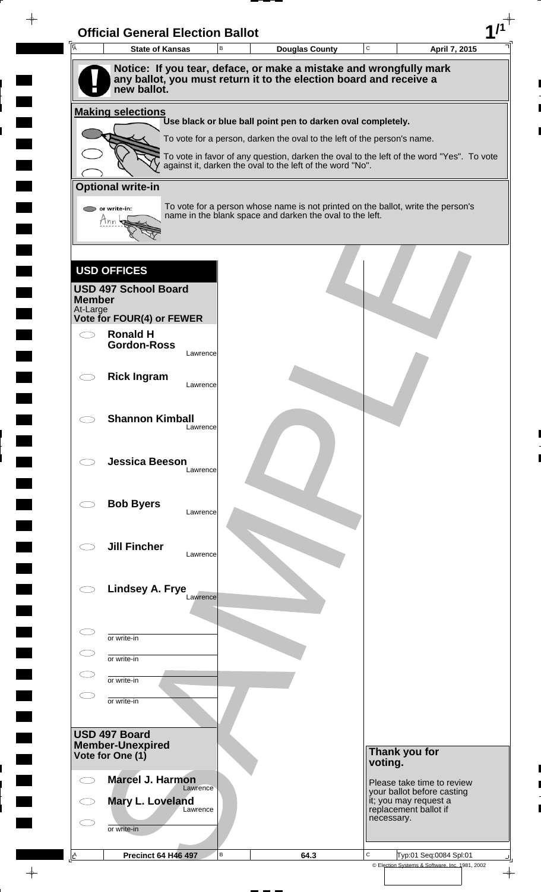# Official General Election Ballot

| State of Kansas | Douglas County | April 7, 2015 |
|---|---|---|

**Notice: If you tear, deface, or make a mistake and wrongfully mark any ballot, you must return it to the election board and receive a new ballot.**

**Making selections**

**Use black or blue ball point pen to darken oval completely.**

To vote for a person, darken the oval to the left of the person's name.

To vote in favor of any question, darken the oval to the left of the word "Yes". To vote against it, darken the oval to the left of the word "No".

**Optional write-in**

To vote for a person whose name is not printed on the ballot, write the person's name in the blank space and darken the oval to the left.

## USD OFFICES

**USD 497 School Board Member**
At-Large
**Vote for FOUR(4) or FEWER**

- ⬭ **Ronald H Gordon-Ross** — Lawrence
- ⬭ **Rick Ingram** — Lawrence
- ⬭ **Shannon Kimball** — Lawrence
- ⬭ **Jessica Beeson** — Lawrence
- ⬭ **Bob Byers** — Lawrence
- ⬭ **Jill Fincher** — Lawrence
- ⬭ **Lindsey A. Frye** — Lawrence
- ⬭ ________ or write-in
- ⬭ ________ or write-in
- ⬭ ________ or write-in
- ⬭ ________ or write-in

**USD 497 Board Member-Unexpired**
**Vote for One (1)**

- ⬭ **Marcel J. Harmon** — Lawrence
- ⬭ **Mary L. Loveland** — Lawrence
- ⬭ ________ or write-in

**Thank you for voting.**

Please take time to review your ballot before casting it; you may request a replacement ballot if necessary.

| Precinct 64 H46 497 | 64.3 | Typ:01 Seq:0084 Spl:01 |
|---|---|---|

SAMPLE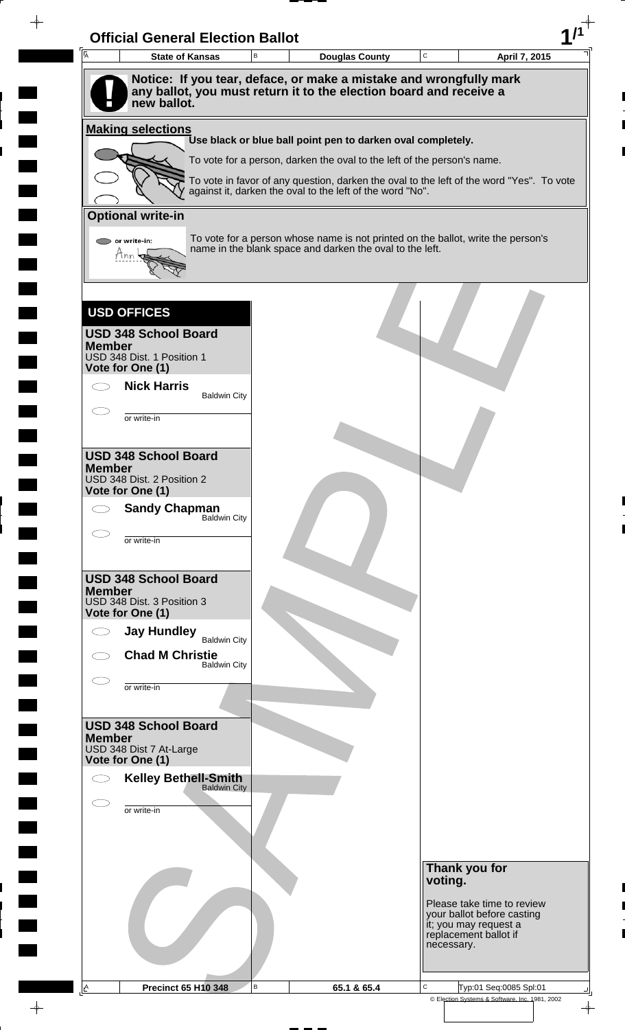# Official General Election Ballot

| State of Kansas | Douglas County | April 7, 2015 |
| --- | --- | --- |

**Notice: If you tear, deface, or make a mistake and wrongfully mark any ballot, you must return it to the election board and receive a new ballot.**

## Making selections

**Use black or blue ball point pen to darken oval completely.**

To vote for a person, darken the oval to the left of the person's name.

To vote in favor of any question, darken the oval to the left of the word "Yes". To vote against it, darken the oval to the left of the word "No".

## Optional write-in

To vote for a person whose name is not printed on the ballot, write the person's name in the blank space and darken the oval to the left.

## USD OFFICES

### USD 348 School Board Member
USD 348 Dist. 1 Position 1
**Vote for One (1)**

- ⬭ **Nick Harris** — Baldwin City
- ⬭ ________ or write-in

### USD 348 School Board Member
USD 348 Dist. 2 Position 2
**Vote for One (1)**

- ⬭ **Sandy Chapman** — Baldwin City
- ⬭ ________ or write-in

### USD 348 School Board Member
USD 348 Dist. 3 Position 3
**Vote for One (1)**

- ⬭ **Jay Hundley** — Baldwin City
- ⬭ **Chad M Christie** — Baldwin City
- ⬭ ________ or write-in

### USD 348 School Board Member
USD 348 Dist 7 At-Large
**Vote for One (1)**

- ⬭ **Kelley Bethell-Smith** — Baldwin City
- ⬭ ________ or write-in

**Thank you for voting.**

Please take time to review your ballot before casting it; you may request a replacement ballot if necessary.

| Precinct 65 H10 348 | 65.1 & 65.4 | Typ:01 Seq:0085 Spl:01 |
| --- | --- | --- |

© Election Systems & Software, Inc. 1981, 2002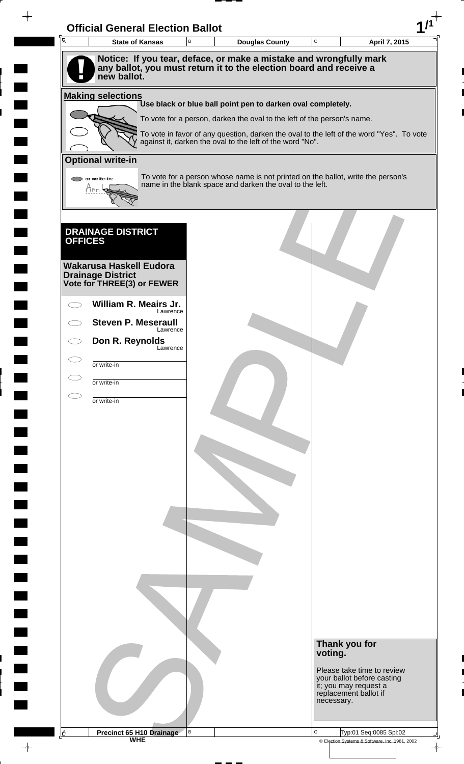# Official General Election Ballot

| State of Kansas | Douglas County | April 7, 2015 |
|---|---|---|

**Notice: If you tear, deface, or make a mistake and wrongfully mark any ballot, you must return it to the election board and receive a new ballot.**

## Making selections

**Use black or blue ball point pen to darken oval completely.**

To vote for a person, darken the oval to the left of the person's name.

To vote in favor of any question, darken the oval to the left of the word "Yes". To vote against it, darken the oval to the left of the word "No".

## Optional write-in

To vote for a person whose name is not printed on the ballot, write the person's name in the blank space and darken the oval to the left.

## DRAINAGE DISTRICT OFFICES

### Wakarusa Haskell Eudora Drainage District
**Vote for THREE(3) or FEWER**

- ◯ **William R. Meairs Jr.** Lawrence
- ◯ **Steven P. Meseraull** Lawrence
- ◯ **Don R. Reynolds** Lawrence
- ◯ ________ or write-in
- ◯ ________ or write-in
- ◯ ________ or write-in

**Thank you for voting.**

Please take time to review your ballot before casting it; you may request a replacement ballot if necessary.

Precinct 65 H10 Drainage
WHE

Typ:01 Seq:0085 Spl:02

© Election Systems & Software, Inc. 1981, 2002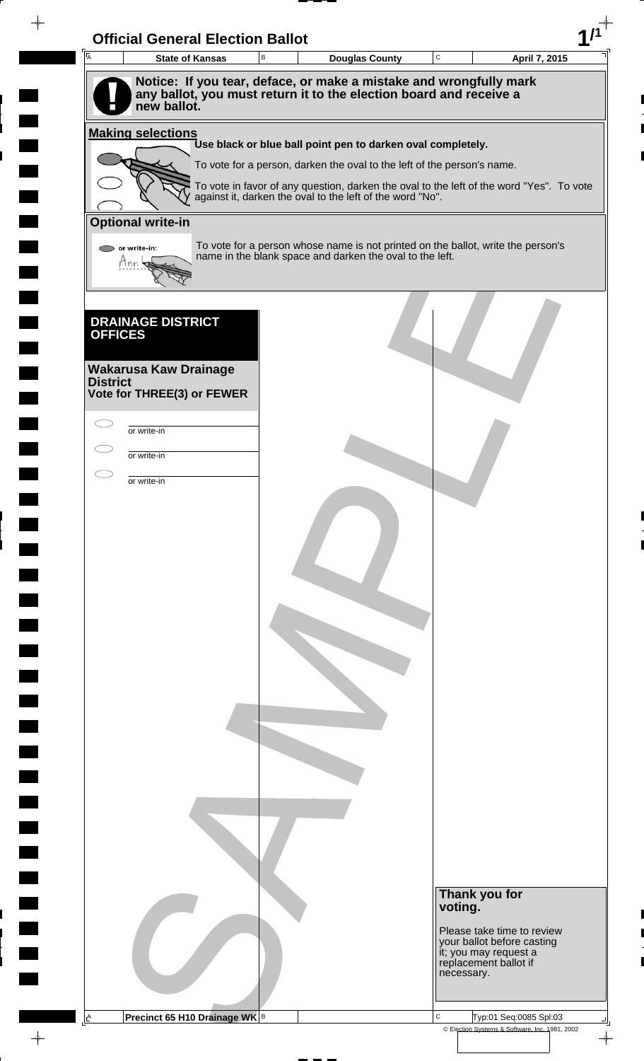# Official General Election Ballot

| State of Kansas | Douglas County | April 7, 2015 |
|---|---|---|

**Notice: If you tear, deface, or make a mistake and wrongfully mark any ballot, you must return it to the election board and receive a new ballot.**

## Making selections

**Use black or blue ball point pen to darken oval completely.**

To vote for a person, darken the oval to the left of the person's name.

To vote in favor of any question, darken the oval to the left of the word "Yes". To vote against it, darken the oval to the left of the word "No".

## Optional write-in

To vote for a person whose name is not printed on the ballot, write the person's name in the blank space and darken the oval to the left.

## DRAINAGE DISTRICT OFFICES

### Wakarusa Kaw Drainage District

**Vote for THREE(3) or FEWER**

- ⬭ ________ or write-in
- ⬭ ________ or write-in
- ⬭ ________ or write-in

**Thank you for voting.**

Please take time to review your ballot before casting it; you may request a replacement ballot if necessary.

Precinct 65 H10 Drainage WK

Typ:01 Seq:0085 Spl:03

SAMPLE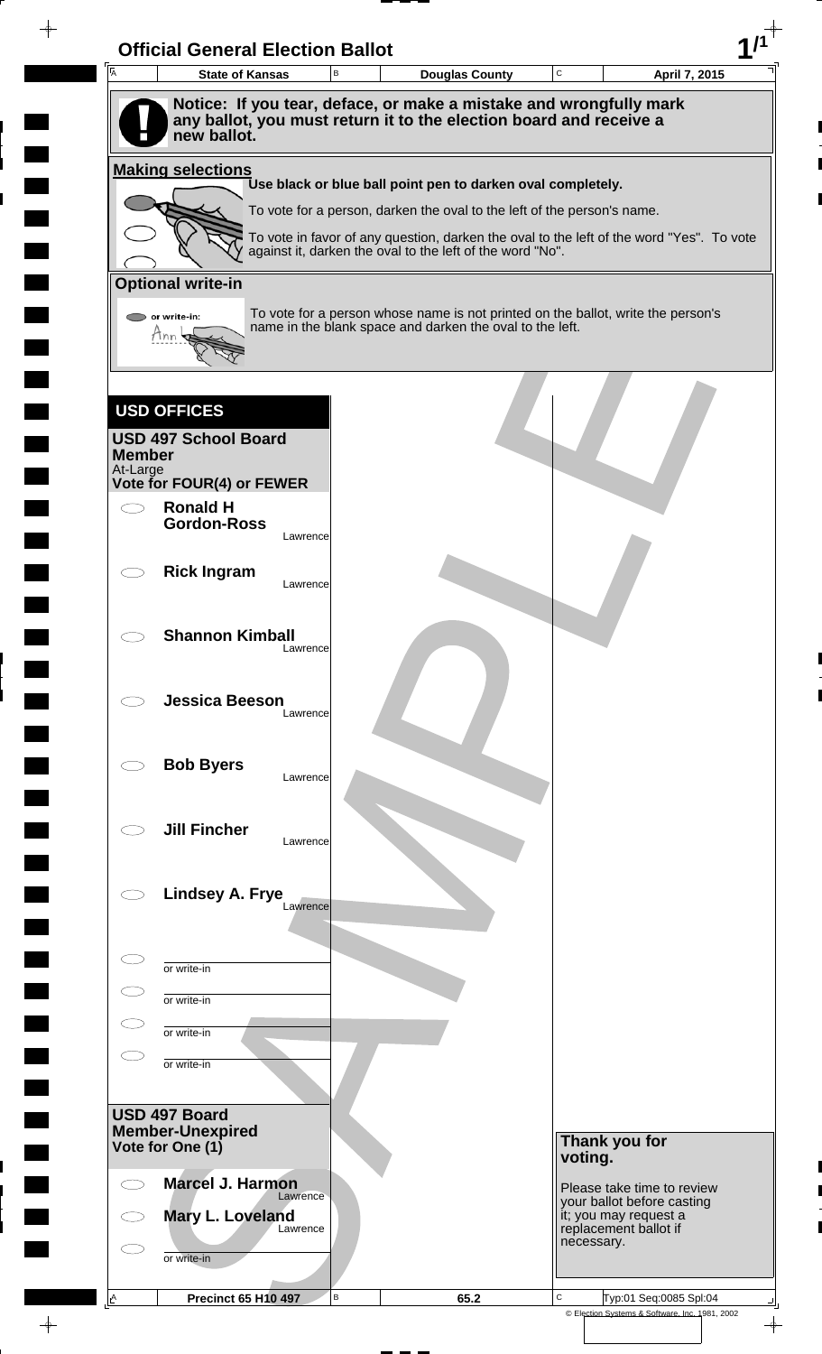# Official General Election Ballot

| State of Kansas | Douglas County | April 7, 2015 |
|---|---|---|

**Notice: If you tear, deface, or make a mistake and wrongfully mark any ballot, you must return it to the election board and receive a new ballot.**

**Making selections**

**Use black or blue ball point pen to darken oval completely.**

To vote for a person, darken the oval to the left of the person's name.

To vote in favor of any question, darken the oval to the left of the word "Yes". To vote against it, darken the oval to the left of the word "No".

**Optional write-in**

To vote for a person whose name is not printed on the ballot, write the person's name in the blank space and darken the oval to the left.

## USD OFFICES

### USD 497 School Board Member

At-Large

**Vote for FOUR(4) or FEWER**

- **Ronald H Gordon-Ross** — Lawrence
- **Rick Ingram** — Lawrence
- **Shannon Kimball** — Lawrence
- **Jessica Beeson** — Lawrence
- **Bob Byers** — Lawrence
- **Jill Fincher** — Lawrence
- **Lindsey A. Frye** — Lawrence
- or write-in
- or write-in
- or write-in
- or write-in

### USD 497 Board Member-Unexpired

**Vote for One (1)**

- **Marcel J. Harmon** — Lawrence
- **Mary L. Loveland** — Lawrence
- or write-in

**Thank you for voting.**

Please take time to review your ballot before casting it; you may request a replacement ballot if necessary.

SAMPLE

| Precinct 65 H10 497 | 65.2 | Typ:01 Seq:0085 Spl:04 |
|---|---|---|

© Election Systems & Software, Inc. 1981, 2002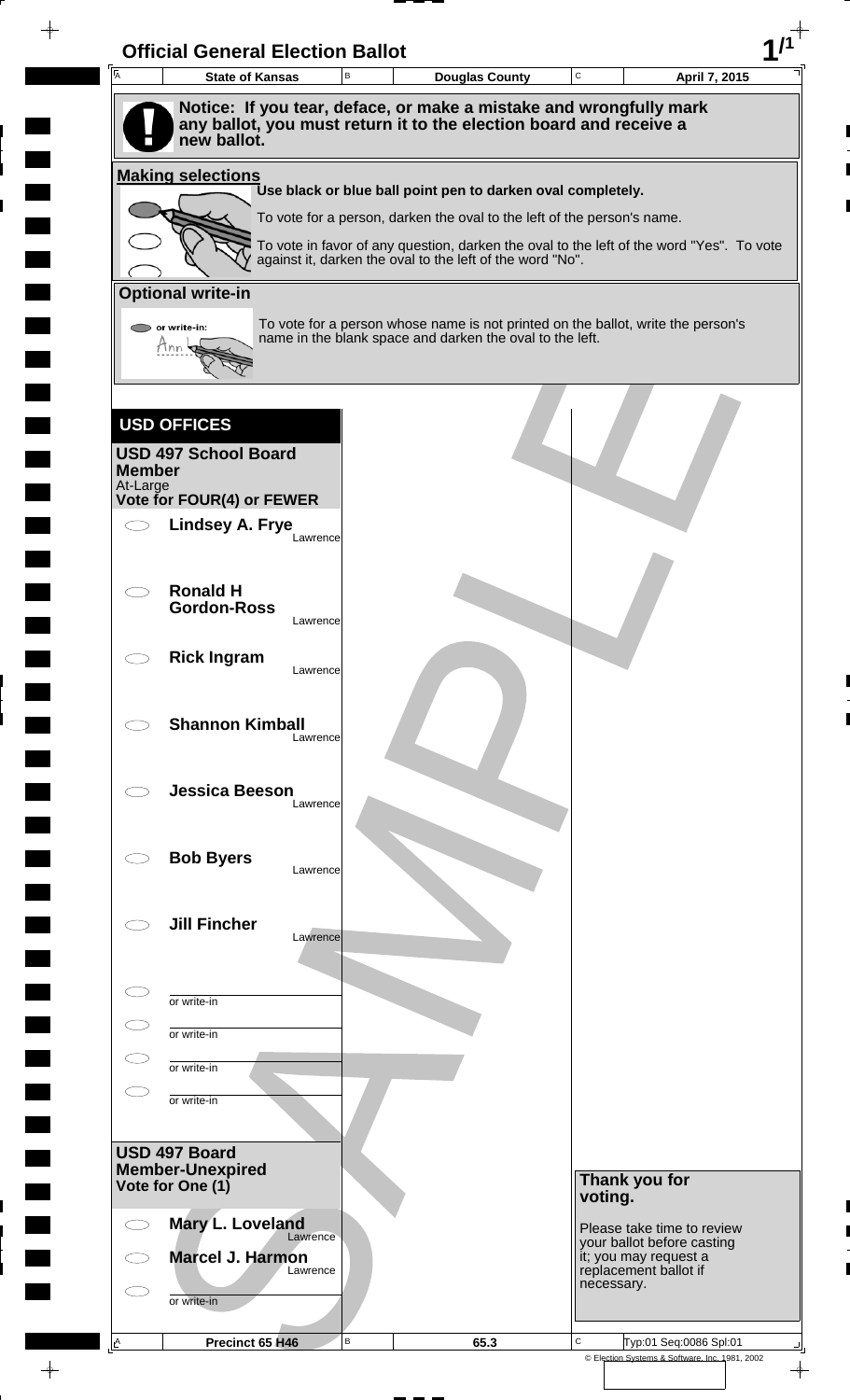# Official General Election Ballot

| State of Kansas | Douglas County | April 7, 2015 |
|---|---|---|

**Notice: If you tear, deface, or make a mistake and wrongfully mark any ballot, you must return it to the election board and receive a new ballot.**

**Making selections**

**Use black or blue ball point pen to darken oval completely.**

To vote for a person, darken the oval to the left of the person's name.

To vote in favor of any question, darken the oval to the left of the word "Yes". To vote against it, darken the oval to the left of the word "No".

**Optional write-in**

or write-in:

To vote for a person whose name is not printed on the ballot, write the person's name in the blank space and darken the oval to the left.

## USD OFFICES

### USD 497 School Board Member

At-Large

**Vote for FOUR(4) or FEWER**

- **Lindsey A. Frye** — Lawrence
- **Ronald H Gordon-Ross** — Lawrence
- **Rick Ingram** — Lawrence
- **Shannon Kimball** — Lawrence
- **Jessica Beeson** — Lawrence
- **Bob Byers** — Lawrence
- **Jill Fincher** — Lawrence
- or write-in
- or write-in
- or write-in
- or write-in

### USD 497 Board Member-Unexpired

**Vote for One (1)**

- **Mary L. Loveland** — Lawrence
- **Marcel J. Harmon** — Lawrence
- or write-in

**Thank you for voting.**

Please take time to review your ballot before casting it; you may request a replacement ballot if necessary.

| Precinct 65 H46 | 65.3 | Typ:01 Seq:0086 Spl:01 |
|---|---|---|

© Election Systems & Software, Inc. 1981, 2002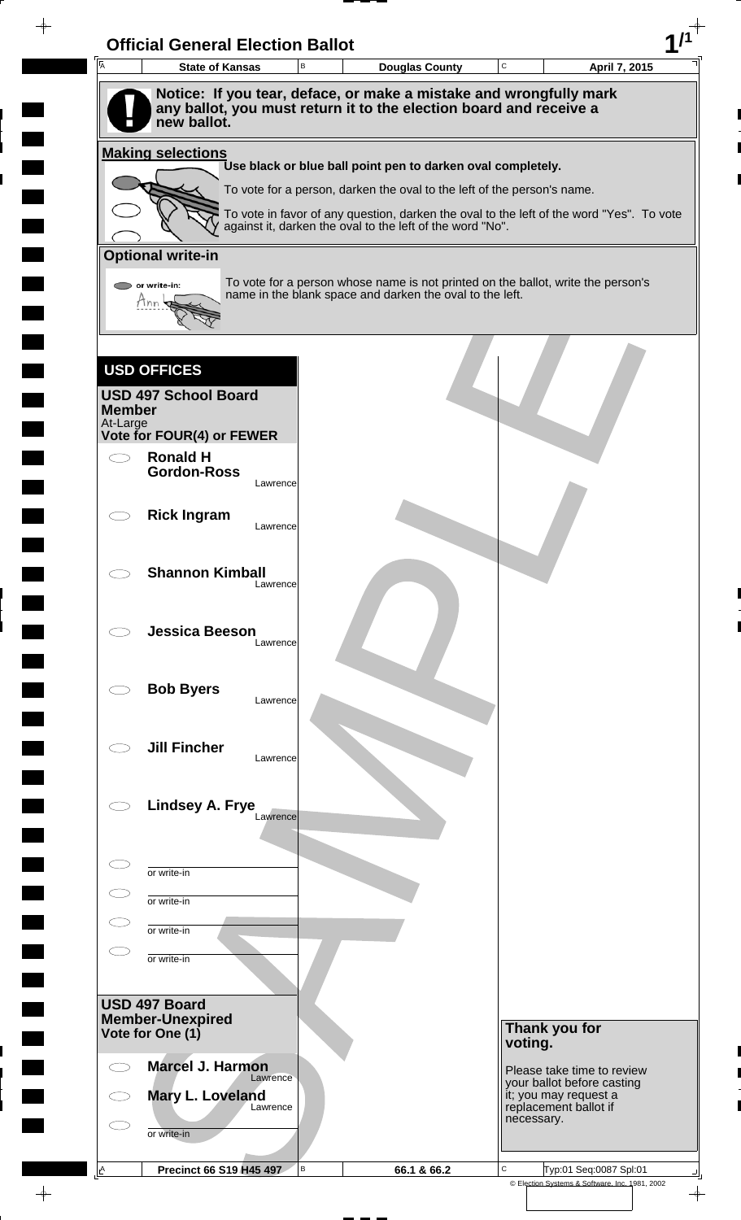# Official General Election Ballot

| State of Kansas | Douglas County | April 7, 2015 |
|---|---|---|

**Notice: If you tear, deface, or make a mistake and wrongfully mark any ballot, you must return it to the election board and receive a new ballot.**

## Making selections

**Use black or blue ball point pen to darken oval completely.**

To vote for a person, darken the oval to the left of the person's name.

To vote in favor of any question, darken the oval to the left of the word "Yes". To vote against it, darken the oval to the left of the word "No".

## Optional write-in

or write-in: Ann

To vote for a person whose name is not printed on the ballot, write the person's name in the blank space and darken the oval to the left.

## USD OFFICES

### USD 497 School Board Member

At-Large

**Vote for FOUR(4) or FEWER**

- ◯ **Ronald H Gordon-Ross** — Lawrence
- ◯ **Rick Ingram** — Lawrence
- ◯ **Shannon Kimball** — Lawrence
- ◯ **Jessica Beeson** — Lawrence
- ◯ **Bob Byers** — Lawrence
- ◯ **Jill Fincher** — Lawrence
- ◯ **Lindsey A. Frye** — Lawrence
- ◯ or write-in
- ◯ or write-in
- ◯ or write-in
- ◯ or write-in

### USD 497 Board Member-Unexpired

**Vote for One (1)**

- ◯ **Marcel J. Harmon** — Lawrence
- ◯ **Mary L. Loveland** — Lawrence
- ◯ or write-in

**Thank you for voting.**

Please take time to review your ballot before casting it; you may request a replacement ballot if necessary.

SAMPLE

| Precinct 66 S19 H45 497 | 66.1 & 66.2 | Typ:01 Seq:0087 Spl:01 |
|---|---|---|

© Election Systems & Software, Inc. 1981, 2002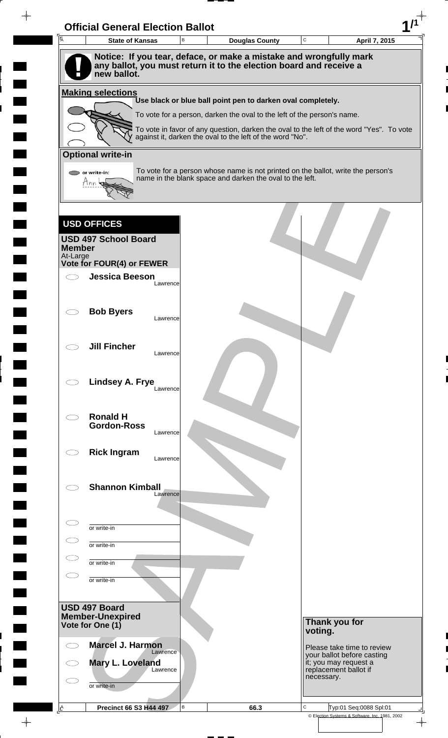# Official General Election Ballot

| State of Kansas | Douglas County | April 7, 2015 |
|---|---|---|

**Notice: If you tear, deface, or make a mistake and wrongfully mark any ballot, you must return it to the election board and receive a new ballot.**

## Making selections

**Use black or blue ball point pen to darken oval completely.**

To vote for a person, darken the oval to the left of the person's name.

To vote in favor of any question, darken the oval to the left of the word "Yes". To vote against it, darken the oval to the left of the word "No".

## Optional write-in

To vote for a person whose name is not printed on the ballot, write the person's name in the blank space and darken the oval to the left.

## USD OFFICES

### USD 497 School Board Member

At-Large

**Vote for FOUR(4) or FEWER**

- ⬭ **Jessica Beeson** — Lawrence
- ⬭ **Bob Byers** — Lawrence
- ⬭ **Jill Fincher** — Lawrence
- ⬭ **Lindsey A. Frye** — Lawrence
- ⬭ **Ronald H Gordon-Ross** — Lawrence
- ⬭ **Rick Ingram** — Lawrence
- ⬭ **Shannon Kimball** — Lawrence
- ⬭ or write-in
- ⬭ or write-in
- ⬭ or write-in
- ⬭ or write-in

### USD 497 Board Member-Unexpired

**Vote for One (1)**

- ⬭ **Marcel J. Harmon** — Lawrence
- ⬭ **Mary L. Loveland** — Lawrence
- ⬭ or write-in

**Thank you for voting.**

Please take time to review your ballot before casting it; you may request a replacement ballot if necessary.

| Precinct 66 S3 H44 497 | 66.3 | Typ:01 Seq:0088 Spl:01 |
|---|---|---|

© Election Systems & Software, Inc. 1981, 2002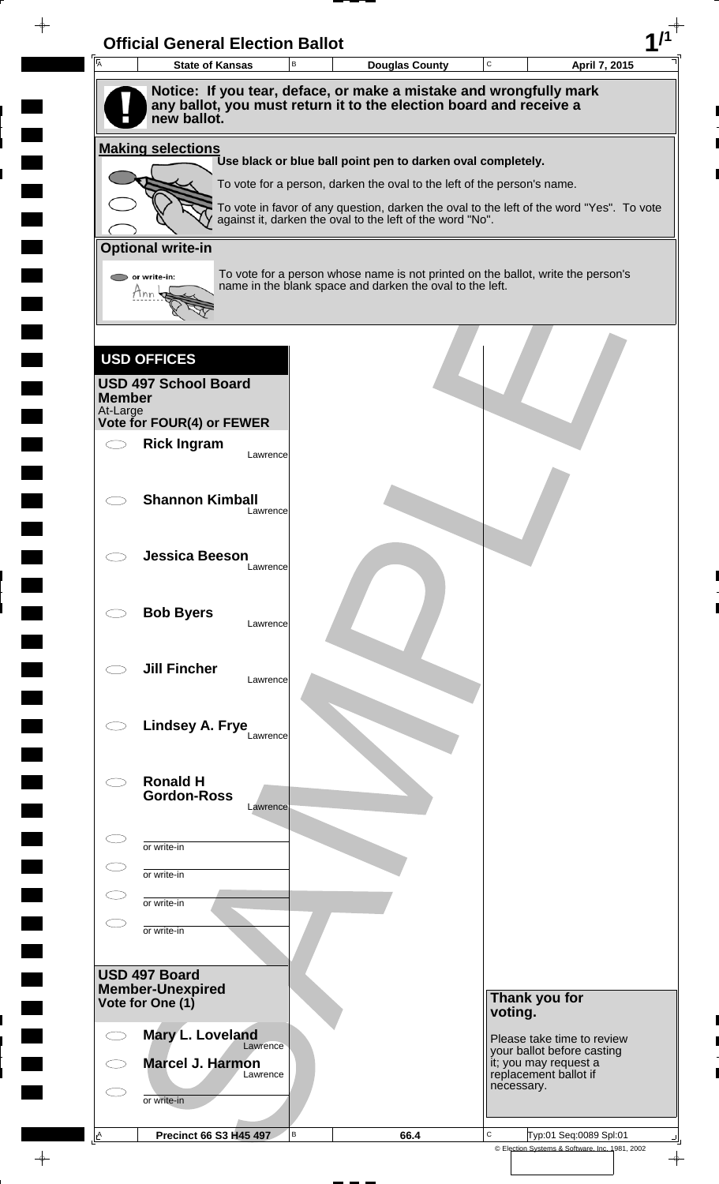# Official General Election Ballot

| State of Kansas | Douglas County | April 7, 2015 |
|---|---|---|

**Notice: If you tear, deface, or make a mistake and wrongfully mark any ballot, you must return it to the election board and receive a new ballot.**

**Making selections**

**Use black or blue ball point pen to darken oval completely.**

To vote for a person, darken the oval to the left of the person's name.

To vote in favor of any question, darken the oval to the left of the word "Yes". To vote against it, darken the oval to the left of the word "No".

**Optional write-in**

or write-in:

To vote for a person whose name is not printed on the ballot, write the person's name in the blank space and darken the oval to the left.

## USD OFFICES

**USD 497 School Board Member**
At-Large
**Vote for FOUR(4) or FEWER**

- **Rick Ingram** — Lawrence
- **Shannon Kimball** — Lawrence
- **Jessica Beeson** — Lawrence
- **Bob Byers** — Lawrence
- **Jill Fincher** — Lawrence
- **Lindsey A. Frye** — Lawrence
- **Ronald H Gordon-Ross** — Lawrence
- or write-in
- or write-in
- or write-in
- or write-in

**USD 497 Board Member-Unexpired**
**Vote for One (1)**

- **Mary L. Loveland** — Lawrence
- **Marcel J. Harmon** — Lawrence
- or write-in

**Thank you for voting.**

Please take time to review your ballot before casting it; you may request a replacement ballot if necessary.

| Precinct 66 S3 H45 497 | 66.4 | Typ:01 Seq:0089 Spl:01 |
|---|---|---|

© Election Systems & Software, Inc. 1981, 2002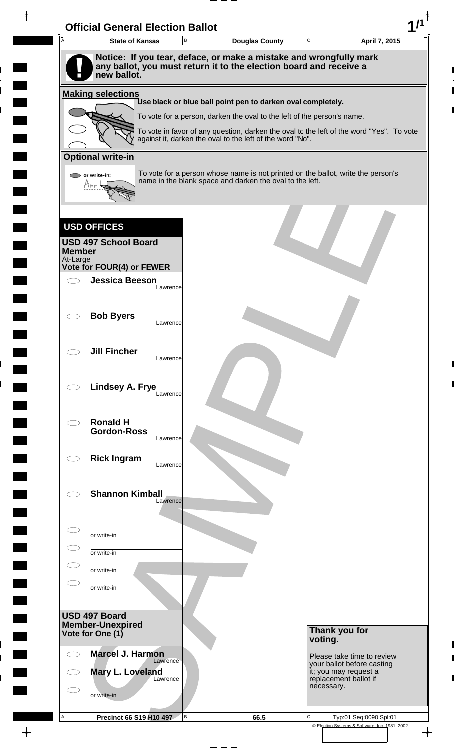# Official General Election Ballot

| State of Kansas | Douglas County | April 7, 2015 |
| --- | --- | --- |

**Notice: If you tear, deface, or make a mistake and wrongfully mark any ballot, you must return it to the election board and receive a new ballot.**

## Making selections

**Use black or blue ball point pen to darken oval completely.**

To vote for a person, darken the oval to the left of the person's name.

To vote in favor of any question, darken the oval to the left of the word "Yes". To vote against it, darken the oval to the left of the word "No".

## Optional write-in

or write-in: Ann

To vote for a person whose name is not printed on the ballot, write the person's name in the blank space and darken the oval to the left.

## USD OFFICES

### USD 497 School Board Member

At-Large

**Vote for FOUR(4) or FEWER**

- **Jessica Beeson** — Lawrence
- **Bob Byers** — Lawrence
- **Jill Fincher** — Lawrence
- **Lindsey A. Frye** — Lawrence
- **Ronald H Gordon-Ross** — Lawrence
- **Rick Ingram** — Lawrence
- **Shannon Kimball** — Lawrence
- or write-in
- or write-in
- or write-in
- or write-in

### USD 497 Board Member-Unexpired

**Vote for One (1)**

- **Marcel J. Harmon** — Lawrence
- **Mary L. Loveland** — Lawrence
- or write-in

**Thank you for voting.**

Please take time to review your ballot before casting it; you may request a replacement ballot if necessary.

| Precinct 66 S19 H10 497 | 66.5 | Typ:01 Seq:0090 Spl:01 |
| --- | --- | --- |

© Election Systems & Software, Inc. 1981, 2002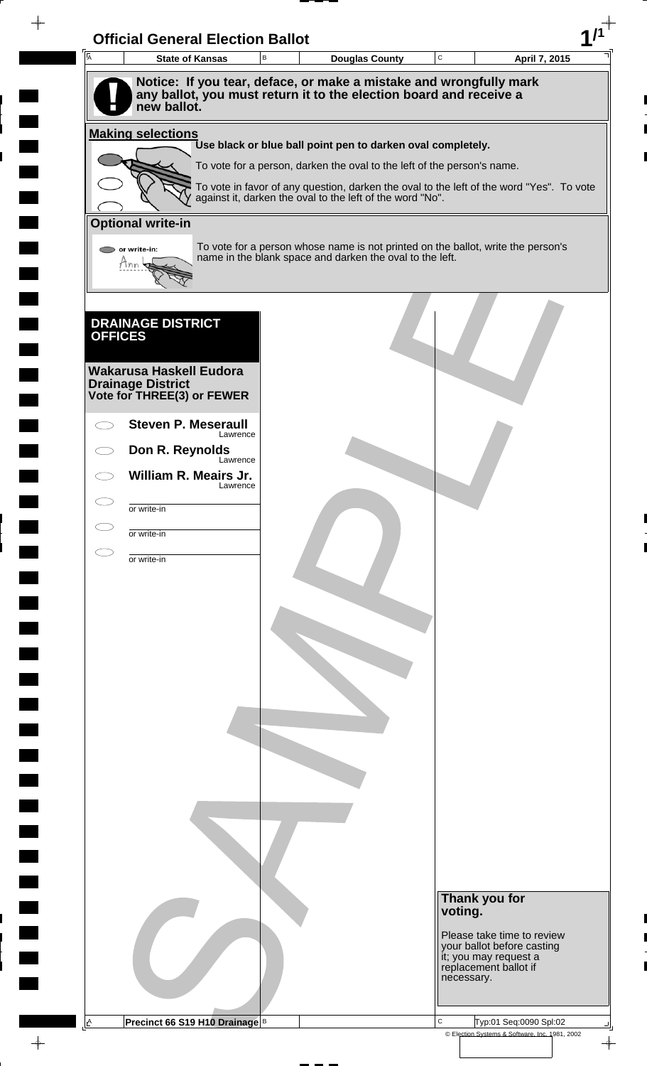# Official General Election Ballot

| State of Kansas | Douglas County | April 7, 2015 |
| --- | --- | --- |

**Notice: If you tear, deface, or make a mistake and wrongfully mark any ballot, you must return it to the election board and receive a new ballot.**

**Making selections**

**Use black or blue ball point pen to darken oval completely.**

To vote for a person, darken the oval to the left of the person's name.

To vote in favor of any question, darken the oval to the left of the word "Yes". To vote against it, darken the oval to the left of the word "No".

**Optional write-in**

To vote for a person whose name is not printed on the ballot, write the person's name in the blank space and darken the oval to the left.

## DRAINAGE DISTRICT OFFICES

### Wakarusa Haskell Eudora Drainage District
**Vote for THREE(3) or FEWER**

- **Steven P. Meseraull** — Lawrence
- **Don R. Reynolds** — Lawrence
- **William R. Meairs Jr.** — Lawrence
- or write-in
- or write-in
- or write-in

**Thank you for voting.**

Please take time to review your ballot before casting it; you may request a replacement ballot if necessary.

Precinct 66 S19 H10 Drainage

Typ:01 Seq:0090 Spl:02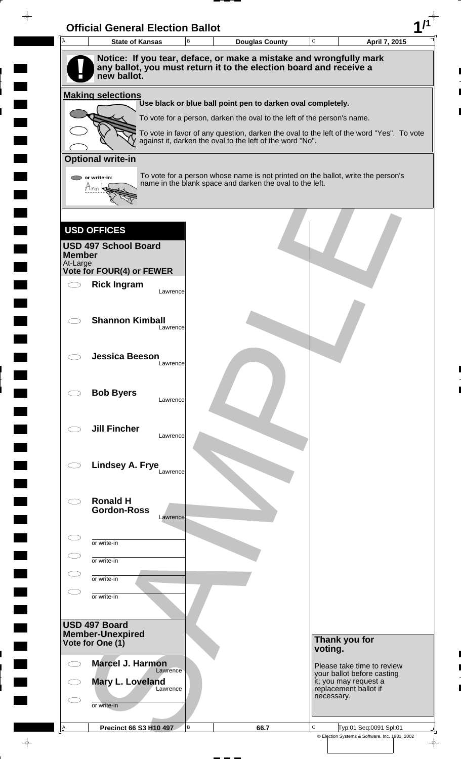# Official General Election Ballot

| State of Kansas | Douglas County | April 7, 2015 |
| --- | --- | --- |

**Notice: If you tear, deface, or make a mistake and wrongfully mark any ballot, you must return it to the election board and receive a new ballot.**

**Making selections**

**Use black or blue ball point pen to darken oval completely.**

To vote for a person, darken the oval to the left of the person's name.

To vote in favor of any question, darken the oval to the left of the word "Yes". To vote against it, darken the oval to the left of the word "No".

**Optional write-in**

To vote for a person whose name is not printed on the ballot, write the person's name in the blank space and darken the oval to the left.

## USD OFFICES

### USD 497 School Board Member

At-Large

**Vote for FOUR(4) or FEWER**

- ◯ **Rick Ingram** — Lawrence
- ◯ **Shannon Kimball** — Lawrence
- ◯ **Jessica Beeson** — Lawrence
- ◯ **Bob Byers** — Lawrence
- ◯ **Jill Fincher** — Lawrence
- ◯ **Lindsey A. Frye** — Lawrence
- ◯ **Ronald H Gordon-Ross** — Lawrence
- ◯ ________ or write-in
- ◯ ________ or write-in
- ◯ ________ or write-in
- ◯ ________ or write-in

### USD 497 Board Member-Unexpired

**Vote for One (1)**

- ◯ **Marcel J. Harmon** — Lawrence
- ◯ **Mary L. Loveland** — Lawrence
- ◯ ________ or write-in

**Thank you for voting.**

Please take time to review your ballot before casting it; you may request a replacement ballot if necessary.

| Precinct 66 S3 H10 497 | 66.7 | Typ:01 Seq:0091 Spl:01 |
| --- | --- | --- |

© Election Systems & Software, Inc. 1981, 2002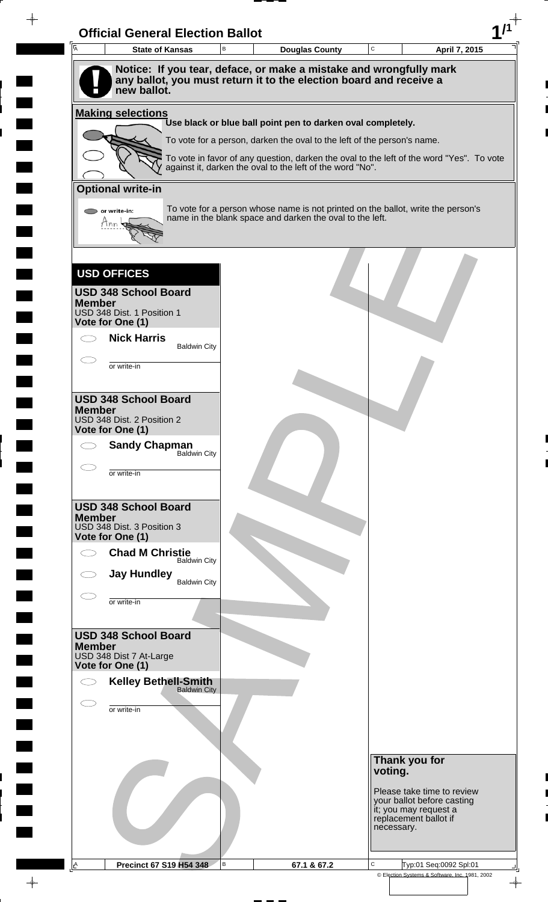# Official General Election Ballot

**1/1**

| A State of Kansas | B Douglas County | C April 7, 2015 |
|---|---|---|

**Notice: If you tear, deface, or make a mistake and wrongfully mark any ballot, you must return it to the election board and receive a new ballot.**

**Making selections**

**Use black or blue ball point pen to darken oval completely.**

To vote for a person, darken the oval to the left of the person's name.

To vote in favor of any question, darken the oval to the left of the word "Yes". To vote against it, darken the oval to the left of the word "No".

**Optional write-in**

or write-in: Ann

To vote for a person whose name is not printed on the ballot, write the person's name in the blank space and darken the oval to the left.

## USD OFFICES

### USD 348 School Board Member
USD 348 Dist. 1 Position 1
**Vote for One (1)**

- ⬭ **Nick Harris** — Baldwin City
- ⬭ ______ or write-in

### USD 348 School Board Member
USD 348 Dist. 2 Position 2
**Vote for One (1)**

- ⬭ **Sandy Chapman** — Baldwin City
- ⬭ ______ or write-in

### USD 348 School Board Member
USD 348 Dist. 3 Position 3
**Vote for One (1)**

- ⬭ **Chad M Christie** — Baldwin City
- ⬭ **Jay Hundley** — Baldwin City
- ⬭ ______ or write-in

### USD 348 School Board Member
USD 348 Dist 7 At-Large
**Vote for One (1)**

- ⬭ **Kelley Bethell-Smith** — Baldwin City
- ⬭ ______ or write-in

**Thank you for voting.**

Please take time to review your ballot before casting it; you may request a replacement ballot if necessary.

SAMPLE

| A Precinct 67 S19 H54 348 | B 67.1 & 67.2 | C Typ:01 Seq:0092 Spl:01 |
|---|---|---|

© Election Systems & Software, Inc. 1981, 2002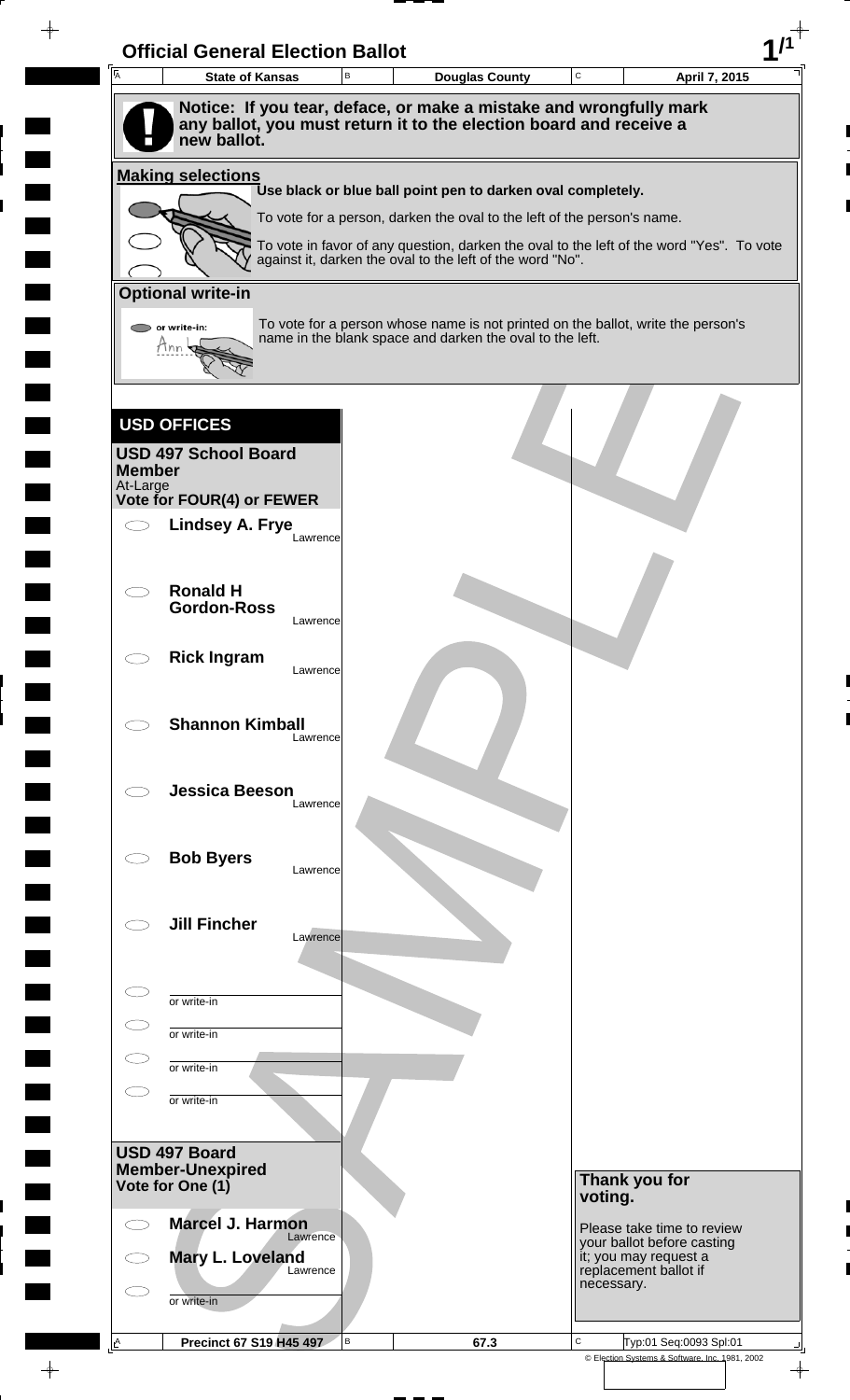# Official General Election Ballot

**1/1**

| A State of Kansas | B Douglas County | C April 7, 2015 |
|---|---|---|

**Notice: If you tear, deface, or make a mistake and wrongfully mark any ballot, you must return it to the election board and receive a new ballot.**

**Making selections**

Use black or blue ball point pen to darken oval completely.

To vote for a person, darken the oval to the left of the person's name.

To vote in favor of any question, darken the oval to the left of the word "Yes". To vote against it, darken the oval to the left of the word "No".

**Optional write-in**

To vote for a person whose name is not printed on the ballot, write the person's name in the blank space and darken the oval to the left.

## USD OFFICES

### USD 497 School Board Member

At-Large

**Vote for FOUR(4) or FEWER**

- ⬭ **Lindsey A. Frye** — Lawrence
- ⬭ **Ronald H Gordon-Ross** — Lawrence
- ⬭ **Rick Ingram** — Lawrence
- ⬭ **Shannon Kimball** — Lawrence
- ⬭ **Jessica Beeson** — Lawrence
- ⬭ **Bob Byers** — Lawrence
- ⬭ **Jill Fincher** — Lawrence
- ⬭ ____________ or write-in
- ⬭ ____________ or write-in
- ⬭ ____________ or write-in
- ⬭ ____________ or write-in

### USD 497 Board Member-Unexpired

**Vote for One (1)**

- ⬭ **Marcel J. Harmon** — Lawrence
- ⬭ **Mary L. Loveland** — Lawrence
- ⬭ ____________ or write-in

**Thank you for voting.**

Please take time to review your ballot before casting it; you may request a replacement ballot if necessary.

SAMPLE

| A Precinct 67 S19 H45 497 | B 67.3 | C Typ:01 Seq:0093 Spl:01 |
|---|---|---|

© Election Systems & Software, Inc. 1981, 2002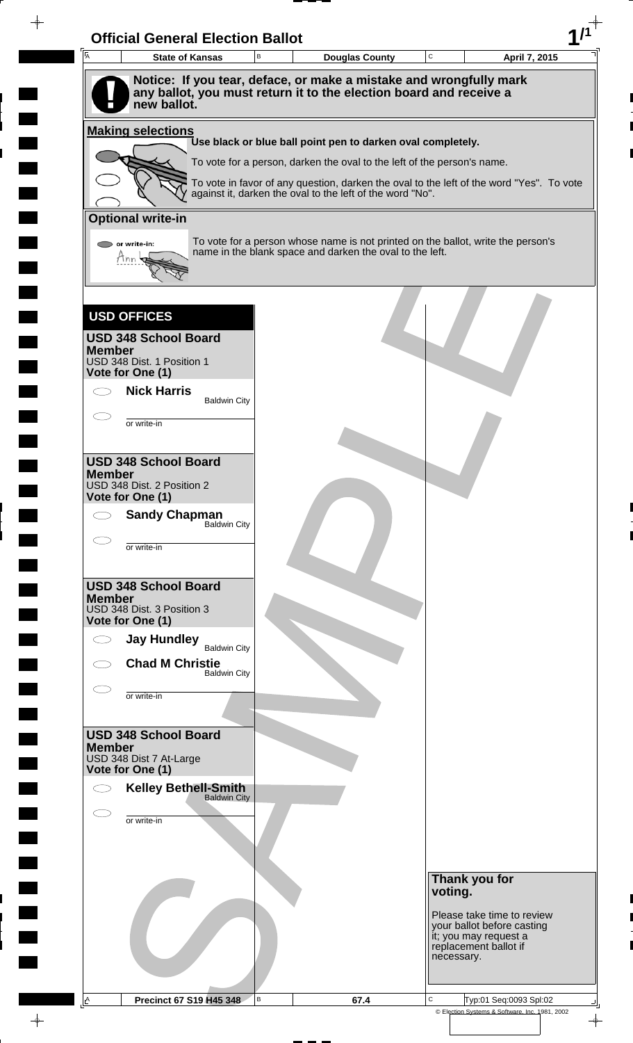# Official General Election Ballot

| State of Kansas | Douglas County | April 7, 2015 |
|---|---|---|

**Notice: If you tear, deface, or make a mistake and wrongfully mark any ballot, you must return it to the election board and receive a new ballot.**

## Making selections

**Use black or blue ball point pen to darken oval completely.**

To vote for a person, darken the oval to the left of the person's name.

To vote in favor of any question, darken the oval to the left of the word "Yes". To vote against it, darken the oval to the left of the word "No".

## Optional write-in

To vote for a person whose name is not printed on the ballot, write the person's name in the blank space and darken the oval to the left.

## USD OFFICES

### USD 348 School Board Member
USD 348 Dist. 1 Position 1
**Vote for One (1)**

- ⬭ **Nick Harris** — Baldwin City
- ⬭ ________ or write-in

### USD 348 School Board Member
USD 348 Dist. 2 Position 2
**Vote for One (1)**

- ⬭ **Sandy Chapman** — Baldwin City
- ⬭ ________ or write-in

### USD 348 School Board Member
USD 348 Dist. 3 Position 3
**Vote for One (1)**

- ⬭ **Jay Hundley** — Baldwin City
- ⬭ **Chad M Christie** — Baldwin City
- ⬭ ________ or write-in

### USD 348 School Board Member
USD 348 Dist 7 At-Large
**Vote for One (1)**

- ⬭ **Kelley Bethell-Smith** — Baldwin City
- ⬭ ________ or write-in

**Thank you for voting.**

Please take time to review your ballot before casting it; you may request a replacement ballot if necessary.

| Precinct 67 S19 H45 348 | 67.4 | Typ:01 Seq:0093 Spl:02 |
|---|---|---|

© Election Systems & Software, Inc. 1981, 2002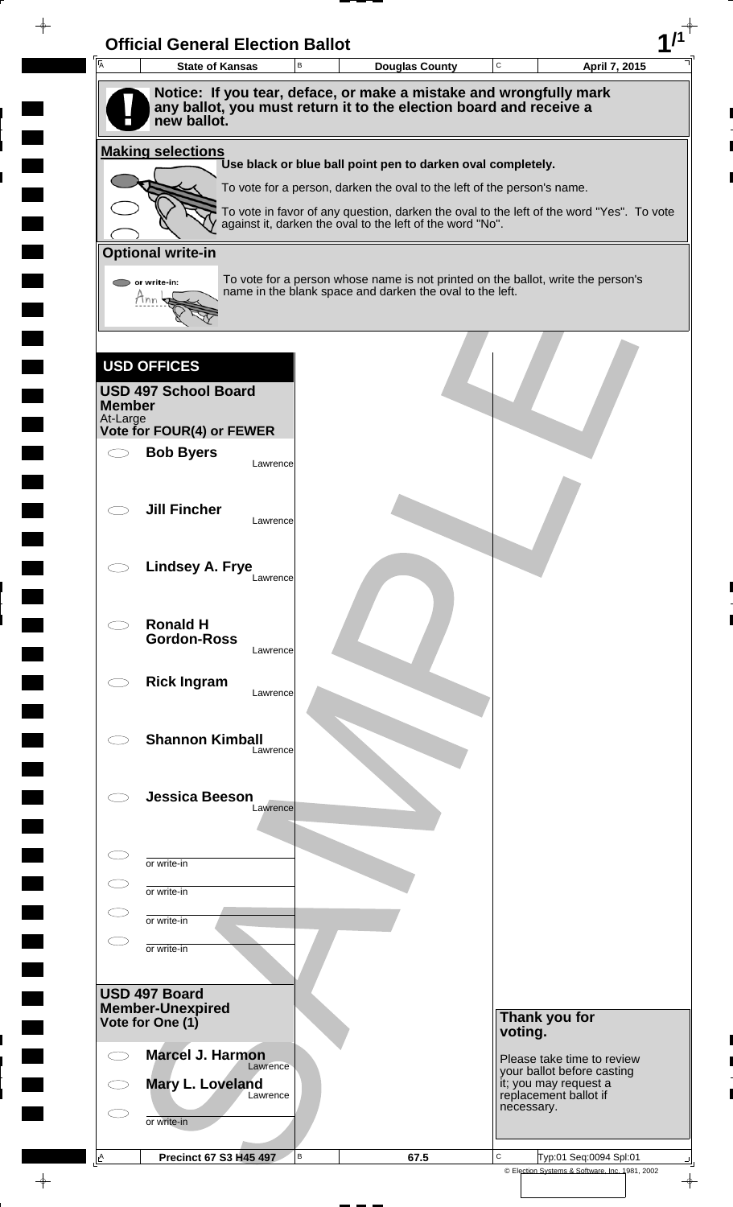# Official General Election Ballot

| State of Kansas | Douglas County | April 7, 2015 |
|---|---|---|

**Notice: If you tear, deface, or make a mistake and wrongfully mark any ballot, you must return it to the election board and receive a new ballot.**

**Making selections**

**Use black or blue ball point pen to darken oval completely.**

To vote for a person, darken the oval to the left of the person's name.

To vote in favor of any question, darken the oval to the left of the word "Yes". To vote against it, darken the oval to the left of the word "No".

**Optional write-in**

To vote for a person whose name is not printed on the ballot, write the person's name in the blank space and darken the oval to the left.

## USD OFFICES

### USD 497 School Board Member

At-Large

**Vote for FOUR(4) or FEWER**

- ⬭ **Bob Byers** — Lawrence
- ⬭ **Jill Fincher** — Lawrence
- ⬭ **Lindsey A. Frye** — Lawrence
- ⬭ **Ronald H Gordon-Ross** — Lawrence
- ⬭ **Rick Ingram** — Lawrence
- ⬭ **Shannon Kimball** — Lawrence
- ⬭ **Jessica Beeson** — Lawrence
- ⬭ ______ or write-in
- ⬭ ______ or write-in
- ⬭ ______ or write-in
- ⬭ ______ or write-in

### USD 497 Board Member-Unexpired

**Vote for One (1)**

- ⬭ **Marcel J. Harmon** — Lawrence
- ⬭ **Mary L. Loveland** — Lawrence
- ⬭ ______ or write-in

**Thank you for voting.**

Please take time to review your ballot before casting it; you may request a replacement ballot if necessary.

| Precinct 67 S3 H45 497 | 67.5 | Typ:01 Seq:0094 Spl:01 |
|---|---|---|

© Election Systems & Software, Inc. 1981, 2002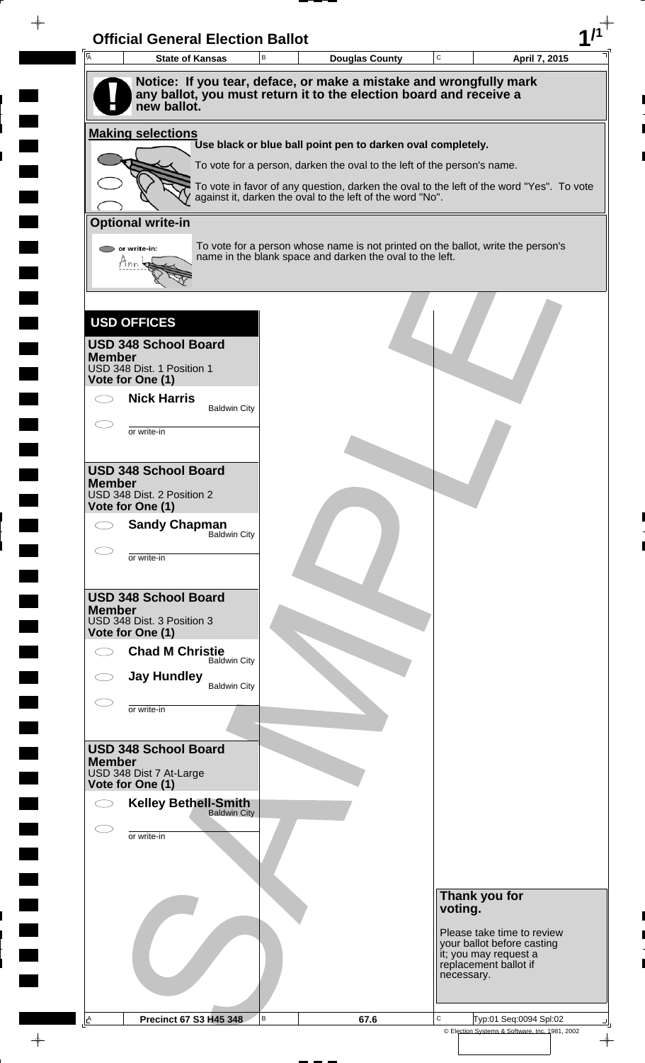# Official General Election Ballot

| State of Kansas | Douglas County | April 7, 2015 |
| --- | --- | --- |

**Notice: If you tear, deface, or make a mistake and wrongfully mark any ballot, you must return it to the election board and receive a new ballot.**

**Making selections**

**Use black or blue ball point pen to darken oval completely.**

To vote for a person, darken the oval to the left of the person's name.

To vote in favor of any question, darken the oval to the left of the word "Yes". To vote against it, darken the oval to the left of the word "No".

**Optional write-in**

To vote for a person whose name is not printed on the ballot, write the person's name in the blank space and darken the oval to the left.

## USD OFFICES

### USD 348 School Board Member
USD 348 Dist. 1 Position 1
**Vote for One (1)**

- ◯ **Nick Harris** — Baldwin City
- ◯ ________ or write-in

### USD 348 School Board Member
USD 348 Dist. 2 Position 2
**Vote for One (1)**

- ◯ **Sandy Chapman** — Baldwin City
- ◯ ________ or write-in

### USD 348 School Board Member
USD 348 Dist. 3 Position 3
**Vote for One (1)**

- ◯ **Chad M Christie** — Baldwin City
- ◯ **Jay Hundley** — Baldwin City
- ◯ ________ or write-in

### USD 348 School Board Member
USD 348 Dist 7 At-Large
**Vote for One (1)**

- ◯ **Kelley Bethell-Smith** — Baldwin City
- ◯ ________ or write-in

**Thank you for voting.**

Please take time to review your ballot before casting it; you may request a replacement ballot if necessary.

| Precinct 67 S3 H45 348 | 67.6 | Typ:01 Seq:0094 Spl:02 |
| --- | --- | --- |

© Election Systems & Software, Inc. 1981, 2002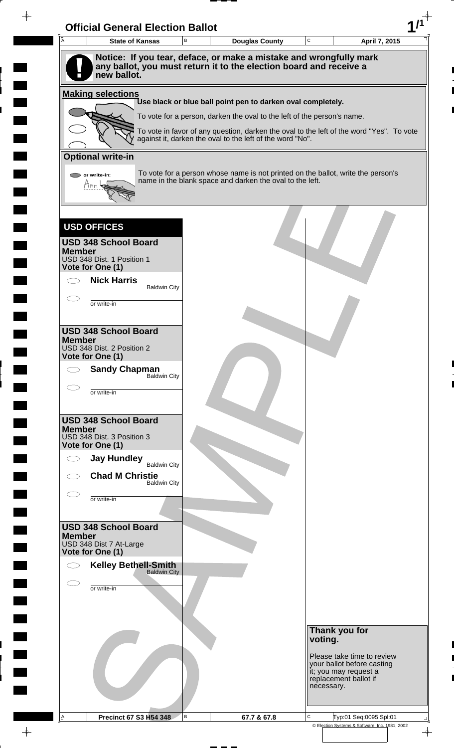# Official General Election Ballot

| State of Kansas | Douglas County | April 7, 2015 |
|---|---|---|

**Notice: If you tear, deface, or make a mistake and wrongfully mark any ballot, you must return it to the election board and receive a new ballot.**

## Making selections

**Use black or blue ball point pen to darken oval completely.**

To vote for a person, darken the oval to the left of the person's name.

To vote in favor of any question, darken the oval to the left of the word "Yes". To vote against it, darken the oval to the left of the word "No".

## Optional write-in

To vote for a person whose name is not printed on the ballot, write the person's name in the blank space and darken the oval to the left.

## USD OFFICES

### USD 348 School Board Member
USD 348 Dist. 1 Position 1
**Vote for One (1)**

- **Nick Harris** Baldwin City
- or write-in

### USD 348 School Board Member
USD 348 Dist. 2 Position 2
**Vote for One (1)**

- **Sandy Chapman** Baldwin City
- or write-in

### USD 348 School Board Member
USD 348 Dist. 3 Position 3
**Vote for One (1)**

- **Jay Hundley** Baldwin City
- **Chad M Christie** Baldwin City
- or write-in

### USD 348 School Board Member
USD 348 Dist 7 At-Large
**Vote for One (1)**

- **Kelley Bethell-Smith** Baldwin City
- or write-in

**Thank you for voting.**

Please take time to review your ballot before casting it; you may request a replacement ballot if necessary.

| Precinct 67 S3 H54 348 | 67.7 & 67.8 | Typ:01 Seq:0095 Spl:01 |
|---|---|---|

© Election Systems & Software, Inc. 1981, 2002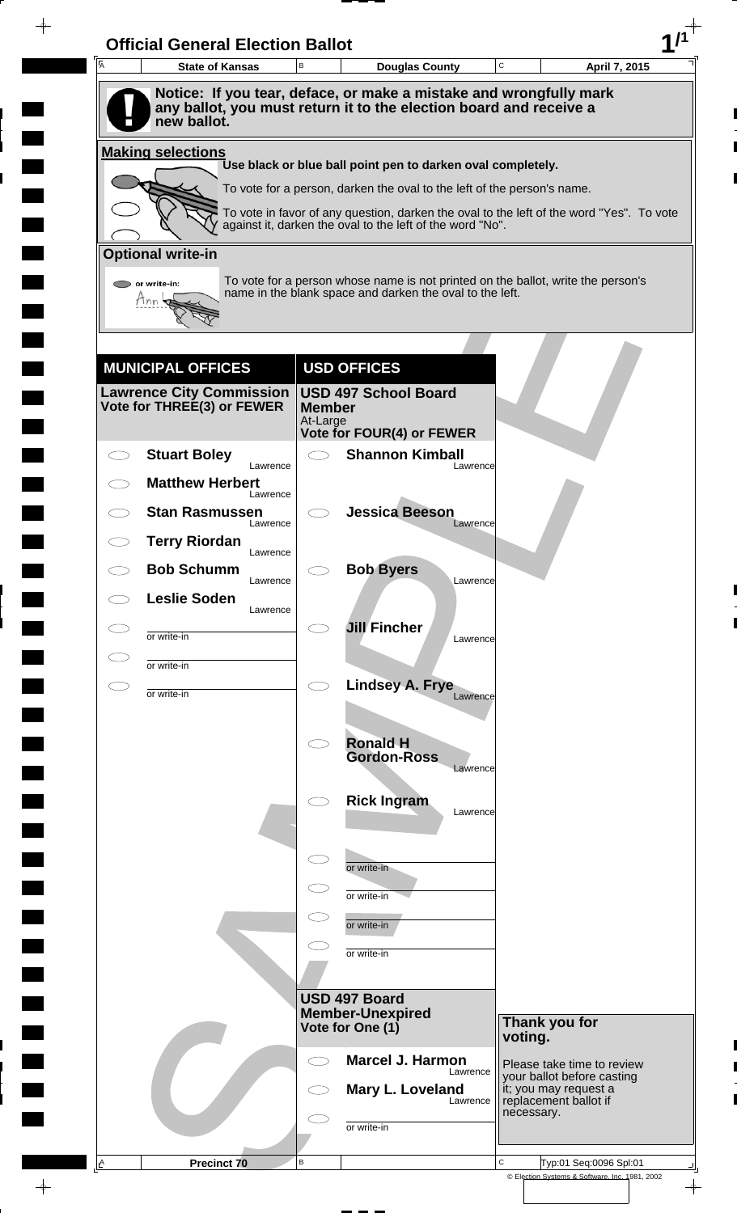# Official General Election Ballot

| State of Kansas | Douglas County | April 7, 2015 |
|---|---|---|

**Notice: If you tear, deface, or make a mistake and wrongfully mark any ballot, you must return it to the election board and receive a new ballot.**

**Making selections**

**Use black or blue ball point pen to darken oval completely.**

To vote for a person, darken the oval to the left of the person's name.

To vote in favor of any question, darken the oval to the left of the word "Yes". To vote against it, darken the oval to the left of the word "No".

**Optional write-in**

To vote for a person whose name is not printed on the ballot, write the person's name in the blank space and darken the oval to the left.

## MUNICIPAL OFFICES

### Lawrence City Commission
**Vote for THREE(3) or FEWER**

- **Stuart Boley** Lawrence
- **Matthew Herbert** Lawrence
- **Stan Rasmussen** Lawrence
- **Terry Riordan** Lawrence
- **Bob Schumm** Lawrence
- **Leslie Soden** Lawrence
- or write-in
- or write-in
- or write-in

## USD OFFICES

### USD 497 School Board Member
At-Large
**Vote for FOUR(4) or FEWER**

- **Shannon Kimball** Lawrence
- **Jessica Beeson** Lawrence
- **Bob Byers** Lawrence
- **Jill Fincher** Lawrence
- **Lindsey A. Frye** Lawrence
- **Ronald H Gordon-Ross** Lawrence
- **Rick Ingram** Lawrence
- or write-in
- or write-in
- or write-in
- or write-in

### USD 497 Board Member-Unexpired
**Vote for One (1)**

- **Marcel J. Harmon** Lawrence
- **Mary L. Loveland** Lawrence
- or write-in

**Thank you for voting.**

Please take time to review your ballot before casting it; you may request a replacement ballot if necessary.

Precinct 70

Typ:01 Seq:0096 Spl:01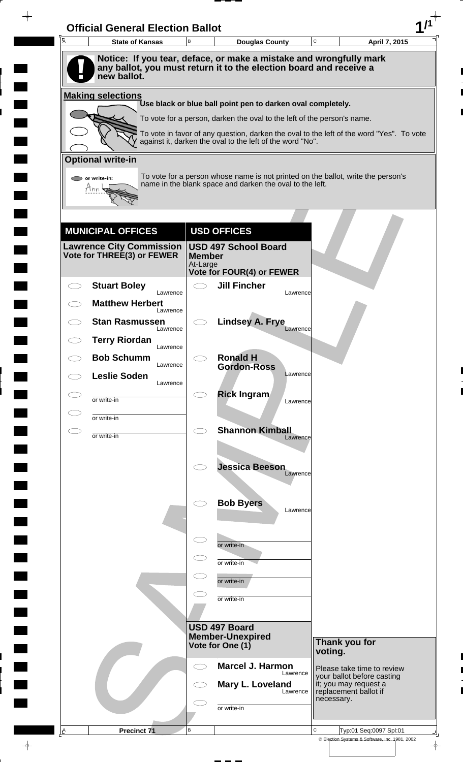# Official General Election Ballot

| State of Kansas | Douglas County | April 7, 2015 |
|---|---|---|

**Notice: If you tear, deface, or make a mistake and wrongfully mark any ballot, you must return it to the election board and receive a new ballot.**

## Making selections

Use black or blue ball point pen to darken oval completely.

To vote for a person, darken the oval to the left of the person's name.

To vote in favor of any question, darken the oval to the left of the word "Yes". To vote against it, darken the oval to the left of the word "No".

## Optional write-in

or write-in:

To vote for a person whose name is not printed on the ballot, write the person's name in the blank space and darken the oval to the left.

## MUNICIPAL OFFICES

### Lawrence City Commission
**Vote for THREE(3) or FEWER**

- Stuart Boley — Lawrence
- Matthew Herbert — Lawrence
- Stan Rasmussen — Lawrence
- Terry Riordan — Lawrence
- Bob Schumm — Lawrence
- Leslie Soden — Lawrence
- or write-in
- or write-in
- or write-in

## USD OFFICES

### USD 497 School Board Member
At-Large
**Vote for FOUR(4) or FEWER**

- Jill Fincher — Lawrence
- Lindsey A. Frye — Lawrence
- Ronald H Gordon-Ross — Lawrence
- Rick Ingram — Lawrence
- Shannon Kimball — Lawrence
- Jessica Beeson — Lawrence
- Bob Byers — Lawrence
- or write-in
- or write-in
- or write-in
- or write-in

### USD 497 Board Member-Unexpired
**Vote for One (1)**

- Marcel J. Harmon — Lawrence
- Mary L. Loveland — Lawrence
- or write-in

**Thank you for voting.**

Please take time to review your ballot before casting it; you may request a replacement ballot if necessary.

Precinct 71

Typ:01 Seq:0097 Spl:01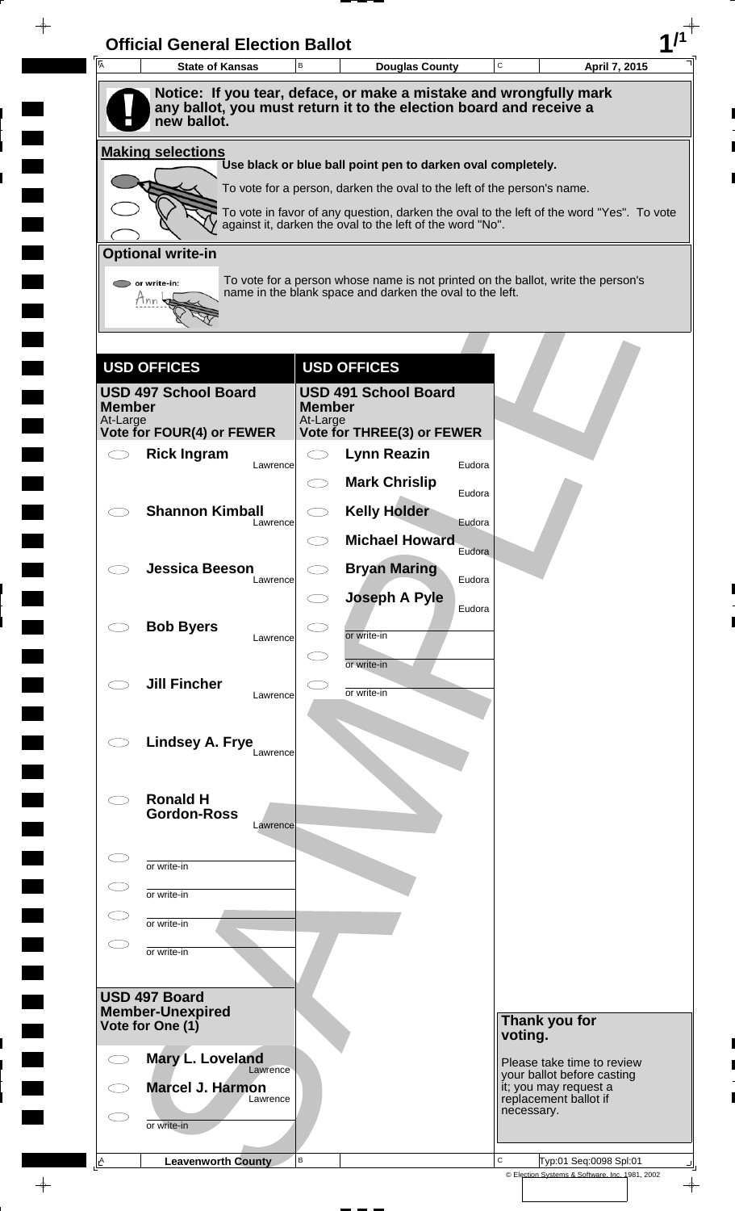# Official General Election Ballot

| State of Kansas | Douglas County | April 7, 2015 |
|---|---|---|

**Notice: If you tear, deface, or make a mistake and wrongfully mark any ballot, you must return it to the election board and receive a new ballot.**

**Making selections**

Use black or blue ball point pen to darken oval completely.

To vote for a person, darken the oval to the left of the person's name.

To vote in favor of any question, darken the oval to the left of the word "Yes". To vote against it, darken the oval to the left of the word "No".

**Optional write-in**

To vote for a person whose name is not printed on the ballot, write the person's name in the blank space and darken the oval to the left.

## USD OFFICES

### USD 497 School Board Member
At-Large
**Vote for FOUR(4) or FEWER**

- ◯ **Rick Ingram** — Lawrence
- ◯ **Shannon Kimball** — Lawrence
- ◯ **Jessica Beeson** — Lawrence
- ◯ **Bob Byers** — Lawrence
- ◯ **Jill Fincher** — Lawrence
- ◯ **Lindsey A. Frye** — Lawrence
- ◯ **Ronald H Gordon-Ross** — Lawrence
- ◯ or write-in ____________
- ◯ or write-in ____________
- ◯ or write-in ____________
- ◯ or write-in ____________

### USD 497 Board Member-Unexpired
**Vote for One (1)**

- ◯ **Mary L. Loveland** — Lawrence
- ◯ **Marcel J. Harmon** — Lawrence
- ◯ or write-in ____________

## USD OFFICES

### USD 491 School Board Member
At-Large
**Vote for THREE(3) or FEWER**

- ◯ **Lynn Reazin** — Eudora
- ◯ **Mark Chrislip** — Eudora
- ◯ **Kelly Holder** — Eudora
- ◯ **Michael Howard** — Eudora
- ◯ **Bryan Maring** — Eudora
- ◯ **Joseph A Pyle** — Eudora
- ◯ or write-in ____________
- ◯ or write-in ____________
- ◯ or write-in ____________

**Thank you for voting.**

Please take time to review your ballot before casting it; you may request a replacement ballot if necessary.

| Leavenworth County | | Typ:01 Seq:0098 Spl:01 |
|---|---|---|

© Election Systems & Software, Inc. 1981, 2002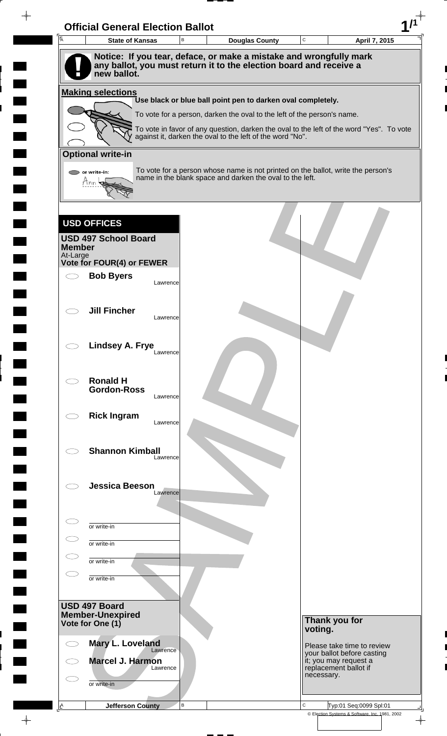# Official General Election Ballot

| State of Kansas | Douglas County | April 7, 2015 |
| --- | --- | --- |

**Notice: If you tear, deface, or make a mistake and wrongfully mark any ballot, you must return it to the election board and receive a new ballot.**

**Making selections**

**Use black or blue ball point pen to darken oval completely.**

To vote for a person, darken the oval to the left of the person's name.

To vote in favor of any question, darken the oval to the left of the word "Yes". To vote against it, darken the oval to the left of the word "No".

**Optional write-in**

or write-in:

To vote for a person whose name is not printed on the ballot, write the person's name in the blank space and darken the oval to the left.

## USD OFFICES

### USD 497 School Board Member

At-Large

**Vote for FOUR(4) or FEWER**

- ◯ **Bob Byers** — Lawrence
- ◯ **Jill Fincher** — Lawrence
- ◯ **Lindsey A. Frye** — Lawrence
- ◯ **Ronald H Gordon-Ross** — Lawrence
- ◯ **Rick Ingram** — Lawrence
- ◯ **Shannon Kimball** — Lawrence
- ◯ **Jessica Beeson** — Lawrence
- ◯ or write-in
- ◯ or write-in
- ◯ or write-in
- ◯ or write-in

### USD 497 Board Member-Unexpired

**Vote for One (1)**

- ◯ **Mary L. Loveland** — Lawrence
- ◯ **Marcel J. Harmon** — Lawrence
- ◯ or write-in

**Thank you for voting.**

Please take time to review your ballot before casting it; you may request a replacement ballot if necessary.

SAMPLE

| Jefferson County | | Typ:01 Seq:0099 Spl:01 |
| --- | --- | --- |

© Election Systems & Software, Inc. 1981, 2002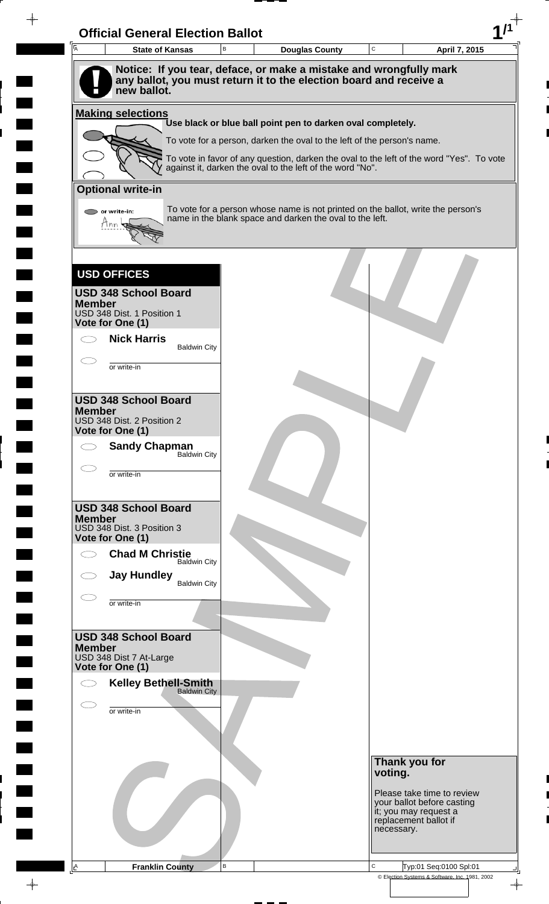# Official General Election Ballot

| State of Kansas | Douglas County | April 7, 2015 |
|---|---|---|

**Notice: If you tear, deface, or make a mistake and wrongfully mark any ballot, you must return it to the election board and receive a new ballot.**

**Making selections**

**Use black or blue ball point pen to darken oval completely.**

To vote for a person, darken the oval to the left of the person's name.

To vote in favor of any question, darken the oval to the left of the word "Yes". To vote against it, darken the oval to the left of the word "No".

**Optional write-in**

To vote for a person whose name is not printed on the ballot, write the person's name in the blank space and darken the oval to the left.

## USD OFFICES

### USD 348 School Board Member
USD 348 Dist. 1 Position 1
**Vote for One (1)**

- **Nick Harris** Baldwin City
- or write-in

### USD 348 School Board Member
USD 348 Dist. 2 Position 2
**Vote for One (1)**

- **Sandy Chapman** Baldwin City
- or write-in

### USD 348 School Board Member
USD 348 Dist. 3 Position 3
**Vote for One (1)**

- **Chad M Christie** Baldwin City
- **Jay Hundley** Baldwin City
- or write-in

### USD 348 School Board Member
USD 348 Dist 7 At-Large
**Vote for One (1)**

- **Kelley Bethell-Smith** Baldwin City
- or write-in

**Thank you for voting.**

Please take time to review your ballot before casting it; you may request a replacement ballot if necessary.

Franklin County

Typ:01 Seq:0100 Spl:01

© Election Systems & Software, Inc. 1981, 2002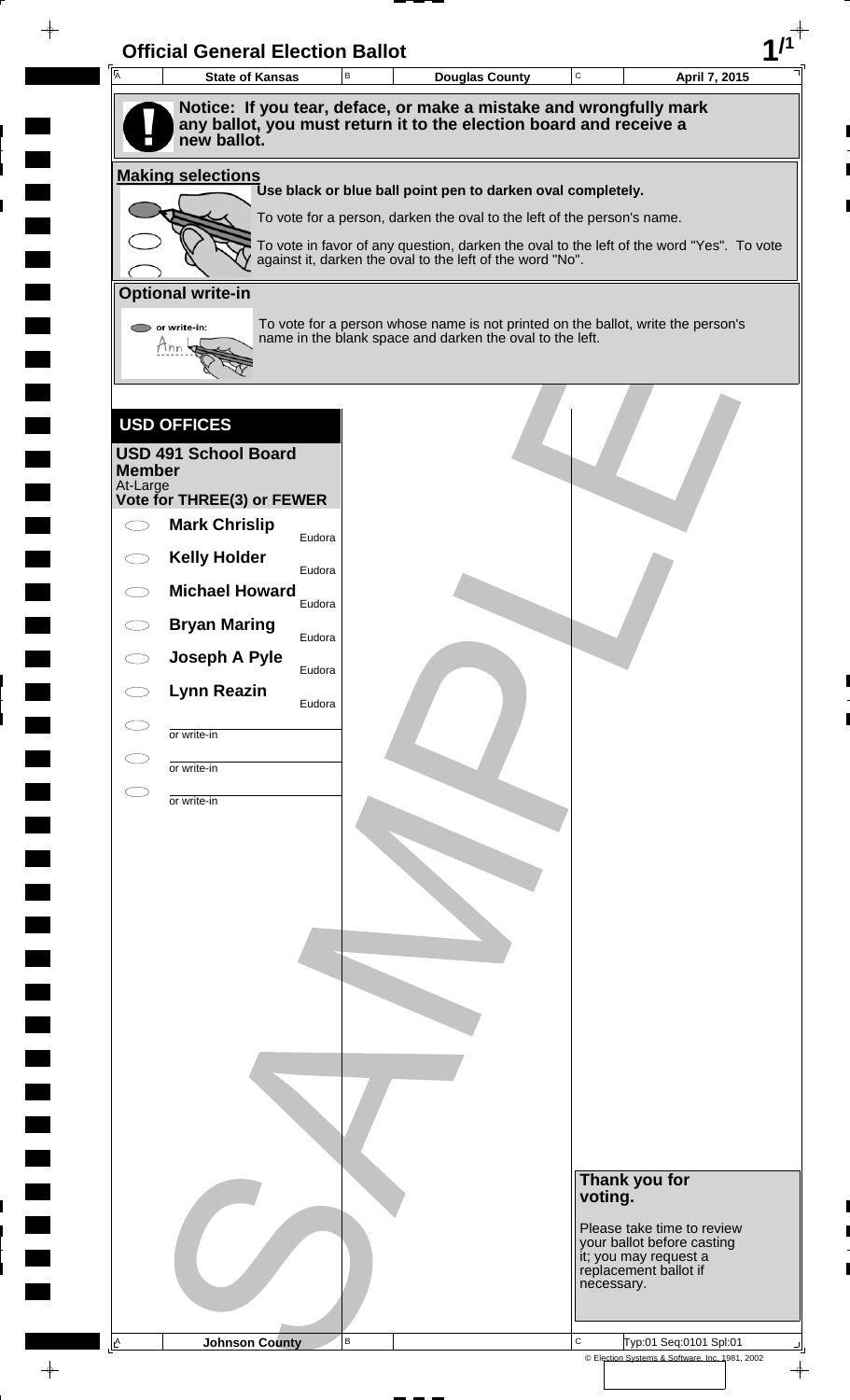# Official General Election Ballot

| State of Kansas | Douglas County | April 7, 2015 |
|---|---|---|

**Notice: If you tear, deface, or make a mistake and wrongfully mark any ballot, you must return it to the election board and receive a new ballot.**

**Making selections**

**Use black or blue ball point pen to darken oval completely.**

To vote for a person, darken the oval to the left of the person's name.

To vote in favor of any question, darken the oval to the left of the word "Yes". To vote against it, darken the oval to the left of the word "No".

**Optional write-in**

or write-in:

To vote for a person whose name is not printed on the ballot, write the person's name in the blank space and darken the oval to the left.

## USD OFFICES

**USD 491 School Board Member**
At-Large
**Vote for THREE(3) or FEWER**

- **Mark Chrislip** Eudora
- **Kelly Holder** Eudora
- **Michael Howard** Eudora
- **Bryan Maring** Eudora
- **Joseph A Pyle** Eudora
- **Lynn Reazin** Eudora
- or write-in
- or write-in
- or write-in

SAMPLE

**Thank you for voting.**

Please take time to review your ballot before casting it; you may request a replacement ballot if necessary.

| Johnson County | | Typ:01 Seq:0101 Spl:01 |
|---|---|---|

© Election Systems & Software, Inc. 1981, 2002